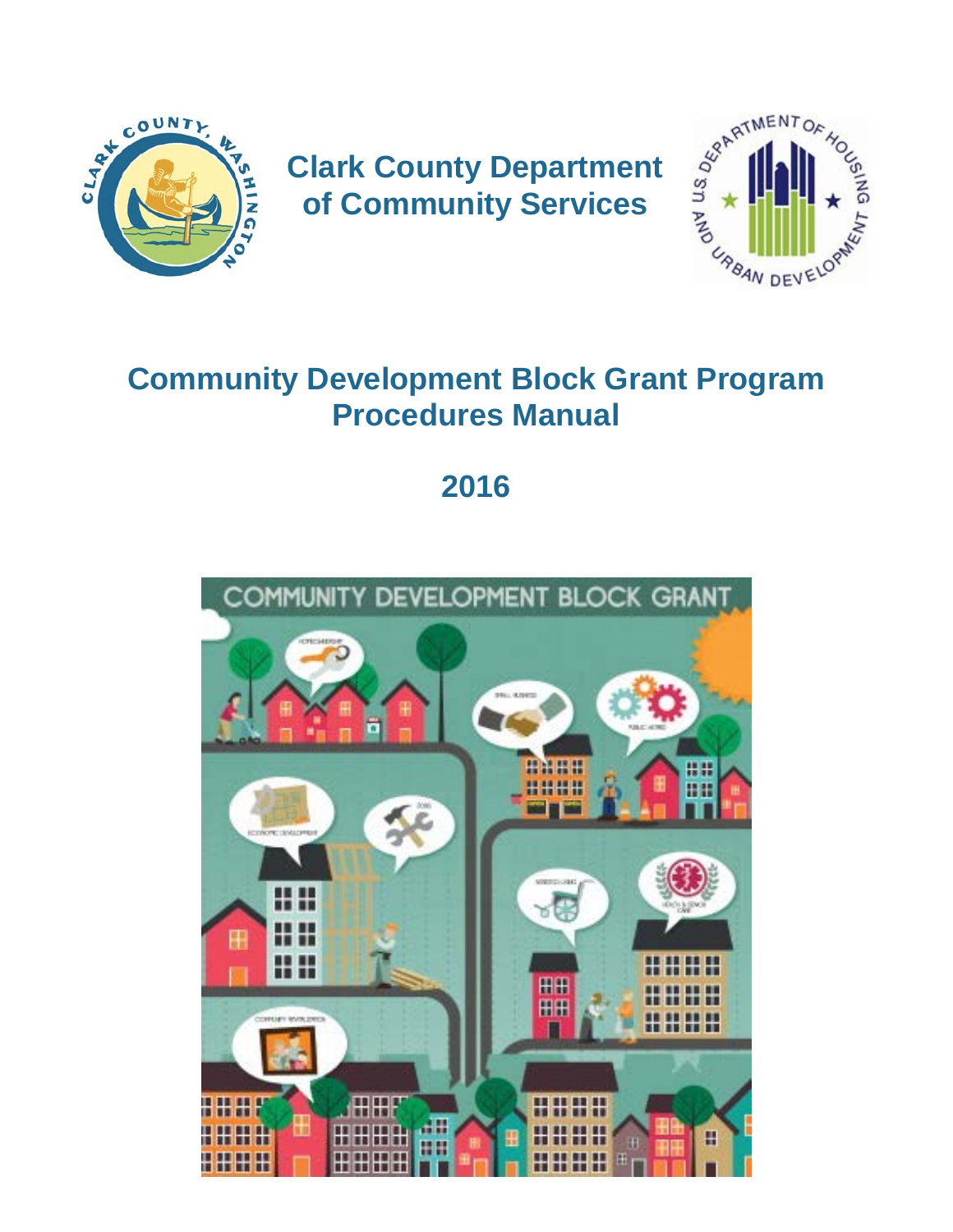# Clark County Department of Community Services

# Community Development Block Grant Program Procedures Manual

## 2016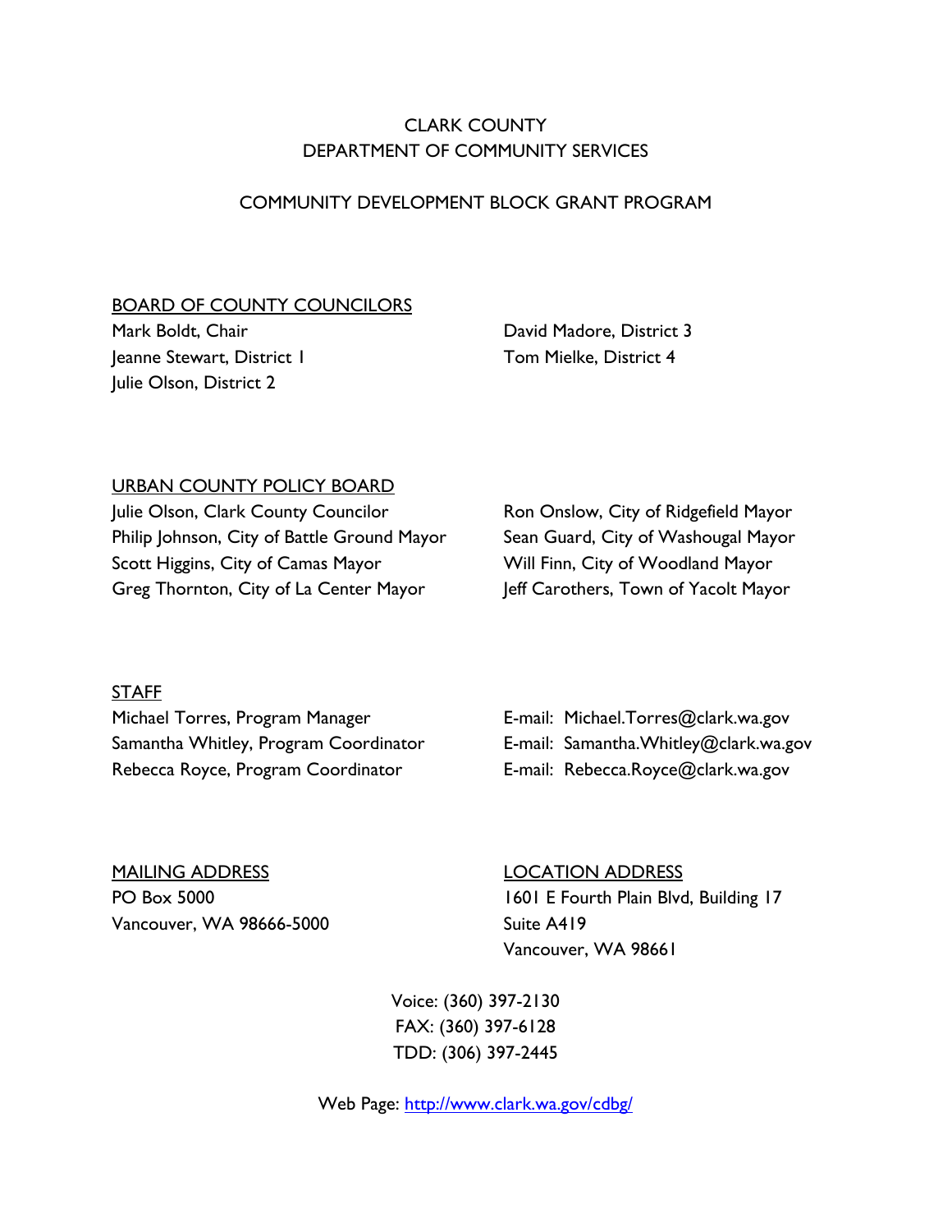# CLARK COUNTY
# DEPARTMENT OF COMMUNITY SERVICES

## COMMUNITY DEVELOPMENT BLOCK GRANT PROGRAM

### BOARD OF COUNTY COUNCILORS

Mark Boldt, Chair
Jeanne Stewart, District 1
Julie Olson, District 2
David Madore, District 3
Tom Mielke, District 4

### URBAN COUNTY POLICY BOARD

Julie Olson, Clark County Councilor
Philip Johnson, City of Battle Ground Mayor
Scott Higgins, City of Camas Mayor
Greg Thornton, City of La Center Mayor
Ron Onslow, City of Ridgefield Mayor
Sean Guard, City of Washougal Mayor
Will Finn, City of Woodland Mayor
Jeff Carothers, Town of Yacolt Mayor

### STAFF

Michael Torres, Program Manager — E-mail: Michael.Torres@clark.wa.gov
Samantha Whitley, Program Coordinator — E-mail: Samantha.Whitley@clark.wa.gov
Rebecca Royce, Program Coordinator — E-mail: Rebecca.Royce@clark.wa.gov

### MAILING ADDRESS

PO Box 5000
Vancouver, WA 98666-5000

### LOCATION ADDRESS

1601 E Fourth Plain Blvd, Building 17
Suite A419
Vancouver, WA 98661

Voice: (360) 397-2130
FAX: (360) 397-6128
TDD: (306) 397-2445

Web Page: http://www.clark.wa.gov/cdbg/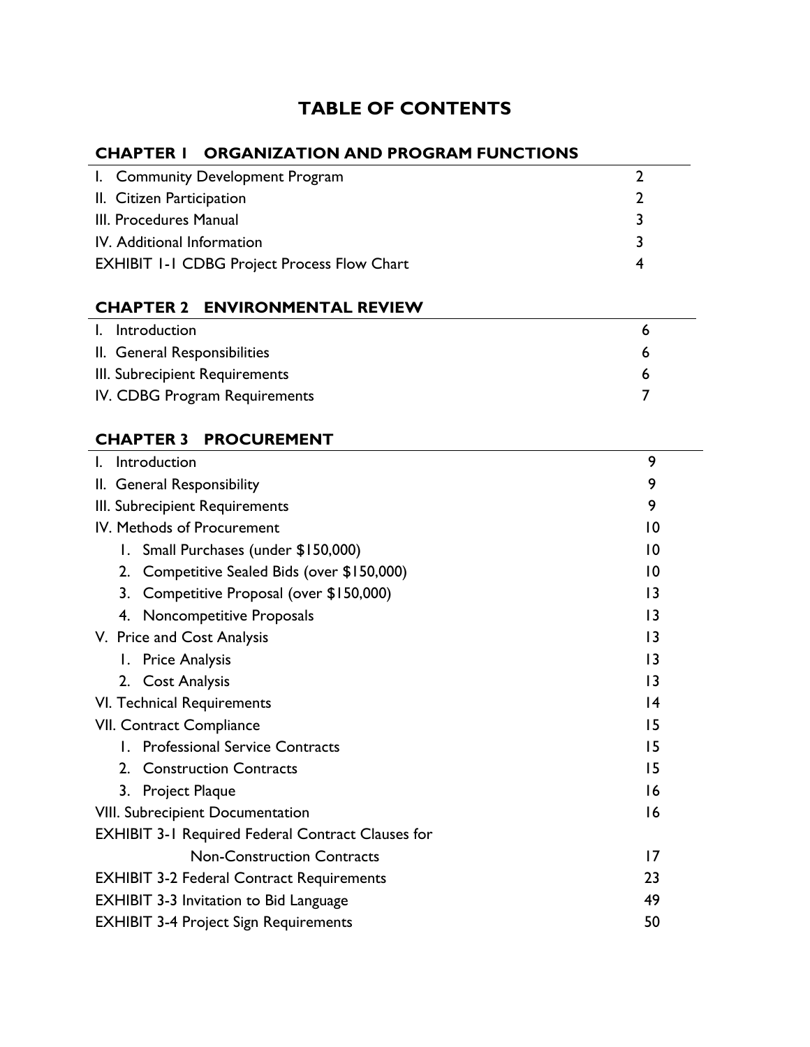# TABLE OF CONTENTS

## CHAPTER 1 ORGANIZATION AND PROGRAM FUNCTIONS

| | |
|---|---|
| I. Community Development Program | 2 |
| II. Citizen Participation | 2 |
| III. Procedures Manual | 3 |
| IV. Additional Information | 3 |
| EXHIBIT 1-1 CDBG Project Process Flow Chart | 4 |

## CHAPTER 2 ENVIRONMENTAL REVIEW

| | |
|---|---|
| I. Introduction | 6 |
| II. General Responsibilities | 6 |
| III. Subrecipient Requirements | 6 |
| IV. CDBG Program Requirements | 7 |

## CHAPTER 3 PROCUREMENT

| | |
|---|---|
| I. Introduction | 9 |
| II. General Responsibility | 9 |
| III. Subrecipient Requirements | 9 |
| IV. Methods of Procurement | 10 |
| 1. Small Purchases (under $150,000) | 10 |
| 2. Competitive Sealed Bids (over $150,000) | 10 |
| 3. Competitive Proposal (over $150,000) | 13 |
| 4. Noncompetitive Proposals | 13 |
| V. Price and Cost Analysis | 13 |
| 1. Price Analysis | 13 |
| 2. Cost Analysis | 13 |
| VI. Technical Requirements | 14 |
| VII. Contract Compliance | 15 |
| 1. Professional Service Contracts | 15 |
| 2. Construction Contracts | 15 |
| 3. Project Plaque | 16 |
| VIII. Subrecipient Documentation | 16 |
| EXHIBIT 3-1 Required Federal Contract Clauses for Non-Construction Contracts | 17 |
| EXHIBIT 3-2 Federal Contract Requirements | 23 |
| EXHIBIT 3-3 Invitation to Bid Language | 49 |
| EXHIBIT 3-4 Project Sign Requirements | 50 |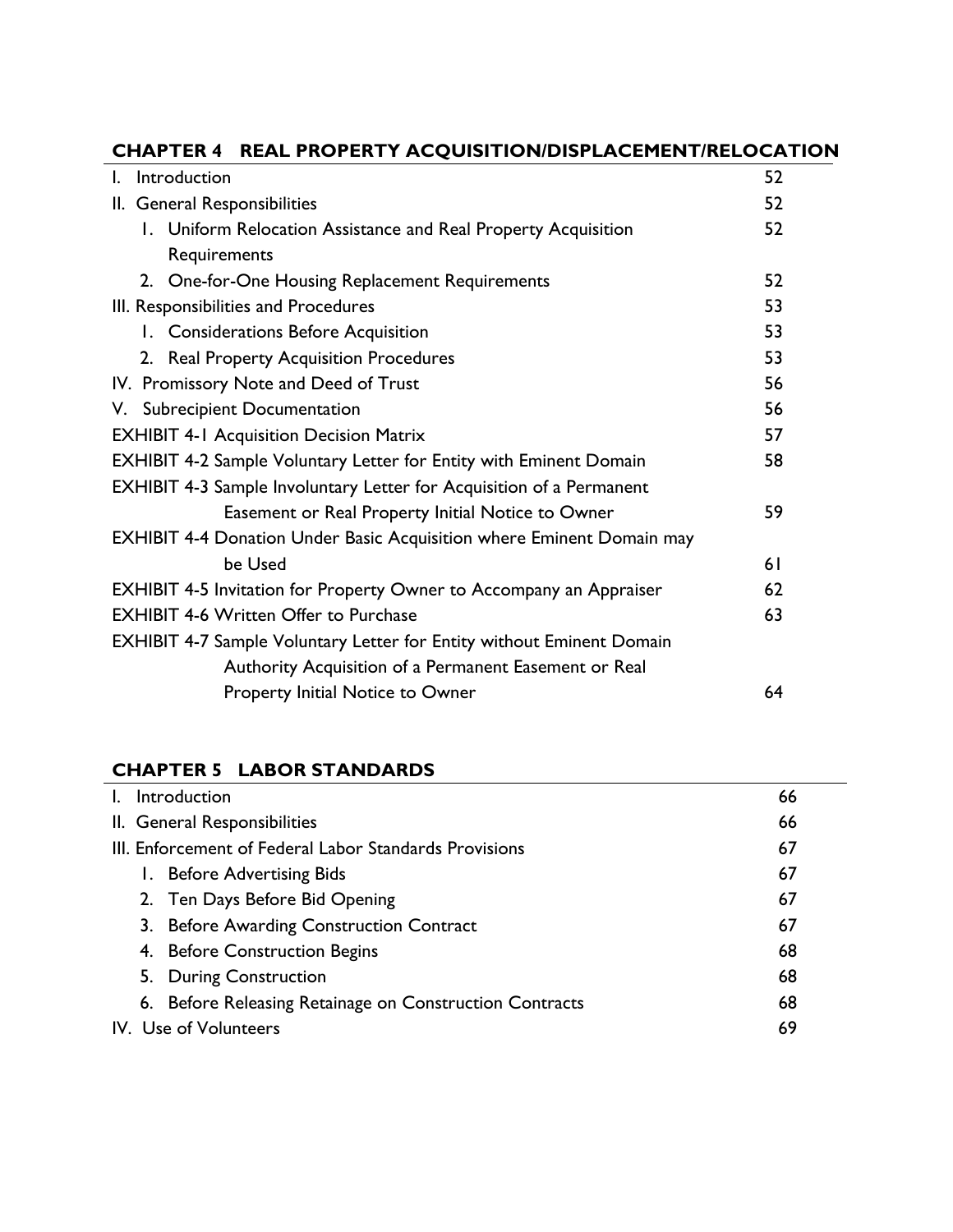## CHAPTER 4 REAL PROPERTY ACQUISITION/DISPLACEMENT/RELOCATION

| | |
|---|---|
| I. Introduction | 52 |
| II. General Responsibilities | 52 |
| 1. Uniform Relocation Assistance and Real Property Acquisition Requirements | 52 |
| 2. One-for-One Housing Replacement Requirements | 52 |
| III. Responsibilities and Procedures | 53 |
| 1. Considerations Before Acquisition | 53 |
| 2. Real Property Acquisition Procedures | 53 |
| IV. Promissory Note and Deed of Trust | 56 |
| V. Subrecipient Documentation | 56 |
| EXHIBIT 4-1 Acquisition Decision Matrix | 57 |
| EXHIBIT 4-2 Sample Voluntary Letter for Entity with Eminent Domain | 58 |
| EXHIBIT 4-3 Sample Involuntary Letter for Acquisition of a Permanent Easement or Real Property Initial Notice to Owner | 59 |
| EXHIBIT 4-4 Donation Under Basic Acquisition where Eminent Domain may be Used | 61 |
| EXHIBIT 4-5 Invitation for Property Owner to Accompany an Appraiser | 62 |
| EXHIBIT 4-6 Written Offer to Purchase | 63 |
| EXHIBIT 4-7 Sample Voluntary Letter for Entity without Eminent Domain Authority Acquisition of a Permanent Easement or Real Property Initial Notice to Owner | 64 |

## CHAPTER 5 LABOR STANDARDS

| | |
|---|---|
| I. Introduction | 66 |
| II. General Responsibilities | 66 |
| III. Enforcement of Federal Labor Standards Provisions | 67 |
| 1. Before Advertising Bids | 67 |
| 2. Ten Days Before Bid Opening | 67 |
| 3. Before Awarding Construction Contract | 67 |
| 4. Before Construction Begins | 68 |
| 5. During Construction | 68 |
| 6. Before Releasing Retainage on Construction Contracts | 68 |
| IV. Use of Volunteers | 69 |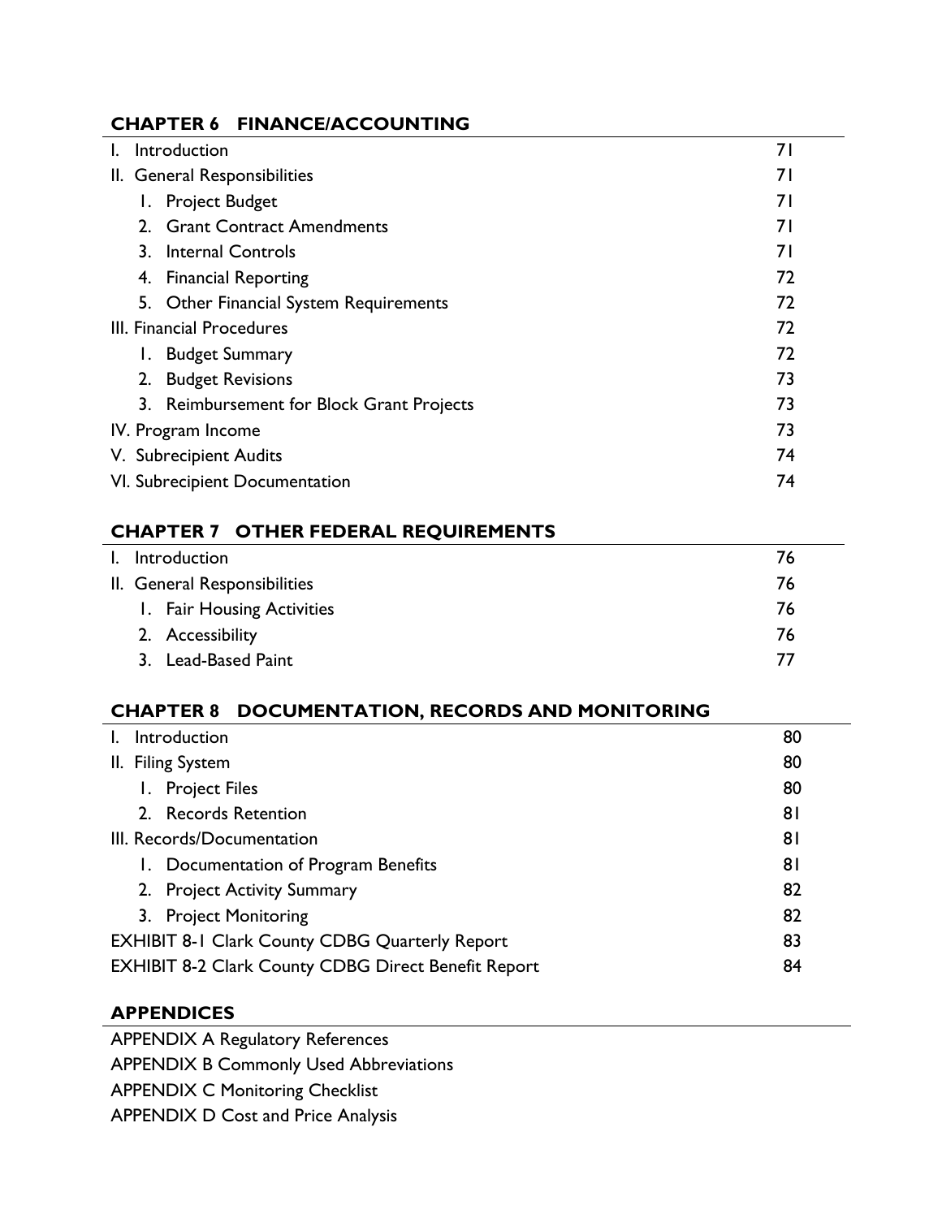## CHAPTER 6 FINANCE/ACCOUNTING

| | |
|---|---|
| I. Introduction | 71 |
| II. General Responsibilities | 71 |
| 1. Project Budget | 71 |
| 2. Grant Contract Amendments | 71 |
| 3. Internal Controls | 71 |
| 4. Financial Reporting | 72 |
| 5. Other Financial System Requirements | 72 |
| III. Financial Procedures | 72 |
| 1. Budget Summary | 72 |
| 2. Budget Revisions | 73 |
| 3. Reimbursement for Block Grant Projects | 73 |
| IV. Program Income | 73 |
| V. Subrecipient Audits | 74 |
| VI. Subrecipient Documentation | 74 |

## CHAPTER 7 OTHER FEDERAL REQUIREMENTS

| | |
|---|---|
| I. Introduction | 76 |
| II. General Responsibilities | 76 |
| 1. Fair Housing Activities | 76 |
| 2. Accessibility | 76 |
| 3. Lead-Based Paint | 77 |

## CHAPTER 8 DOCUMENTATION, RECORDS AND MONITORING

| | |
|---|---|
| I. Introduction | 80 |
| II. Filing System | 80 |
| 1. Project Files | 80 |
| 2. Records Retention | 81 |
| III. Records/Documentation | 81 |
| 1. Documentation of Program Benefits | 81 |
| 2. Project Activity Summary | 82 |
| 3. Project Monitoring | 82 |
| EXHIBIT 8-1 Clark County CDBG Quarterly Report | 83 |
| EXHIBIT 8-2 Clark County CDBG Direct Benefit Report | 84 |

## APPENDICES

APPENDIX A Regulatory References

APPENDIX B Commonly Used Abbreviations

APPENDIX C Monitoring Checklist

APPENDIX D Cost and Price Analysis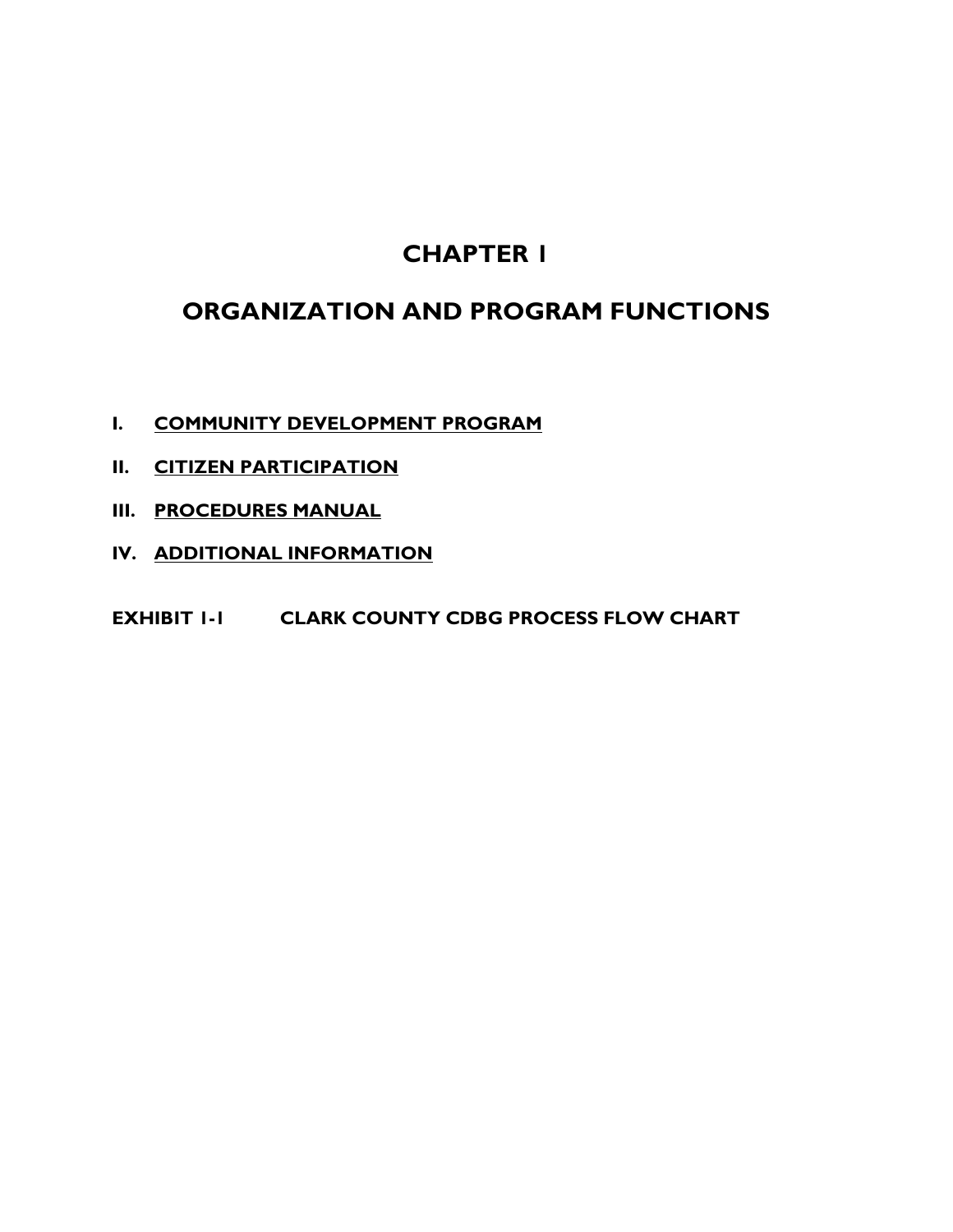# CHAPTER 1

# ORGANIZATION AND PROGRAM FUNCTIONS

**I. COMMUNITY DEVELOPMENT PROGRAM**

**II. CITIZEN PARTICIPATION**

**III. PROCEDURES MANUAL**

**IV. ADDITIONAL INFORMATION**

**EXHIBIT 1-1 CLARK COUNTY CDBG PROCESS FLOW CHART**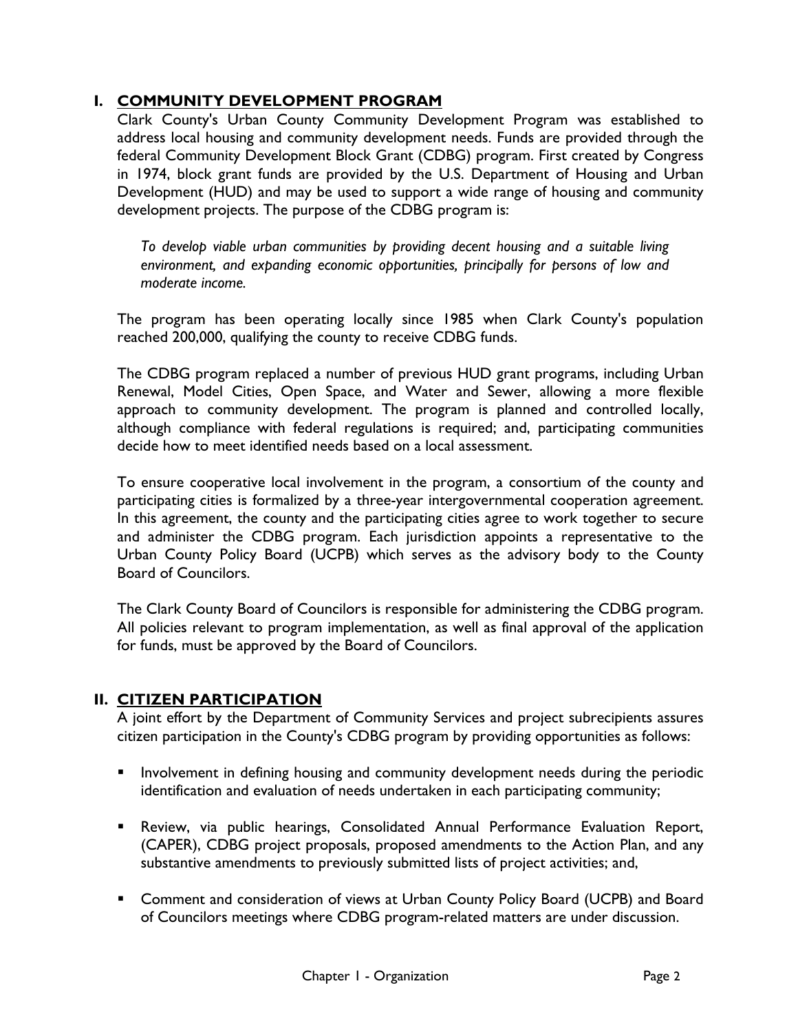## I. COMMUNITY DEVELOPMENT PROGRAM

Clark County's Urban County Community Development Program was established to address local housing and community development needs. Funds are provided through the federal Community Development Block Grant (CDBG) program. First created by Congress in 1974, block grant funds are provided by the U.S. Department of Housing and Urban Development (HUD) and may be used to support a wide range of housing and community development projects. The purpose of the CDBG program is:

*To develop viable urban communities by providing decent housing and a suitable living environment, and expanding economic opportunities, principally for persons of low and moderate income.*

The program has been operating locally since 1985 when Clark County's population reached 200,000, qualifying the county to receive CDBG funds.

The CDBG program replaced a number of previous HUD grant programs, including Urban Renewal, Model Cities, Open Space, and Water and Sewer, allowing a more flexible approach to community development. The program is planned and controlled locally, although compliance with federal regulations is required; and, participating communities decide how to meet identified needs based on a local assessment.

To ensure cooperative local involvement in the program, a consortium of the county and participating cities is formalized by a three-year intergovernmental cooperation agreement. In this agreement, the county and the participating cities agree to work together to secure and administer the CDBG program. Each jurisdiction appoints a representative to the Urban County Policy Board (UCPB) which serves as the advisory body to the County Board of Councilors.

The Clark County Board of Councilors is responsible for administering the CDBG program. All policies relevant to program implementation, as well as final approval of the application for funds, must be approved by the Board of Councilors.

## II. CITIZEN PARTICIPATION

A joint effort by the Department of Community Services and project subrecipients assures citizen participation in the County's CDBG program by providing opportunities as follows:

- Involvement in defining housing and community development needs during the periodic identification and evaluation of needs undertaken in each participating community;
- Review, via public hearings, Consolidated Annual Performance Evaluation Report, (CAPER), CDBG project proposals, proposed amendments to the Action Plan, and any substantive amendments to previously submitted lists of project activities; and,
- Comment and consideration of views at Urban County Policy Board (UCPB) and Board of Councilors meetings where CDBG program-related matters are under discussion.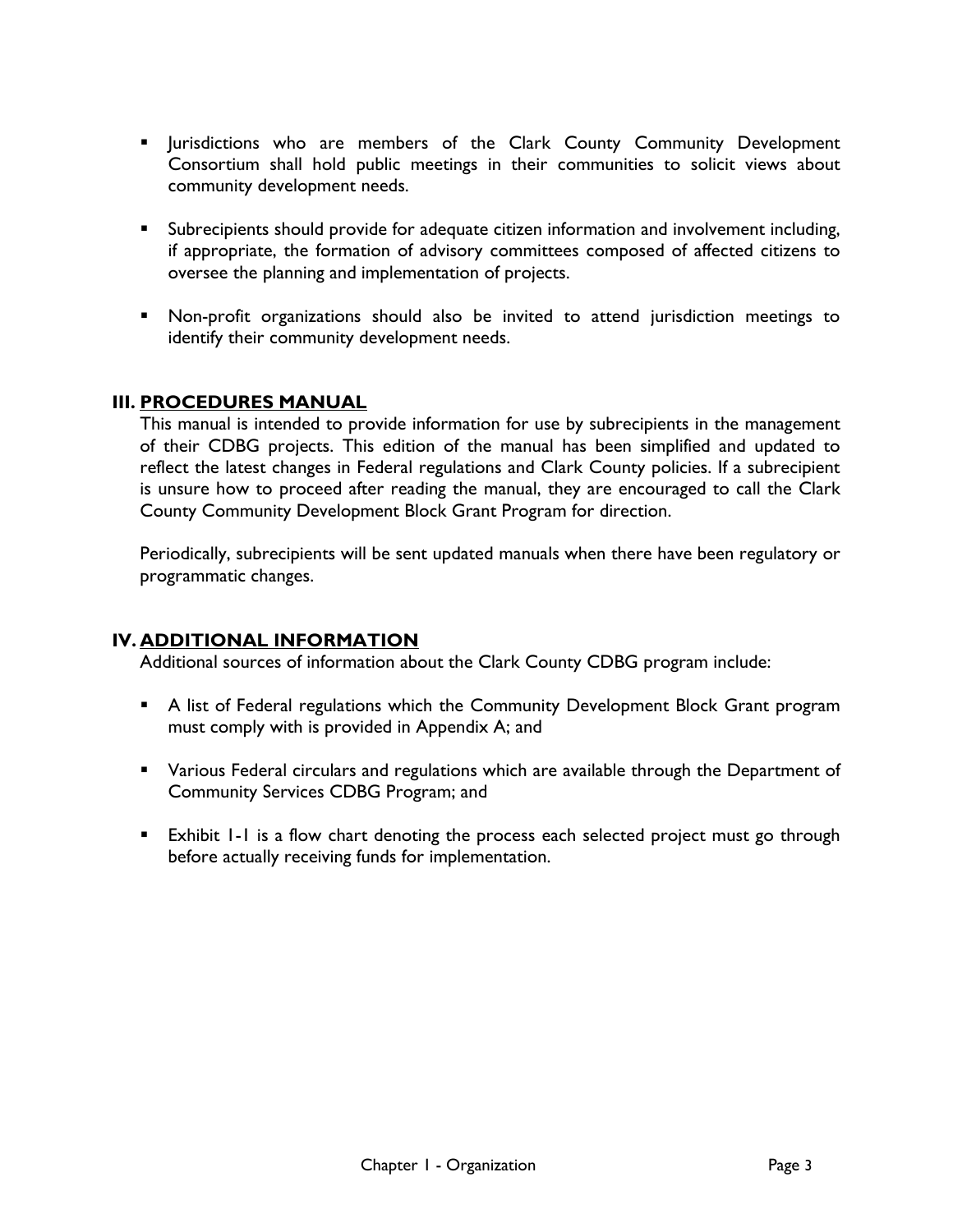- Jurisdictions who are members of the Clark County Community Development Consortium shall hold public meetings in their communities to solicit views about community development needs.

- Subrecipients should provide for adequate citizen information and involvement including, if appropriate, the formation of advisory committees composed of affected citizens to oversee the planning and implementation of projects.

- Non-profit organizations should also be invited to attend jurisdiction meetings to identify their community development needs.

## III. PROCEDURES MANUAL

This manual is intended to provide information for use by subrecipients in the management of their CDBG projects. This edition of the manual has been simplified and updated to reflect the latest changes in Federal regulations and Clark County policies. If a subrecipient is unsure how to proceed after reading the manual, they are encouraged to call the Clark County Community Development Block Grant Program for direction.

Periodically, subrecipients will be sent updated manuals when there have been regulatory or programmatic changes.

## IV. ADDITIONAL INFORMATION

Additional sources of information about the Clark County CDBG program include:

- A list of Federal regulations which the Community Development Block Grant program must comply with is provided in Appendix A; and

- Various Federal circulars and regulations which are available through the Department of Community Services CDBG Program; and

- Exhibit 1-1 is a flow chart denoting the process each selected project must go through before actually receiving funds for implementation.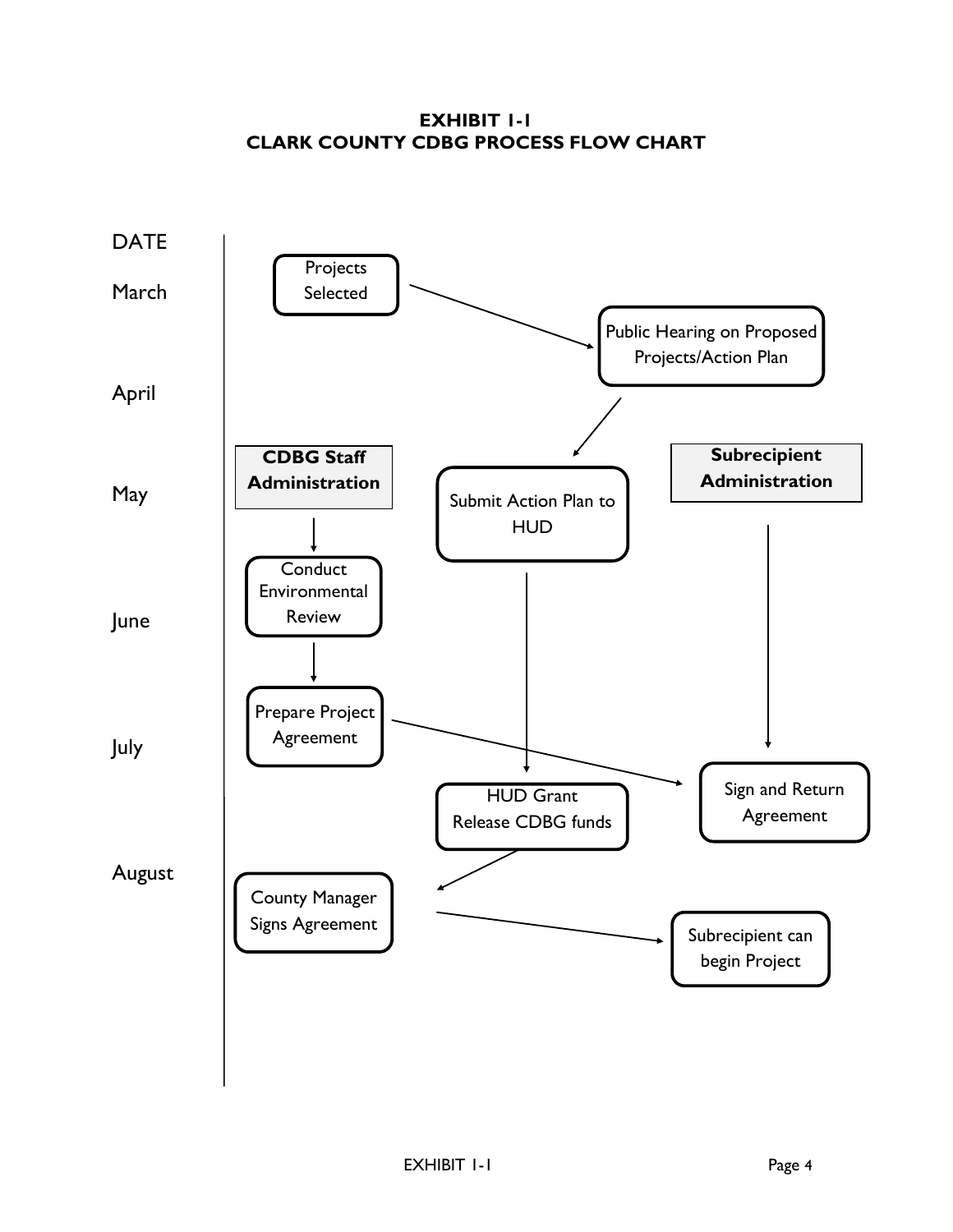# EXHIBIT 1-1
# CLARK COUNTY CDBG PROCESS FLOW CHART

| DATE | CDBG Staff Administration | | Subrecipient Administration |
|---|---|---|---|
| March | Projects Selected → | Public Hearing on Proposed Projects/Action Plan | |
| April | | ↓ | |
| May | ↓ | Submit Action Plan to HUD | ↓ |
| June | Conduct Environmental Review | ↓ | ↓ |
| July | Prepare Project Agreement → | HUD Grant Release CDBG funds | Sign and Return Agreement |
| August | County Manager Signs Agreement → | | Subrecipient can begin Project |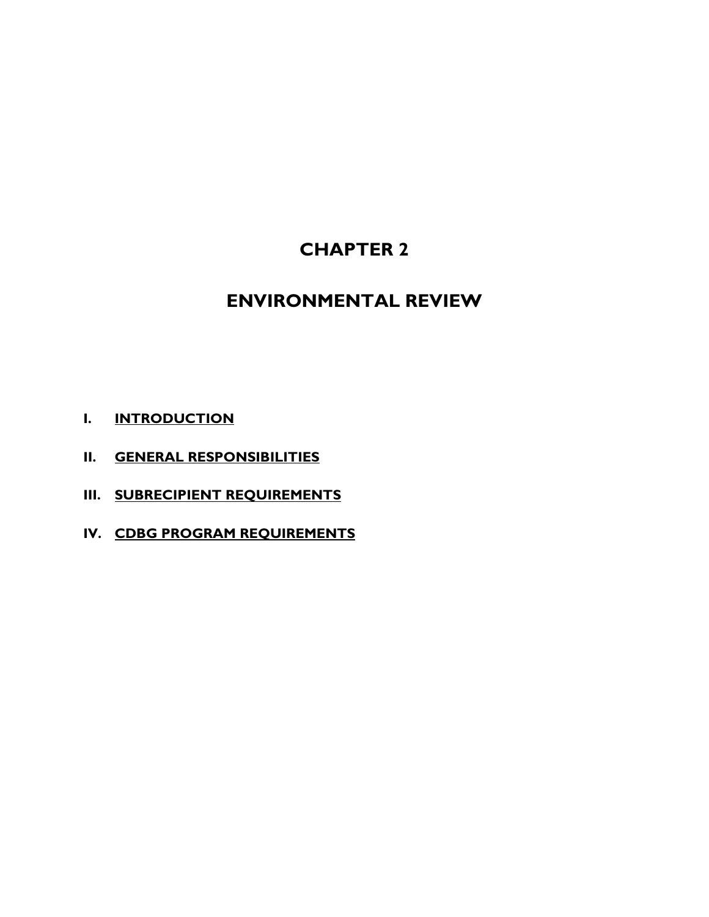# CHAPTER 2

# ENVIRONMENTAL REVIEW

**I. <u>INTRODUCTION</u>**

**II. <u>GENERAL RESPONSIBILITIES</u>**

**III. <u>SUBRECIPIENT REQUIREMENTS</u>**

**IV. <u>CDBG PROGRAM REQUIREMENTS</u>**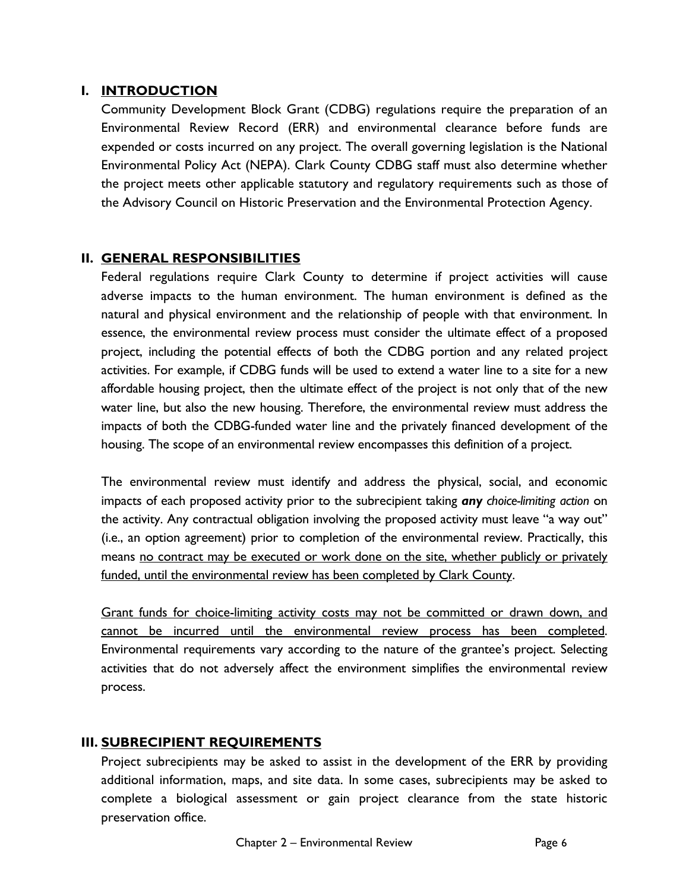## I. INTRODUCTION

Community Development Block Grant (CDBG) regulations require the preparation of an Environmental Review Record (ERR) and environmental clearance before funds are expended or costs incurred on any project. The overall governing legislation is the National Environmental Policy Act (NEPA). Clark County CDBG staff must also determine whether the project meets other applicable statutory and regulatory requirements such as those of the Advisory Council on Historic Preservation and the Environmental Protection Agency.

## II. GENERAL RESPONSIBILITIES

Federal regulations require Clark County to determine if project activities will cause adverse impacts to the human environment. The human environment is defined as the natural and physical environment and the relationship of people with that environment. In essence, the environmental review process must consider the ultimate effect of a proposed project, including the potential effects of both the CDBG portion and any related project activities. For example, if CDBG funds will be used to extend a water line to a site for a new affordable housing project, then the ultimate effect of the project is not only that of the new water line, but also the new housing. Therefore, the environmental review must address the impacts of both the CDBG-funded water line and the privately financed development of the housing. The scope of an environmental review encompasses this definition of a project.

The environmental review must identify and address the physical, social, and economic impacts of each proposed activity prior to the subrecipient taking ***any*** *choice-limiting action* on the activity. Any contractual obligation involving the proposed activity must leave "a way out" (i.e., an option agreement) prior to completion of the environmental review. Practically, this means <u>no contract may be executed or work done on the site, whether publicly or privately funded, until the environmental review has been completed by Clark County</u>.

<u>Grant funds for choice-limiting activity costs may not be committed or drawn down, and cannot be incurred until the environmental review process has been completed</u>. Environmental requirements vary according to the nature of the grantee's project. Selecting activities that do not adversely affect the environment simplifies the environmental review process.

## III. SUBRECIPIENT REQUIREMENTS

Project subrecipients may be asked to assist in the development of the ERR by providing additional information, maps, and site data. In some cases, subrecipients may be asked to complete a biological assessment or gain project clearance from the state historic preservation office.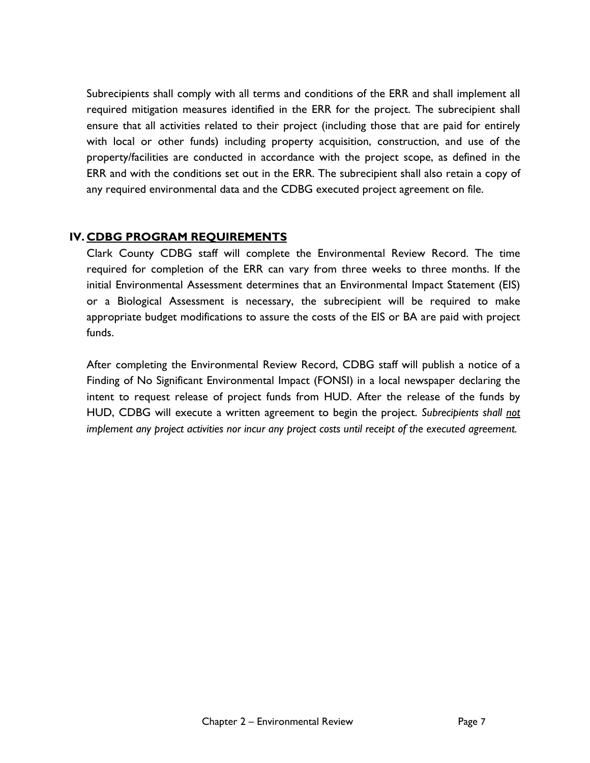Subrecipients shall comply with all terms and conditions of the ERR and shall implement all required mitigation measures identified in the ERR for the project. The subrecipient shall ensure that all activities related to their project (including those that are paid for entirely with local or other funds) including property acquisition, construction, and use of the property/facilities are conducted in accordance with the project scope, as defined in the ERR and with the conditions set out in the ERR. The subrecipient shall also retain a copy of any required environmental data and the CDBG executed project agreement on file.

## IV. CDBG PROGRAM REQUIREMENTS

Clark County CDBG staff will complete the Environmental Review Record. The time required for completion of the ERR can vary from three weeks to three months. If the initial Environmental Assessment determines that an Environmental Impact Statement (EIS) or a Biological Assessment is necessary, the subrecipient will be required to make appropriate budget modifications to assure the costs of the EIS or BA are paid with project funds.

After completing the Environmental Review Record, CDBG staff will publish a notice of a Finding of No Significant Environmental Impact (FONSI) in a local newspaper declaring the intent to request release of project funds from HUD. After the release of the funds by HUD, CDBG will execute a written agreement to begin the project. *Subrecipients shall <u>not</u> implement any project activities nor incur any project costs until receipt of the executed agreement.*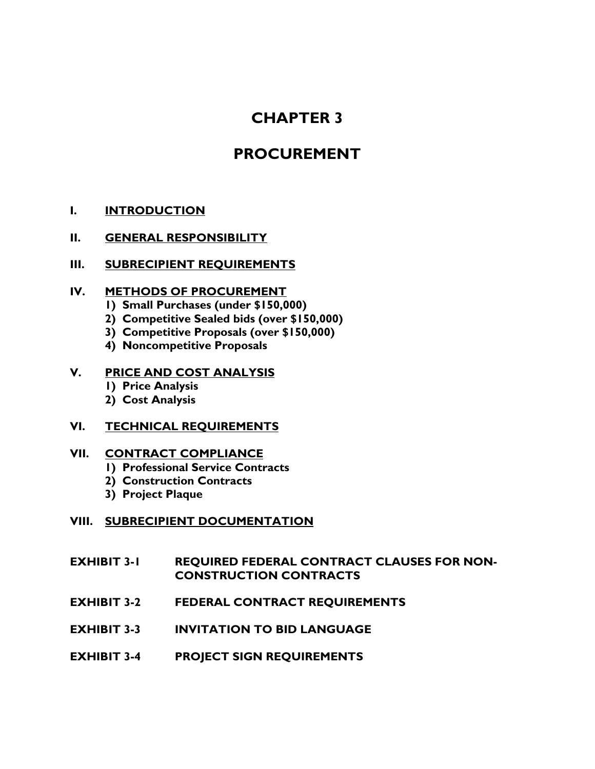# CHAPTER 3

# PROCUREMENT

**I. INTRODUCTION**

**II. GENERAL RESPONSIBILITY**

**III. SUBRECIPIENT REQUIREMENTS**

**IV. METHODS OF PROCUREMENT**

1) **Small Purchases (under $150,000)**
2) **Competitive Sealed bids (over $150,000)**
3) **Competitive Proposals (over $150,000)**
4) **Noncompetitive Proposals**

**V. PRICE AND COST ANALYSIS**

1) **Price Analysis**
2) **Cost Analysis**

**VI. TECHNICAL REQUIREMENTS**

**VII. CONTRACT COMPLIANCE**

1) **Professional Service Contracts**
2) **Construction Contracts**
3) **Project Plaque**

**VIII. SUBRECIPIENT DOCUMENTATION**

**EXHIBIT 3-1 REQUIRED FEDERAL CONTRACT CLAUSES FOR NON-CONSTRUCTION CONTRACTS**

**EXHIBIT 3-2 FEDERAL CONTRACT REQUIREMENTS**

**EXHIBIT 3-3 INVITATION TO BID LANGUAGE**

**EXHIBIT 3-4 PROJECT SIGN REQUIREMENTS**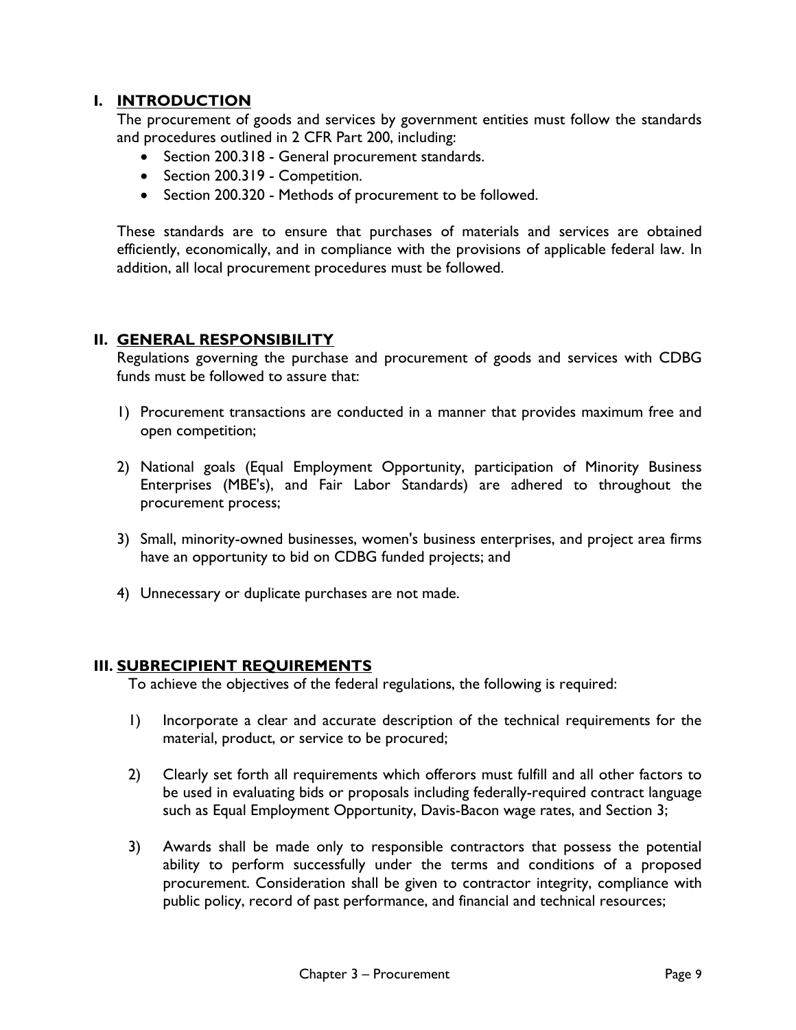## I. INTRODUCTION

The procurement of goods and services by government entities must follow the standards and procedures outlined in 2 CFR Part 200, including:

- Section 200.318 - General procurement standards.
- Section 200.319 - Competition.
- Section 200.320 - Methods of procurement to be followed.

These standards are to ensure that purchases of materials and services are obtained efficiently, economically, and in compliance with the provisions of applicable federal law. In addition, all local procurement procedures must be followed.

## II. GENERAL RESPONSIBILITY

Regulations governing the purchase and procurement of goods and services with CDBG funds must be followed to assure that:

1) Procurement transactions are conducted in a manner that provides maximum free and open competition;

2) National goals (Equal Employment Opportunity, participation of Minority Business Enterprises (MBE's), and Fair Labor Standards) are adhered to throughout the procurement process;

3) Small, minority-owned businesses, women's business enterprises, and project area firms have an opportunity to bid on CDBG funded projects; and

4) Unnecessary or duplicate purchases are not made.

## III. SUBRECIPIENT REQUIREMENTS

To achieve the objectives of the federal regulations, the following is required:

1) Incorporate a clear and accurate description of the technical requirements for the material, product, or service to be procured;

2) Clearly set forth all requirements which offerors must fulfill and all other factors to be used in evaluating bids or proposals including federally-required contract language such as Equal Employment Opportunity, Davis-Bacon wage rates, and Section 3;

3) Awards shall be made only to responsible contractors that possess the potential ability to perform successfully under the terms and conditions of a proposed procurement. Consideration shall be given to contractor integrity, compliance with public policy, record of past performance, and financial and technical resources;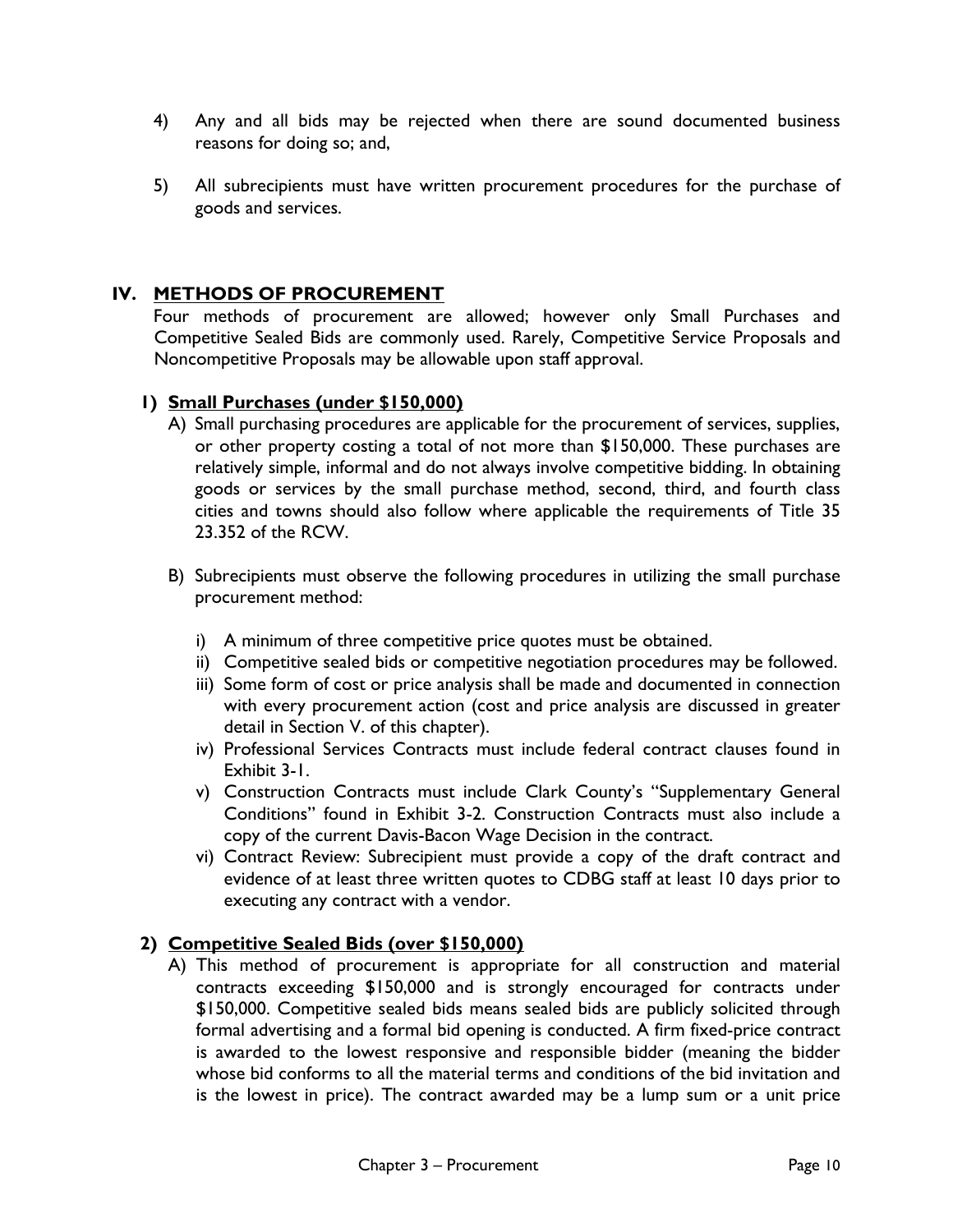4) Any and all bids may be rejected when there are sound documented business reasons for doing so; and,

5) All subrecipients must have written procurement procedures for the purchase of goods and services.

## IV. METHODS OF PROCUREMENT

Four methods of procurement are allowed; however only Small Purchases and Competitive Sealed Bids are commonly used. Rarely, Competitive Service Proposals and Noncompetitive Proposals may be allowable upon staff approval.

### 1) Small Purchases (under $150,000)

A) Small purchasing procedures are applicable for the procurement of services, supplies, or other property costing a total of not more than $150,000. These purchases are relatively simple, informal and do not always involve competitive bidding. In obtaining goods or services by the small purchase method, second, third, and fourth class cities and towns should also follow where applicable the requirements of Title 35 23.352 of the RCW.

B) Subrecipients must observe the following procedures in utilizing the small purchase procurement method:

   i) A minimum of three competitive price quotes must be obtained.
   ii) Competitive sealed bids or competitive negotiation procedures may be followed.
   iii) Some form of cost or price analysis shall be made and documented in connection with every procurement action (cost and price analysis are discussed in greater detail in Section V. of this chapter).
   iv) Professional Services Contracts must include federal contract clauses found in Exhibit 3-1.
   v) Construction Contracts must include Clark County's "Supplementary General Conditions" found in Exhibit 3-2. Construction Contracts must also include a copy of the current Davis-Bacon Wage Decision in the contract.
   vi) Contract Review: Subrecipient must provide a copy of the draft contract and evidence of at least three written quotes to CDBG staff at least 10 days prior to executing any contract with a vendor.

### 2) Competitive Sealed Bids (over $150,000)

A) This method of procurement is appropriate for all construction and material contracts exceeding $150,000 and is strongly encouraged for contracts under $150,000. Competitive sealed bids means sealed bids are publicly solicited through formal advertising and a formal bid opening is conducted. A firm fixed-price contract is awarded to the lowest responsive and responsible bidder (meaning the bidder whose bid conforms to all the material terms and conditions of the bid invitation and is the lowest in price). The contract awarded may be a lump sum or a unit price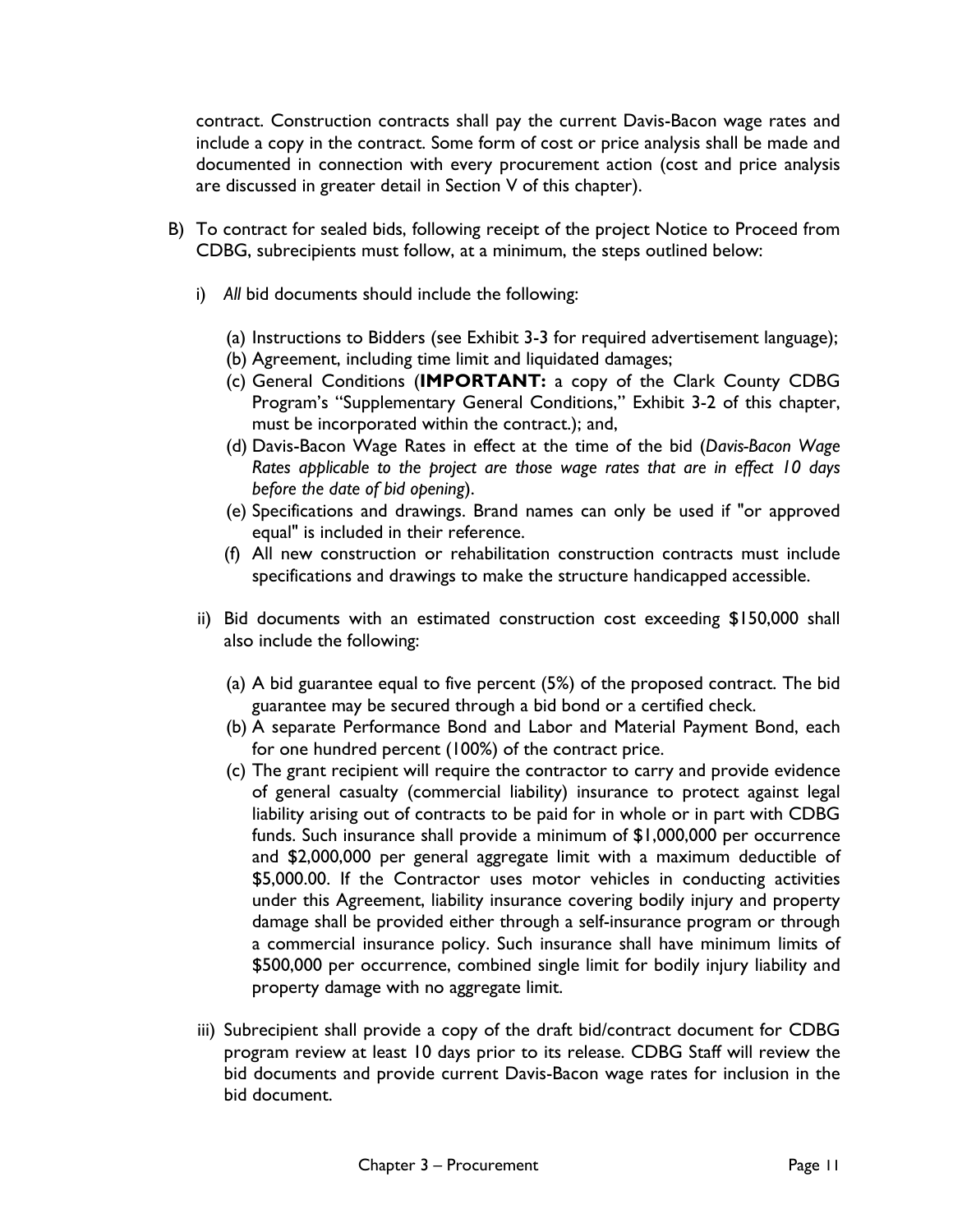contract. Construction contracts shall pay the current Davis-Bacon wage rates and include a copy in the contract. Some form of cost or price analysis shall be made and documented in connection with every procurement action (cost and price analysis are discussed in greater detail in Section V of this chapter).

B) To contract for sealed bids, following receipt of the project Notice to Proceed from CDBG, subrecipients must follow, at a minimum, the steps outlined below:

   i) *All* bid documents should include the following:

      (a) Instructions to Bidders (see Exhibit 3-3 for required advertisement language);
      (b) Agreement, including time limit and liquidated damages;
      (c) General Conditions (**IMPORTANT:** a copy of the Clark County CDBG Program's "Supplementary General Conditions," Exhibit 3-2 of this chapter, must be incorporated within the contract.); and,
      (d) Davis-Bacon Wage Rates in effect at the time of the bid (*Davis-Bacon Wage Rates applicable to the project are those wage rates that are in effect 10 days before the date of bid opening*).
      (e) Specifications and drawings. Brand names can only be used if "or approved equal" is included in their reference.
      (f) All new construction or rehabilitation construction contracts must include specifications and drawings to make the structure handicapped accessible.

   ii) Bid documents with an estimated construction cost exceeding $150,000 shall also include the following:

      (a) A bid guarantee equal to five percent (5%) of the proposed contract. The bid guarantee may be secured through a bid bond or a certified check.
      (b) A separate Performance Bond and Labor and Material Payment Bond, each for one hundred percent (100%) of the contract price.
      (c) The grant recipient will require the contractor to carry and provide evidence of general casualty (commercial liability) insurance to protect against legal liability arising out of contracts to be paid for in whole or in part with CDBG funds. Such insurance shall provide a minimum of $1,000,000 per occurrence and $2,000,000 per general aggregate limit with a maximum deductible of $5,000.00. If the Contractor uses motor vehicles in conducting activities under this Agreement, liability insurance covering bodily injury and property damage shall be provided either through a self-insurance program or through a commercial insurance policy. Such insurance shall have minimum limits of $500,000 per occurrence, combined single limit for bodily injury liability and property damage with no aggregate limit.

   iii) Subrecipient shall provide a copy of the draft bid/contract document for CDBG program review at least 10 days prior to its release. CDBG Staff will review the bid documents and provide current Davis-Bacon wage rates for inclusion in the bid document.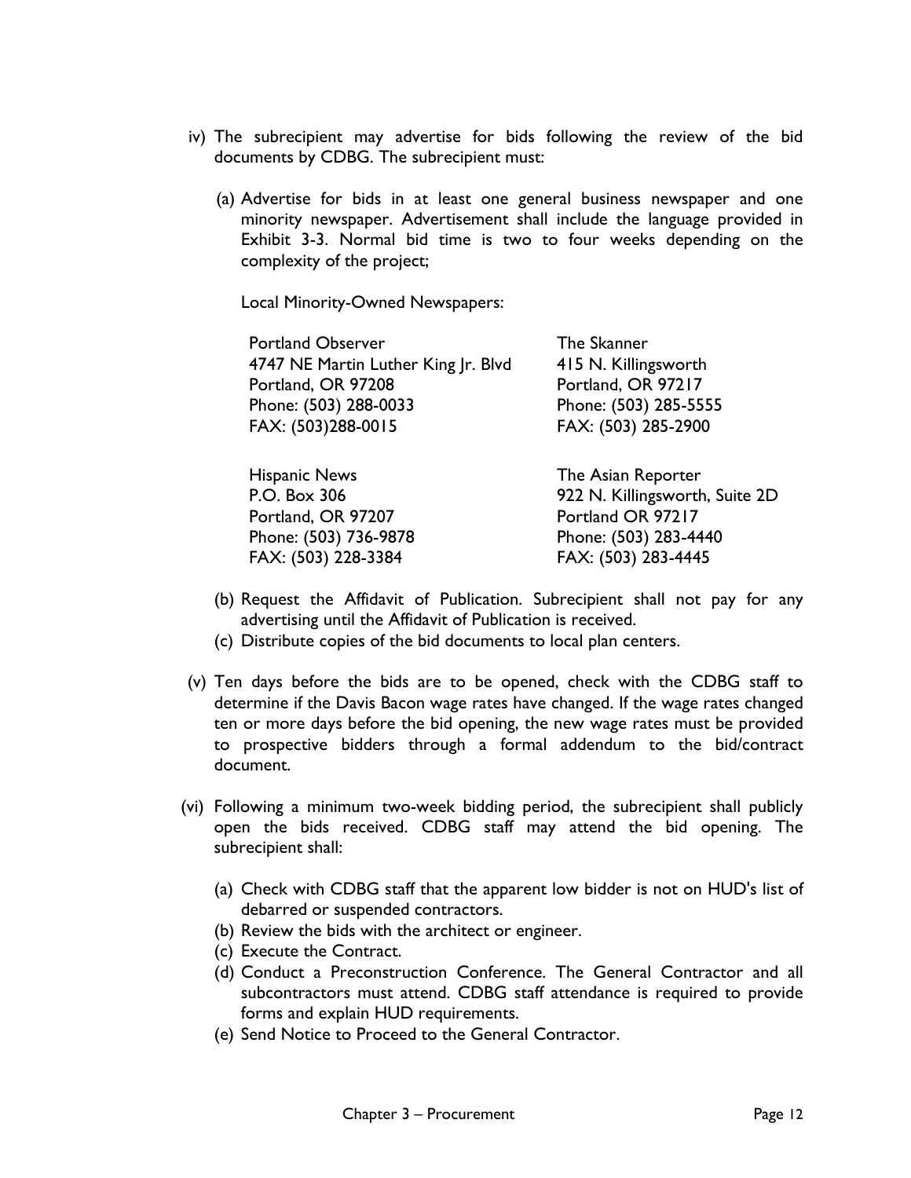iv) The subrecipient may advertise for bids following the review of the bid documents by CDBG. The subrecipient must:

(a) Advertise for bids in at least one general business newspaper and one minority newspaper. Advertisement shall include the language provided in Exhibit 3-3. Normal bid time is two to four weeks depending on the complexity of the project;

Local Minority-Owned Newspapers:

Portland Observer
4747 NE Martin Luther King Jr. Blvd
Portland, OR 97208
Phone: (503) 288-0033
FAX: (503)288-0015

The Skanner
415 N. Killingsworth
Portland, OR 97217
Phone: (503) 285-5555
FAX: (503) 285-2900

Hispanic News
P.O. Box 306
Portland, OR 97207
Phone: (503) 736-9878
FAX: (503) 228-3384

The Asian Reporter
922 N. Killingsworth, Suite 2D
Portland OR 97217
Phone: (503) 283-4440
FAX: (503) 283-4445

(b) Request the Affidavit of Publication. Subrecipient shall not pay for any advertising until the Affidavit of Publication is received.
(c) Distribute copies of the bid documents to local plan centers.

(v) Ten days before the bids are to be opened, check with the CDBG staff to determine if the Davis Bacon wage rates have changed. If the wage rates changed ten or more days before the bid opening, the new wage rates must be provided to prospective bidders through a formal addendum to the bid/contract document.

(vi) Following a minimum two-week bidding period, the subrecipient shall publicly open the bids received. CDBG staff may attend the bid opening. The subrecipient shall:

(a) Check with CDBG staff that the apparent low bidder is not on HUD's list of debarred or suspended contractors.
(b) Review the bids with the architect or engineer.
(c) Execute the Contract.
(d) Conduct a Preconstruction Conference. The General Contractor and all subcontractors must attend. CDBG staff attendance is required to provide forms and explain HUD requirements.
(e) Send Notice to Proceed to the General Contractor.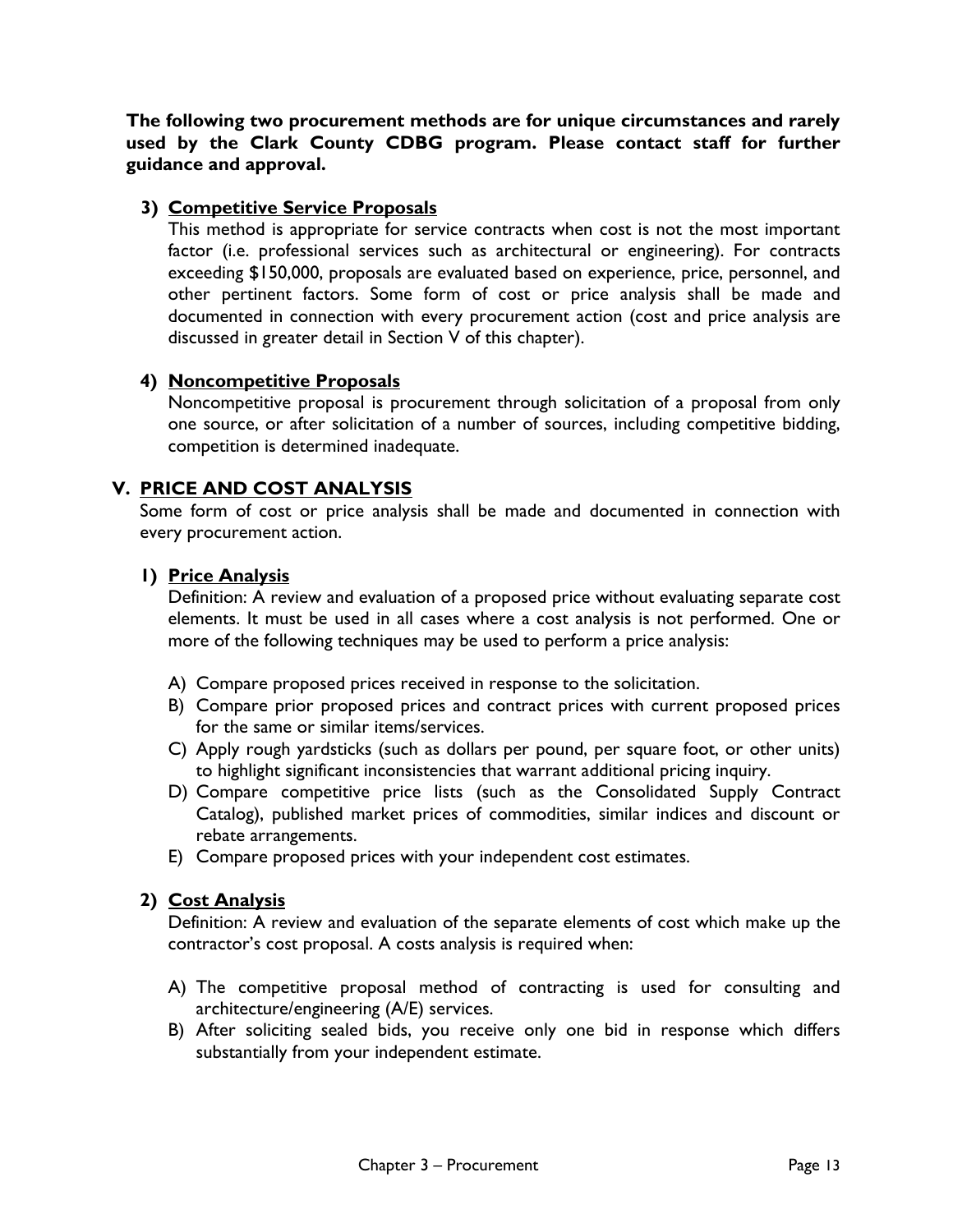**The following two procurement methods are for unique circumstances and rarely used by the Clark County CDBG program. Please contact staff for further guidance and approval.**

### 3) Competitive Service Proposals

This method is appropriate for service contracts when cost is not the most important factor (i.e. professional services such as architectural or engineering). For contracts exceeding $150,000, proposals are evaluated based on experience, price, personnel, and other pertinent factors. Some form of cost or price analysis shall be made and documented in connection with every procurement action (cost and price analysis are discussed in greater detail in Section V of this chapter).

### 4) Noncompetitive Proposals

Noncompetitive proposal is procurement through solicitation of a proposal from only one source, or after solicitation of a number of sources, including competitive bidding, competition is determined inadequate.

## V. PRICE AND COST ANALYSIS

Some form of cost or price analysis shall be made and documented in connection with every procurement action.

### 1) Price Analysis

Definition: A review and evaluation of a proposed price without evaluating separate cost elements. It must be used in all cases where a cost analysis is not performed. One or more of the following techniques may be used to perform a price analysis:

A) Compare proposed prices received in response to the solicitation.
B) Compare prior proposed prices and contract prices with current proposed prices for the same or similar items/services.
C) Apply rough yardsticks (such as dollars per pound, per square foot, or other units) to highlight significant inconsistencies that warrant additional pricing inquiry.
D) Compare competitive price lists (such as the Consolidated Supply Contract Catalog), published market prices of commodities, similar indices and discount or rebate arrangements.
E) Compare proposed prices with your independent cost estimates.

### 2) Cost Analysis

Definition: A review and evaluation of the separate elements of cost which make up the contractor's cost proposal. A costs analysis is required when:

A) The competitive proposal method of contracting is used for consulting and architecture/engineering (A/E) services.
B) After soliciting sealed bids, you receive only one bid in response which differs substantially from your independent estimate.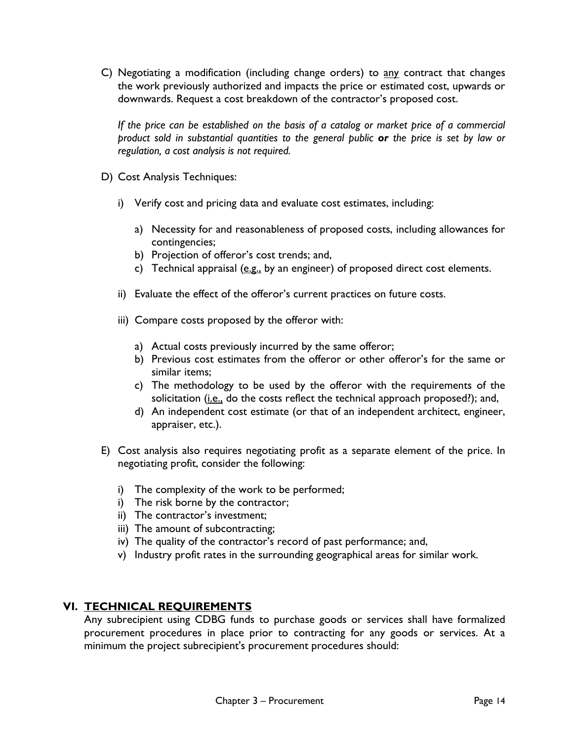C) Negotiating a modification (including change orders) to <u>any</u> contract that changes the work previously authorized and impacts the price or estimated cost, upwards or downwards. Request a cost breakdown of the contractor's proposed cost.

   *If the price can be established on the basis of a catalog or market price of a commercial product sold in substantial quantities to the general public **or** the price is set by law or regulation, a cost analysis is not required.*

D) Cost Analysis Techniques:

   i) Verify cost and pricing data and evaluate cost estimates, including:

      a) Necessity for and reasonableness of proposed costs, including allowances for contingencies;
      b) Projection of offeror's cost trends; and,
      c) Technical appraisal (<u>e.g.,</u> by an engineer) of proposed direct cost elements.

   ii) Evaluate the effect of the offeror's current practices on future costs.

   iii) Compare costs proposed by the offeror with:

      a) Actual costs previously incurred by the same offeror;
      b) Previous cost estimates from the offeror or other offeror's for the same or similar items;
      c) The methodology to be used by the offeror with the requirements of the solicitation (<u>i.e.,</u> do the costs reflect the technical approach proposed?); and,
      d) An independent cost estimate (or that of an independent architect, engineer, appraiser, etc.).

E) Cost analysis also requires negotiating profit as a separate element of the price. In negotiating profit, consider the following:

   i) The complexity of the work to be performed;
   i) The risk borne by the contractor;
   ii) The contractor's investment;
   iii) The amount of subcontracting;
   iv) The quality of the contractor's record of past performance; and,
   v) Industry profit rates in the surrounding geographical areas for similar work.

## VI. <u>TECHNICAL REQUIREMENTS</u>

Any subrecipient using CDBG funds to purchase goods or services shall have formalized procurement procedures in place prior to contracting for any goods or services. At a minimum the project subrecipient's procurement procedures should: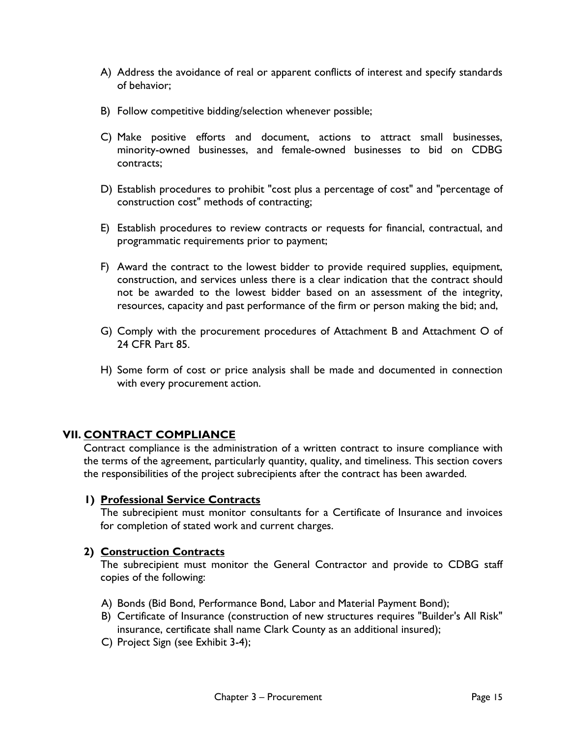A) Address the avoidance of real or apparent conflicts of interest and specify standards of behavior;

B) Follow competitive bidding/selection whenever possible;

C) Make positive efforts and document, actions to attract small businesses, minority-owned businesses, and female-owned businesses to bid on CDBG contracts;

D) Establish procedures to prohibit "cost plus a percentage of cost" and "percentage of construction cost" methods of contracting;

E) Establish procedures to review contracts or requests for financial, contractual, and programmatic requirements prior to payment;

F) Award the contract to the lowest bidder to provide required supplies, equipment, construction, and services unless there is a clear indication that the contract should not be awarded to the lowest bidder based on an assessment of the integrity, resources, capacity and past performance of the firm or person making the bid; and,

G) Comply with the procurement procedures of Attachment B and Attachment O of 24 CFR Part 85.

H) Some form of cost or price analysis shall be made and documented in connection with every procurement action.

## VII. CONTRACT COMPLIANCE

Contract compliance is the administration of a written contract to insure compliance with the terms of the agreement, particularly quantity, quality, and timeliness. This section covers the responsibilities of the project subrecipients after the contract has been awarded.

### 1) Professional Service Contracts

The subrecipient must monitor consultants for a Certificate of Insurance and invoices for completion of stated work and current charges.

### 2) Construction Contracts

The subrecipient must monitor the General Contractor and provide to CDBG staff copies of the following:

A) Bonds (Bid Bond, Performance Bond, Labor and Material Payment Bond);
B) Certificate of Insurance (construction of new structures requires "Builder's All Risk" insurance, certificate shall name Clark County as an additional insured);
C) Project Sign (see Exhibit 3-4);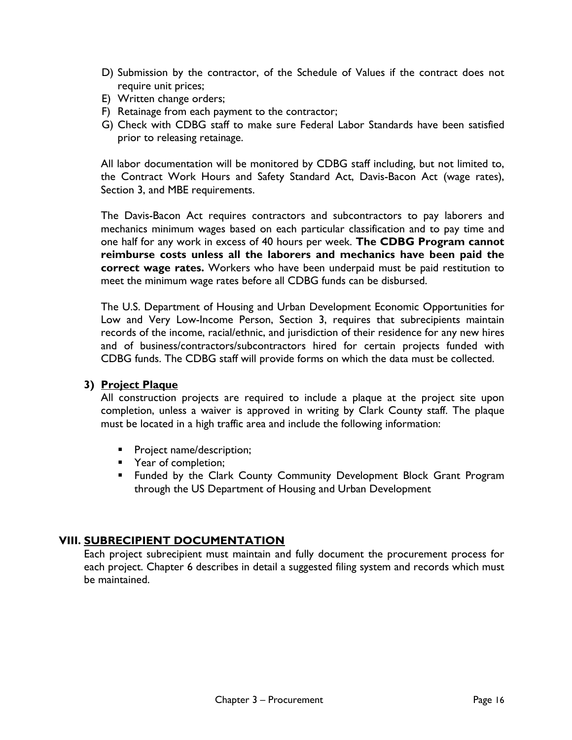D) Submission by the contractor, of the Schedule of Values if the contract does not require unit prices;
E) Written change orders;
F) Retainage from each payment to the contractor;
G) Check with CDBG staff to make sure Federal Labor Standards have been satisfied prior to releasing retainage.

All labor documentation will be monitored by CDBG staff including, but not limited to, the Contract Work Hours and Safety Standard Act, Davis-Bacon Act (wage rates), Section 3, and MBE requirements.

The Davis-Bacon Act requires contractors and subcontractors to pay laborers and mechanics minimum wages based on each particular classification and to pay time and one half for any work in excess of 40 hours per week. **The CDBG Program cannot reimburse costs unless all the laborers and mechanics have been paid the correct wage rates.** Workers who have been underpaid must be paid restitution to meet the minimum wage rates before all CDBG funds can be disbursed.

The U.S. Department of Housing and Urban Development Economic Opportunities for Low and Very Low-Income Person, Section 3, requires that subrecipients maintain records of the income, racial/ethnic, and jurisdiction of their residence for any new hires and of business/contractors/subcontractors hired for certain projects funded with CDBG funds. The CDBG staff will provide forms on which the data must be collected.

### 3) <u>Project Plaque</u>

All construction projects are required to include a plaque at the project site upon completion, unless a waiver is approved in writing by Clark County staff. The plaque must be located in a high traffic area and include the following information:

- Project name/description;
- Year of completion;
- Funded by the Clark County Community Development Block Grant Program through the US Department of Housing and Urban Development

## VIII. <u>SUBRECIPIENT DOCUMENTATION</u>

Each project subrecipient must maintain and fully document the procurement process for each project. Chapter 6 describes in detail a suggested filing system and records which must be maintained.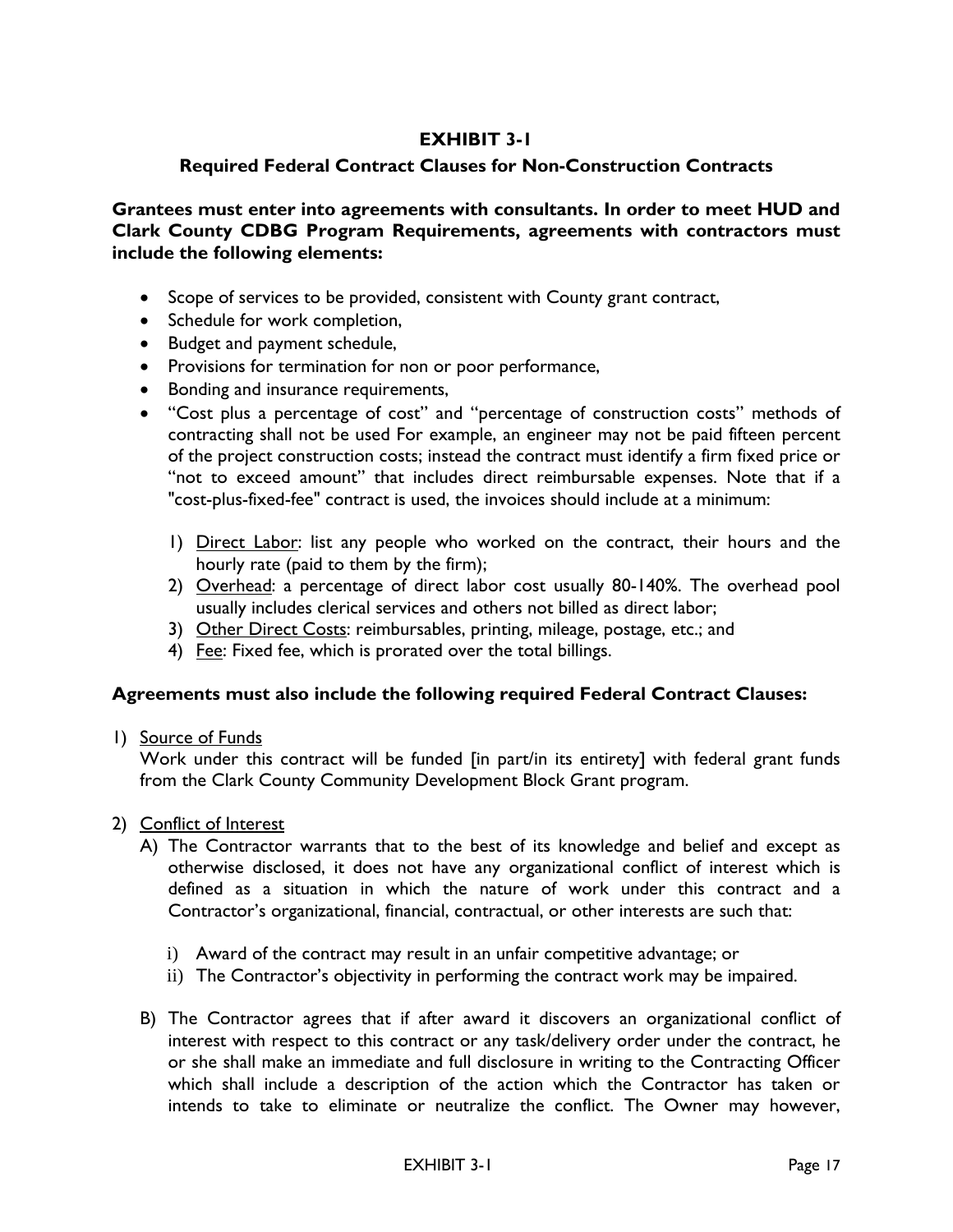# EXHIBIT 3-1

## Required Federal Contract Clauses for Non-Construction Contracts

**Grantees must enter into agreements with consultants. In order to meet HUD and Clark County CDBG Program Requirements, agreements with contractors must include the following elements:**

- Scope of services to be provided, consistent with County grant contract,
- Schedule for work completion,
- Budget and payment schedule,
- Provisions for termination for non or poor performance,
- Bonding and insurance requirements,
- "Cost plus a percentage of cost" and "percentage of construction costs" methods of contracting shall not be used For example, an engineer may not be paid fifteen percent of the project construction costs; instead the contract must identify a firm fixed price or "not to exceed amount" that includes direct reimbursable expenses. Note that if a "cost-plus-fixed-fee" contract is used, the invoices should include at a minimum:

    1) <u>Direct Labor</u>: list any people who worked on the contract, their hours and the hourly rate (paid to them by the firm);
    2) <u>Overhead</u>: a percentage of direct labor cost usually 80-140%. The overhead pool usually includes clerical services and others not billed as direct labor;
    3) <u>Other Direct Costs</u>: reimbursables, printing, mileage, postage, etc.; and
    4) <u>Fee</u>: Fixed fee, which is prorated over the total billings.

**Agreements must also include the following required Federal Contract Clauses:**

1) <u>Source of Funds</u>
   Work under this contract will be funded [in part/in its entirety] with federal grant funds from the Clark County Community Development Block Grant program.

2) <u>Conflict of Interest</u>
   A) The Contractor warrants that to the best of its knowledge and belief and except as otherwise disclosed, it does not have any organizational conflict of interest which is defined as a situation in which the nature of work under this contract and a Contractor's organizational, financial, contractual, or other interests are such that:

      i) Award of the contract may result in an unfair competitive advantage; or
      ii) The Contractor's objectivity in performing the contract work may be impaired.

   B) The Contractor agrees that if after award it discovers an organizational conflict of interest with respect to this contract or any task/delivery order under the contract, he or she shall make an immediate and full disclosure in writing to the Contracting Officer which shall include a description of the action which the Contractor has taken or intends to take to eliminate or neutralize the conflict. The Owner may however,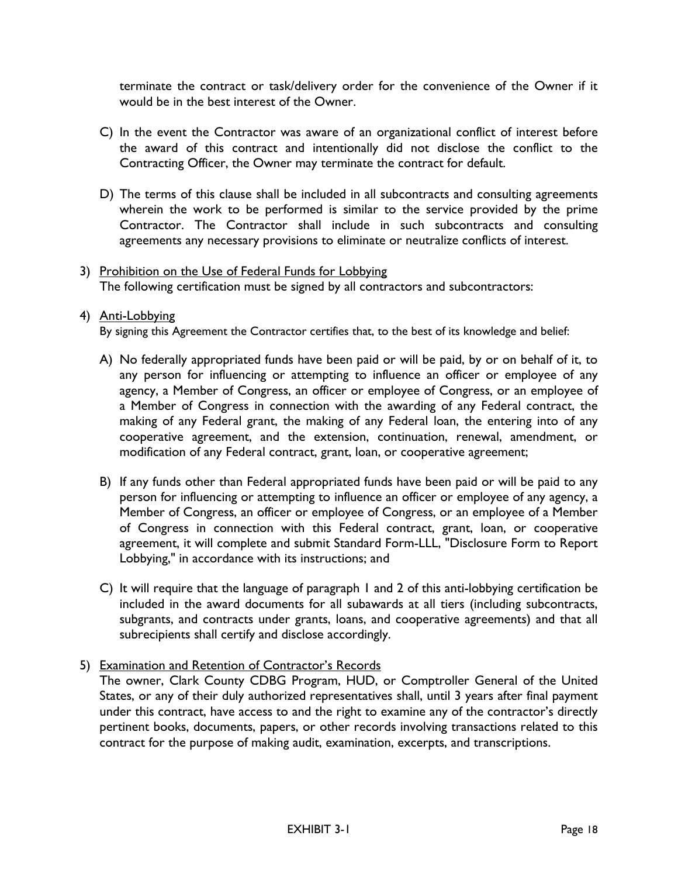terminate the contract or task/delivery order for the convenience of the Owner if it would be in the best interest of the Owner.

C) In the event the Contractor was aware of an organizational conflict of interest before the award of this contract and intentionally did not disclose the conflict to the Contracting Officer, the Owner may terminate the contract for default.

D) The terms of this clause shall be included in all subcontracts and consulting agreements wherein the work to be performed is similar to the service provided by the prime Contractor. The Contractor shall include in such subcontracts and consulting agreements any necessary provisions to eliminate or neutralize conflicts of interest.

3) <u>Prohibition on the Use of Federal Funds for Lobbying</u>
The following certification must be signed by all contractors and subcontractors:

4) <u>Anti-Lobbying</u>
By signing this Agreement the Contractor certifies that, to the best of its knowledge and belief:

A) No federally appropriated funds have been paid or will be paid, by or on behalf of it, to any person for influencing or attempting to influence an officer or employee of any agency, a Member of Congress, an officer or employee of Congress, or an employee of a Member of Congress in connection with the awarding of any Federal contract, the making of any Federal grant, the making of any Federal loan, the entering into of any cooperative agreement, and the extension, continuation, renewal, amendment, or modification of any Federal contract, grant, loan, or cooperative agreement;

B) If any funds other than Federal appropriated funds have been paid or will be paid to any person for influencing or attempting to influence an officer or employee of any agency, a Member of Congress, an officer or employee of Congress, or an employee of a Member of Congress in connection with this Federal contract, grant, loan, or cooperative agreement, it will complete and submit Standard Form-LLL, "Disclosure Form to Report Lobbying," in accordance with its instructions; and

C) It will require that the language of paragraph 1 and 2 of this anti-lobbying certification be included in the award documents for all subawards at all tiers (including subcontracts, subgrants, and contracts under grants, loans, and cooperative agreements) and that all subrecipients shall certify and disclose accordingly.

5) <u>Examination and Retention of Contractor's Records</u>
The owner, Clark County CDBG Program, HUD, or Comptroller General of the United States, or any of their duly authorized representatives shall, until 3 years after final payment under this contract, have access to and the right to examine any of the contractor's directly pertinent books, documents, papers, or other records involving transactions related to this contract for the purpose of making audit, examination, excerpts, and transcriptions.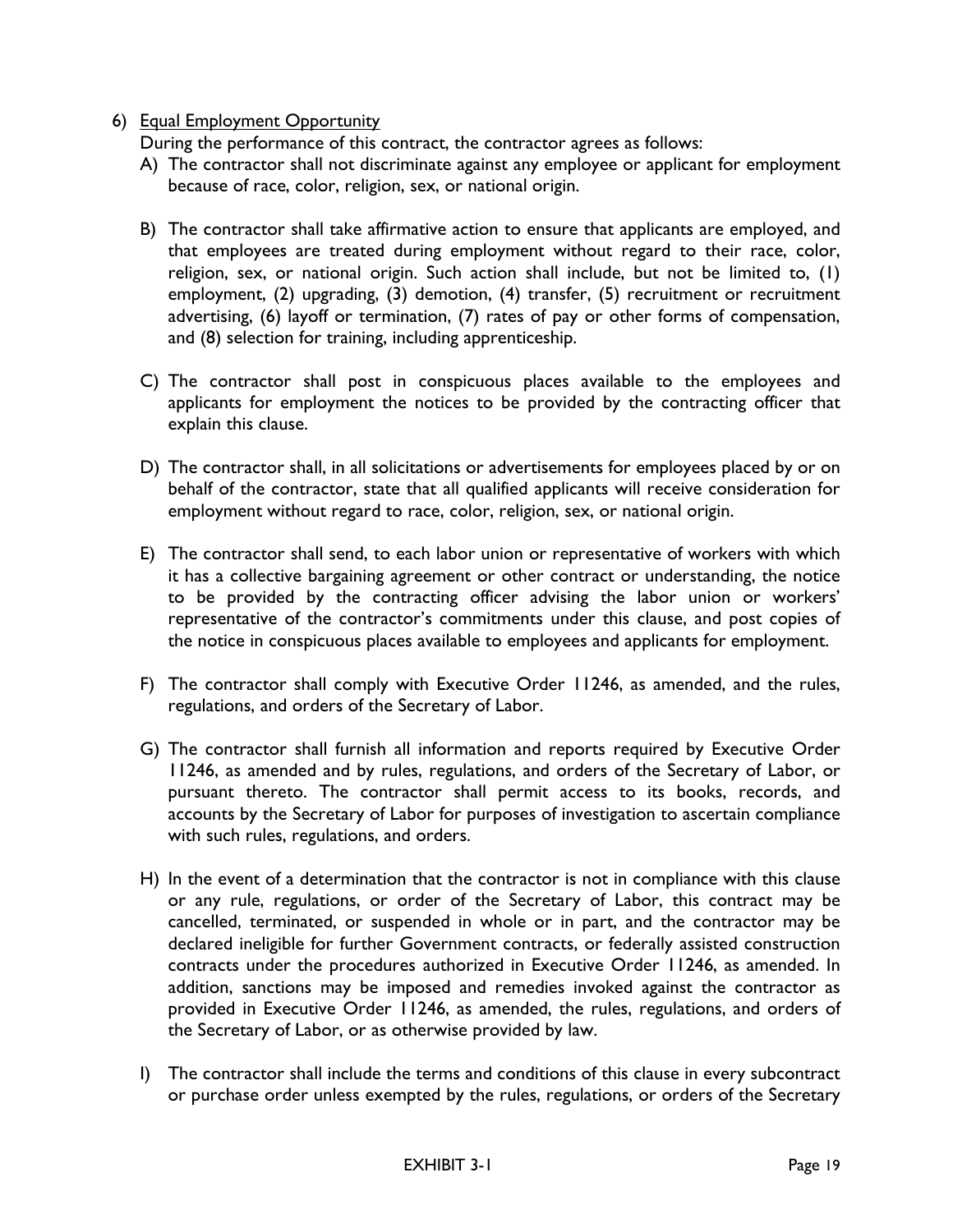6) <u>Equal Employment Opportunity</u>

During the performance of this contract, the contractor agrees as follows:

A) The contractor shall not discriminate against any employee or applicant for employment because of race, color, religion, sex, or national origin.

B) The contractor shall take affirmative action to ensure that applicants are employed, and that employees are treated during employment without regard to their race, color, religion, sex, or national origin. Such action shall include, but not be limited to, (1) employment, (2) upgrading, (3) demotion, (4) transfer, (5) recruitment or recruitment advertising, (6) layoff or termination, (7) rates of pay or other forms of compensation, and (8) selection for training, including apprenticeship.

C) The contractor shall post in conspicuous places available to the employees and applicants for employment the notices to be provided by the contracting officer that explain this clause.

D) The contractor shall, in all solicitations or advertisements for employees placed by or on behalf of the contractor, state that all qualified applicants will receive consideration for employment without regard to race, color, religion, sex, or national origin.

E) The contractor shall send, to each labor union or representative of workers with which it has a collective bargaining agreement or other contract or understanding, the notice to be provided by the contracting officer advising the labor union or workers' representative of the contractor's commitments under this clause, and post copies of the notice in conspicuous places available to employees and applicants for employment.

F) The contractor shall comply with Executive Order 11246, as amended, and the rules, regulations, and orders of the Secretary of Labor.

G) The contractor shall furnish all information and reports required by Executive Order 11246, as amended and by rules, regulations, and orders of the Secretary of Labor, or pursuant thereto. The contractor shall permit access to its books, records, and accounts by the Secretary of Labor for purposes of investigation to ascertain compliance with such rules, regulations, and orders.

H) In the event of a determination that the contractor is not in compliance with this clause or any rule, regulations, or order of the Secretary of Labor, this contract may be cancelled, terminated, or suspended in whole or in part, and the contractor may be declared ineligible for further Government contracts, or federally assisted construction contracts under the procedures authorized in Executive Order 11246, as amended. In addition, sanctions may be imposed and remedies invoked against the contractor as provided in Executive Order 11246, as amended, the rules, regulations, and orders of the Secretary of Labor, or as otherwise provided by law.

I) The contractor shall include the terms and conditions of this clause in every subcontract or purchase order unless exempted by the rules, regulations, or orders of the Secretary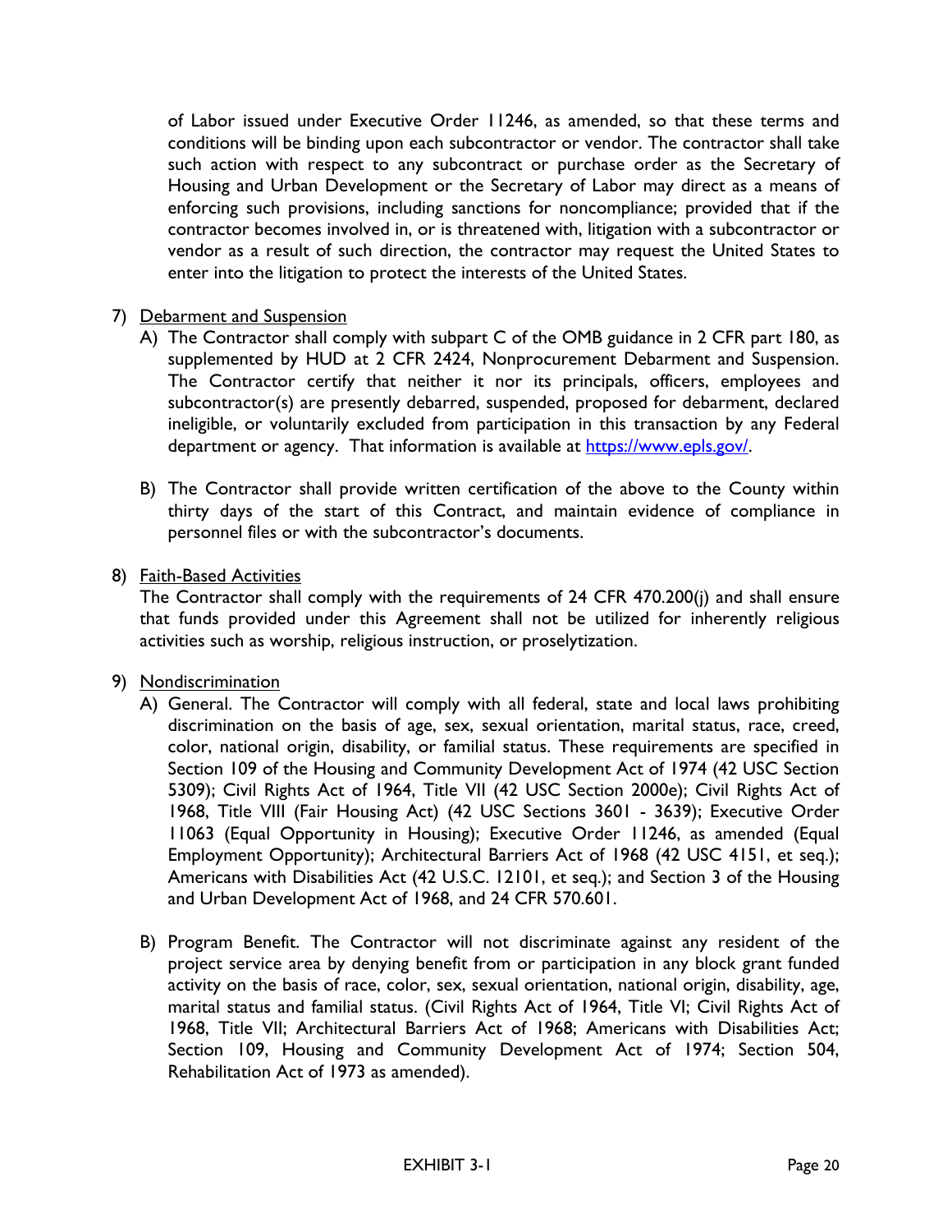of Labor issued under Executive Order 11246, as amended, so that these terms and conditions will be binding upon each subcontractor or vendor. The contractor shall take such action with respect to any subcontract or purchase order as the Secretary of Housing and Urban Development or the Secretary of Labor may direct as a means of enforcing such provisions, including sanctions for noncompliance; provided that if the contractor becomes involved in, or is threatened with, litigation with a subcontractor or vendor as a result of such direction, the contractor may request the United States to enter into the litigation to protect the interests of the United States.

7) Debarment and Suspension

   A) The Contractor shall comply with subpart C of the OMB guidance in 2 CFR part 180, as supplemented by HUD at 2 CFR 2424, Nonprocurement Debarment and Suspension. The Contractor certify that neither it nor its principals, officers, employees and subcontractor(s) are presently debarred, suspended, proposed for debarment, declared ineligible, or voluntarily excluded from participation in this transaction by any Federal department or agency. That information is available at https://www.epls.gov/.

   B) The Contractor shall provide written certification of the above to the County within thirty days of the start of this Contract, and maintain evidence of compliance in personnel files or with the subcontractor's documents.

8) Faith-Based Activities

   The Contractor shall comply with the requirements of 24 CFR 470.200(j) and shall ensure that funds provided under this Agreement shall not be utilized for inherently religious activities such as worship, religious instruction, or proselytization.

9) Nondiscrimination

   A) General. The Contractor will comply with all federal, state and local laws prohibiting discrimination on the basis of age, sex, sexual orientation, marital status, race, creed, color, national origin, disability, or familial status. These requirements are specified in Section 109 of the Housing and Community Development Act of 1974 (42 USC Section 5309); Civil Rights Act of 1964, Title VII (42 USC Section 2000e); Civil Rights Act of 1968, Title VIII (Fair Housing Act) (42 USC Sections 3601 - 3639); Executive Order 11063 (Equal Opportunity in Housing); Executive Order 11246, as amended (Equal Employment Opportunity); Architectural Barriers Act of 1968 (42 USC 4151, et seq.); Americans with Disabilities Act (42 U.S.C. 12101, et seq.); and Section 3 of the Housing and Urban Development Act of 1968, and 24 CFR 570.601.

   B) Program Benefit. The Contractor will not discriminate against any resident of the project service area by denying benefit from or participation in any block grant funded activity on the basis of race, color, sex, sexual orientation, national origin, disability, age, marital status and familial status. (Civil Rights Act of 1964, Title VI; Civil Rights Act of 1968, Title VII; Architectural Barriers Act of 1968; Americans with Disabilities Act; Section 109, Housing and Community Development Act of 1974; Section 504, Rehabilitation Act of 1973 as amended).

EXHIBIT 3-1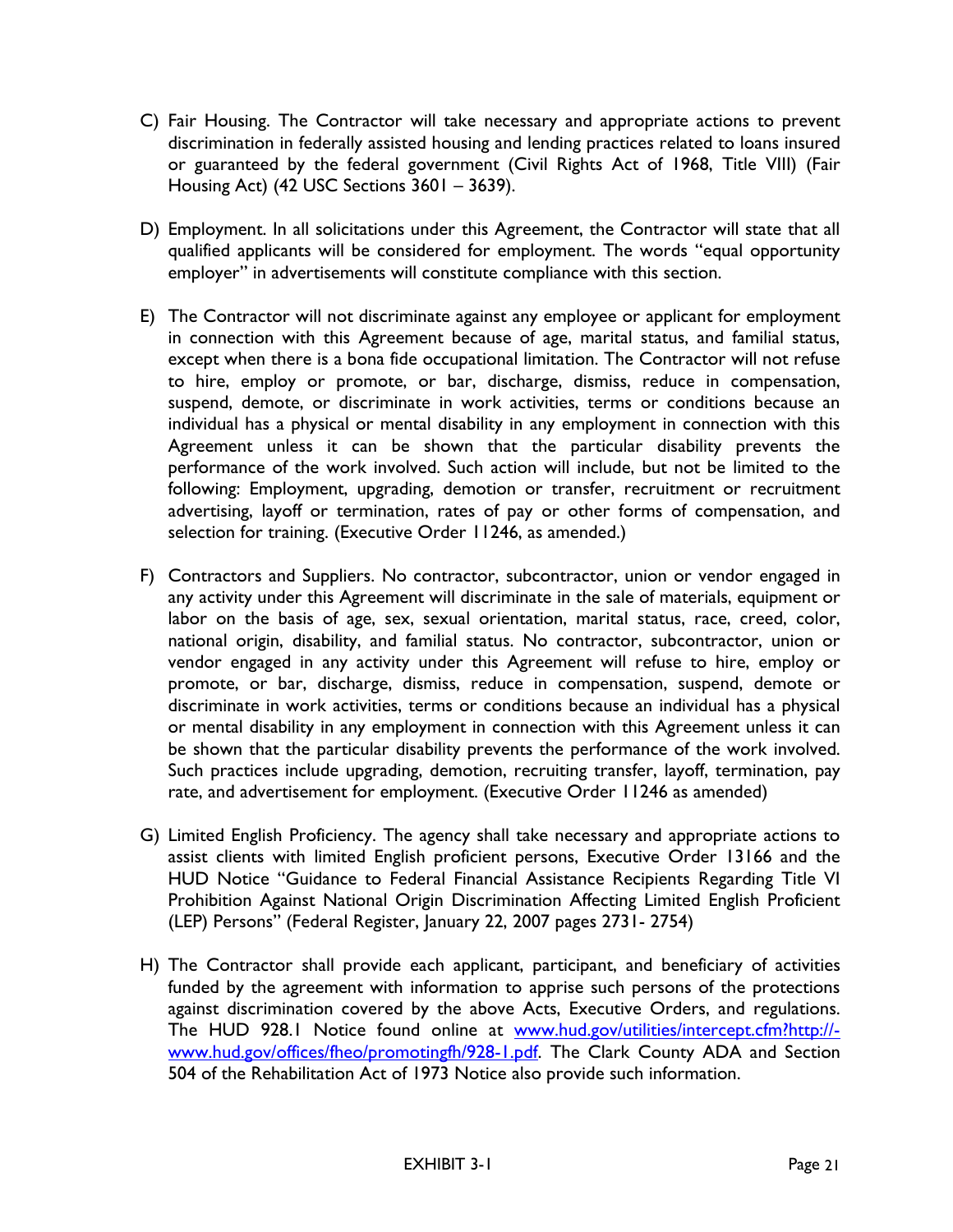C) Fair Housing. The Contractor will take necessary and appropriate actions to prevent discrimination in federally assisted housing and lending practices related to loans insured or guaranteed by the federal government (Civil Rights Act of 1968, Title VIII) (Fair Housing Act) (42 USC Sections 3601 – 3639).

D) Employment. In all solicitations under this Agreement, the Contractor will state that all qualified applicants will be considered for employment. The words "equal opportunity employer" in advertisements will constitute compliance with this section.

E) The Contractor will not discriminate against any employee or applicant for employment in connection with this Agreement because of age, marital status, and familial status, except when there is a bona fide occupational limitation. The Contractor will not refuse to hire, employ or promote, or bar, discharge, dismiss, reduce in compensation, suspend, demote, or discriminate in work activities, terms or conditions because an individual has a physical or mental disability in any employment in connection with this Agreement unless it can be shown that the particular disability prevents the performance of the work involved. Such action will include, but not be limited to the following: Employment, upgrading, demotion or transfer, recruitment or recruitment advertising, layoff or termination, rates of pay or other forms of compensation, and selection for training. (Executive Order 11246, as amended.)

F) Contractors and Suppliers. No contractor, subcontractor, union or vendor engaged in any activity under this Agreement will discriminate in the sale of materials, equipment or labor on the basis of age, sex, sexual orientation, marital status, race, creed, color, national origin, disability, and familial status. No contractor, subcontractor, union or vendor engaged in any activity under this Agreement will refuse to hire, employ or promote, or bar, discharge, dismiss, reduce in compensation, suspend, demote or discriminate in work activities, terms or conditions because an individual has a physical or mental disability in any employment in connection with this Agreement unless it can be shown that the particular disability prevents the performance of the work involved. Such practices include upgrading, demotion, recruiting transfer, layoff, termination, pay rate, and advertisement for employment. (Executive Order 11246 as amended)

G) Limited English Proficiency. The agency shall take necessary and appropriate actions to assist clients with limited English proficient persons, Executive Order 13166 and the HUD Notice "Guidance to Federal Financial Assistance Recipients Regarding Title VI Prohibition Against National Origin Discrimination Affecting Limited English Proficient (LEP) Persons" (Federal Register, January 22, 2007 pages 2731- 2754)

H) The Contractor shall provide each applicant, participant, and beneficiary of activities funded by the agreement with information to apprise such persons of the protections against discrimination covered by the above Acts, Executive Orders, and regulations. The HUD 928.1 Notice found online at [www.hud.gov/utilities/intercept.cfm?http://-www.hud.gov/offices/fheo/promotingfh/928-1.pdf](www.hud.gov/utilities/intercept.cfm?http://-www.hud.gov/offices/fheo/promotingfh/928-1.pdf). The Clark County ADA and Section 504 of the Rehabilitation Act of 1973 Notice also provide such information.

EXHIBIT 3-1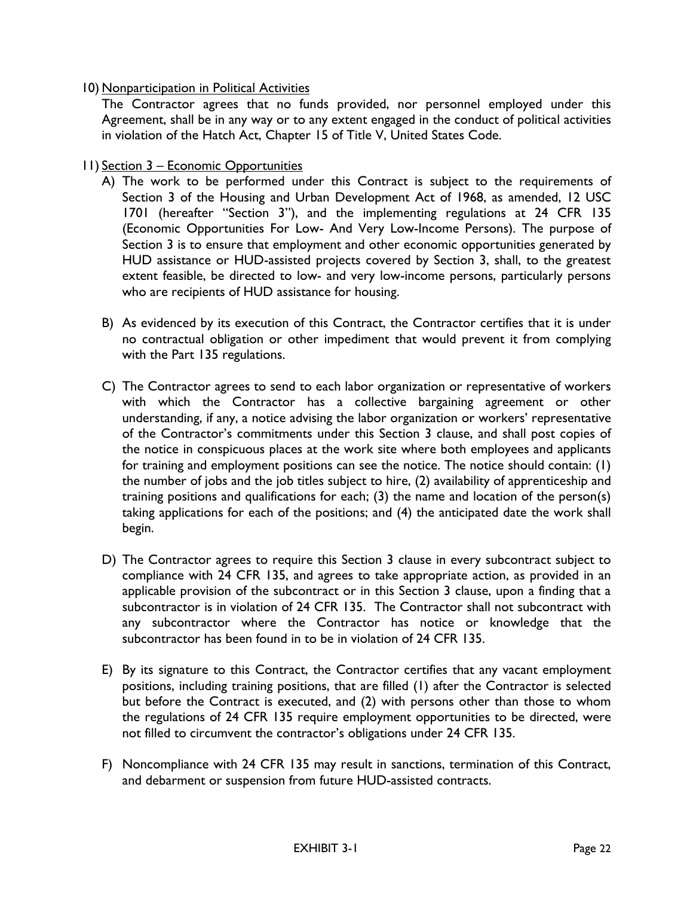10) Nonparticipation in Political Activities

The Contractor agrees that no funds provided, nor personnel employed under this Agreement, shall be in any way or to any extent engaged in the conduct of political activities in violation of the Hatch Act, Chapter 15 of Title V, United States Code.

11) Section 3 – Economic Opportunities

A) The work to be performed under this Contract is subject to the requirements of Section 3 of the Housing and Urban Development Act of 1968, as amended, 12 USC 1701 (hereafter "Section 3"), and the implementing regulations at 24 CFR 135 (Economic Opportunities For Low- And Very Low-Income Persons). The purpose of Section 3 is to ensure that employment and other economic opportunities generated by HUD assistance or HUD-assisted projects covered by Section 3, shall, to the greatest extent feasible, be directed to low- and very low-income persons, particularly persons who are recipients of HUD assistance for housing.

B) As evidenced by its execution of this Contract, the Contractor certifies that it is under no contractual obligation or other impediment that would prevent it from complying with the Part 135 regulations.

C) The Contractor agrees to send to each labor organization or representative of workers with which the Contractor has a collective bargaining agreement or other understanding, if any, a notice advising the labor organization or workers' representative of the Contractor's commitments under this Section 3 clause, and shall post copies of the notice in conspicuous places at the work site where both employees and applicants for training and employment positions can see the notice. The notice should contain: (1) the number of jobs and the job titles subject to hire, (2) availability of apprenticeship and training positions and qualifications for each; (3) the name and location of the person(s) taking applications for each of the positions; and (4) the anticipated date the work shall begin.

D) The Contractor agrees to require this Section 3 clause in every subcontract subject to compliance with 24 CFR 135, and agrees to take appropriate action, as provided in an applicable provision of the subcontract or in this Section 3 clause, upon a finding that a subcontractor is in violation of 24 CFR 135. The Contractor shall not subcontract with any subcontractor where the Contractor has notice or knowledge that the subcontractor has been found in to be in violation of 24 CFR 135.

E) By its signature to this Contract, the Contractor certifies that any vacant employment positions, including training positions, that are filled (1) after the Contractor is selected but before the Contract is executed, and (2) with persons other than those to whom the regulations of 24 CFR 135 require employment opportunities to be directed, were not filled to circumvent the contractor's obligations under 24 CFR 135.

F) Noncompliance with 24 CFR 135 may result in sanctions, termination of this Contract, and debarment or suspension from future HUD-assisted contracts.

EXHIBIT 3-1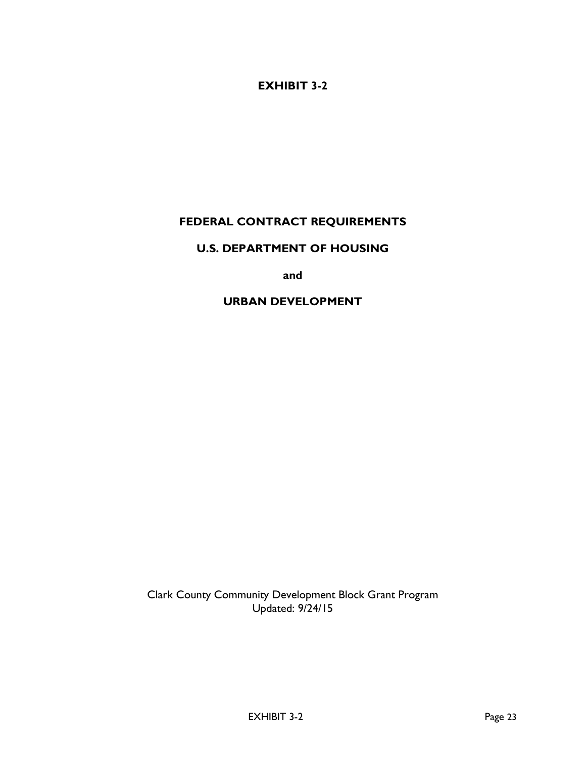# EXHIBIT 3-2

# FEDERAL CONTRACT REQUIREMENTS

# U.S. DEPARTMENT OF HOUSING

**and**

# URBAN DEVELOPMENT

Clark County Community Development Block Grant Program
Updated: 9/24/15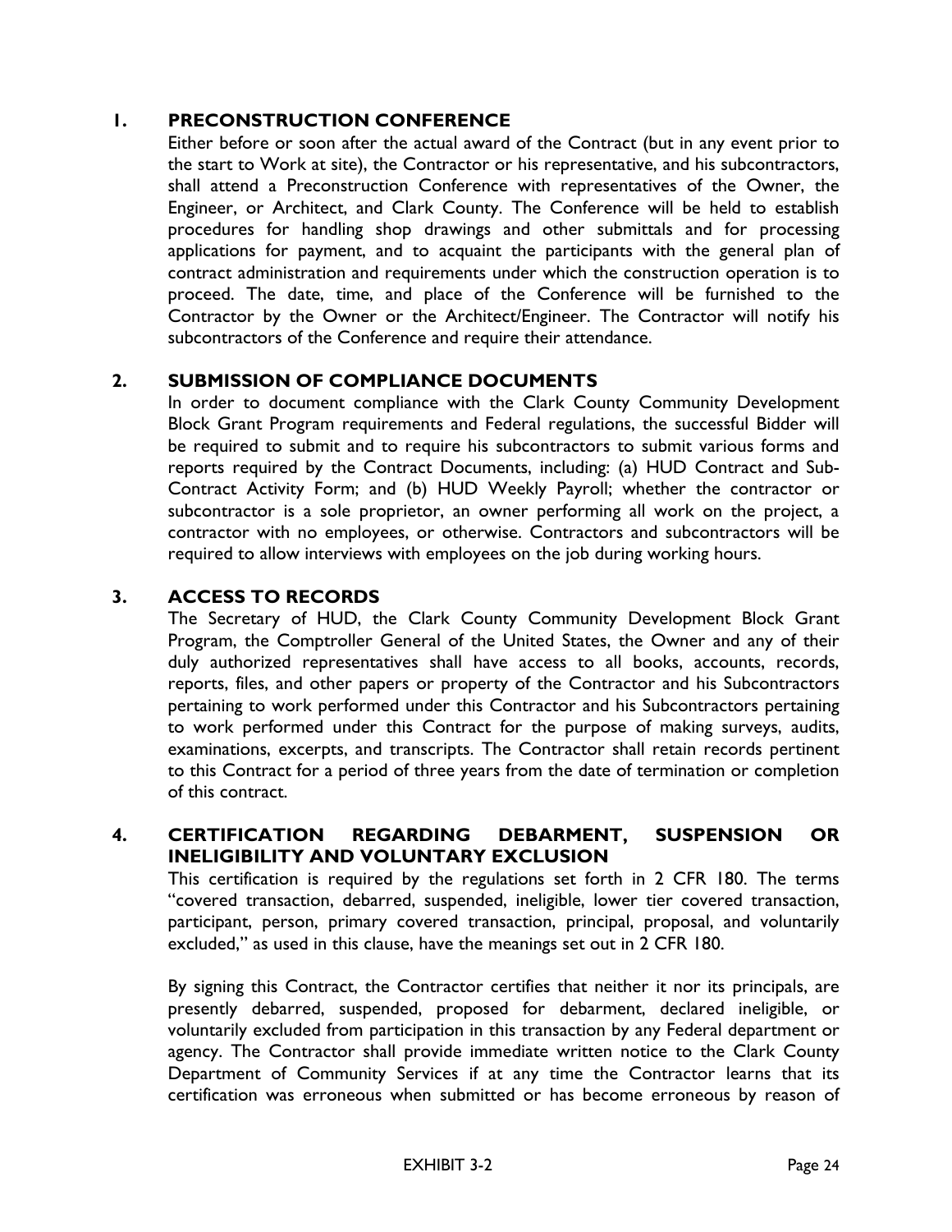## 1. PRECONSTRUCTION CONFERENCE

Either before or soon after the actual award of the Contract (but in any event prior to the start to Work at site), the Contractor or his representative, and his subcontractors, shall attend a Preconstruction Conference with representatives of the Owner, the Engineer, or Architect, and Clark County. The Conference will be held to establish procedures for handling shop drawings and other submittals and for processing applications for payment, and to acquaint the participants with the general plan of contract administration and requirements under which the construction operation is to proceed. The date, time, and place of the Conference will be furnished to the Contractor by the Owner or the Architect/Engineer. The Contractor will notify his subcontractors of the Conference and require their attendance.

## 2. SUBMISSION OF COMPLIANCE DOCUMENTS

In order to document compliance with the Clark County Community Development Block Grant Program requirements and Federal regulations, the successful Bidder will be required to submit and to require his subcontractors to submit various forms and reports required by the Contract Documents, including: (a) HUD Contract and Sub-Contract Activity Form; and (b) HUD Weekly Payroll; whether the contractor or subcontractor is a sole proprietor, an owner performing all work on the project, a contractor with no employees, or otherwise. Contractors and subcontractors will be required to allow interviews with employees on the job during working hours.

## 3. ACCESS TO RECORDS

The Secretary of HUD, the Clark County Community Development Block Grant Program, the Comptroller General of the United States, the Owner and any of their duly authorized representatives shall have access to all books, accounts, records, reports, files, and other papers or property of the Contractor and his Subcontractors pertaining to work performed under this Contractor and his Subcontractors pertaining to work performed under this Contract for the purpose of making surveys, audits, examinations, excerpts, and transcripts. The Contractor shall retain records pertinent to this Contract for a period of three years from the date of termination or completion of this contract.

## 4. CERTIFICATION REGARDING DEBARMENT, SUSPENSION OR INELIGIBILITY AND VOLUNTARY EXCLUSION

This certification is required by the regulations set forth in 2 CFR 180. The terms "covered transaction, debarred, suspended, ineligible, lower tier covered transaction, participant, person, primary covered transaction, principal, proposal, and voluntarily excluded," as used in this clause, have the meanings set out in 2 CFR 180.

By signing this Contract, the Contractor certifies that neither it nor its principals, are presently debarred, suspended, proposed for debarment, declared ineligible, or voluntarily excluded from participation in this transaction by any Federal department or agency. The Contractor shall provide immediate written notice to the Clark County Department of Community Services if at any time the Contractor learns that its certification was erroneous when submitted or has become erroneous by reason of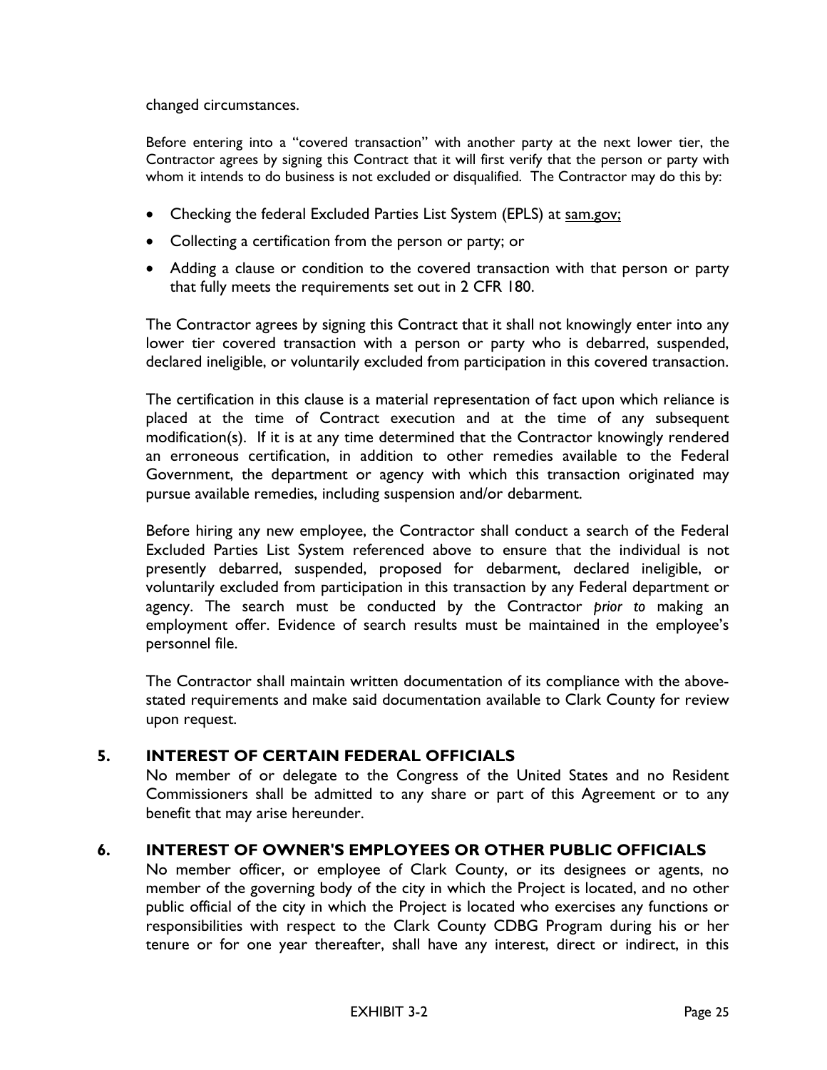changed circumstances.

Before entering into a "covered transaction" with another party at the next lower tier, the Contractor agrees by signing this Contract that it will first verify that the person or party with whom it intends to do business is not excluded or disqualified. The Contractor may do this by:

- Checking the federal Excluded Parties List System (EPLS) at sam.gov;
- Collecting a certification from the person or party; or
- Adding a clause or condition to the covered transaction with that person or party that fully meets the requirements set out in 2 CFR 180.

The Contractor agrees by signing this Contract that it shall not knowingly enter into any lower tier covered transaction with a person or party who is debarred, suspended, declared ineligible, or voluntarily excluded from participation in this covered transaction.

The certification in this clause is a material representation of fact upon which reliance is placed at the time of Contract execution and at the time of any subsequent modification(s). If it is at any time determined that the Contractor knowingly rendered an erroneous certification, in addition to other remedies available to the Federal Government, the department or agency with which this transaction originated may pursue available remedies, including suspension and/or debarment.

Before hiring any new employee, the Contractor shall conduct a search of the Federal Excluded Parties List System referenced above to ensure that the individual is not presently debarred, suspended, proposed for debarment, declared ineligible, or voluntarily excluded from participation in this transaction by any Federal department or agency. The search must be conducted by the Contractor *prior to* making an employment offer. Evidence of search results must be maintained in the employee's personnel file.

The Contractor shall maintain written documentation of its compliance with the above-stated requirements and make said documentation available to Clark County for review upon request.

## 5. INTEREST OF CERTAIN FEDERAL OFFICIALS

No member of or delegate to the Congress of the United States and no Resident Commissioners shall be admitted to any share or part of this Agreement or to any benefit that may arise hereunder.

## 6. INTEREST OF OWNER'S EMPLOYEES OR OTHER PUBLIC OFFICIALS

No member officer, or employee of Clark County, or its designees or agents, no member of the governing body of the city in which the Project is located, and no other public official of the city in which the Project is located who exercises any functions or responsibilities with respect to the Clark County CDBG Program during his or her tenure or for one year thereafter, shall have any interest, direct or indirect, in this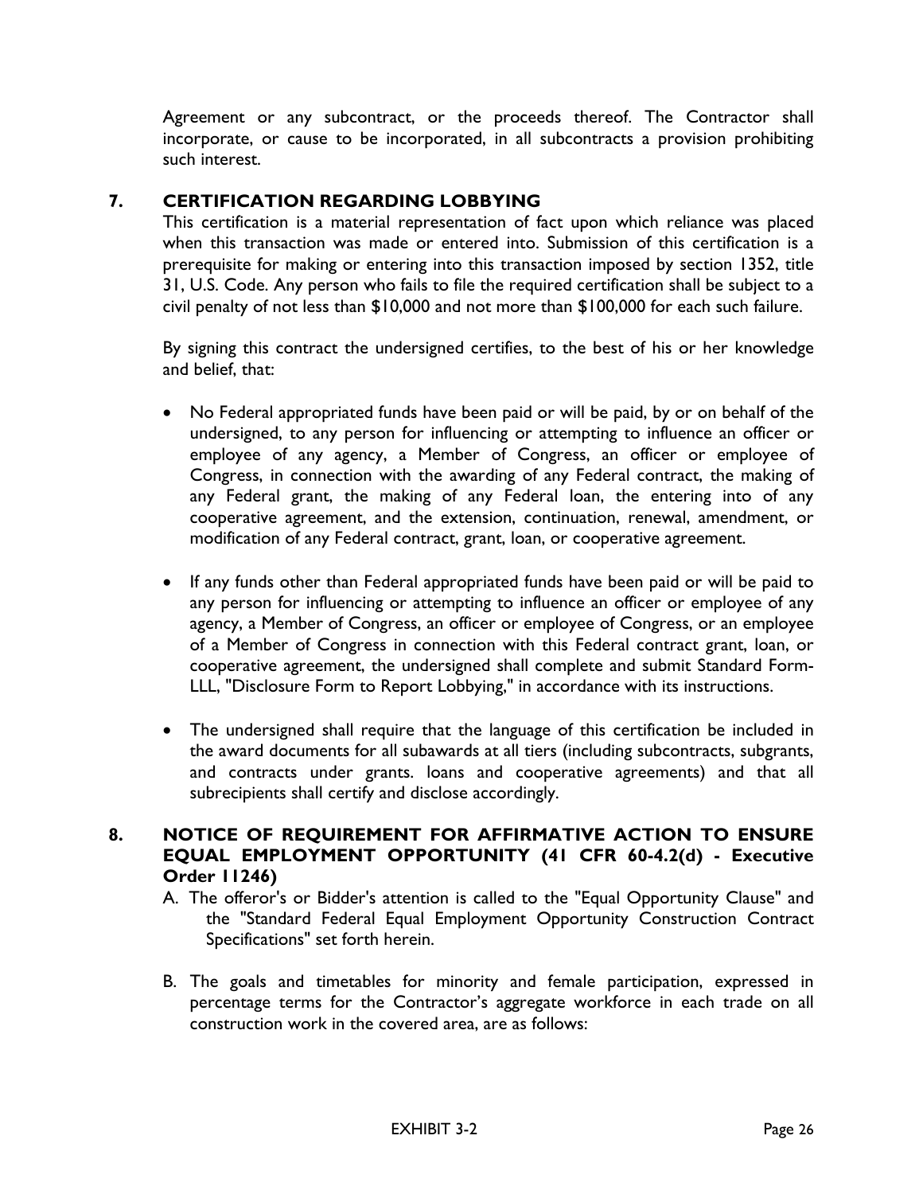Agreement or any subcontract, or the proceeds thereof. The Contractor shall incorporate, or cause to be incorporated, in all subcontracts a provision prohibiting such interest.

## 7. CERTIFICATION REGARDING LOBBYING

This certification is a material representation of fact upon which reliance was placed when this transaction was made or entered into. Submission of this certification is a prerequisite for making or entering into this transaction imposed by section 1352, title 31, U.S. Code. Any person who fails to file the required certification shall be subject to a civil penalty of not less than $10,000 and not more than $100,000 for each such failure.

By signing this contract the undersigned certifies, to the best of his or her knowledge and belief, that:

- No Federal appropriated funds have been paid or will be paid, by or on behalf of the undersigned, to any person for influencing or attempting to influence an officer or employee of any agency, a Member of Congress, an officer or employee of Congress, in connection with the awarding of any Federal contract, the making of any Federal grant, the making of any Federal loan, the entering into of any cooperative agreement, and the extension, continuation, renewal, amendment, or modification of any Federal contract, grant, loan, or cooperative agreement.

- If any funds other than Federal appropriated funds have been paid or will be paid to any person for influencing or attempting to influence an officer or employee of any agency, a Member of Congress, an officer or employee of Congress, or an employee of a Member of Congress in connection with this Federal contract grant, loan, or cooperative agreement, the undersigned shall complete and submit Standard Form-LLL, "Disclosure Form to Report Lobbying," in accordance with its instructions.

- The undersigned shall require that the language of this certification be included in the award documents for all subawards at all tiers (including subcontracts, subgrants, and contracts under grants. loans and cooperative agreements) and that all subrecipients shall certify and disclose accordingly.

## 8. NOTICE OF REQUIREMENT FOR AFFIRMATIVE ACTION TO ENSURE EQUAL EMPLOYMENT OPPORTUNITY (41 CFR 60-4.2(d) - Executive Order 11246)

A. The offeror's or Bidder's attention is called to the "Equal Opportunity Clause" and the "Standard Federal Equal Employment Opportunity Construction Contract Specifications" set forth herein.

B. The goals and timetables for minority and female participation, expressed in percentage terms for the Contractor's aggregate workforce in each trade on all construction work in the covered area, are as follows: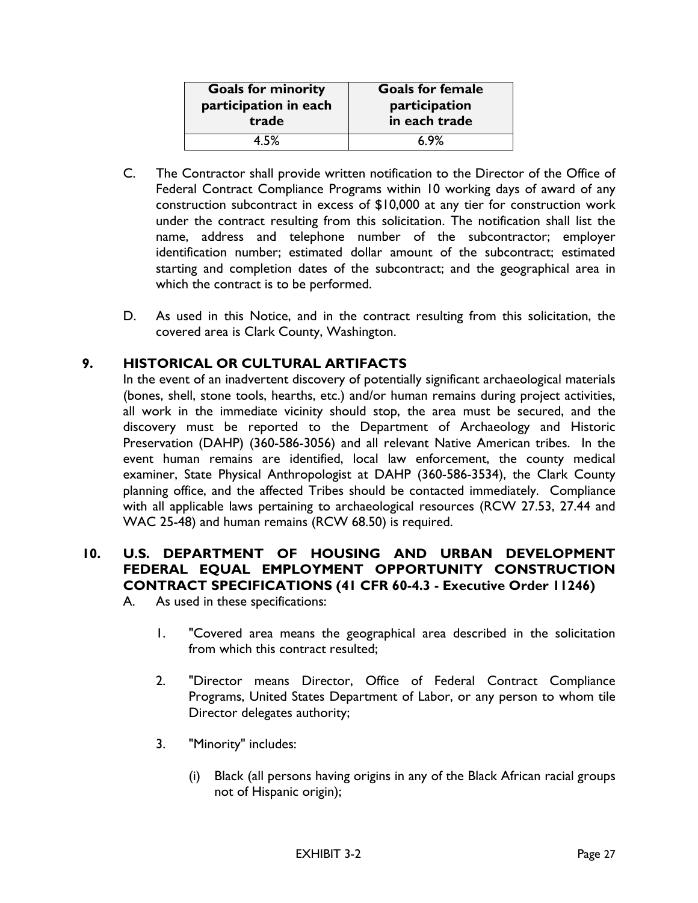| Goals for minority participation in each trade | Goals for female participation in each trade |
| --- | --- |
| 4.5% | 6.9% |

C. The Contractor shall provide written notification to the Director of the Office of Federal Contract Compliance Programs within 10 working days of award of any construction subcontract in excess of $10,000 at any tier for construction work under the contract resulting from this solicitation. The notification shall list the name, address and telephone number of the subcontractor; employer identification number; estimated dollar amount of the subcontract; estimated starting and completion dates of the subcontract; and the geographical area in which the contract is to be performed.

D. As used in this Notice, and in the contract resulting from this solicitation, the covered area is Clark County, Washington.

## 9. HISTORICAL OR CULTURAL ARTIFACTS

In the event of an inadvertent discovery of potentially significant archaeological materials (bones, shell, stone tools, hearths, etc.) and/or human remains during project activities, all work in the immediate vicinity should stop, the area must be secured, and the discovery must be reported to the Department of Archaeology and Historic Preservation (DAHP) (360-586-3056) and all relevant Native American tribes. In the event human remains are identified, local law enforcement, the county medical examiner, State Physical Anthropologist at DAHP (360-586-3534), the Clark County planning office, and the affected Tribes should be contacted immediately. Compliance with all applicable laws pertaining to archaeological resources (RCW 27.53, 27.44 and WAC 25-48) and human remains (RCW 68.50) is required.

## 10. U.S. DEPARTMENT OF HOUSING AND URBAN DEVELOPMENT FEDERAL EQUAL EMPLOYMENT OPPORTUNITY CONSTRUCTION CONTRACT SPECIFICATIONS (41 CFR 60-4.3 - Executive Order 11246)

A. As used in these specifications:

1. "Covered area means the geographical area described in the solicitation from which this contract resulted;

2. "Director means Director, Office of Federal Contract Compliance Programs, United States Department of Labor, or any person to whom tile Director delegates authority;

3. "Minority" includes:

   (i) Black (all persons having origins in any of the Black African racial groups not of Hispanic origin);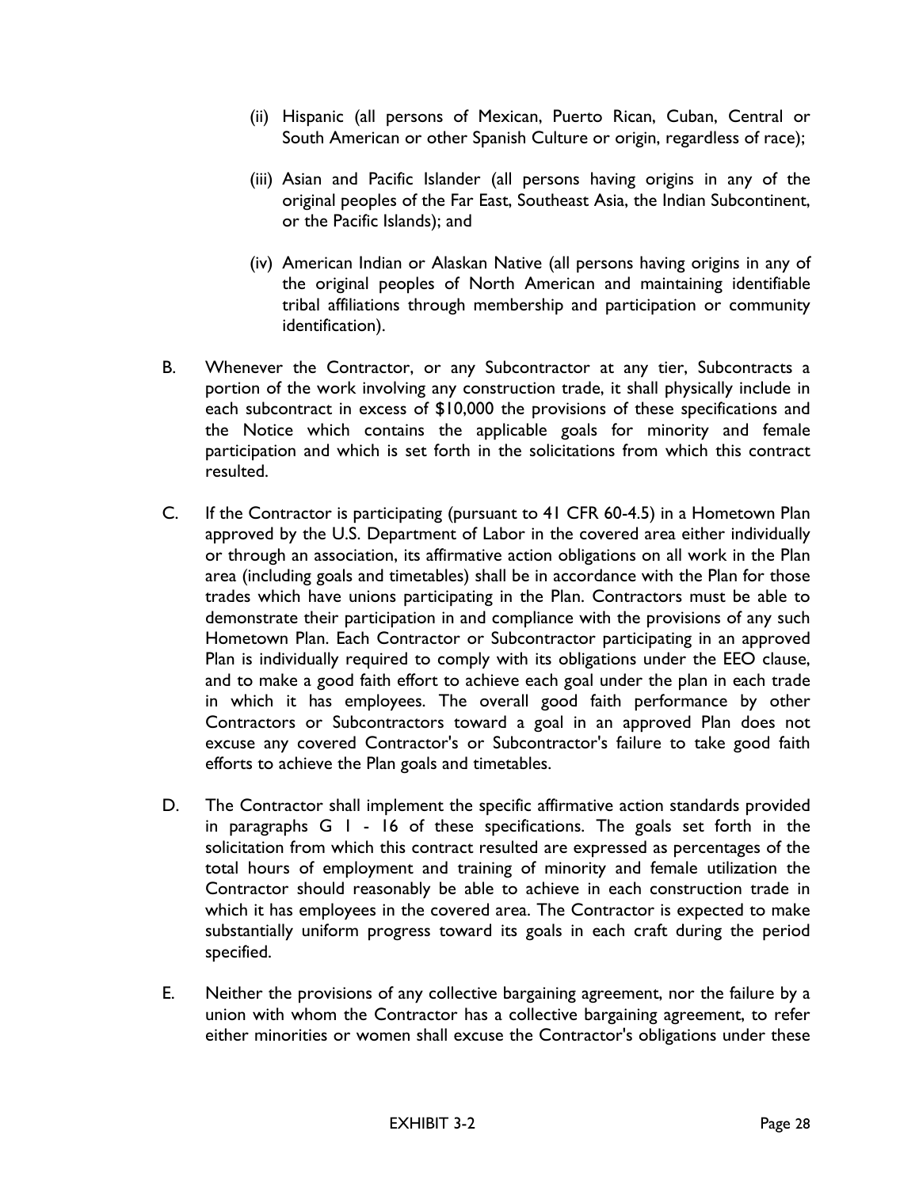(ii) Hispanic (all persons of Mexican, Puerto Rican, Cuban, Central or South American or other Spanish Culture or origin, regardless of race);

(iii) Asian and Pacific Islander (all persons having origins in any of the original peoples of the Far East, Southeast Asia, the Indian Subcontinent, or the Pacific Islands); and

(iv) American Indian or Alaskan Native (all persons having origins in any of the original peoples of North American and maintaining identifiable tribal affiliations through membership and participation or community identification).

B. Whenever the Contractor, or any Subcontractor at any tier, Subcontracts a portion of the work involving any construction trade, it shall physically include in each subcontract in excess of $10,000 the provisions of these specifications and the Notice which contains the applicable goals for minority and female participation and which is set forth in the solicitations from which this contract resulted.

C. If the Contractor is participating (pursuant to 41 CFR 60-4.5) in a Hometown Plan approved by the U.S. Department of Labor in the covered area either individually or through an association, its affirmative action obligations on all work in the Plan area (including goals and timetables) shall be in accordance with the Plan for those trades which have unions participating in the Plan. Contractors must be able to demonstrate their participation in and compliance with the provisions of any such Hometown Plan. Each Contractor or Subcontractor participating in an approved Plan is individually required to comply with its obligations under the EEO clause, and to make a good faith effort to achieve each goal under the plan in each trade in which it has employees. The overall good faith performance by other Contractors or Subcontractors toward a goal in an approved Plan does not excuse any covered Contractor's or Subcontractor's failure to take good faith efforts to achieve the Plan goals and timetables.

D. The Contractor shall implement the specific affirmative action standards provided in paragraphs G 1 - 16 of these specifications. The goals set forth in the solicitation from which this contract resulted are expressed as percentages of the total hours of employment and training of minority and female utilization the Contractor should reasonably be able to achieve in each construction trade in which it has employees in the covered area. The Contractor is expected to make substantially uniform progress toward its goals in each craft during the period specified.

E. Neither the provisions of any collective bargaining agreement, nor the failure by a union with whom the Contractor has a collective bargaining agreement, to refer either minorities or women shall excuse the Contractor's obligations under these

EXHIBIT 3-2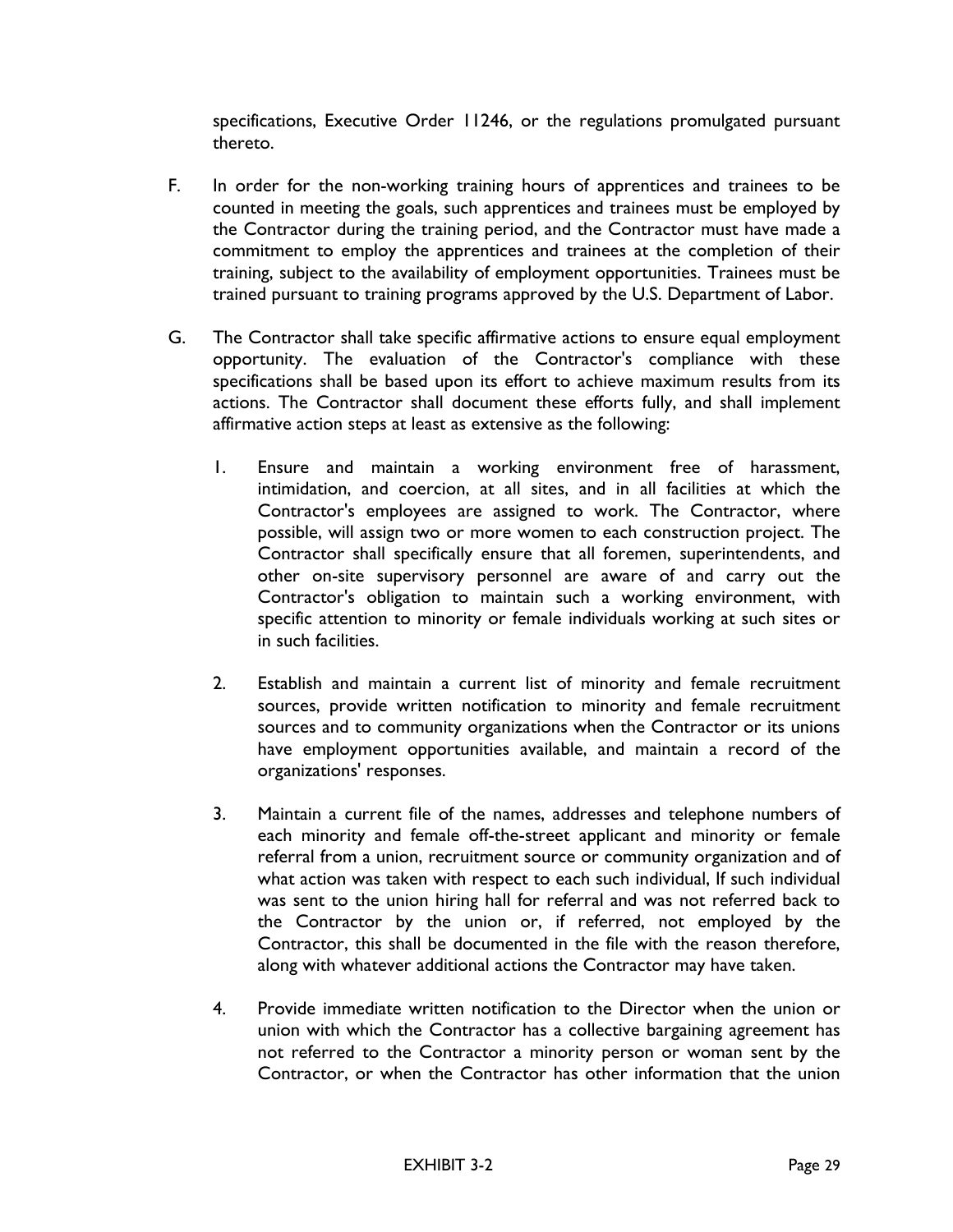specifications, Executive Order 11246, or the regulations promulgated pursuant thereto.

F. In order for the non-working training hours of apprentices and trainees to be counted in meeting the goals, such apprentices and trainees must be employed by the Contractor during the training period, and the Contractor must have made a commitment to employ the apprentices and trainees at the completion of their training, subject to the availability of employment opportunities. Trainees must be trained pursuant to training programs approved by the U.S. Department of Labor.

G. The Contractor shall take specific affirmative actions to ensure equal employment opportunity. The evaluation of the Contractor's compliance with these specifications shall be based upon its effort to achieve maximum results from its actions. The Contractor shall document these efforts fully, and shall implement affirmative action steps at least as extensive as the following:

   1. Ensure and maintain a working environment free of harassment, intimidation, and coercion, at all sites, and in all facilities at which the Contractor's employees are assigned to work. The Contractor, where possible, will assign two or more women to each construction project. The Contractor shall specifically ensure that all foremen, superintendents, and other on-site supervisory personnel are aware of and carry out the Contractor's obligation to maintain such a working environment, with specific attention to minority or female individuals working at such sites or in such facilities.

   2. Establish and maintain a current list of minority and female recruitment sources, provide written notification to minority and female recruitment sources and to community organizations when the Contractor or its unions have employment opportunities available, and maintain a record of the organizations' responses.

   3. Maintain a current file of the names, addresses and telephone numbers of each minority and female off-the-street applicant and minority or female referral from a union, recruitment source or community organization and of what action was taken with respect to each such individual, If such individual was sent to the union hiring hall for referral and was not referred back to the Contractor by the union or, if referred, not employed by the Contractor, this shall be documented in the file with the reason therefore, along with whatever additional actions the Contractor may have taken.

   4. Provide immediate written notification to the Director when the union or union with which the Contractor has a collective bargaining agreement has not referred to the Contractor a minority person or woman sent by the Contractor, or when the Contractor has other information that the union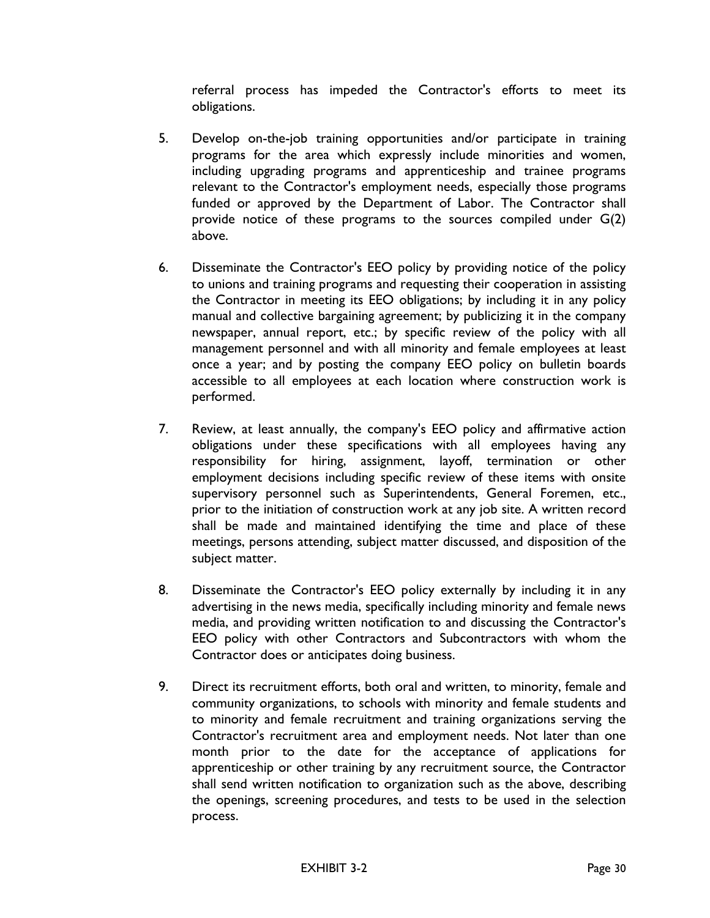referral process has impeded the Contractor's efforts to meet its obligations.

5. Develop on-the-job training opportunities and/or participate in training programs for the area which expressly include minorities and women, including upgrading programs and apprenticeship and trainee programs relevant to the Contractor's employment needs, especially those programs funded or approved by the Department of Labor. The Contractor shall provide notice of these programs to the sources compiled under G(2) above.

6. Disseminate the Contractor's EEO policy by providing notice of the policy to unions and training programs and requesting their cooperation in assisting the Contractor in meeting its EEO obligations; by including it in any policy manual and collective bargaining agreement; by publicizing it in the company newspaper, annual report, etc.; by specific review of the policy with all management personnel and with all minority and female employees at least once a year; and by posting the company EEO policy on bulletin boards accessible to all employees at each location where construction work is performed.

7. Review, at least annually, the company's EEO policy and affirmative action obligations under these specifications with all employees having any responsibility for hiring, assignment, layoff, termination or other employment decisions including specific review of these items with onsite supervisory personnel such as Superintendents, General Foremen, etc., prior to the initiation of construction work at any job site. A written record shall be made and maintained identifying the time and place of these meetings, persons attending, subject matter discussed, and disposition of the subject matter.

8. Disseminate the Contractor's EEO policy externally by including it in any advertising in the news media, specifically including minority and female news media, and providing written notification to and discussing the Contractor's EEO policy with other Contractors and Subcontractors with whom the Contractor does or anticipates doing business.

9. Direct its recruitment efforts, both oral and written, to minority, female and community organizations, to schools with minority and female students and to minority and female recruitment and training organizations serving the Contractor's recruitment area and employment needs. Not later than one month prior to the date for the acceptance of applications for apprenticeship or other training by any recruitment source, the Contractor shall send written notification to organization such as the above, describing the openings, screening procedures, and tests to be used in the selection process.

EXHIBIT 3-2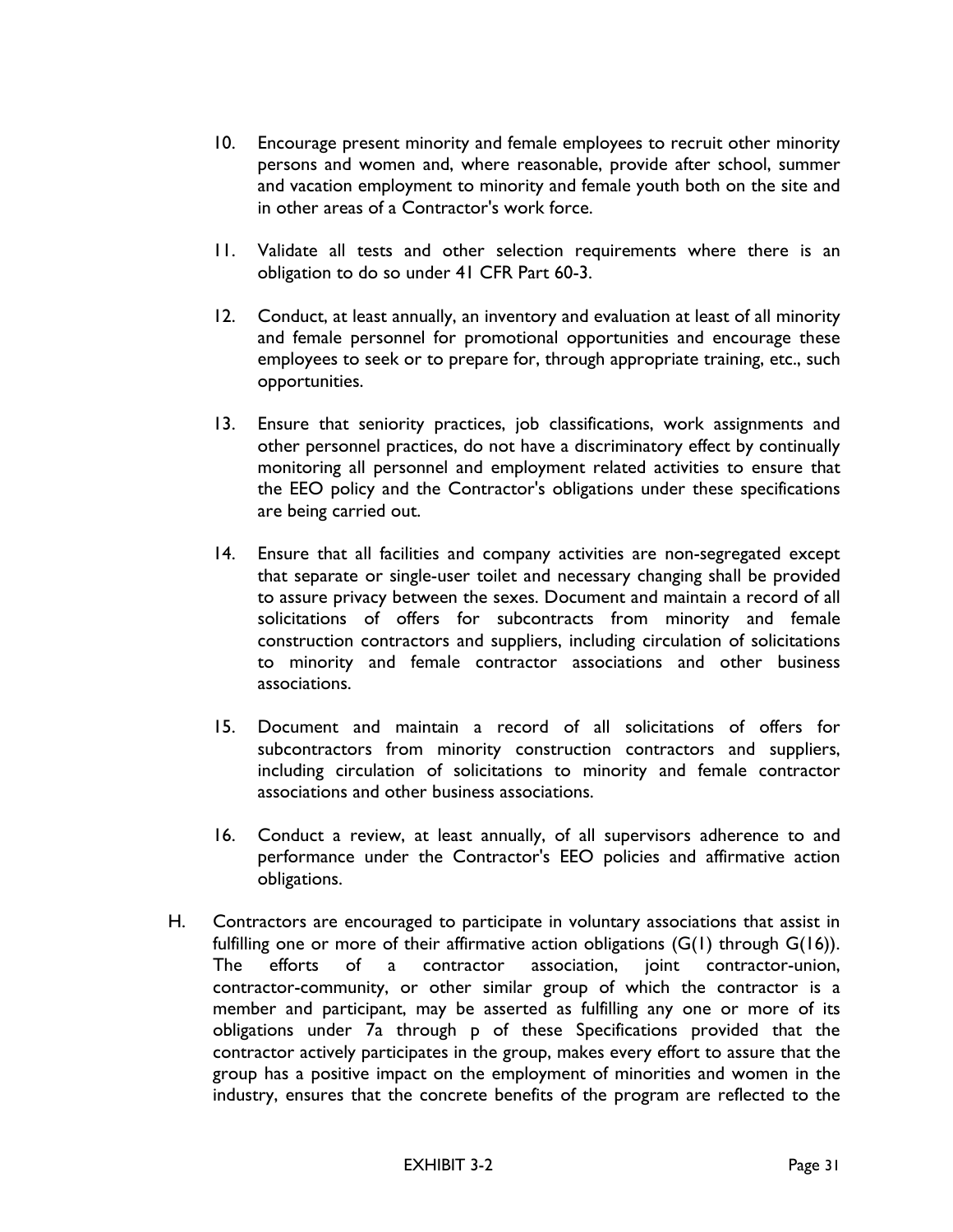10. Encourage present minority and female employees to recruit other minority persons and women and, where reasonable, provide after school, summer and vacation employment to minority and female youth both on the site and in other areas of a Contractor's work force.

11. Validate all tests and other selection requirements where there is an obligation to do so under 41 CFR Part 60-3.

12. Conduct, at least annually, an inventory and evaluation at least of all minority and female personnel for promotional opportunities and encourage these employees to seek or to prepare for, through appropriate training, etc., such opportunities.

13. Ensure that seniority practices, job classifications, work assignments and other personnel practices, do not have a discriminatory effect by continually monitoring all personnel and employment related activities to ensure that the EEO policy and the Contractor's obligations under these specifications are being carried out.

14. Ensure that all facilities and company activities are non-segregated except that separate or single-user toilet and necessary changing shall be provided to assure privacy between the sexes. Document and maintain a record of all solicitations of offers for subcontracts from minority and female construction contractors and suppliers, including circulation of solicitations to minority and female contractor associations and other business associations.

15. Document and maintain a record of all solicitations of offers for subcontractors from minority construction contractors and suppliers, including circulation of solicitations to minority and female contractor associations and other business associations.

16. Conduct a review, at least annually, of all supervisors adherence to and performance under the Contractor's EEO policies and affirmative action obligations.

H. Contractors are encouraged to participate in voluntary associations that assist in fulfilling one or more of their affirmative action obligations (G(1) through G(16)). The efforts of a contractor association, joint contractor-union, contractor-community, or other similar group of which the contractor is a member and participant, may be asserted as fulfilling any one or more of its obligations under 7a through p of these Specifications provided that the contractor actively participates in the group, makes every effort to assure that the group has a positive impact on the employment of minorities and women in the industry, ensures that the concrete benefits of the program are reflected to the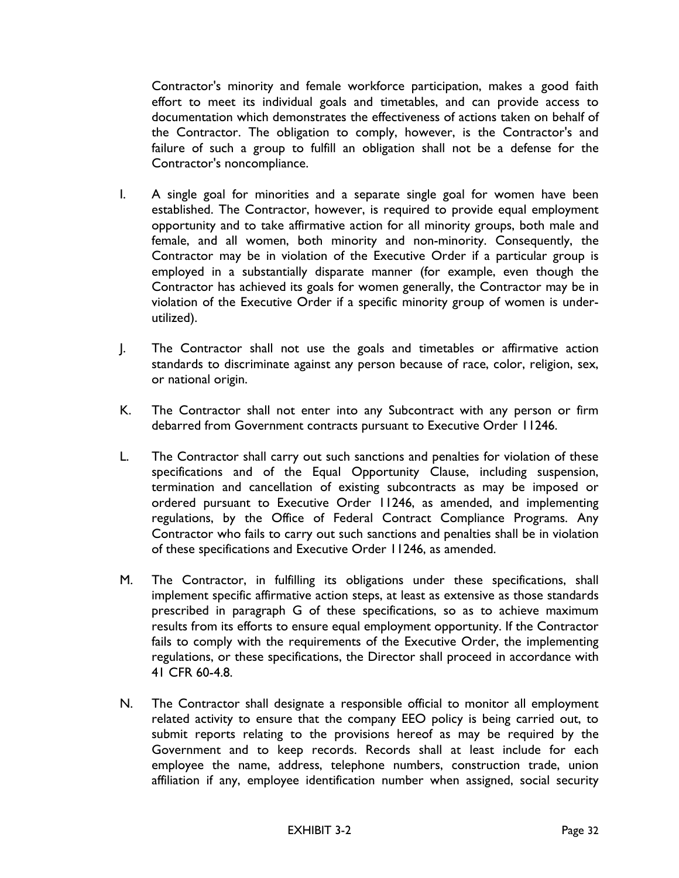Contractor's minority and female workforce participation, makes a good faith effort to meet its individual goals and timetables, and can provide access to documentation which demonstrates the effectiveness of actions taken on behalf of the Contractor. The obligation to comply, however, is the Contractor's and failure of such a group to fulfill an obligation shall not be a defense for the Contractor's noncompliance.

I. A single goal for minorities and a separate single goal for women have been established. The Contractor, however, is required to provide equal employment opportunity and to take affirmative action for all minority groups, both male and female, and all women, both minority and non-minority. Consequently, the Contractor may be in violation of the Executive Order if a particular group is employed in a substantially disparate manner (for example, even though the Contractor has achieved its goals for women generally, the Contractor may be in violation of the Executive Order if a specific minority group of women is under-utilized).

J. The Contractor shall not use the goals and timetables or affirmative action standards to discriminate against any person because of race, color, religion, sex, or national origin.

K. The Contractor shall not enter into any Subcontract with any person or firm debarred from Government contracts pursuant to Executive Order 11246.

L. The Contractor shall carry out such sanctions and penalties for violation of these specifications and of the Equal Opportunity Clause, including suspension, termination and cancellation of existing subcontracts as may be imposed or ordered pursuant to Executive Order 11246, as amended, and implementing regulations, by the Office of Federal Contract Compliance Programs. Any Contractor who fails to carry out such sanctions and penalties shall be in violation of these specifications and Executive Order 11246, as amended.

M. The Contractor, in fulfilling its obligations under these specifications, shall implement specific affirmative action steps, at least as extensive as those standards prescribed in paragraph G of these specifications, so as to achieve maximum results from its efforts to ensure equal employment opportunity. If the Contractor fails to comply with the requirements of the Executive Order, the implementing regulations, or these specifications, the Director shall proceed in accordance with 41 CFR 60-4.8.

N. The Contractor shall designate a responsible official to monitor all employment related activity to ensure that the company EEO policy is being carried out, to submit reports relating to the provisions hereof as may be required by the Government and to keep records. Records shall at least include for each employee the name, address, telephone numbers, construction trade, union affiliation if any, employee identification number when assigned, social security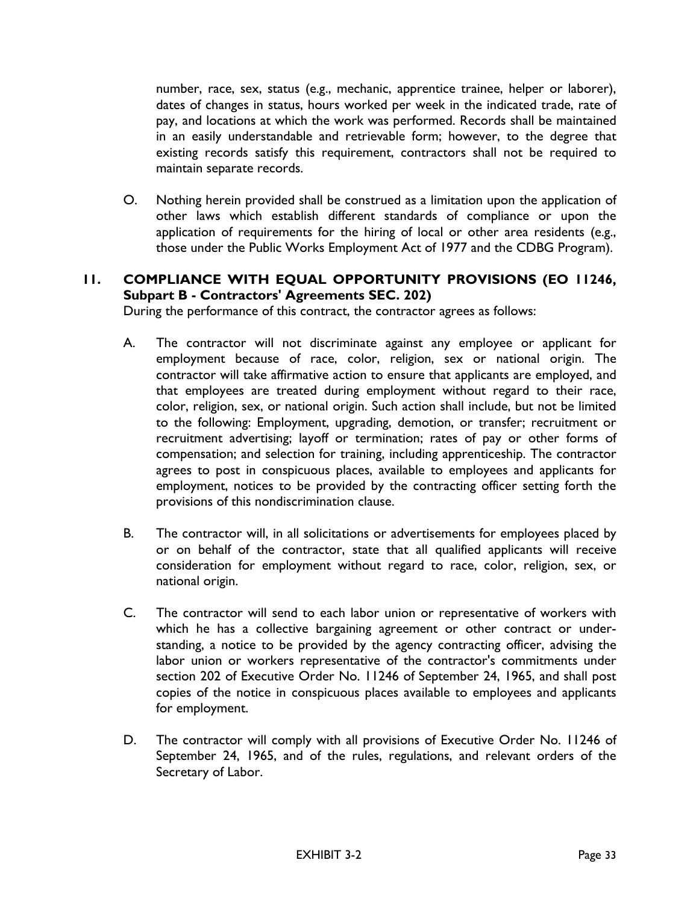number, race, sex, status (e.g., mechanic, apprentice trainee, helper or laborer), dates of changes in status, hours worked per week in the indicated trade, rate of pay, and locations at which the work was performed. Records shall be maintained in an easily understandable and retrievable form; however, to the degree that existing records satisfy this requirement, contractors shall not be required to maintain separate records.

O. Nothing herein provided shall be construed as a limitation upon the application of other laws which establish different standards of compliance or upon the application of requirements for the hiring of local or other area residents (e.g., those under the Public Works Employment Act of 1977 and the CDBG Program).

## 11. COMPLIANCE WITH EQUAL OPPORTUNITY PROVISIONS (EO 11246, Subpart B - Contractors' Agreements SEC. 202)

During the performance of this contract, the contractor agrees as follows:

A. The contractor will not discriminate against any employee or applicant for employment because of race, color, religion, sex or national origin. The contractor will take affirmative action to ensure that applicants are employed, and that employees are treated during employment without regard to their race, color, religion, sex, or national origin. Such action shall include, but not be limited to the following: Employment, upgrading, demotion, or transfer; recruitment or recruitment advertising; layoff or termination; rates of pay or other forms of compensation; and selection for training, including apprenticeship. The contractor agrees to post in conspicuous places, available to employees and applicants for employment, notices to be provided by the contracting officer setting forth the provisions of this nondiscrimination clause.

B. The contractor will, in all solicitations or advertisements for employees placed by or on behalf of the contractor, state that all qualified applicants will receive consideration for employment without regard to race, color, religion, sex, or national origin.

C. The contractor will send to each labor union or representative of workers with which he has a collective bargaining agreement or other contract or understanding, a notice to be provided by the agency contracting officer, advising the labor union or workers representative of the contractor's commitments under section 202 of Executive Order No. 11246 of September 24, 1965, and shall post copies of the notice in conspicuous places available to employees and applicants for employment.

D. The contractor will comply with all provisions of Executive Order No. 11246 of September 24, 1965, and of the rules, regulations, and relevant orders of the Secretary of Labor.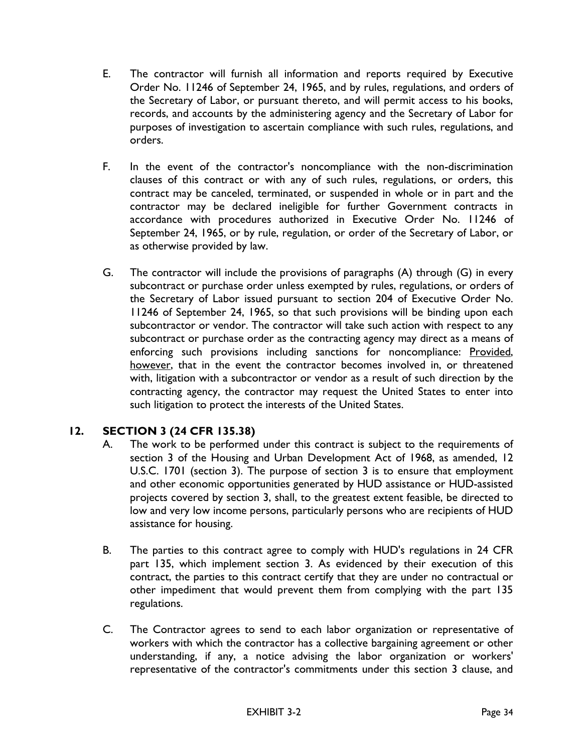E. The contractor will furnish all information and reports required by Executive Order No. 11246 of September 24, 1965, and by rules, regulations, and orders of the Secretary of Labor, or pursuant thereto, and will permit access to his books, records, and accounts by the administering agency and the Secretary of Labor for purposes of investigation to ascertain compliance with such rules, regulations, and orders.

F. In the event of the contractor's noncompliance with the non-discrimination clauses of this contract or with any of such rules, regulations, or orders, this contract may be canceled, terminated, or suspended in whole or in part and the contractor may be declared ineligible for further Government contracts in accordance with procedures authorized in Executive Order No. 11246 of September 24, 1965, or by rule, regulation, or order of the Secretary of Labor, or as otherwise provided by law.

G. The contractor will include the provisions of paragraphs (A) through (G) in every subcontract or purchase order unless exempted by rules, regulations, or orders of the Secretary of Labor issued pursuant to section 204 of Executive Order No. 11246 of September 24, 1965, so that such provisions will be binding upon each subcontractor or vendor. The contractor will take such action with respect to any subcontract or purchase order as the contracting agency may direct as a means of enforcing such provisions including sanctions for noncompliance: Provided, however, that in the event the contractor becomes involved in, or threatened with, litigation with a subcontractor or vendor as a result of such direction by the contracting agency, the contractor may request the United States to enter into such litigation to protect the interests of the United States.

## 12. SECTION 3 (24 CFR 135.38)

A. The work to be performed under this contract is subject to the requirements of section 3 of the Housing and Urban Development Act of 1968, as amended, 12 U.S.C. 1701 (section 3). The purpose of section 3 is to ensure that employment and other economic opportunities generated by HUD assistance or HUD-assisted projects covered by section 3, shall, to the greatest extent feasible, be directed to low and very low income persons, particularly persons who are recipients of HUD assistance for housing.

B. The parties to this contract agree to comply with HUD's regulations in 24 CFR part 135, which implement section 3. As evidenced by their execution of this contract, the parties to this contract certify that they are under no contractual or other impediment that would prevent them from complying with the part 135 regulations.

C. The Contractor agrees to send to each labor organization or representative of workers with which the contractor has a collective bargaining agreement or other understanding, if any, a notice advising the labor organization or workers' representative of the contractor's commitments under this section 3 clause, and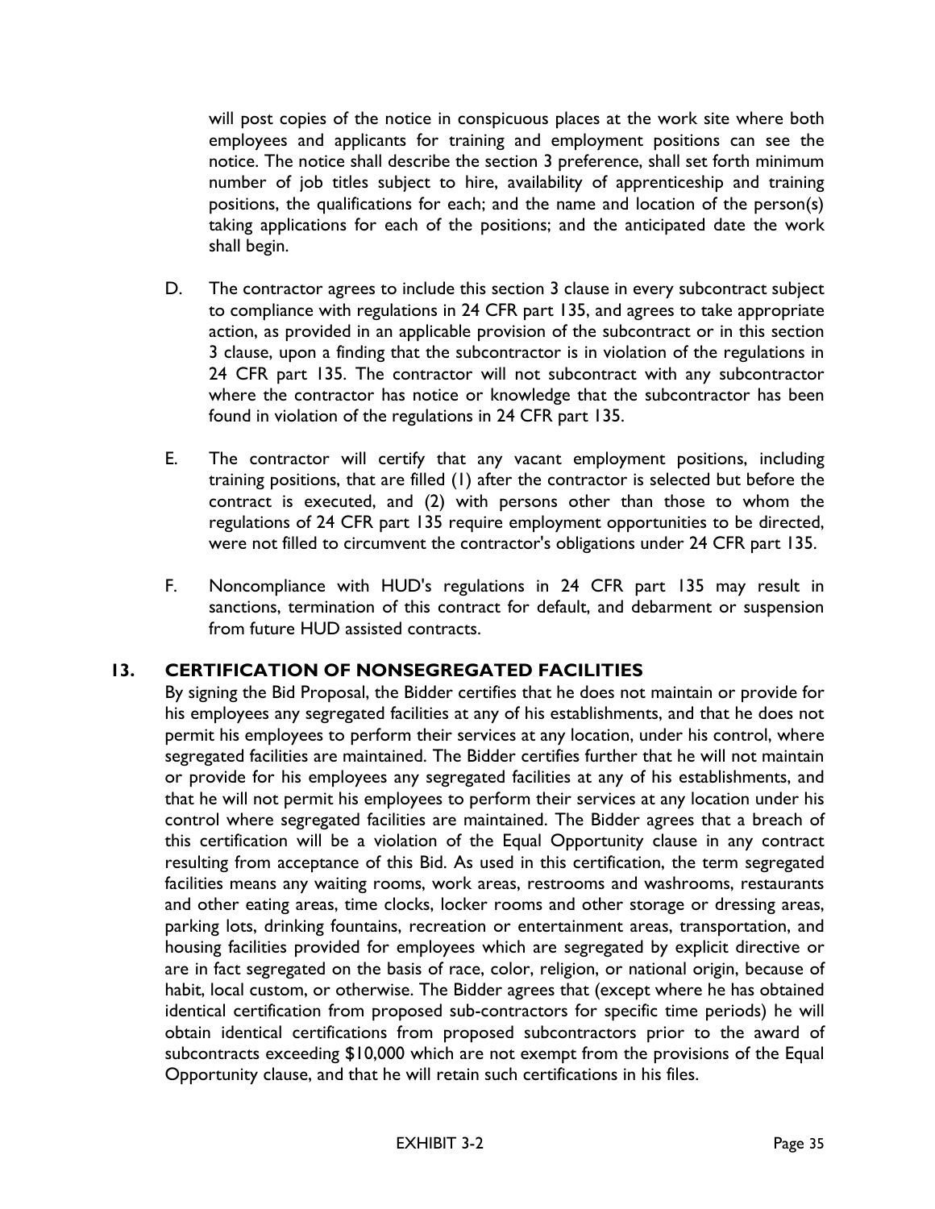will post copies of the notice in conspicuous places at the work site where both employees and applicants for training and employment positions can see the notice. The notice shall describe the section 3 preference, shall set forth minimum number of job titles subject to hire, availability of apprenticeship and training positions, the qualifications for each; and the name and location of the person(s) taking applications for each of the positions; and the anticipated date the work shall begin.

D. The contractor agrees to include this section 3 clause in every subcontract subject to compliance with regulations in 24 CFR part 135, and agrees to take appropriate action, as provided in an applicable provision of the subcontract or in this section 3 clause, upon a finding that the subcontractor is in violation of the regulations in 24 CFR part 135. The contractor will not subcontract with any subcontractor where the contractor has notice or knowledge that the subcontractor has been found in violation of the regulations in 24 CFR part 135.

E. The contractor will certify that any vacant employment positions, including training positions, that are filled (1) after the contractor is selected but before the contract is executed, and (2) with persons other than those to whom the regulations of 24 CFR part 135 require employment opportunities to be directed, were not filled to circumvent the contractor's obligations under 24 CFR part 135.

F. Noncompliance with HUD's regulations in 24 CFR part 135 may result in sanctions, termination of this contract for default, and debarment or suspension from future HUD assisted contracts.

## 13. CERTIFICATION OF NONSEGREGATED FACILITIES

By signing the Bid Proposal, the Bidder certifies that he does not maintain or provide for his employees any segregated facilities at any of his establishments, and that he does not permit his employees to perform their services at any location, under his control, where segregated facilities are maintained. The Bidder certifies further that he will not maintain or provide for his employees any segregated facilities at any of his establishments, and that he will not permit his employees to perform their services at any location under his control where segregated facilities are maintained. The Bidder agrees that a breach of this certification will be a violation of the Equal Opportunity clause in any contract resulting from acceptance of this Bid. As used in this certification, the term segregated facilities means any waiting rooms, work areas, restrooms and washrooms, restaurants and other eating areas, time clocks, locker rooms and other storage or dressing areas, parking lots, drinking fountains, recreation or entertainment areas, transportation, and housing facilities provided for employees which are segregated by explicit directive or are in fact segregated on the basis of race, color, religion, or national origin, because of habit, local custom, or otherwise. The Bidder agrees that (except where he has obtained identical certification from proposed sub-contractors for specific time periods) he will obtain identical certifications from proposed subcontractors prior to the award of subcontracts exceeding $10,000 which are not exempt from the provisions of the Equal Opportunity clause, and that he will retain such certifications in his files.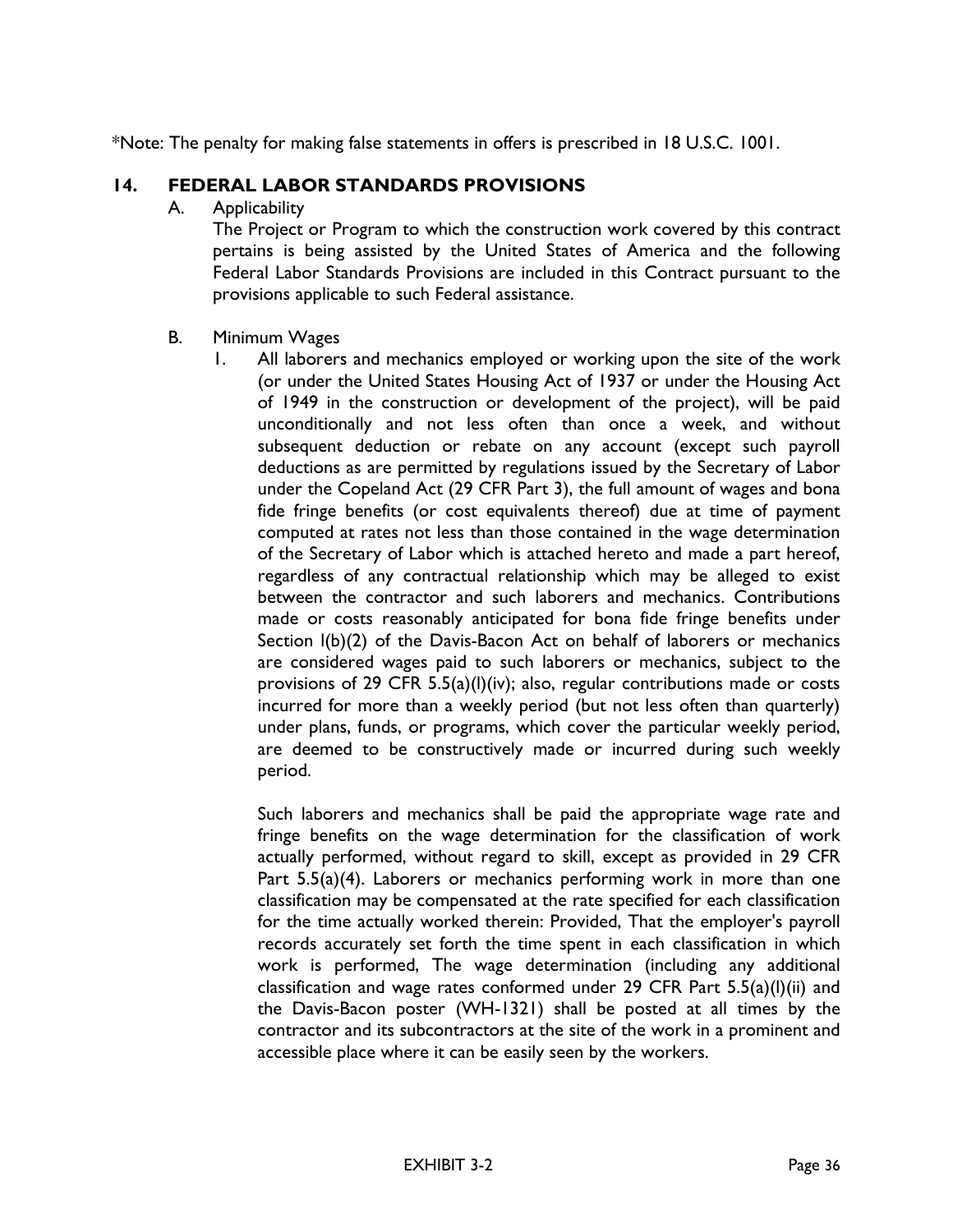*Note: The penalty for making false statements in offers is prescribed in 18 U.S.C. 1001.

## 14. FEDERAL LABOR STANDARDS PROVISIONS

A. Applicability

The Project or Program to which the construction work covered by this contract pertains is being assisted by the United States of America and the following Federal Labor Standards Provisions are included in this Contract pursuant to the provisions applicable to such Federal assistance.

B. Minimum Wages

1. All laborers and mechanics employed or working upon the site of the work (or under the United States Housing Act of 1937 or under the Housing Act of 1949 in the construction or development of the project), will be paid unconditionally and not less often than once a week, and without subsequent deduction or rebate on any account (except such payroll deductions as are permitted by regulations issued by the Secretary of Labor under the Copeland Act (29 CFR Part 3), the full amount of wages and bona fide fringe benefits (or cost equivalents thereof) due at time of payment computed at rates not less than those contained in the wage determination of the Secretary of Labor which is attached hereto and made a part hereof, regardless of any contractual relationship which may be alleged to exist between the contractor and such laborers and mechanics. Contributions made or costs reasonably anticipated for bona fide fringe benefits under Section l(b)(2) of the Davis-Bacon Act on behalf of laborers or mechanics are considered wages paid to such laborers or mechanics, subject to the provisions of 29 CFR 5.5(a)(l)(iv); also, regular contributions made or costs incurred for more than a weekly period (but not less often than quarterly) under plans, funds, or programs, which cover the particular weekly period, are deemed to be constructively made or incurred during such weekly period.

   Such laborers and mechanics shall be paid the appropriate wage rate and fringe benefits on the wage determination for the classification of work actually performed, without regard to skill, except as provided in 29 CFR Part 5.5(a)(4). Laborers or mechanics performing work in more than one classification may be compensated at the rate specified for each classification for the time actually worked therein: Provided, That the employer's payroll records accurately set forth the time spent in each classification in which work is performed, The wage determination (including any additional classification and wage rates conformed under 29 CFR Part 5.5(a)(l)(ii) and the Davis-Bacon poster (WH-1321) shall be posted at all times by the contractor and its subcontractors at the site of the work in a prominent and accessible place where it can be easily seen by the workers.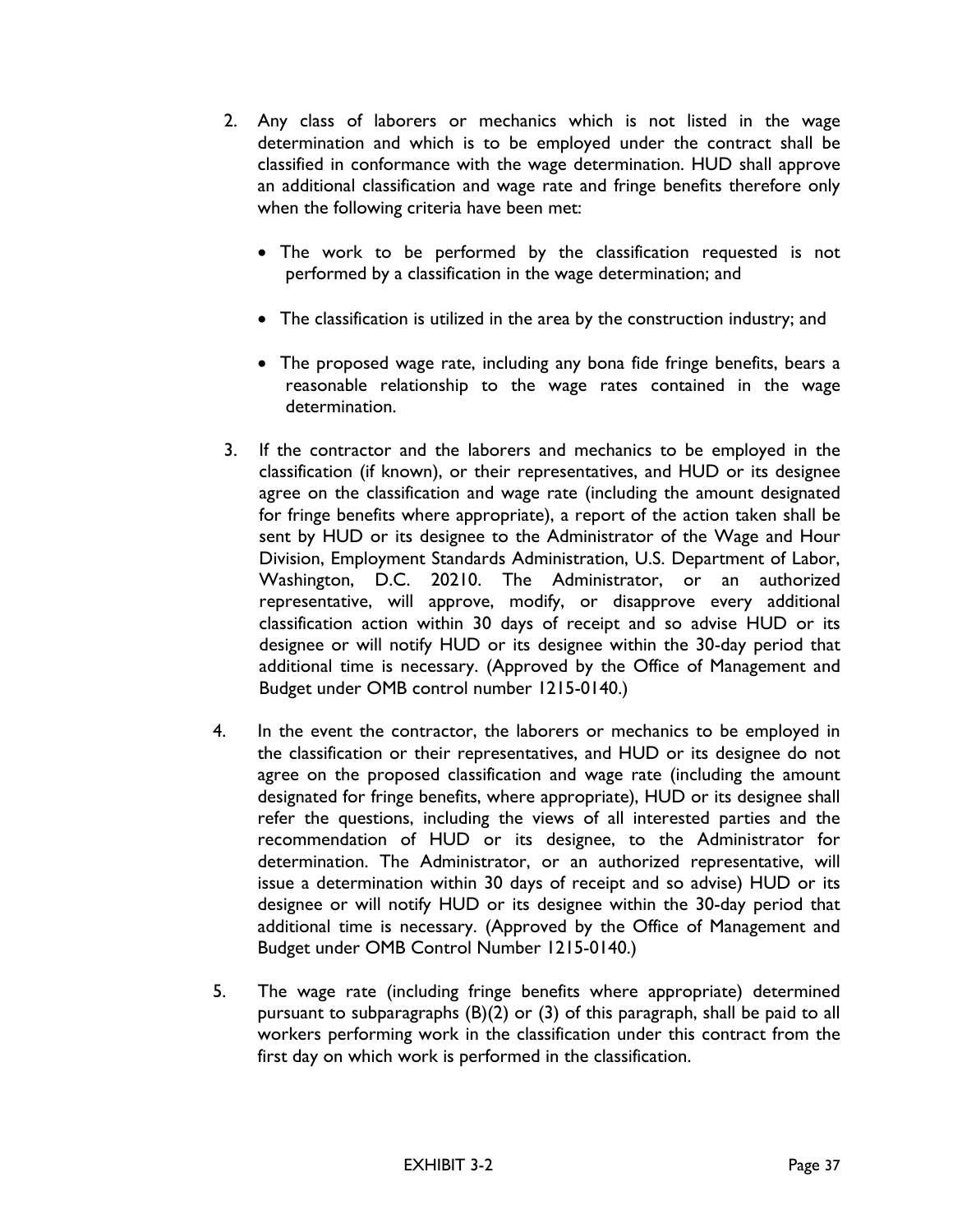2. Any class of laborers or mechanics which is not listed in the wage determination and which is to be employed under the contract shall be classified in conformance with the wage determination. HUD shall approve an additional classification and wage rate and fringe benefits therefore only when the following criteria have been met:

   - The work to be performed by the classification requested is not performed by a classification in the wage determination; and
   - The classification is utilized in the area by the construction industry; and
   - The proposed wage rate, including any bona fide fringe benefits, bears a reasonable relationship to the wage rates contained in the wage determination.

3. If the contractor and the laborers and mechanics to be employed in the classification (if known), or their representatives, and HUD or its designee agree on the classification and wage rate (including the amount designated for fringe benefits where appropriate), a report of the action taken shall be sent by HUD or its designee to the Administrator of the Wage and Hour Division, Employment Standards Administration, U.S. Department of Labor, Washington, D.C. 20210. The Administrator, or an authorized representative, will approve, modify, or disapprove every additional classification action within 30 days of receipt and so advise HUD or its designee or will notify HUD or its designee within the 30-day period that additional time is necessary. (Approved by the Office of Management and Budget under OMB control number 1215-0140.)

4. In the event the contractor, the laborers or mechanics to be employed in the classification or their representatives, and HUD or its designee do not agree on the proposed classification and wage rate (including the amount designated for fringe benefits, where appropriate), HUD or its designee shall refer the questions, including the views of all interested parties and the recommendation of HUD or its designee, to the Administrator for determination. The Administrator, or an authorized representative, will issue a determination within 30 days of receipt and so advise) HUD or its designee or will notify HUD or its designee within the 30-day period that additional time is necessary. (Approved by the Office of Management and Budget under OMB Control Number 1215-0140.)

5. The wage rate (including fringe benefits where appropriate) determined pursuant to subparagraphs (B)(2) or (3) of this paragraph, shall be paid to all workers performing work in the classification under this contract from the first day on which work is performed in the classification.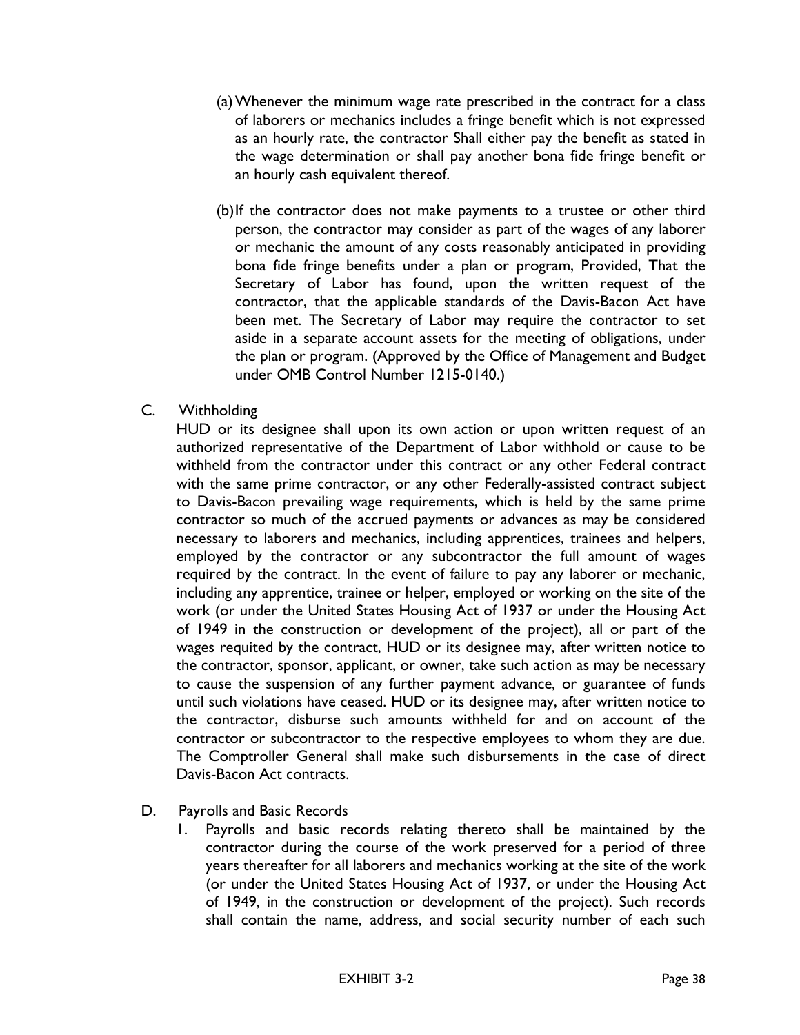(a) Whenever the minimum wage rate prescribed in the contract for a class of laborers or mechanics includes a fringe benefit which is not expressed as an hourly rate, the contractor Shall either pay the benefit as stated in the wage determination or shall pay another bona fide fringe benefit or an hourly cash equivalent thereof.

(b) If the contractor does not make payments to a trustee or other third person, the contractor may consider as part of the wages of any laborer or mechanic the amount of any costs reasonably anticipated in providing bona fide fringe benefits under a plan or program, Provided, That the Secretary of Labor has found, upon the written request of the contractor, that the applicable standards of the Davis-Bacon Act have been met. The Secretary of Labor may require the contractor to set aside in a separate account assets for the meeting of obligations, under the plan or program. (Approved by the Office of Management and Budget under OMB Control Number 1215-0140.)

C. Withholding

HUD or its designee shall upon its own action or upon written request of an authorized representative of the Department of Labor withhold or cause to be withheld from the contractor under this contract or any other Federal contract with the same prime contractor, or any other Federally-assisted contract subject to Davis-Bacon prevailing wage requirements, which is held by the same prime contractor so much of the accrued payments or advances as may be considered necessary to laborers and mechanics, including apprentices, trainees and helpers, employed by the contractor or any subcontractor the full amount of wages required by the contract. In the event of failure to pay any laborer or mechanic, including any apprentice, trainee or helper, employed or working on the site of the work (or under the United States Housing Act of 1937 or under the Housing Act of 1949 in the construction or development of the project), all or part of the wages requited by the contract, HUD or its designee may, after written notice to the contractor, sponsor, applicant, or owner, take such action as may be necessary to cause the suspension of any further payment advance, or guarantee of funds until such violations have ceased. HUD or its designee may, after written notice to the contractor, disburse such amounts withheld for and on account of the contractor or subcontractor to the respective employees to whom they are due. The Comptroller General shall make such disbursements in the case of direct Davis-Bacon Act contracts.

D. Payrolls and Basic Records

1. Payrolls and basic records relating thereto shall be maintained by the contractor during the course of the work preserved for a period of three years thereafter for all laborers and mechanics working at the site of the work (or under the United States Housing Act of 1937, or under the Housing Act of 1949, in the construction or development of the project). Such records shall contain the name, address, and social security number of each such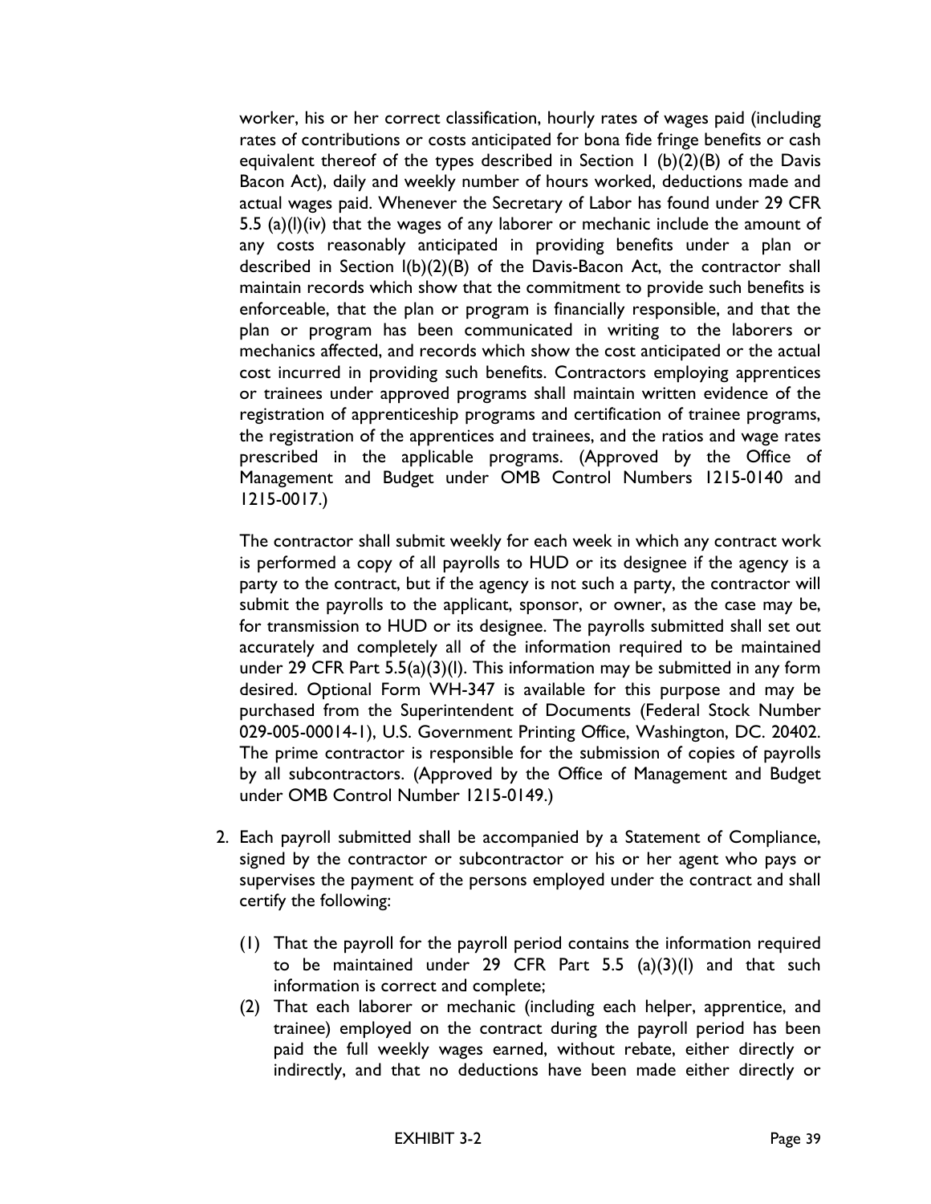worker, his or her correct classification, hourly rates of wages paid (including rates of contributions or costs anticipated for bona fide fringe benefits or cash equivalent thereof of the types described in Section 1 (b)(2)(B) of the Davis Bacon Act), daily and weekly number of hours worked, deductions made and actual wages paid. Whenever the Secretary of Labor has found under 29 CFR 5.5 (a)(l)(iv) that the wages of any laborer or mechanic include the amount of any costs reasonably anticipated in providing benefits under a plan or described in Section l(b)(2)(B) of the Davis-Bacon Act, the contractor shall maintain records which show that the commitment to provide such benefits is enforceable, that the plan or program is financially responsible, and that the plan or program has been communicated in writing to the laborers or mechanics affected, and records which show the cost anticipated or the actual cost incurred in providing such benefits. Contractors employing apprentices or trainees under approved programs shall maintain written evidence of the registration of apprenticeship programs and certification of trainee programs, the registration of the apprentices and trainees, and the ratios and wage rates prescribed in the applicable programs. (Approved by the Office of Management and Budget under OMB Control Numbers 1215-0140 and 1215-0017.)

The contractor shall submit weekly for each week in which any contract work is performed a copy of all payrolls to HUD or its designee if the agency is a party to the contract, but if the agency is not such a party, the contractor will submit the payrolls to the applicant, sponsor, or owner, as the case may be, for transmission to HUD or its designee. The payrolls submitted shall set out accurately and completely all of the information required to be maintained under 29 CFR Part 5.5(a)(3)(I). This information may be submitted in any form desired. Optional Form WH-347 is available for this purpose and may be purchased from the Superintendent of Documents (Federal Stock Number 029-005-00014-1), U.S. Government Printing Office, Washington, DC. 20402. The prime contractor is responsible for the submission of copies of payrolls by all subcontractors. (Approved by the Office of Management and Budget under OMB Control Number 1215-0149.)

2. Each payroll submitted shall be accompanied by a Statement of Compliance, signed by the contractor or subcontractor or his or her agent who pays or supervises the payment of the persons employed under the contract and shall certify the following:

   (1) That the payroll for the payroll period contains the information required to be maintained under 29 CFR Part 5.5 (a)(3)(I) and that such information is correct and complete;
   (2) That each laborer or mechanic (including each helper, apprentice, and trainee) employed on the contract during the payroll period has been paid the full weekly wages earned, without rebate, either directly or indirectly, and that no deductions have been made either directly or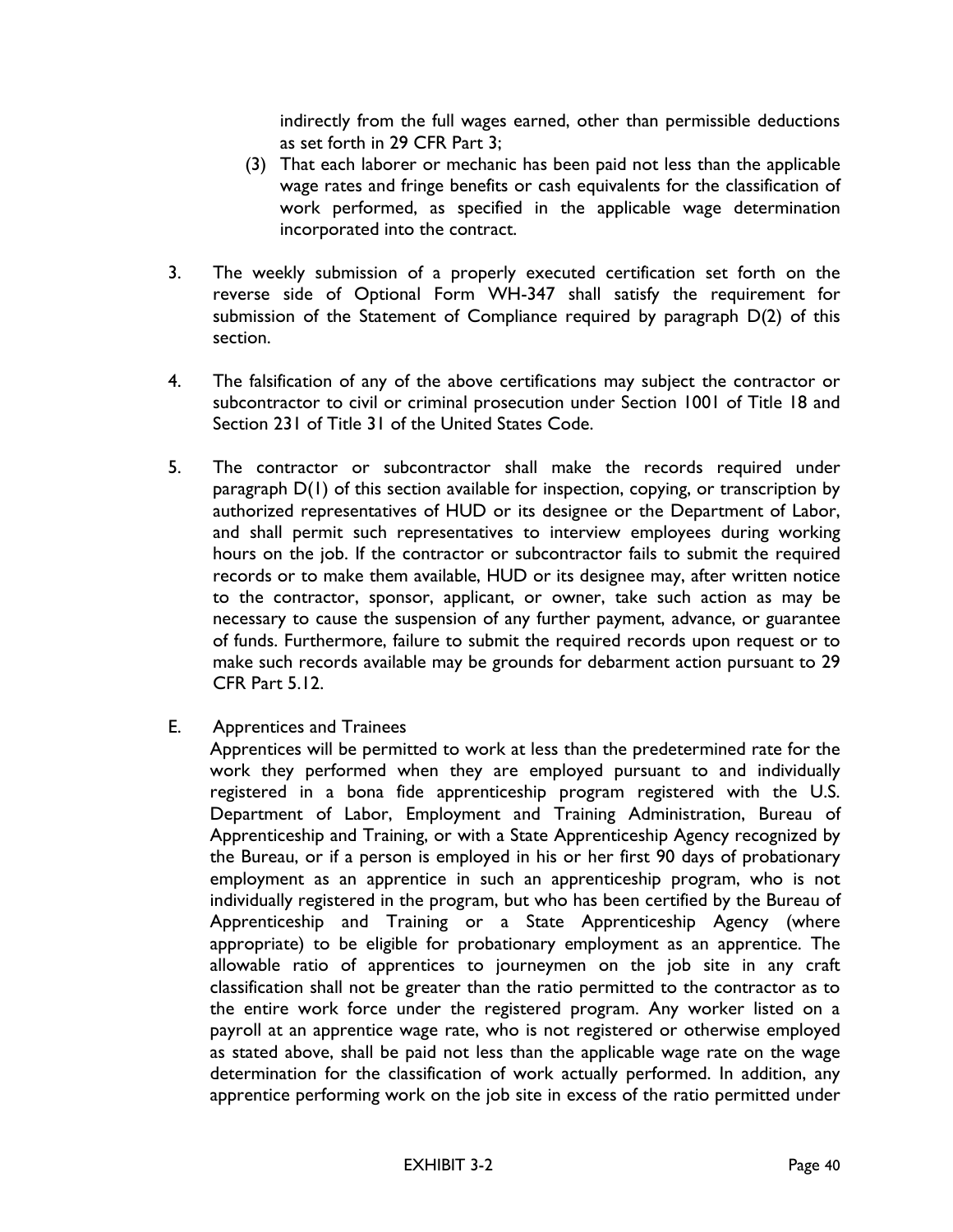indirectly from the full wages earned, other than permissible deductions as set forth in 29 CFR Part 3;

(3) That each laborer or mechanic has been paid not less than the applicable wage rates and fringe benefits or cash equivalents for the classification of work performed, as specified in the applicable wage determination incorporated into the contract.

3. The weekly submission of a properly executed certification set forth on the reverse side of Optional Form WH-347 shall satisfy the requirement for submission of the Statement of Compliance required by paragraph D(2) of this section.

4. The falsification of any of the above certifications may subject the contractor or subcontractor to civil or criminal prosecution under Section 1001 of Title 18 and Section 231 of Title 31 of the United States Code.

5. The contractor or subcontractor shall make the records required under paragraph D(1) of this section available for inspection, copying, or transcription by authorized representatives of HUD or its designee or the Department of Labor, and shall permit such representatives to interview employees during working hours on the job. If the contractor or subcontractor fails to submit the required records or to make them available, HUD or its designee may, after written notice to the contractor, sponsor, applicant, or owner, take such action as may be necessary to cause the suspension of any further payment, advance, or guarantee of funds. Furthermore, failure to submit the required records upon request or to make such records available may be grounds for debarment action pursuant to 29 CFR Part 5.12.

E. Apprentices and Trainees

Apprentices will be permitted to work at less than the predetermined rate for the work they performed when they are employed pursuant to and individually registered in a bona fide apprenticeship program registered with the U.S. Department of Labor, Employment and Training Administration, Bureau of Apprenticeship and Training, or with a State Apprenticeship Agency recognized by the Bureau, or if a person is employed in his or her first 90 days of probationary employment as an apprentice in such an apprenticeship program, who is not individually registered in the program, but who has been certified by the Bureau of Apprenticeship and Training or a State Apprenticeship Agency (where appropriate) to be eligible for probationary employment as an apprentice. The allowable ratio of apprentices to journeymen on the job site in any craft classification shall not be greater than the ratio permitted to the contractor as to the entire work force under the registered program. Any worker listed on a payroll at an apprentice wage rate, who is not registered or otherwise employed as stated above, shall be paid not less than the applicable wage rate on the wage determination for the classification of work actually performed. In addition, any apprentice performing work on the job site in excess of the ratio permitted under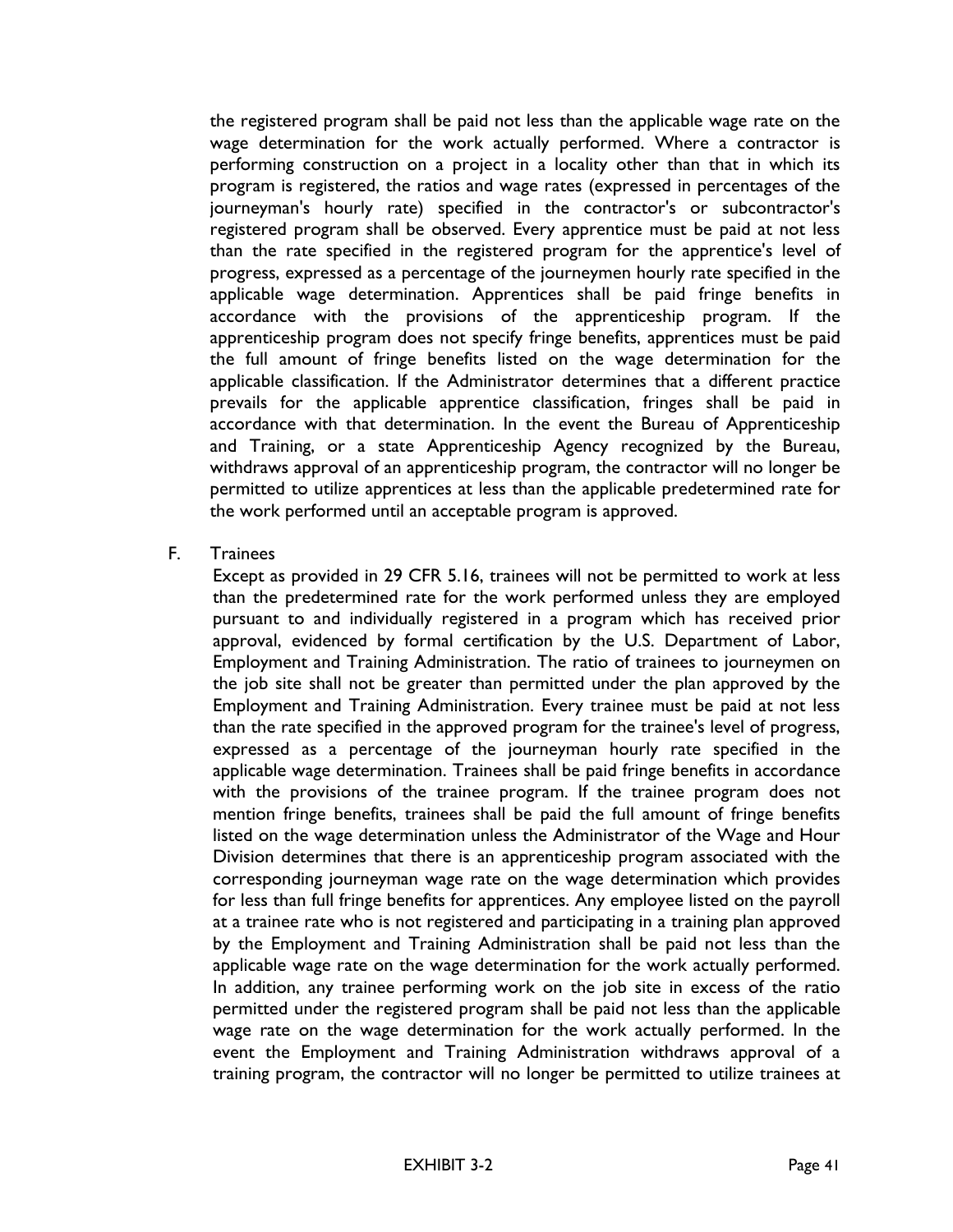the registered program shall be paid not less than the applicable wage rate on the wage determination for the work actually performed. Where a contractor is performing construction on a project in a locality other than that in which its program is registered, the ratios and wage rates (expressed in percentages of the journeyman's hourly rate) specified in the contractor's or subcontractor's registered program shall be observed. Every apprentice must be paid at not less than the rate specified in the registered program for the apprentice's level of progress, expressed as a percentage of the journeymen hourly rate specified in the applicable wage determination. Apprentices shall be paid fringe benefits in accordance with the provisions of the apprenticeship program. If the apprenticeship program does not specify fringe benefits, apprentices must be paid the full amount of fringe benefits listed on the wage determination for the applicable classification. If the Administrator determines that a different practice prevails for the applicable apprentice classification, fringes shall be paid in accordance with that determination. In the event the Bureau of Apprenticeship and Training, or a state Apprenticeship Agency recognized by the Bureau, withdraws approval of an apprenticeship program, the contractor will no longer be permitted to utilize apprentices at less than the applicable predetermined rate for the work performed until an acceptable program is approved.

F. Trainees

Except as provided in 29 CFR 5.16, trainees will not be permitted to work at less than the predetermined rate for the work performed unless they are employed pursuant to and individually registered in a program which has received prior approval, evidenced by formal certification by the U.S. Department of Labor, Employment and Training Administration. The ratio of trainees to journeymen on the job site shall not be greater than permitted under the plan approved by the Employment and Training Administration. Every trainee must be paid at not less than the rate specified in the approved program for the trainee's level of progress, expressed as a percentage of the journeyman hourly rate specified in the applicable wage determination. Trainees shall be paid fringe benefits in accordance with the provisions of the trainee program. If the trainee program does not mention fringe benefits, trainees shall be paid the full amount of fringe benefits listed on the wage determination unless the Administrator of the Wage and Hour Division determines that there is an apprenticeship program associated with the corresponding journeyman wage rate on the wage determination which provides for less than full fringe benefits for apprentices. Any employee listed on the payroll at a trainee rate who is not registered and participating in a training plan approved by the Employment and Training Administration shall be paid not less than the applicable wage rate on the wage determination for the work actually performed. In addition, any trainee performing work on the job site in excess of the ratio permitted under the registered program shall be paid not less than the applicable wage rate on the wage determination for the work actually performed. In the event the Employment and Training Administration withdraws approval of a training program, the contractor will no longer be permitted to utilize trainees at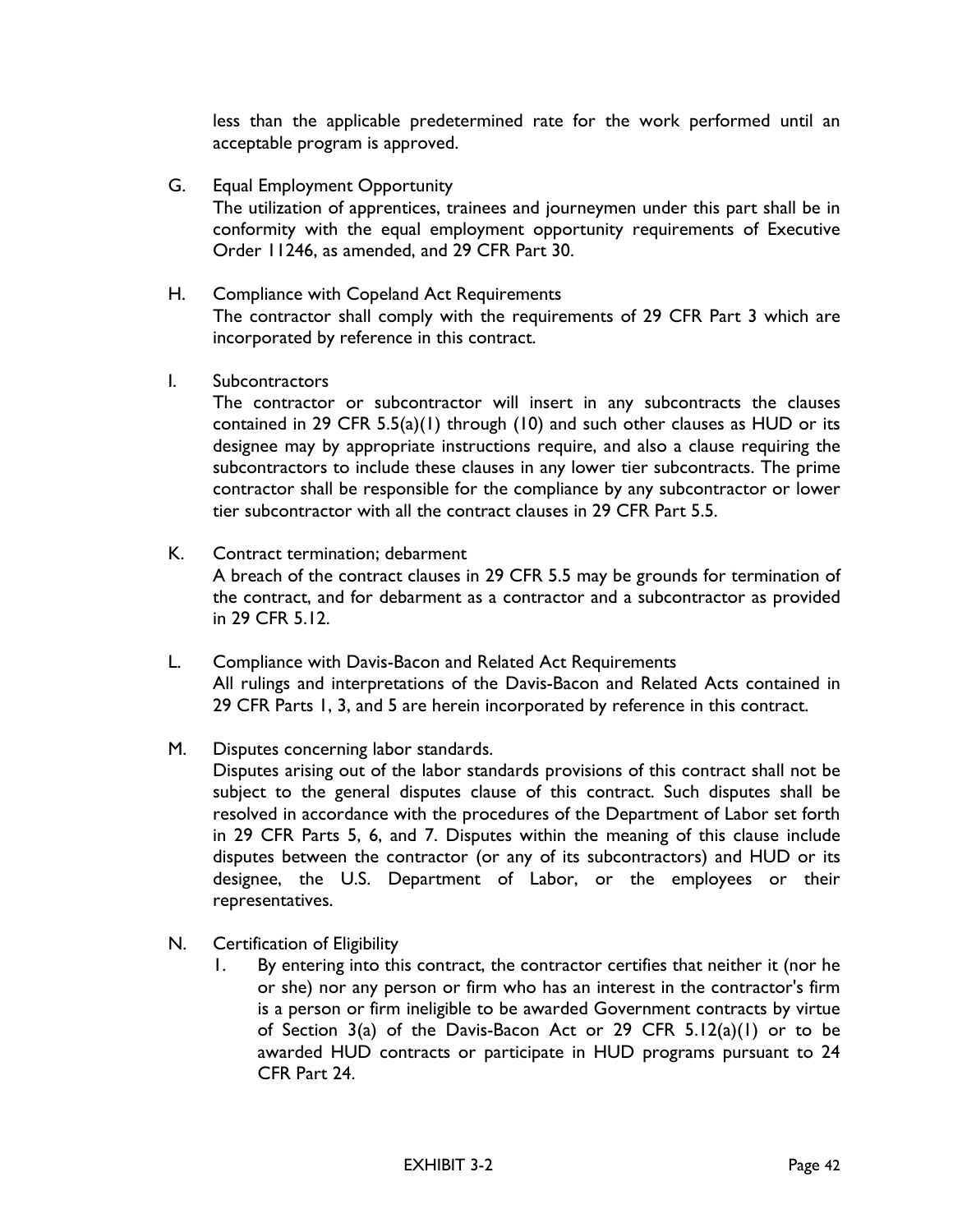less than the applicable predetermined rate for the work performed until an acceptable program is approved.

G. Equal Employment Opportunity
The utilization of apprentices, trainees and journeymen under this part shall be in conformity with the equal employment opportunity requirements of Executive Order 11246, as amended, and 29 CFR Part 30.

H. Compliance with Copeland Act Requirements
The contractor shall comply with the requirements of 29 CFR Part 3 which are incorporated by reference in this contract.

I. Subcontractors
The contractor or subcontractor will insert in any subcontracts the clauses contained in 29 CFR 5.5(a)(1) through (10) and such other clauses as HUD or its designee may by appropriate instructions require, and also a clause requiring the subcontractors to include these clauses in any lower tier subcontracts. The prime contractor shall be responsible for the compliance by any subcontractor or lower tier subcontractor with all the contract clauses in 29 CFR Part 5.5.

K. Contract termination; debarment
A breach of the contract clauses in 29 CFR 5.5 may be grounds for termination of the contract, and for debarment as a contractor and a subcontractor as provided in 29 CFR 5.12.

L. Compliance with Davis-Bacon and Related Act Requirements
All rulings and interpretations of the Davis-Bacon and Related Acts contained in 29 CFR Parts 1, 3, and 5 are herein incorporated by reference in this contract.

M. Disputes concerning labor standards.
Disputes arising out of the labor standards provisions of this contract shall not be subject to the general disputes clause of this contract. Such disputes shall be resolved in accordance with the procedures of the Department of Labor set forth in 29 CFR Parts 5, 6, and 7. Disputes within the meaning of this clause include disputes between the contractor (or any of its subcontractors) and HUD or its designee, the U.S. Department of Labor, or the employees or their representatives.

N. Certification of Eligibility
  1. By entering into this contract, the contractor certifies that neither it (nor he or she) nor any person or firm who has an interest in the contractor's firm is a person or firm ineligible to be awarded Government contracts by virtue of Section 3(a) of the Davis-Bacon Act or 29 CFR 5.12(a)(1) or to be awarded HUD contracts or participate in HUD programs pursuant to 24 CFR Part 24.

EXHIBIT 3-2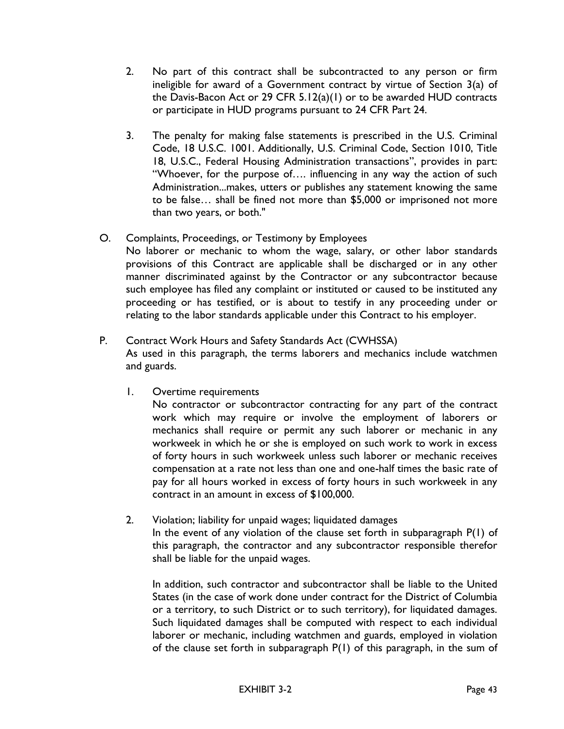2. No part of this contract shall be subcontracted to any person or firm ineligible for award of a Government contract by virtue of Section 3(a) of the Davis-Bacon Act or 29 CFR 5.12(a)(1) or to be awarded HUD contracts or participate in HUD programs pursuant to 24 CFR Part 24.

3. The penalty for making false statements is prescribed in the U.S. Criminal Code, 18 U.S.C. 1001. Additionally, U.S. Criminal Code, Section 1010, Title 18, U.S.C., Federal Housing Administration transactions", provides in part: "Whoever, for the purpose of…. influencing in any way the action of such Administration...makes, utters or publishes any statement knowing the same to be false… shall be fined not more than $5,000 or imprisoned not more than two years, or both."

O. Complaints, Proceedings, or Testimony by Employees
No laborer or mechanic to whom the wage, salary, or other labor standards provisions of this Contract are applicable shall be discharged or in any other manner discriminated against by the Contractor or any subcontractor because such employee has filed any complaint or instituted or caused to be instituted any proceeding or has testified, or is about to testify in any proceeding under or relating to the labor standards applicable under this Contract to his employer.

P. Contract Work Hours and Safety Standards Act (CWHSSA)
As used in this paragraph, the terms laborers and mechanics include watchmen and guards.

1. Overtime requirements
No contractor or subcontractor contracting for any part of the contract work which may require or involve the employment of laborers or mechanics shall require or permit any such laborer or mechanic in any workweek in which he or she is employed on such work to work in excess of forty hours in such workweek unless such laborer or mechanic receives compensation at a rate not less than one and one-half times the basic rate of pay for all hours worked in excess of forty hours in such workweek in any contract in an amount in excess of $100,000.

2. Violation; liability for unpaid wages; liquidated damages
In the event of any violation of the clause set forth in subparagraph P(1) of this paragraph, the contractor and any subcontractor responsible therefor shall be liable for the unpaid wages.

In addition, such contractor and subcontractor shall be liable to the United States (in the case of work done under contract for the District of Columbia or a territory, to such District or to such territory), for liquidated damages. Such liquidated damages shall be computed with respect to each individual laborer or mechanic, including watchmen and guards, employed in violation of the clause set forth in subparagraph P(1) of this paragraph, in the sum of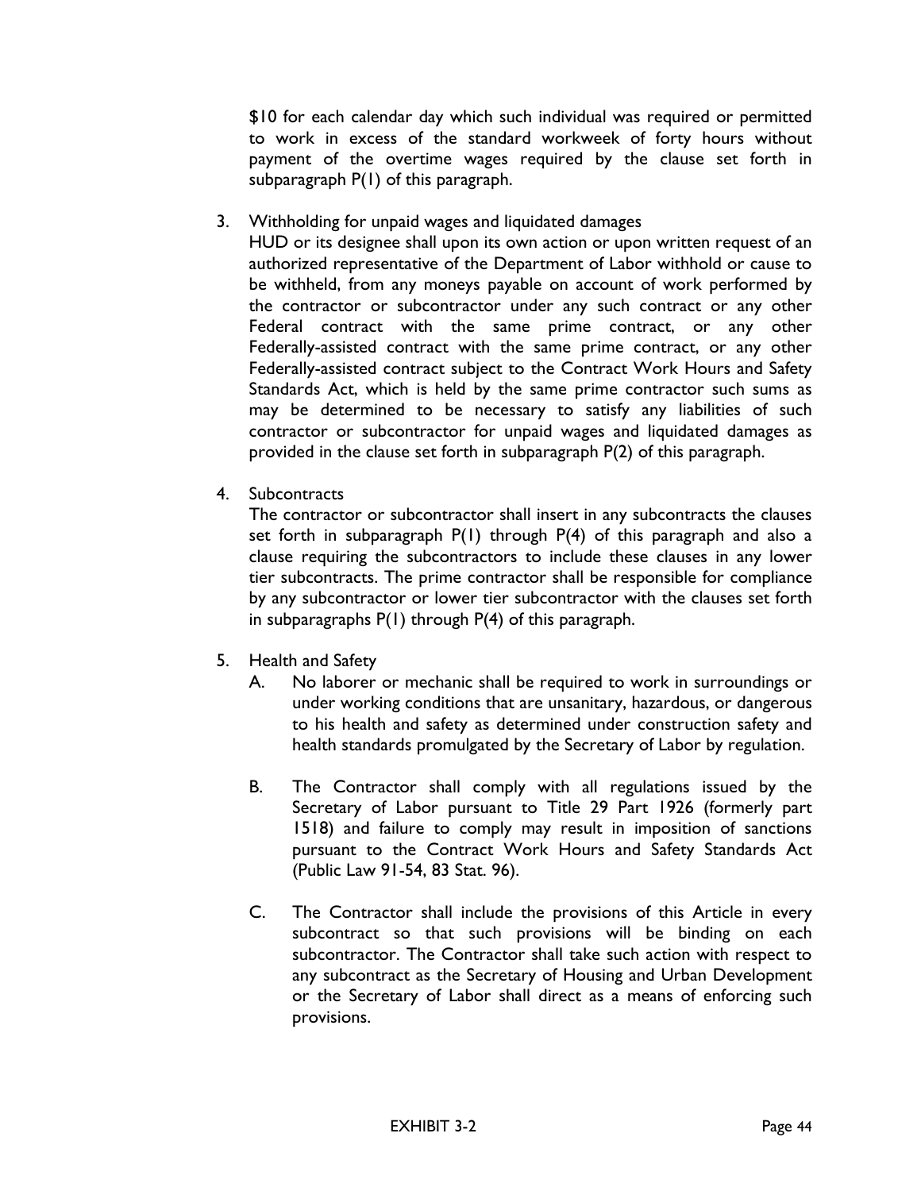$10 for each calendar day which such individual was required or permitted to work in excess of the standard workweek of forty hours without payment of the overtime wages required by the clause set forth in subparagraph P(1) of this paragraph.

3. Withholding for unpaid wages and liquidated damages
   HUD or its designee shall upon its own action or upon written request of an authorized representative of the Department of Labor withhold or cause to be withheld, from any moneys payable on account of work performed by the contractor or subcontractor under any such contract or any other Federal contract with the same prime contract, or any other Federally-assisted contract with the same prime contract, or any other Federally-assisted contract subject to the Contract Work Hours and Safety Standards Act, which is held by the same prime contractor such sums as may be determined to be necessary to satisfy any liabilities of such contractor or subcontractor for unpaid wages and liquidated damages as provided in the clause set forth in subparagraph P(2) of this paragraph.

4. Subcontracts
   The contractor or subcontractor shall insert in any subcontracts the clauses set forth in subparagraph P(1) through P(4) of this paragraph and also a clause requiring the subcontractors to include these clauses in any lower tier subcontracts. The prime contractor shall be responsible for compliance by any subcontractor or lower tier subcontractor with the clauses set forth in subparagraphs P(1) through P(4) of this paragraph.

5. Health and Safety
   A. No laborer or mechanic shall be required to work in surroundings or under working conditions that are unsanitary, hazardous, or dangerous to his health and safety as determined under construction safety and health standards promulgated by the Secretary of Labor by regulation.

   B. The Contractor shall comply with all regulations issued by the Secretary of Labor pursuant to Title 29 Part 1926 (formerly part 1518) and failure to comply may result in imposition of sanctions pursuant to the Contract Work Hours and Safety Standards Act (Public Law 91-54, 83 Stat. 96).

   C. The Contractor shall include the provisions of this Article in every subcontract so that such provisions will be binding on each subcontractor. The Contractor shall take such action with respect to any subcontract as the Secretary of Housing and Urban Development or the Secretary of Labor shall direct as a means of enforcing such provisions.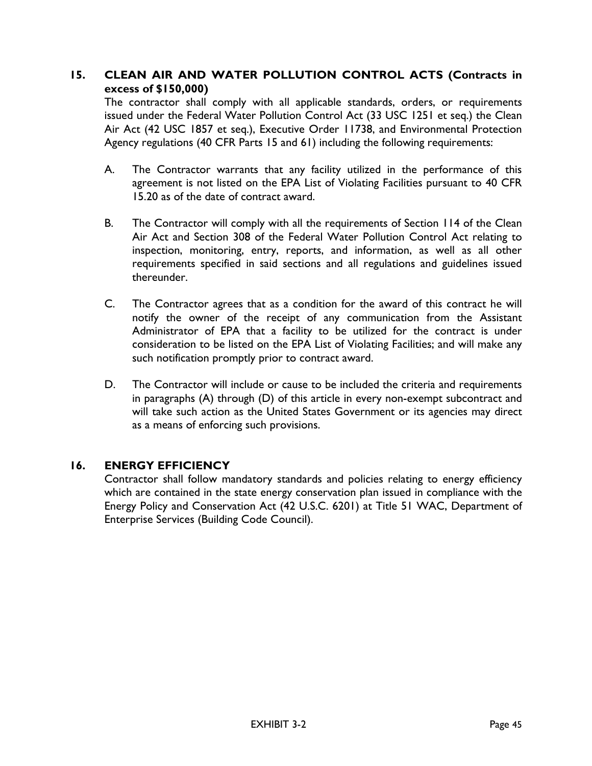## 15. CLEAN AIR AND WATER POLLUTION CONTROL ACTS (Contracts in excess of $150,000)

The contractor shall comply with all applicable standards, orders, or requirements issued under the Federal Water Pollution Control Act (33 USC 1251 et seq.) the Clean Air Act (42 USC 1857 et seq.), Executive Order 11738, and Environmental Protection Agency regulations (40 CFR Parts 15 and 61) including the following requirements:

A. The Contractor warrants that any facility utilized in the performance of this agreement is not listed on the EPA List of Violating Facilities pursuant to 40 CFR 15.20 as of the date of contract award.

B. The Contractor will comply with all the requirements of Section 114 of the Clean Air Act and Section 308 of the Federal Water Pollution Control Act relating to inspection, monitoring, entry, reports, and information, as well as all other requirements specified in said sections and all regulations and guidelines issued thereunder.

C. The Contractor agrees that as a condition for the award of this contract he will notify the owner of the receipt of any communication from the Assistant Administrator of EPA that a facility to be utilized for the contract is under consideration to be listed on the EPA List of Violating Facilities; and will make any such notification promptly prior to contract award.

D. The Contractor will include or cause to be included the criteria and requirements in paragraphs (A) through (D) of this article in every non-exempt subcontract and will take such action as the United States Government or its agencies may direct as a means of enforcing such provisions.

## 16. ENERGY EFFICIENCY

Contractor shall follow mandatory standards and policies relating to energy efficiency which are contained in the state energy conservation plan issued in compliance with the Energy Policy and Conservation Act (42 U.S.C. 6201) at Title 51 WAC, Department of Enterprise Services (Building Code Council).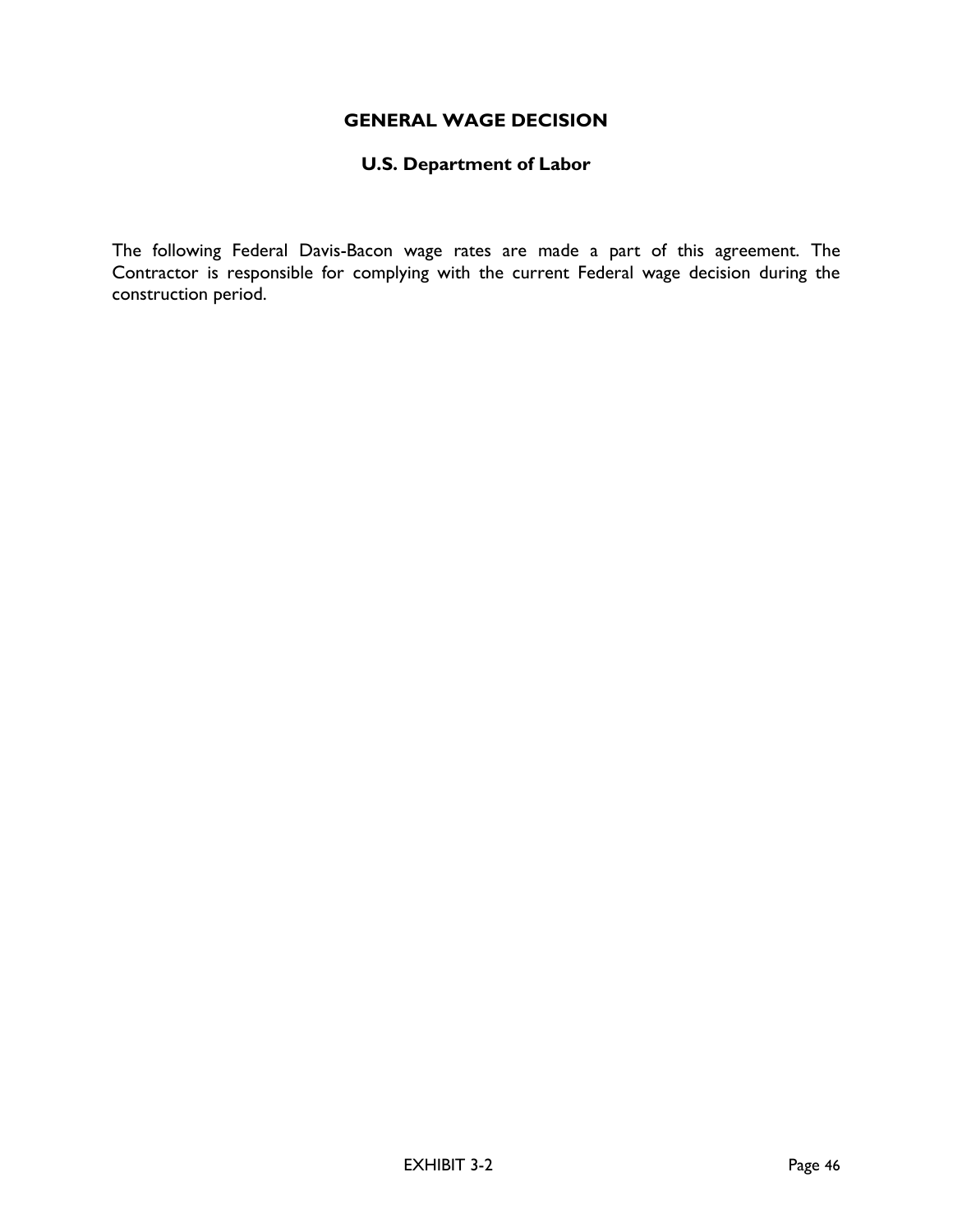# GENERAL WAGE DECISION

## U.S. Department of Labor

The following Federal Davis-Bacon wage rates are made a part of this agreement. The Contractor is responsible for complying with the current Federal wage decision during the construction period.

EXHIBIT 3-2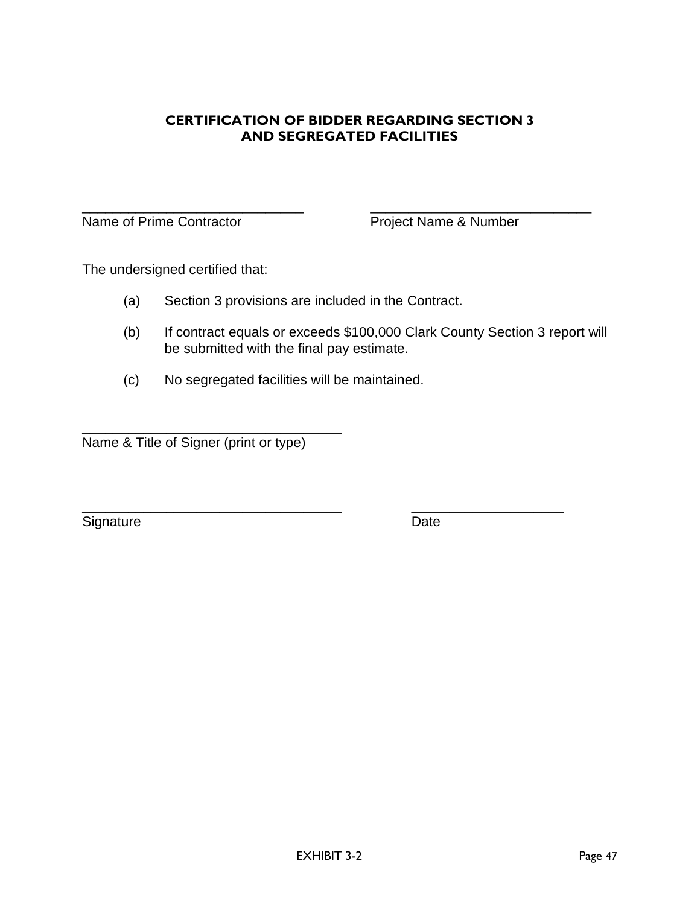## CERTIFICATION OF BIDDER REGARDING SECTION 3 AND SEGREGATED FACILITIES

_____________________________ _____________________________
Name of Prime Contractor Project Name & Number

The undersigned certified that:

(a) Section 3 provisions are included in the Contract.

(b) If contract equals or exceeds $100,000 Clark County Section 3 report will be submitted with the final pay estimate.

(c) No segregated facilities will be maintained.

__________________________________
Name & Title of Signer (print or type)

__________________________________ ____________________
Signature Date

EXHIBIT 3-2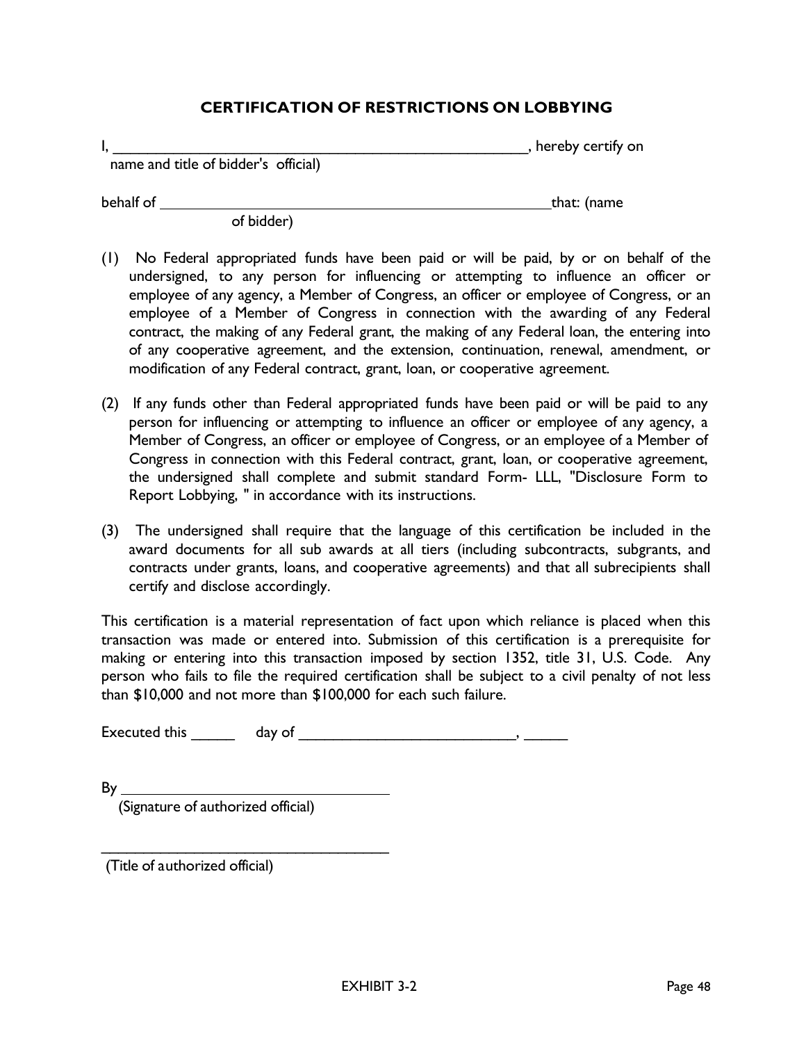## CERTIFICATION OF RESTRICTIONS ON LOBBYING

I, \_\_\_\_\_\_\_\_\_\_\_\_\_\_\_\_\_\_\_\_\_\_\_\_\_\_\_\_\_\_\_\_\_\_\_\_\_\_\_\_\_\_\_\_\_\_\_\_\_\_\_\_, hereby certify on
name and title of bidder's official)

behalf of \_\_\_\_\_\_\_\_\_\_\_\_\_\_\_\_\_\_\_\_\_\_\_\_\_\_\_\_\_\_\_\_\_\_\_\_\_\_\_\_\_\_\_\_\_\_\_\_\_\_that: (name
of bidder)

(1) No Federal appropriated funds have been paid or will be paid, by or on behalf of the undersigned, to any person for influencing or attempting to influence an officer or employee of any agency, a Member of Congress, an officer or employee of Congress, or an employee of a Member of Congress in connection with the awarding of any Federal contract, the making of any Federal grant, the making of any Federal loan, the entering into of any cooperative agreement, and the extension, continuation, renewal, amendment, or modification of any Federal contract, grant, loan, or cooperative agreement.

(2) If any funds other than Federal appropriated funds have been paid or will be paid to any person for influencing or attempting to influence an officer or employee of any agency, a Member of Congress, an officer or employee of Congress, or an employee of a Member of Congress in connection with this Federal contract, grant, loan, or cooperative agreement, the undersigned shall complete and submit standard Form- LLL, "Disclosure Form to Report Lobbying, " in accordance with its instructions.

(3) The undersigned shall require that the language of this certification be included in the award documents for all sub awards at all tiers (including subcontracts, subgrants, and contracts under grants, loans, and cooperative agreements) and that all subrecipients shall certify and disclose accordingly.

This certification is a material representation of fact upon which reliance is placed when this transaction was made or entered into. Submission of this certification is a prerequisite for making or entering into this transaction imposed by section 1352, title 31, U.S. Code. Any person who fails to file the required certification shall be subject to a civil penalty of not less than $10,000 and not more than $100,000 for each such failure.

Executed this \_\_\_\_\_ day of \_\_\_\_\_\_\_\_\_\_\_\_\_\_\_\_\_\_\_\_\_\_\_\_\_\_\_, \_\_\_\_\_

By \_\_\_\_\_\_\_\_\_\_\_\_\_\_\_\_\_\_\_\_\_\_\_\_\_\_\_\_\_\_\_\_\_\_\_
(Signature of authorized official)

\_\_\_\_\_\_\_\_\_\_\_\_\_\_\_\_\_\_\_\_\_\_\_\_\_\_\_\_\_\_\_\_\_\_\_\_\_\_
(Title of authorized official)

EXHIBIT 3-2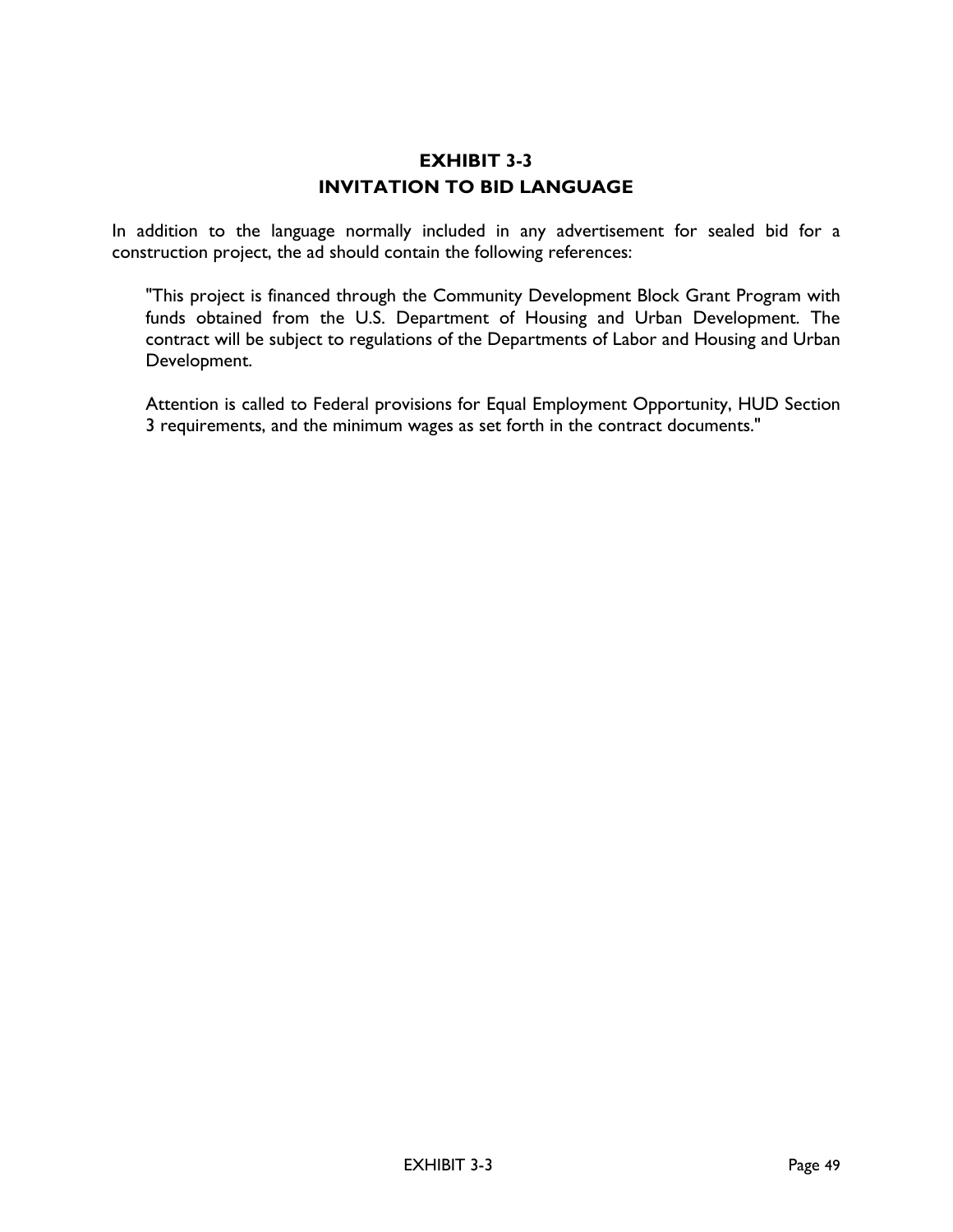# EXHIBIT 3-3
## INVITATION TO BID LANGUAGE

In addition to the language normally included in any advertisement for sealed bid for a construction project, the ad should contain the following references:

> "This project is financed through the Community Development Block Grant Program with funds obtained from the U.S. Department of Housing and Urban Development. The contract will be subject to regulations of the Departments of Labor and Housing and Urban Development.
>
> Attention is called to Federal provisions for Equal Employment Opportunity, HUD Section 3 requirements, and the minimum wages as set forth in the contract documents."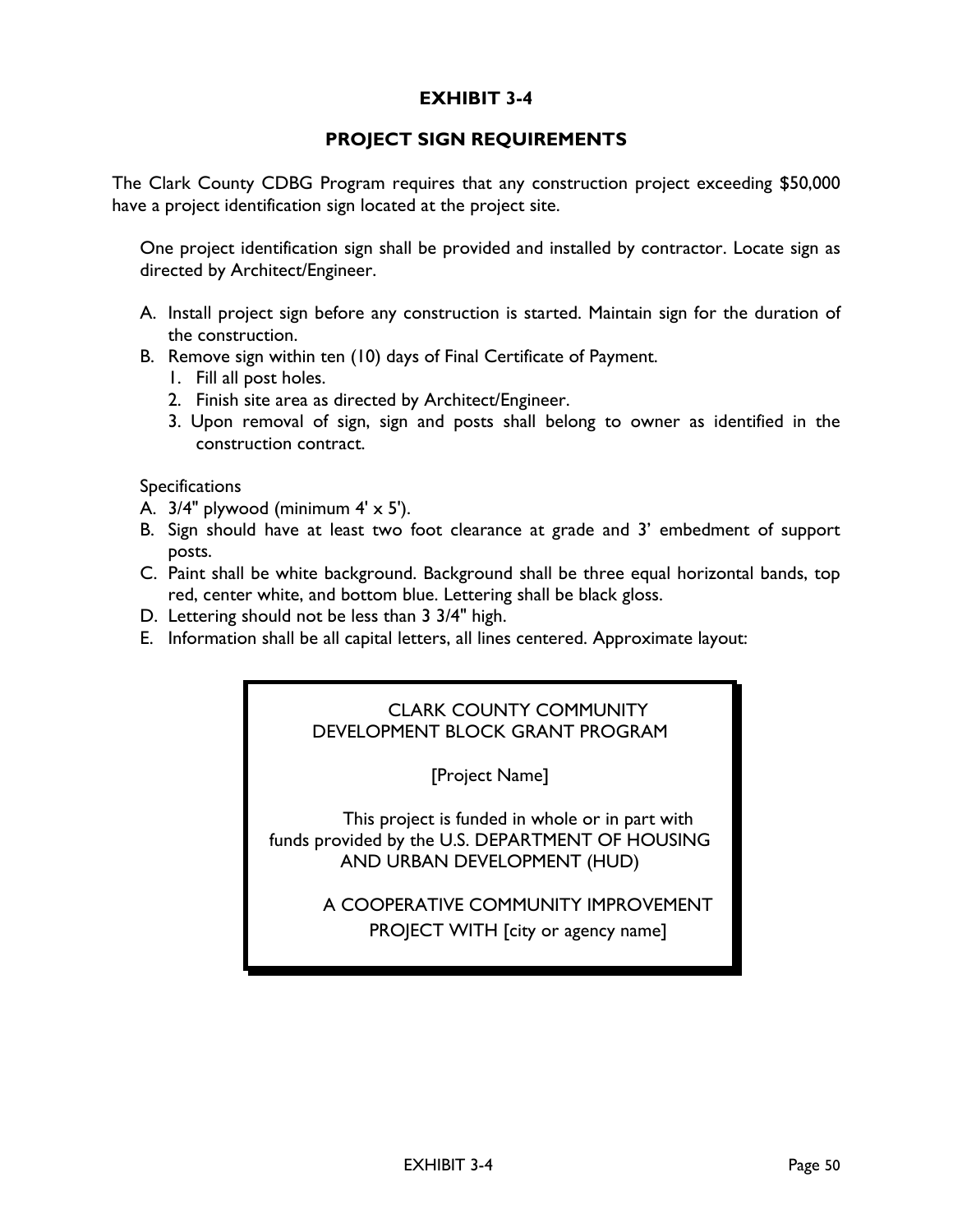# EXHIBIT 3-4

## PROJECT SIGN REQUIREMENTS

The Clark County CDBG Program requires that any construction project exceeding $50,000 have a project identification sign located at the project site.

One project identification sign shall be provided and installed by contractor. Locate sign as directed by Architect/Engineer.

A. Install project sign before any construction is started. Maintain sign for the duration of the construction.
B. Remove sign within ten (10) days of Final Certificate of Payment.
   1. Fill all post holes.
   2. Finish site area as directed by Architect/Engineer.
   3. Upon removal of sign, sign and posts shall belong to owner as identified in the construction contract.

Specifications

A. 3/4" plywood (minimum 4' x 5').
B. Sign should have at least two foot clearance at grade and 3' embedment of support posts.
C. Paint shall be white background. Background shall be three equal horizontal bands, top red, center white, and bottom blue. Lettering shall be black gloss.
D. Lettering should not be less than 3 3/4" high.
E. Information shall be all capital letters, all lines centered. Approximate layout:

```
CLARK COUNTY COMMUNITY
DEVELOPMENT BLOCK GRANT PROGRAM

[Project Name]

This project is funded in whole or in part with
funds provided by the U.S. DEPARTMENT OF HOUSING
AND URBAN DEVELOPMENT (HUD)

A COOPERATIVE COMMUNITY IMPROVEMENT
PROJECT WITH [city or agency name]
```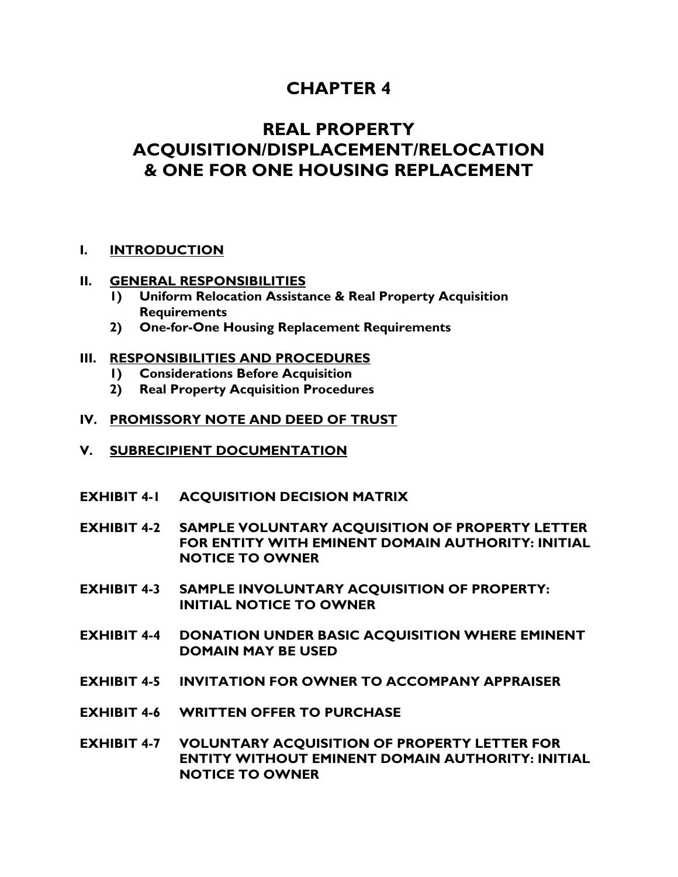# CHAPTER 4

# REAL PROPERTY ACQUISITION/DISPLACEMENT/RELOCATION & ONE FOR ONE HOUSING REPLACEMENT

**I. INTRODUCTION**

**II. GENERAL RESPONSIBILITIES**

1) **Uniform Relocation Assistance & Real Property Acquisition Requirements**
2) **One-for-One Housing Replacement Requirements**

**III. RESPONSIBILITIES AND PROCEDURES**

1) **Considerations Before Acquisition**
2) **Real Property Acquisition Procedures**

**IV. PROMISSORY NOTE AND DEED OF TRUST**

**V. SUBRECIPIENT DOCUMENTATION**

**EXHIBIT 4-1 ACQUISITION DECISION MATRIX**

**EXHIBIT 4-2 SAMPLE VOLUNTARY ACQUISITION OF PROPERTY LETTER FOR ENTITY WITH EMINENT DOMAIN AUTHORITY: INITIAL NOTICE TO OWNER**

**EXHIBIT 4-3 SAMPLE INVOLUNTARY ACQUISITION OF PROPERTY: INITIAL NOTICE TO OWNER**

**EXHIBIT 4-4 DONATION UNDER BASIC ACQUISITION WHERE EMINENT DOMAIN MAY BE USED**

**EXHIBIT 4-5 INVITATION FOR OWNER TO ACCOMPANY APPRAISER**

**EXHIBIT 4-6 WRITTEN OFFER TO PURCHASE**

**EXHIBIT 4-7 VOLUNTARY ACQUISITION OF PROPERTY LETTER FOR ENTITY WITHOUT EMINENT DOMAIN AUTHORITY: INITIAL NOTICE TO OWNER**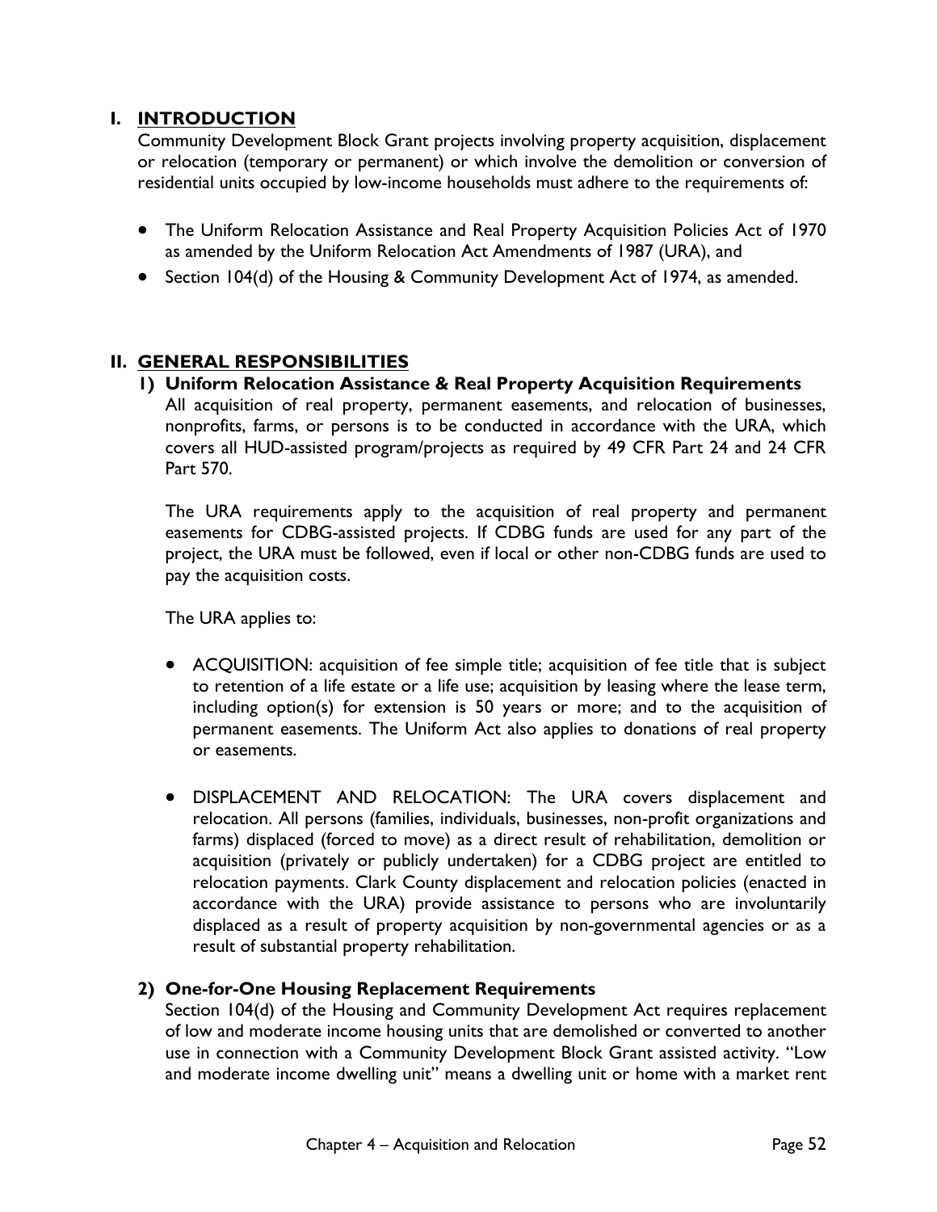## I. INTRODUCTION

Community Development Block Grant projects involving property acquisition, displacement or relocation (temporary or permanent) or which involve the demolition or conversion of residential units occupied by low-income households must adhere to the requirements of:

- The Uniform Relocation Assistance and Real Property Acquisition Policies Act of 1970 as amended by the Uniform Relocation Act Amendments of 1987 (URA), and
- Section 104(d) of the Housing & Community Development Act of 1974, as amended.

## II. GENERAL RESPONSIBILITIES

### 1) Uniform Relocation Assistance & Real Property Acquisition Requirements

All acquisition of real property, permanent easements, and relocation of businesses, nonprofits, farms, or persons is to be conducted in accordance with the URA, which covers all HUD-assisted program/projects as required by 49 CFR Part 24 and 24 CFR Part 570.

The URA requirements apply to the acquisition of real property and permanent easements for CDBG-assisted projects. If CDBG funds are used for any part of the project, the URA must be followed, even if local or other non-CDBG funds are used to pay the acquisition costs.

The URA applies to:

- ACQUISITION: acquisition of fee simple title; acquisition of fee title that is subject to retention of a life estate or a life use; acquisition by leasing where the lease term, including option(s) for extension is 50 years or more; and to the acquisition of permanent easements. The Uniform Act also applies to donations of real property or easements.
- DISPLACEMENT AND RELOCATION: The URA covers displacement and relocation. All persons (families, individuals, businesses, non-profit organizations and farms) displaced (forced to move) as a direct result of rehabilitation, demolition or acquisition (privately or publicly undertaken) for a CDBG project are entitled to relocation payments. Clark County displacement and relocation policies (enacted in accordance with the URA) provide assistance to persons who are involuntarily displaced as a result of property acquisition by non-governmental agencies or as a result of substantial property rehabilitation.

### 2) One-for-One Housing Replacement Requirements

Section 104(d) of the Housing and Community Development Act requires replacement of low and moderate income housing units that are demolished or converted to another use in connection with a Community Development Block Grant assisted activity. "Low and moderate income dwelling unit" means a dwelling unit or home with a market rent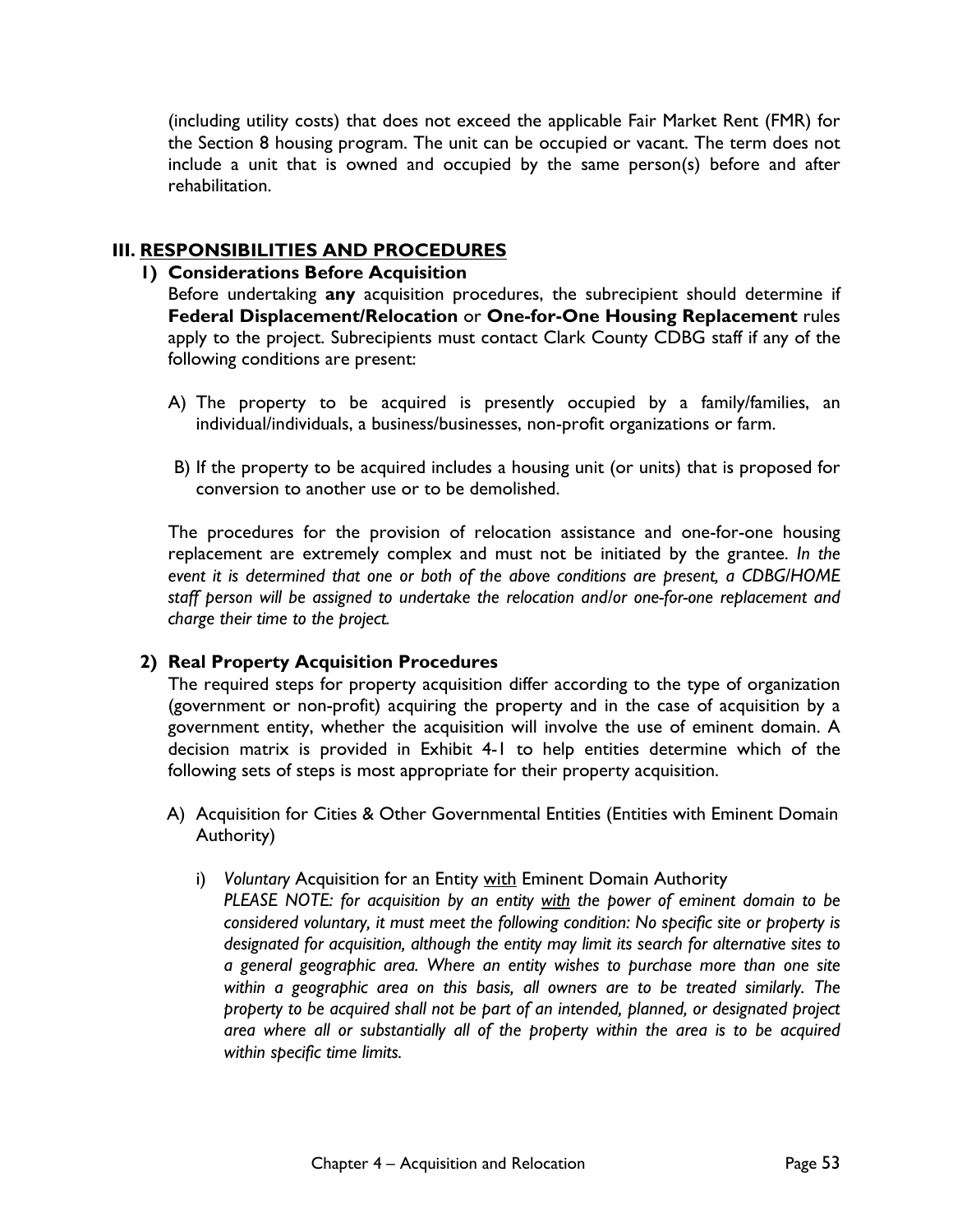(including utility costs) that does not exceed the applicable Fair Market Rent (FMR) for the Section 8 housing program. The unit can be occupied or vacant. The term does not include a unit that is owned and occupied by the same person(s) before and after rehabilitation.

## III. RESPONSIBILITIES AND PROCEDURES

### 1) Considerations Before Acquisition

Before undertaking **any** acquisition procedures, the subrecipient should determine if **Federal Displacement/Relocation** or **One-for-One Housing Replacement** rules apply to the project. Subrecipients must contact Clark County CDBG staff if any of the following conditions are present:

A) The property to be acquired is presently occupied by a family/families, an individual/individuals, a business/businesses, non-profit organizations or farm.

B) If the property to be acquired includes a housing unit (or units) that is proposed for conversion to another use or to be demolished.

The procedures for the provision of relocation assistance and one-for-one housing replacement are extremely complex and must not be initiated by the grantee. *In the event it is determined that one or both of the above conditions are present, a CDBG/HOME staff person will be assigned to undertake the relocation and/or one-for-one replacement and charge their time to the project.*

### 2) Real Property Acquisition Procedures

The required steps for property acquisition differ according to the type of organization (government or non-profit) acquiring the property and in the case of acquisition by a government entity, whether the acquisition will involve the use of eminent domain. A decision matrix is provided in Exhibit 4-1 to help entities determine which of the following sets of steps is most appropriate for their property acquisition.

A) Acquisition for Cities & Other Governmental Entities (Entities with Eminent Domain Authority)

i) *Voluntary* Acquisition for an Entity <u>with</u> Eminent Domain Authority
*PLEASE NOTE: for acquisition by an entity <u>with</u> the power of eminent domain to be considered voluntary, it must meet the following condition: No specific site or property is designated for acquisition, although the entity may limit its search for alternative sites to a general geographic area. Where an entity wishes to purchase more than one site within a geographic area on this basis, all owners are to be treated similarly. The property to be acquired shall not be part of an intended, planned, or designated project area where all or substantially all of the property within the area is to be acquired within specific time limits.*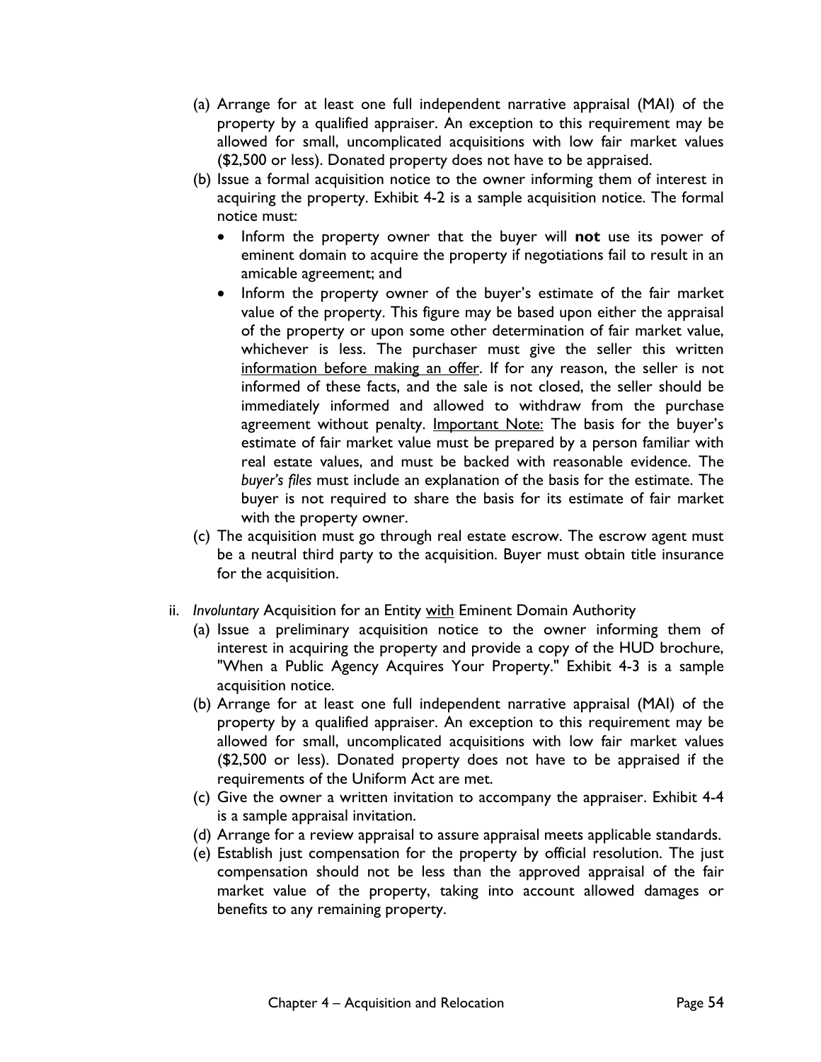(a) Arrange for at least one full independent narrative appraisal (MAI) of the property by a qualified appraiser. An exception to this requirement may be allowed for small, uncomplicated acquisitions with low fair market values ($2,500 or less). Donated property does not have to be appraised.

(b) Issue a formal acquisition notice to the owner informing them of interest in acquiring the property. Exhibit 4-2 is a sample acquisition notice. The formal notice must:

- Inform the property owner that the buyer will **not** use its power of eminent domain to acquire the property if negotiations fail to result in an amicable agreement; and
- Inform the property owner of the buyer's estimate of the fair market value of the property. This figure may be based upon either the appraisal of the property or upon some other determination of fair market value, whichever is less. The purchaser must give the seller this written <u>information before making an offer</u>. If for any reason, the seller is not informed of these facts, and the sale is not closed, the seller should be immediately informed and allowed to withdraw from the purchase agreement without penalty. <u>Important Note:</u> The basis for the buyer's estimate of fair market value must be prepared by a person familiar with real estate values, and must be backed with reasonable evidence. The *buyer's files* must include an explanation of the basis for the estimate. The buyer is not required to share the basis for its estimate of fair market with the property owner.

(c) The acquisition must go through real estate escrow. The escrow agent must be a neutral third party to the acquisition. Buyer must obtain title insurance for the acquisition.

ii. *Involuntary* Acquisition for an Entity <u>with</u> Eminent Domain Authority

(a) Issue a preliminary acquisition notice to the owner informing them of interest in acquiring the property and provide a copy of the HUD brochure, "When a Public Agency Acquires Your Property." Exhibit 4-3 is a sample acquisition notice.

(b) Arrange for at least one full independent narrative appraisal (MAI) of the property by a qualified appraiser. An exception to this requirement may be allowed for small, uncomplicated acquisitions with low fair market values ($2,500 or less). Donated property does not have to be appraised if the requirements of the Uniform Act are met.

(c) Give the owner a written invitation to accompany the appraiser. Exhibit 4-4 is a sample appraisal invitation.

(d) Arrange for a review appraisal to assure appraisal meets applicable standards.

(e) Establish just compensation for the property by official resolution. The just compensation should not be less than the approved appraisal of the fair market value of the property, taking into account allowed damages or benefits to any remaining property.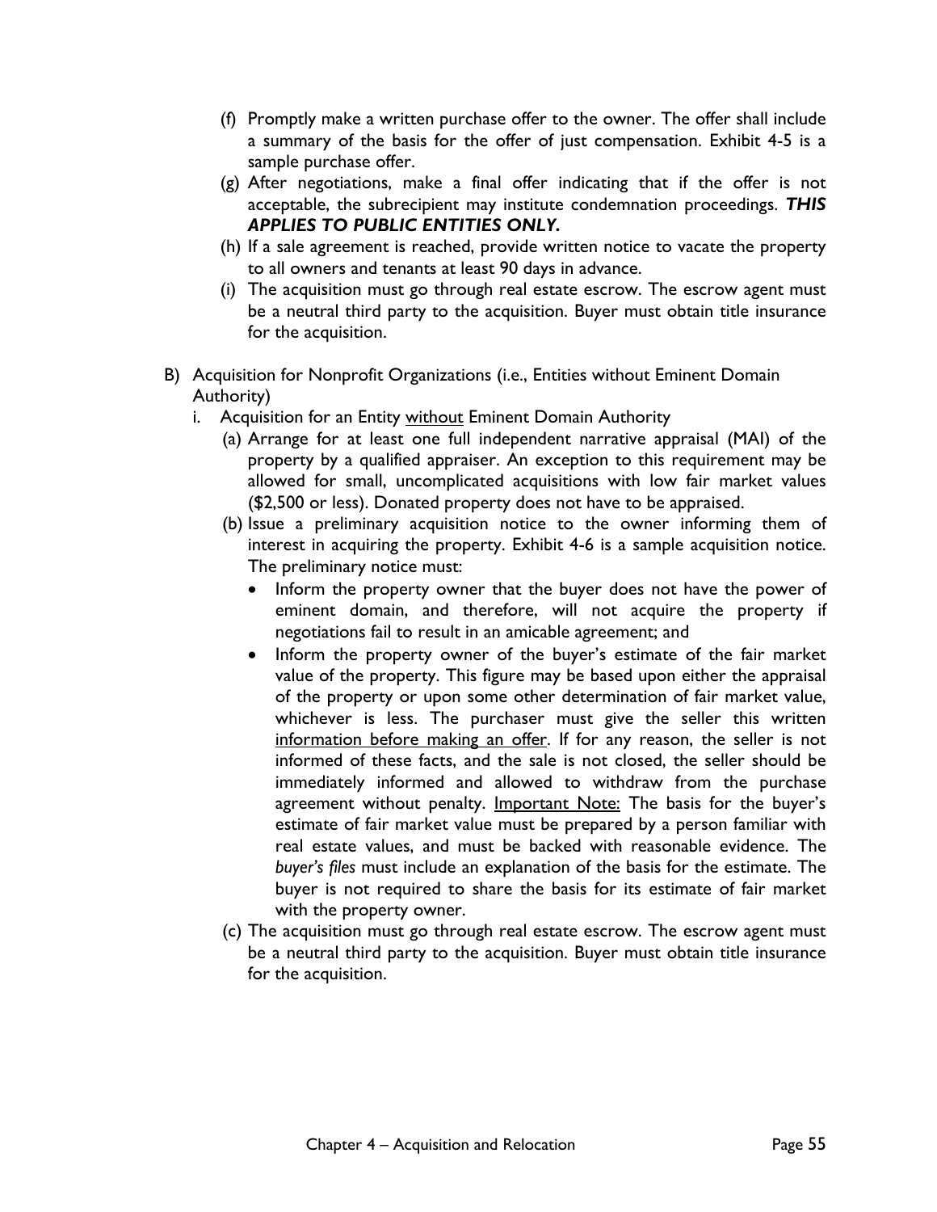(f) Promptly make a written purchase offer to the owner. The offer shall include a summary of the basis for the offer of just compensation. Exhibit 4-5 is a sample purchase offer.

(g) After negotiations, make a final offer indicating that if the offer is not acceptable, the subrecipient may institute condemnation proceedings. ***THIS APPLIES TO PUBLIC ENTITIES ONLY.***

(h) If a sale agreement is reached, provide written notice to vacate the property to all owners and tenants at least 90 days in advance.

(i) The acquisition must go through real estate escrow. The escrow agent must be a neutral third party to the acquisition. Buyer must obtain title insurance for the acquisition.

B) Acquisition for Nonprofit Organizations (i.e., Entities without Eminent Domain Authority)

i. Acquisition for an Entity <u>without</u> Eminent Domain Authority

(a) Arrange for at least one full independent narrative appraisal (MAI) of the property by a qualified appraiser. An exception to this requirement may be allowed for small, uncomplicated acquisitions with low fair market values ($2,500 or less). Donated property does not have to be appraised.

(b) Issue a preliminary acquisition notice to the owner informing them of interest in acquiring the property. Exhibit 4-6 is a sample acquisition notice. The preliminary notice must:

- Inform the property owner that the buyer does not have the power of eminent domain, and therefore, will not acquire the property if negotiations fail to result in an amicable agreement; and
- Inform the property owner of the buyer's estimate of the fair market value of the property. This figure may be based upon either the appraisal of the property or upon some other determination of fair market value, whichever is less. The purchaser must give the seller this written <u>information before making an offer</u>. If for any reason, the seller is not informed of these facts, and the sale is not closed, the seller should be immediately informed and allowed to withdraw from the purchase agreement without penalty. <u>Important Note:</u> The basis for the buyer's estimate of fair market value must be prepared by a person familiar with real estate values, and must be backed with reasonable evidence. The *buyer's files* must include an explanation of the basis for the estimate. The buyer is not required to share the basis for its estimate of fair market with the property owner.

(c) The acquisition must go through real estate escrow. The escrow agent must be a neutral third party to the acquisition. Buyer must obtain title insurance for the acquisition.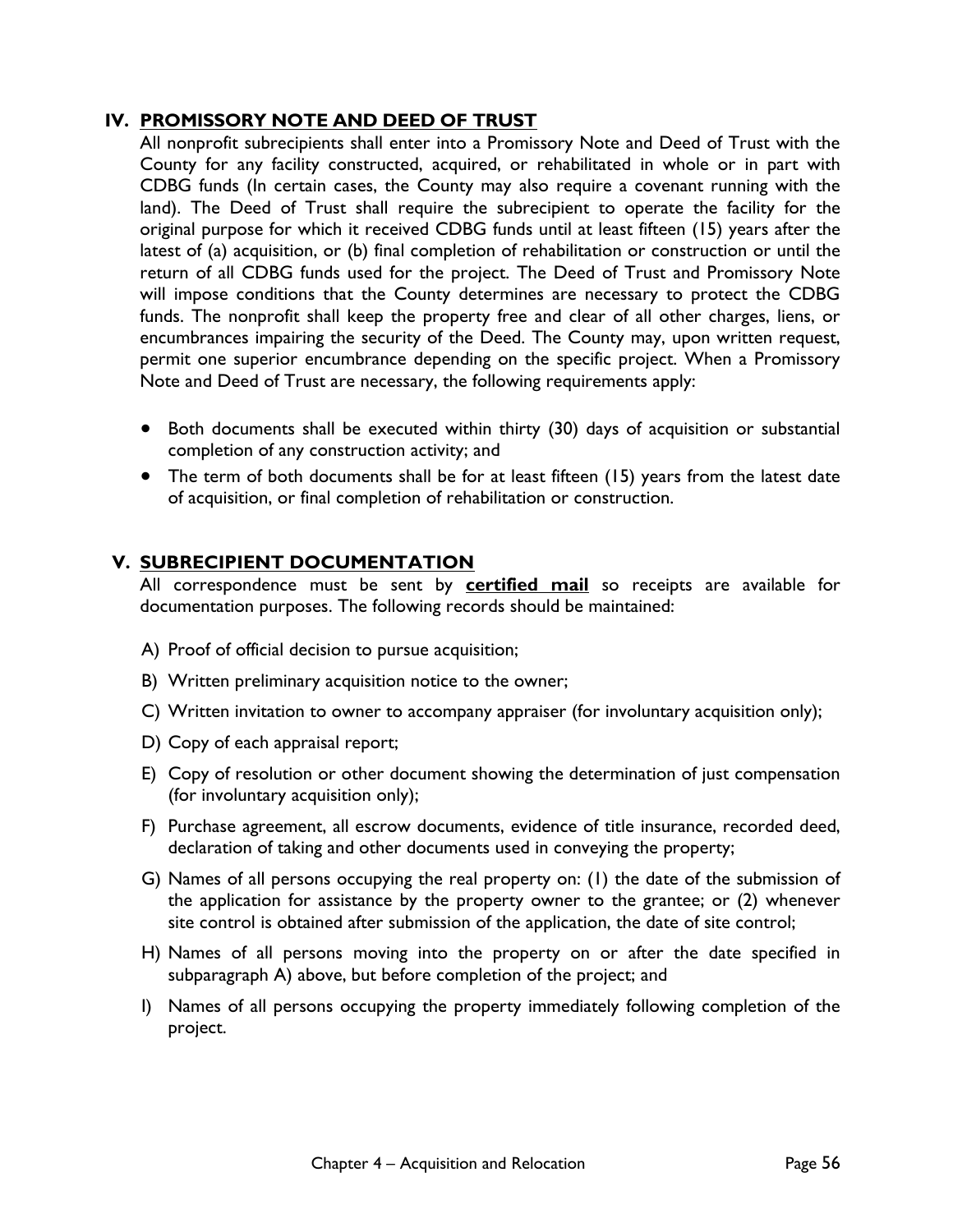## IV. PROMISSORY NOTE AND DEED OF TRUST

All nonprofit subrecipients shall enter into a Promissory Note and Deed of Trust with the County for any facility constructed, acquired, or rehabilitated in whole or in part with CDBG funds (In certain cases, the County may also require a covenant running with the land). The Deed of Trust shall require the subrecipient to operate the facility for the original purpose for which it received CDBG funds until at least fifteen (15) years after the latest of (a) acquisition, or (b) final completion of rehabilitation or construction or until the return of all CDBG funds used for the project. The Deed of Trust and Promissory Note will impose conditions that the County determines are necessary to protect the CDBG funds. The nonprofit shall keep the property free and clear of all other charges, liens, or encumbrances impairing the security of the Deed. The County may, upon written request, permit one superior encumbrance depending on the specific project. When a Promissory Note and Deed of Trust are necessary, the following requirements apply:

- Both documents shall be executed within thirty (30) days of acquisition or substantial completion of any construction activity; and
- The term of both documents shall be for at least fifteen (15) years from the latest date of acquisition, or final completion of rehabilitation or construction.

## V. SUBRECIPIENT DOCUMENTATION

All correspondence must be sent by **certified mail** so receipts are available for documentation purposes. The following records should be maintained:

A) Proof of official decision to pursue acquisition;

B) Written preliminary acquisition notice to the owner;

C) Written invitation to owner to accompany appraiser (for involuntary acquisition only);

D) Copy of each appraisal report;

E) Copy of resolution or other document showing the determination of just compensation (for involuntary acquisition only);

F) Purchase agreement, all escrow documents, evidence of title insurance, recorded deed, declaration of taking and other documents used in conveying the property;

G) Names of all persons occupying the real property on: (1) the date of the submission of the application for assistance by the property owner to the grantee; or (2) whenever site control is obtained after submission of the application, the date of site control;

H) Names of all persons moving into the property on or after the date specified in subparagraph A) above, but before completion of the project; and

I) Names of all persons occupying the property immediately following completion of the project.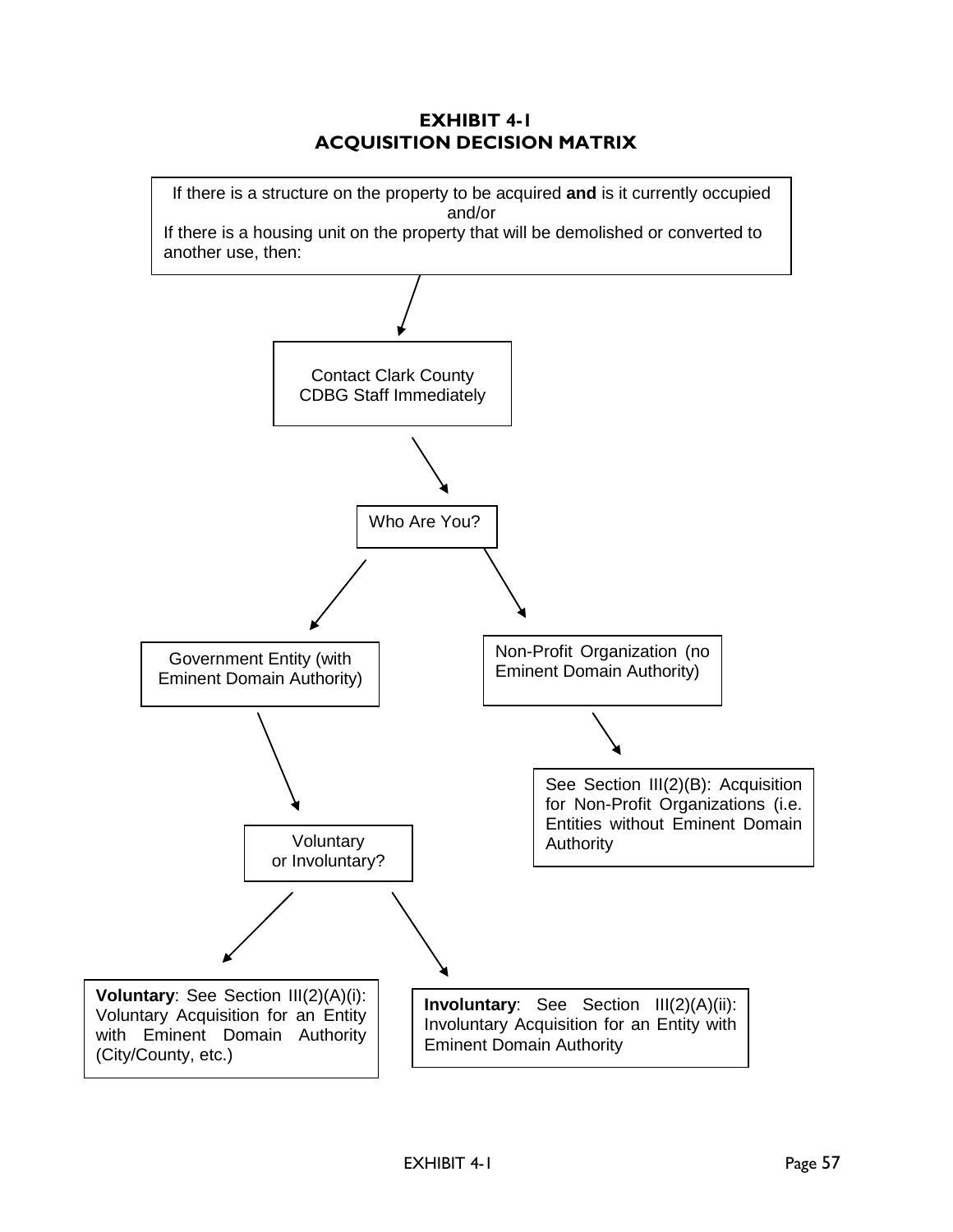# EXHIBIT 4-1
# ACQUISITION DECISION MATRIX

If there is a structure on the property to be acquired **and** is it currently occupied and/or
If there is a housing unit on the property that will be demolished or converted to another use, then:

↓

Contact Clark County CDBG Staff Immediately

↓

Who Are You?

- Government Entity (with Eminent Domain Authority)
  - ↓ Voluntary or Involuntary?
    - **Voluntary**: See Section III(2)(A)(i): Voluntary Acquisition for an Entity with Eminent Domain Authority (City/County, etc.)
    - **Involuntary**: See Section III(2)(A)(ii): Involuntary Acquisition for an Entity with Eminent Domain Authority
- Non-Profit Organization (no Eminent Domain Authority)
  - ↓ See Section III(2)(B): Acquisition for Non-Profit Organizations (i.e. Entities without Eminent Domain Authority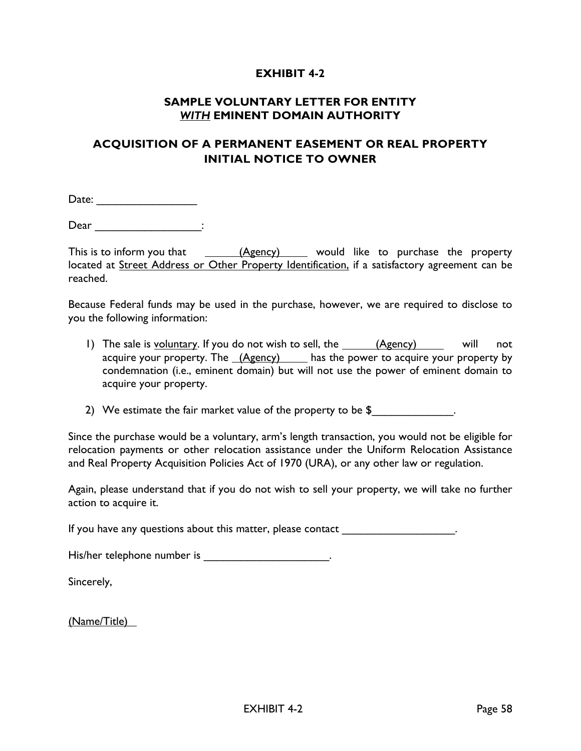# EXHIBIT 4-2

## SAMPLE VOLUNTARY LETTER FOR ENTITY *WITH* EMINENT DOMAIN AUTHORITY

## ACQUISITION OF A PERMANENT EASEMENT OR REAL PROPERTY INITIAL NOTICE TO OWNER

Date: ________________

Dear _________________:

This is to inform you that (Agency) would like to purchase the property located at Street Address or Other Property Identification, if a satisfactory agreement can be reached.

Because Federal funds may be used in the purchase, however, we are required to disclose to you the following information:

1) The sale is voluntary. If you do not wish to sell, the (Agency) will not acquire your property. The (Agency) has the power to acquire your property by condemnation (i.e., eminent domain) but will not use the power of eminent domain to acquire your property.

2) We estimate the fair market value of the property to be $_____________.

Since the purchase would be a voluntary, arm's length transaction, you would not be eligible for relocation payments or other relocation assistance under the Uniform Relocation Assistance and Real Property Acquisition Policies Act of 1970 (URA), or any other law or regulation.

Again, please understand that if you do not wish to sell your property, we will take no further action to acquire it.

If you have any questions about this matter, please contact __________________.

His/her telephone number is ____________________.

Sincerely,

(Name/Title)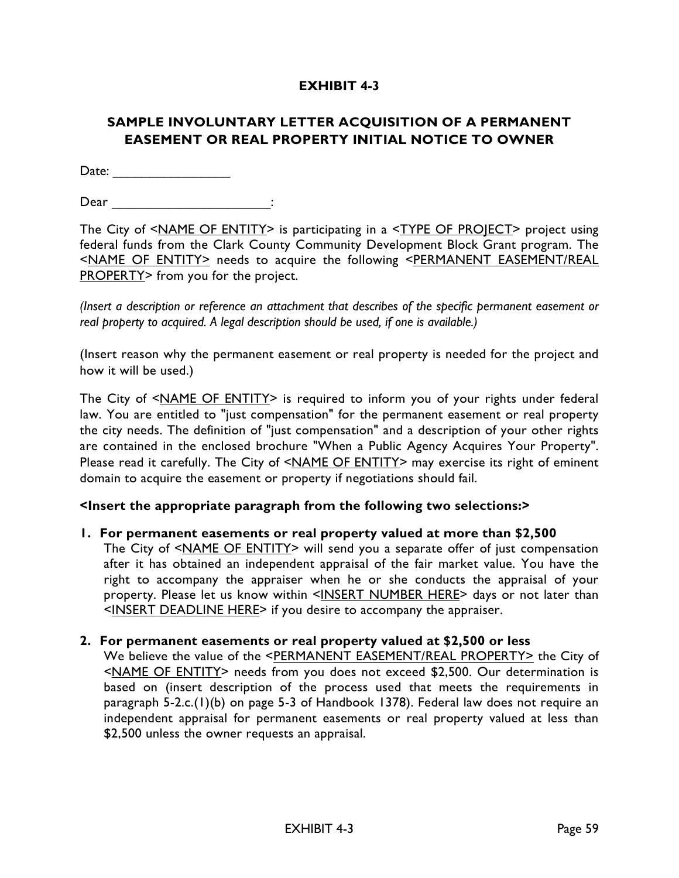# EXHIBIT 4-3

## SAMPLE INVOLUNTARY LETTER ACQUISITION OF A PERMANENT EASEMENT OR REAL PROPERTY INITIAL NOTICE TO OWNER

Date: ________________

Dear ______________________:

The City of <NAME OF ENTITY> is participating in a <TYPE OF PROJECT> project using federal funds from the Clark County Community Development Block Grant program. The <NAME OF ENTITY> needs to acquire the following <PERMANENT EASEMENT/REAL PROPERTY> from you for the project.

*(Insert a description or reference an attachment that describes of the specific permanent easement or real property to acquired. A legal description should be used, if one is available.)*

(Insert reason why the permanent easement or real property is needed for the project and how it will be used.)

The City of <NAME OF ENTITY> is required to inform you of your rights under federal law. You are entitled to "just compensation" for the permanent easement or real property the city needs. The definition of "just compensation" and a description of your other rights are contained in the enclosed brochure "When a Public Agency Acquires Your Property". Please read it carefully. The City of <NAME OF ENTITY> may exercise its right of eminent domain to acquire the easement or property if negotiations should fail.

**<Insert the appropriate paragraph from the following two selections:>**

1. **For permanent easements or real property valued at more than $2,500**
   The City of <NAME OF ENTITY> will send you a separate offer of just compensation after it has obtained an independent appraisal of the fair market value. You have the right to accompany the appraiser when he or she conducts the appraisal of your property. Please let us know within <INSERT NUMBER HERE> days or not later than <INSERT DEADLINE HERE> if you desire to accompany the appraiser.

2. **For permanent easements or real property valued at $2,500 or less**
   We believe the value of the <PERMANENT EASEMENT/REAL PROPERTY> the City of <NAME OF ENTITY> needs from you does not exceed $2,500. Our determination is based on (insert description of the process used that meets the requirements in paragraph 5-2.c.(1)(b) on page 5-3 of Handbook 1378). Federal law does not require an independent appraisal for permanent easements or real property valued at less than $2,500 unless the owner requests an appraisal.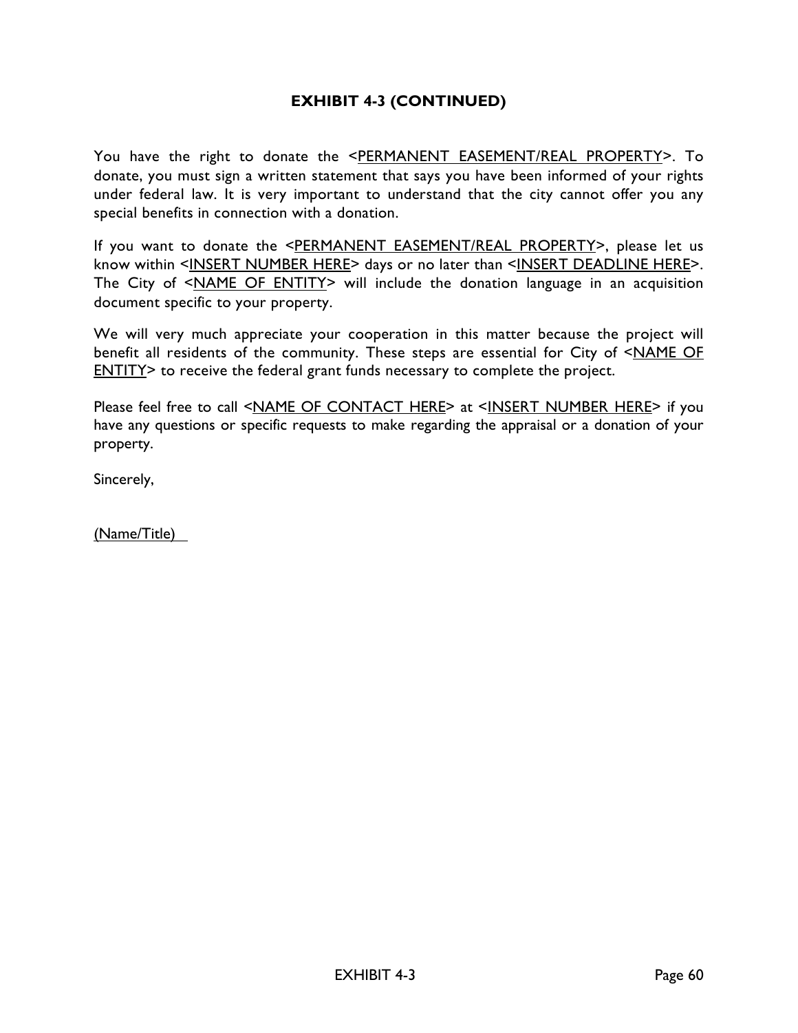## EXHIBIT 4-3 (CONTINUED)

You have the right to donate the <PERMANENT EASEMENT/REAL PROPERTY>. To donate, you must sign a written statement that says you have been informed of your rights under federal law. It is very important to understand that the city cannot offer you any special benefits in connection with a donation.

If you want to donate the <PERMANENT EASEMENT/REAL PROPERTY>, please let us know within <INSERT NUMBER HERE> days or no later than <INSERT DEADLINE HERE>. The City of <NAME OF ENTITY> will include the donation language in an acquisition document specific to your property.

We will very much appreciate your cooperation in this matter because the project will benefit all residents of the community. These steps are essential for City of <NAME OF ENTITY> to receive the federal grant funds necessary to complete the project.

Please feel free to call <NAME OF CONTACT HERE> at <INSERT NUMBER HERE> if you have any questions or specific requests to make regarding the appraisal or a donation of your property.

Sincerely,

(Name/Title)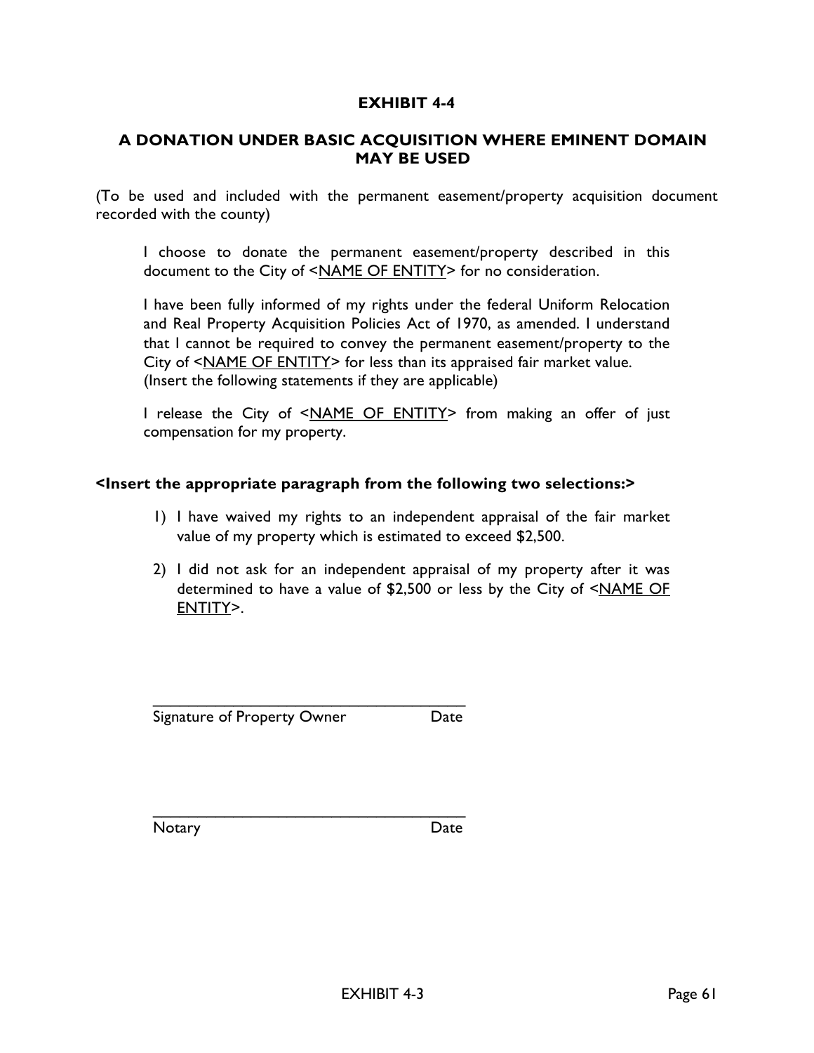# EXHIBIT 4-4

## A DONATION UNDER BASIC ACQUISITION WHERE EMINENT DOMAIN MAY BE USED

(To be used and included with the permanent easement/property acquisition document recorded with the county)

> I choose to donate the permanent easement/property described in this document to the City of <NAME OF ENTITY> for no consideration.
>
> I have been fully informed of my rights under the federal Uniform Relocation and Real Property Acquisition Policies Act of 1970, as amended. I understand that I cannot be required to convey the permanent easement/property to the City of <NAME OF ENTITY> for less than its appraised fair market value. (Insert the following statements if they are applicable)
>
> I release the City of <NAME OF ENTITY> from making an offer of just compensation for my property.

**<Insert the appropriate paragraph from the following two selections:>**

1) I have waived my rights to an independent appraisal of the fair market value of my property which is estimated to exceed $2,500.
2) I did not ask for an independent appraisal of my property after it was determined to have a value of $2,500 or less by the City of <NAME OF ENTITY>.

______________________________________
Signature of Property Owner Date

______________________________________
Notary Date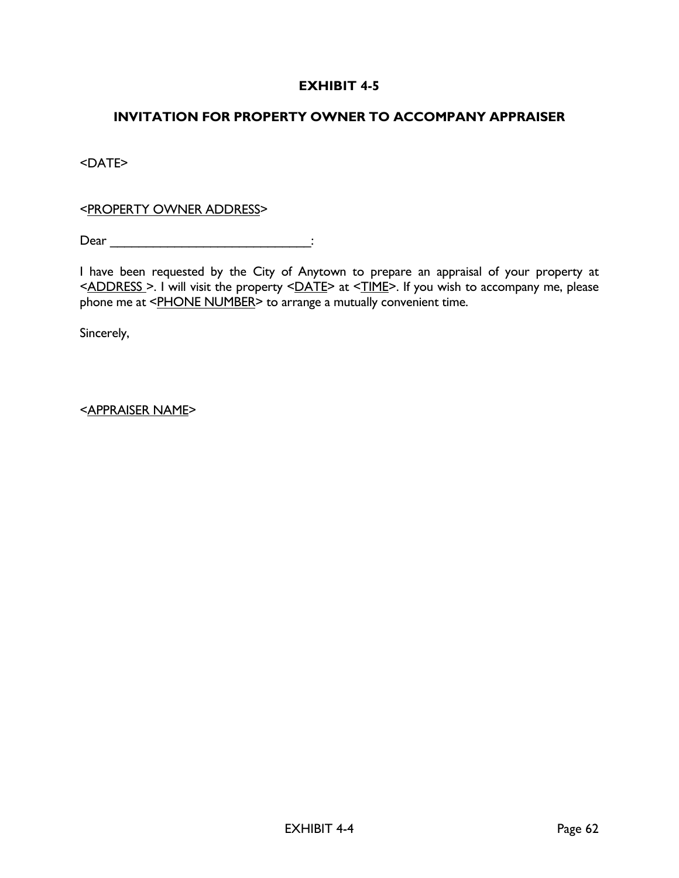# EXHIBIT 4-5

## INVITATION FOR PROPERTY OWNER TO ACCOMPANY APPRAISER

<DATE>

<PROPERTY OWNER ADDRESS>

Dear ______________________________:

I have been requested by the City of Anytown to prepare an appraisal of your property at <ADDRESS >. I will visit the property <DATE> at <TIME>. If you wish to accompany me, please phone me at <PHONE NUMBER> to arrange a mutually convenient time.

Sincerely,

<APPRAISER NAME>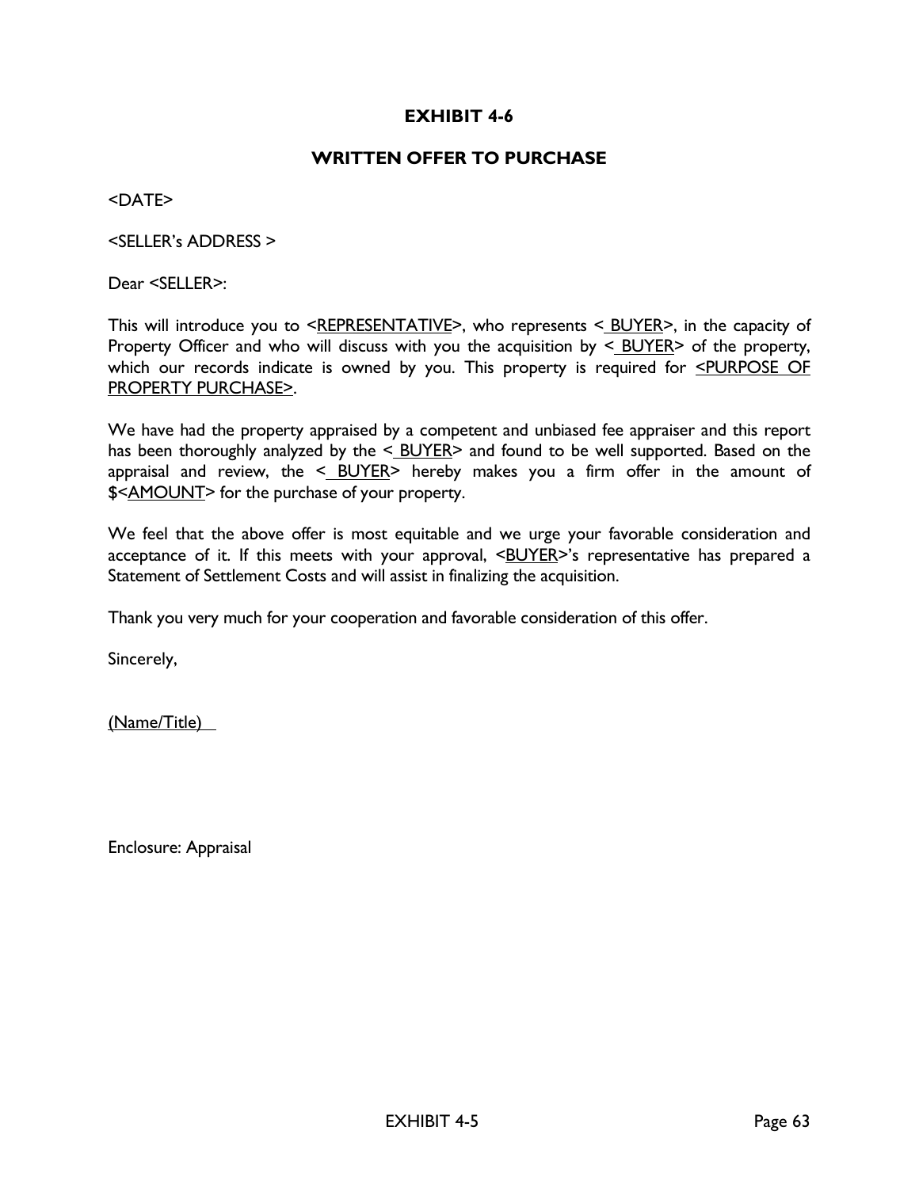# EXHIBIT 4-6

## WRITTEN OFFER TO PURCHASE

<DATE>

<SELLER's ADDRESS >

Dear <SELLER>:

This will introduce you to <REPRESENTATIVE>, who represents < BUYER>, in the capacity of Property Officer and who will discuss with you the acquisition by < BUYER> of the property, which our records indicate is owned by you. This property is required for <PURPOSE OF PROPERTY PURCHASE>.

We have had the property appraised by a competent and unbiased fee appraiser and this report has been thoroughly analyzed by the < BUYER> and found to be well supported. Based on the appraisal and review, the < BUYER> hereby makes you a firm offer in the amount of $<AMOUNT> for the purchase of your property.

We feel that the above offer is most equitable and we urge your favorable consideration and acceptance of it. If this meets with your approval, <BUYER>'s representative has prepared a Statement of Settlement Costs and will assist in finalizing the acquisition.

Thank you very much for your cooperation and favorable consideration of this offer.

Sincerely,

(Name/Title)

Enclosure: Appraisal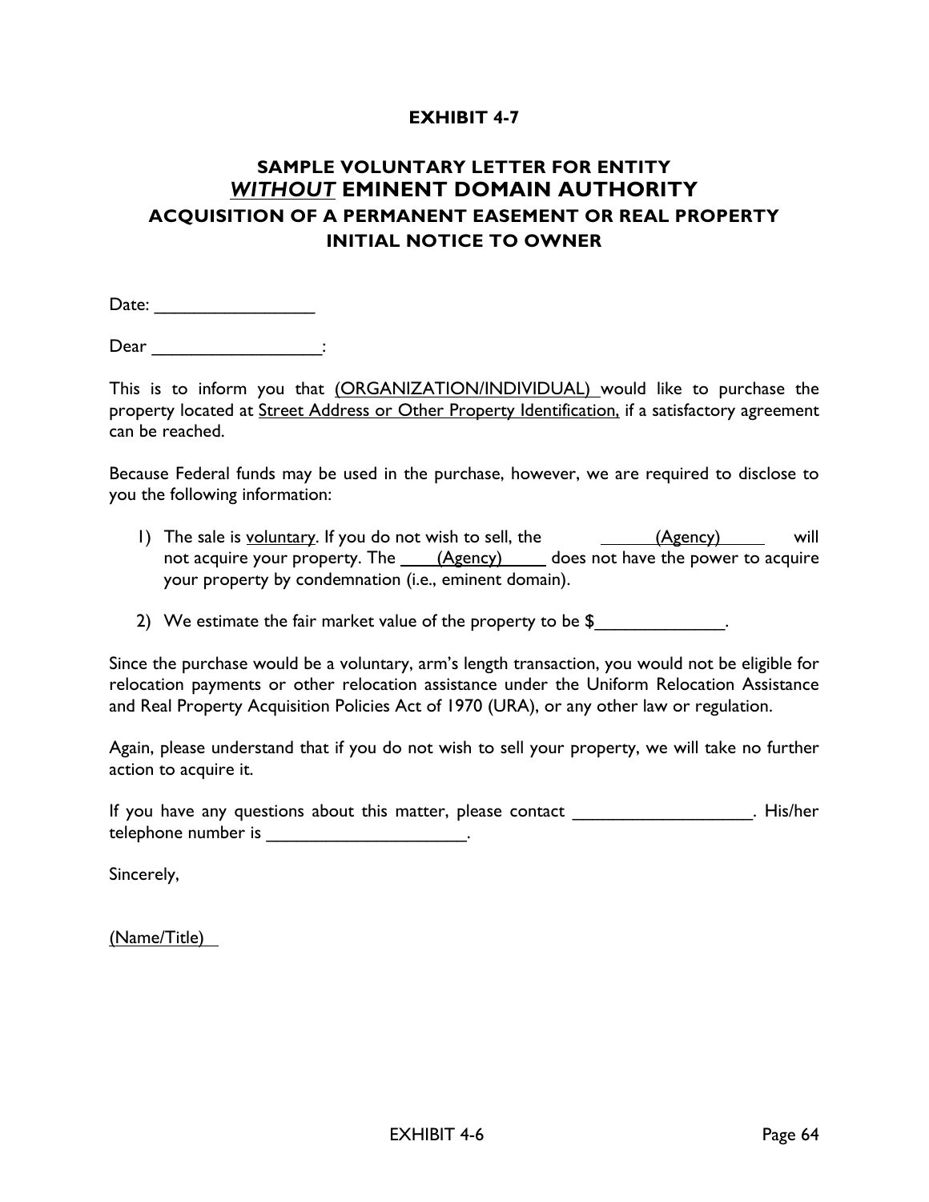# EXHIBIT 4-7

## SAMPLE VOLUNTARY LETTER FOR ENTITY *WITHOUT* EMINENT DOMAIN AUTHORITY ACQUISITION OF A PERMANENT EASEMENT OR REAL PROPERTY INITIAL NOTICE TO OWNER

Date: ________________

Dear _________________:

This is to inform you that (ORGANIZATION/INDIVIDUAL) would like to purchase the property located at Street Address or Other Property Identification, if a satisfactory agreement can be reached.

Because Federal funds may be used in the purchase, however, we are required to disclose to you the following information:

1) The sale is voluntary. If you do not wish to sell, the (Agency) will not acquire your property. The (Agency) does not have the power to acquire your property by condemnation (i.e., eminent domain).

2) We estimate the fair market value of the property to be $_____________.

Since the purchase would be a voluntary, arm's length transaction, you would not be eligible for relocation payments or other relocation assistance under the Uniform Relocation Assistance and Real Property Acquisition Policies Act of 1970 (URA), or any other law or regulation.

Again, please understand that if you do not wish to sell your property, we will take no further action to acquire it.

If you have any questions about this matter, please contact __________________. His/her telephone number is ____________________.

Sincerely,

(Name/Title)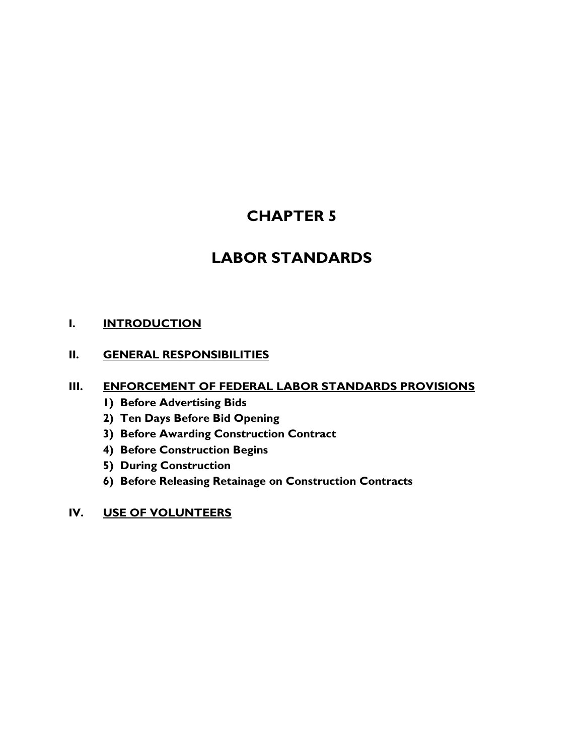# CHAPTER 5

# LABOR STANDARDS

**I. <u>INTRODUCTION</u>**

**II. <u>GENERAL RESPONSIBILITIES</u>**

**III. <u>ENFORCEMENT OF FEDERAL LABOR STANDARDS PROVISIONS</u>**

1) **Before Advertising Bids**
2) **Ten Days Before Bid Opening**
3) **Before Awarding Construction Contract**
4) **Before Construction Begins**
5) **During Construction**
6) **Before Releasing Retainage on Construction Contracts**

**IV. <u>USE OF VOLUNTEERS</u>**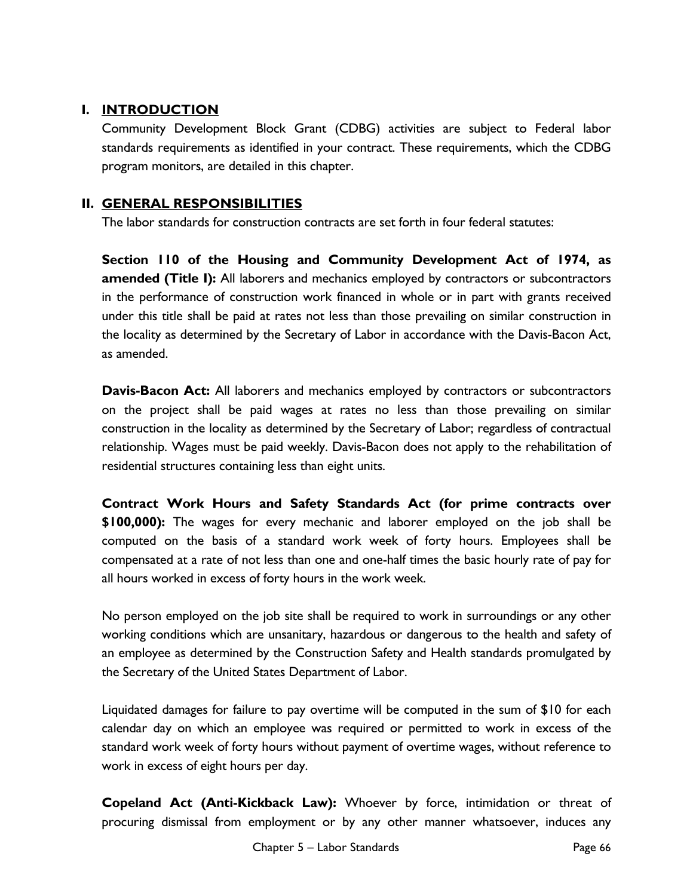## I. INTRODUCTION

Community Development Block Grant (CDBG) activities are subject to Federal labor standards requirements as identified in your contract. These requirements, which the CDBG program monitors, are detailed in this chapter.

## II. GENERAL RESPONSIBILITIES

The labor standards for construction contracts are set forth in four federal statutes:

**Section 110 of the Housing and Community Development Act of 1974, as amended (Title I):** All laborers and mechanics employed by contractors or subcontractors in the performance of construction work financed in whole or in part with grants received under this title shall be paid at rates not less than those prevailing on similar construction in the locality as determined by the Secretary of Labor in accordance with the Davis-Bacon Act, as amended.

**Davis-Bacon Act:** All laborers and mechanics employed by contractors or subcontractors on the project shall be paid wages at rates no less than those prevailing on similar construction in the locality as determined by the Secretary of Labor; regardless of contractual relationship. Wages must be paid weekly. Davis-Bacon does not apply to the rehabilitation of residential structures containing less than eight units.

**Contract Work Hours and Safety Standards Act (for prime contracts over $100,000):** The wages for every mechanic and laborer employed on the job shall be computed on the basis of a standard work week of forty hours. Employees shall be compensated at a rate of not less than one and one-half times the basic hourly rate of pay for all hours worked in excess of forty hours in the work week.

No person employed on the job site shall be required to work in surroundings or any other working conditions which are unsanitary, hazardous or dangerous to the health and safety of an employee as determined by the Construction Safety and Health standards promulgated by the Secretary of the United States Department of Labor.

Liquidated damages for failure to pay overtime will be computed in the sum of $10 for each calendar day on which an employee was required or permitted to work in excess of the standard work week of forty hours without payment of overtime wages, without reference to work in excess of eight hours per day.

**Copeland Act (Anti-Kickback Law):** Whoever by force, intimidation or threat of procuring dismissal from employment or by any other manner whatsoever, induces any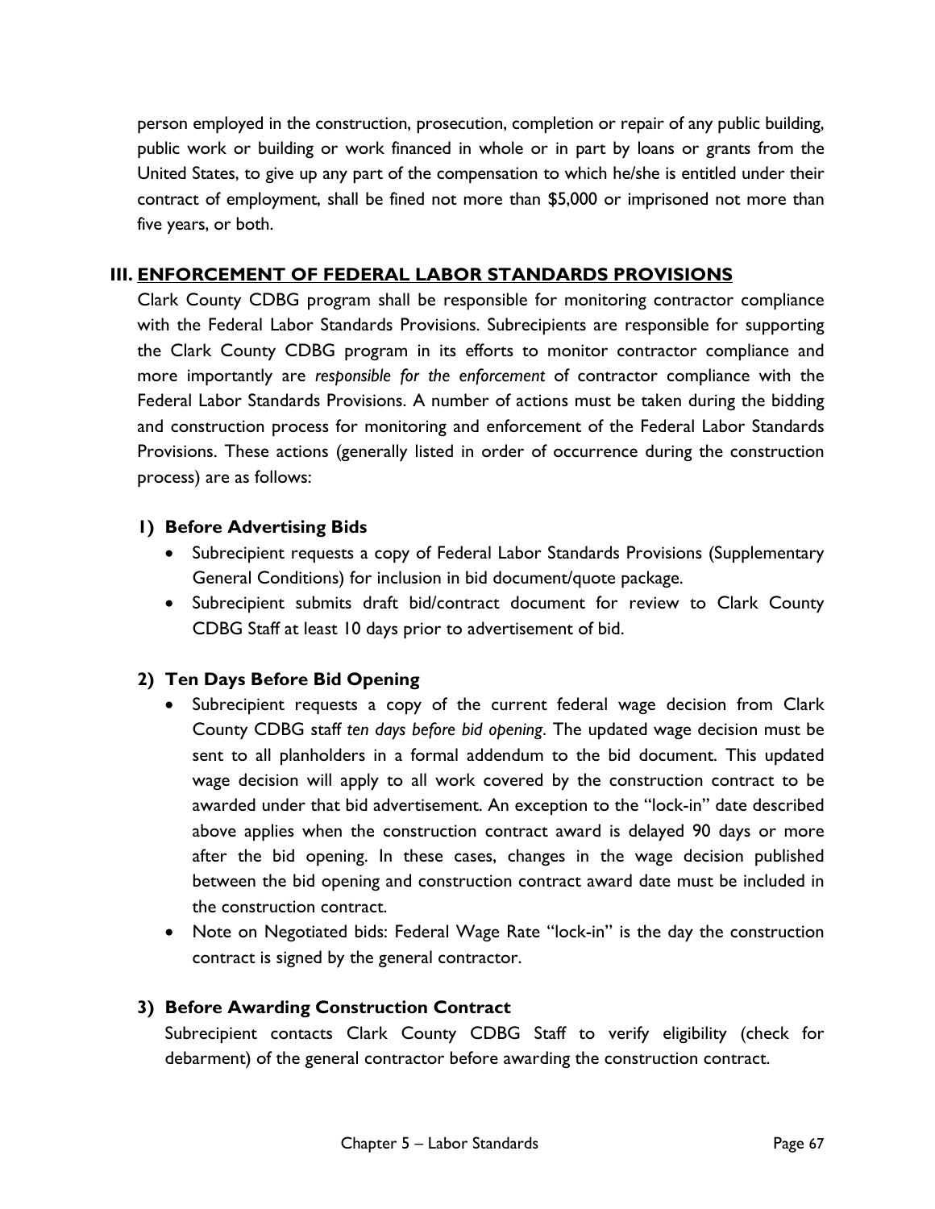person employed in the construction, prosecution, completion or repair of any public building, public work or building or work financed in whole or in part by loans or grants from the United States, to give up any part of the compensation to which he/she is entitled under their contract of employment, shall be fined not more than $5,000 or imprisoned not more than five years, or both.

## III. ENFORCEMENT OF FEDERAL LABOR STANDARDS PROVISIONS

Clark County CDBG program shall be responsible for monitoring contractor compliance with the Federal Labor Standards Provisions. Subrecipients are responsible for supporting the Clark County CDBG program in its efforts to monitor contractor compliance and more importantly are *responsible for the enforcement* of contractor compliance with the Federal Labor Standards Provisions. A number of actions must be taken during the bidding and construction process for monitoring and enforcement of the Federal Labor Standards Provisions. These actions (generally listed in order of occurrence during the construction process) are as follows:

### 1) Before Advertising Bids

- Subrecipient requests a copy of Federal Labor Standards Provisions (Supplementary General Conditions) for inclusion in bid document/quote package.
- Subrecipient submits draft bid/contract document for review to Clark County CDBG Staff at least 10 days prior to advertisement of bid.

### 2) Ten Days Before Bid Opening

- Subrecipient requests a copy of the current federal wage decision from Clark County CDBG staff *ten days before bid opening*. The updated wage decision must be sent to all planholders in a formal addendum to the bid document. This updated wage decision will apply to all work covered by the construction contract to be awarded under that bid advertisement. An exception to the "lock-in" date described above applies when the construction contract award is delayed 90 days or more after the bid opening. In these cases, changes in the wage decision published between the bid opening and construction contract award date must be included in the construction contract.
- Note on Negotiated bids: Federal Wage Rate "lock-in" is the day the construction contract is signed by the general contractor.

### 3) Before Awarding Construction Contract

Subrecipient contacts Clark County CDBG Staff to verify eligibility (check for debarment) of the general contractor before awarding the construction contract.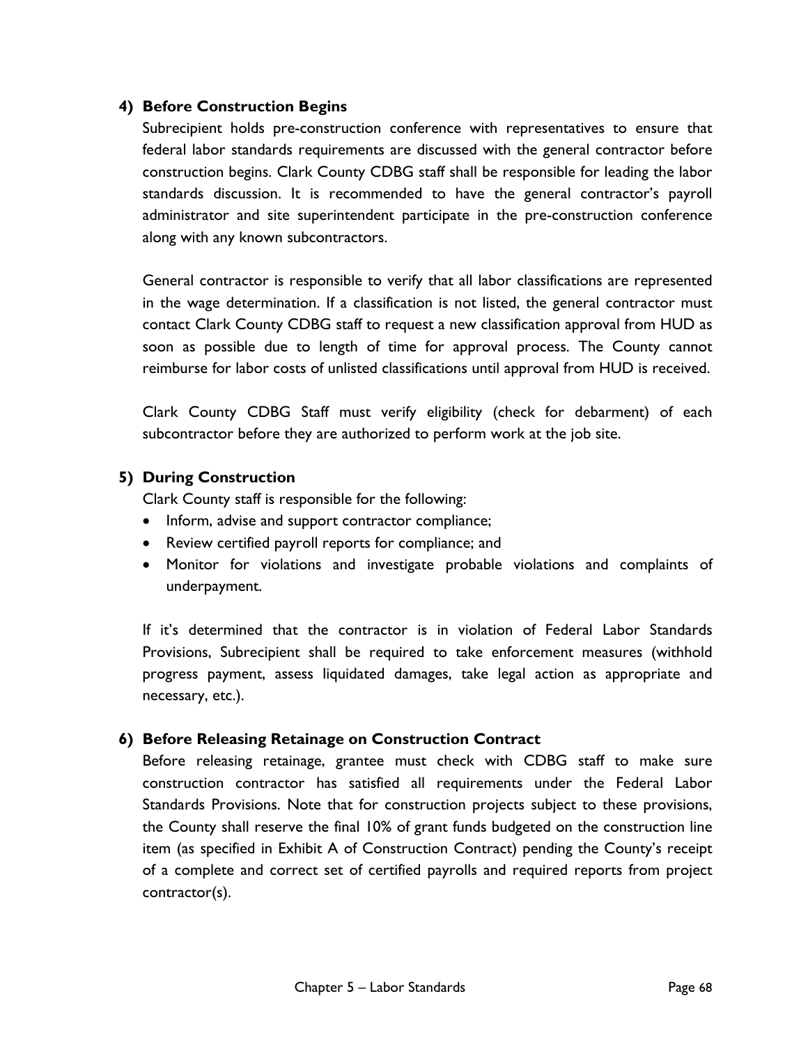### 4) Before Construction Begins

Subrecipient holds pre-construction conference with representatives to ensure that federal labor standards requirements are discussed with the general contractor before construction begins. Clark County CDBG staff shall be responsible for leading the labor standards discussion. It is recommended to have the general contractor's payroll administrator and site superintendent participate in the pre-construction conference along with any known subcontractors.

General contractor is responsible to verify that all labor classifications are represented in the wage determination. If a classification is not listed, the general contractor must contact Clark County CDBG staff to request a new classification approval from HUD as soon as possible due to length of time for approval process. The County cannot reimburse for labor costs of unlisted classifications until approval from HUD is received.

Clark County CDBG Staff must verify eligibility (check for debarment) of each subcontractor before they are authorized to perform work at the job site.

### 5) During Construction

Clark County staff is responsible for the following:

- Inform, advise and support contractor compliance;
- Review certified payroll reports for compliance; and
- Monitor for violations and investigate probable violations and complaints of underpayment.

If it's determined that the contractor is in violation of Federal Labor Standards Provisions, Subrecipient shall be required to take enforcement measures (withhold progress payment, assess liquidated damages, take legal action as appropriate and necessary, etc.).

### 6) Before Releasing Retainage on Construction Contract

Before releasing retainage, grantee must check with CDBG staff to make sure construction contractor has satisfied all requirements under the Federal Labor Standards Provisions. Note that for construction projects subject to these provisions, the County shall reserve the final 10% of grant funds budgeted on the construction line item (as specified in Exhibit A of Construction Contract) pending the County's receipt of a complete and correct set of certified payrolls and required reports from project contractor(s).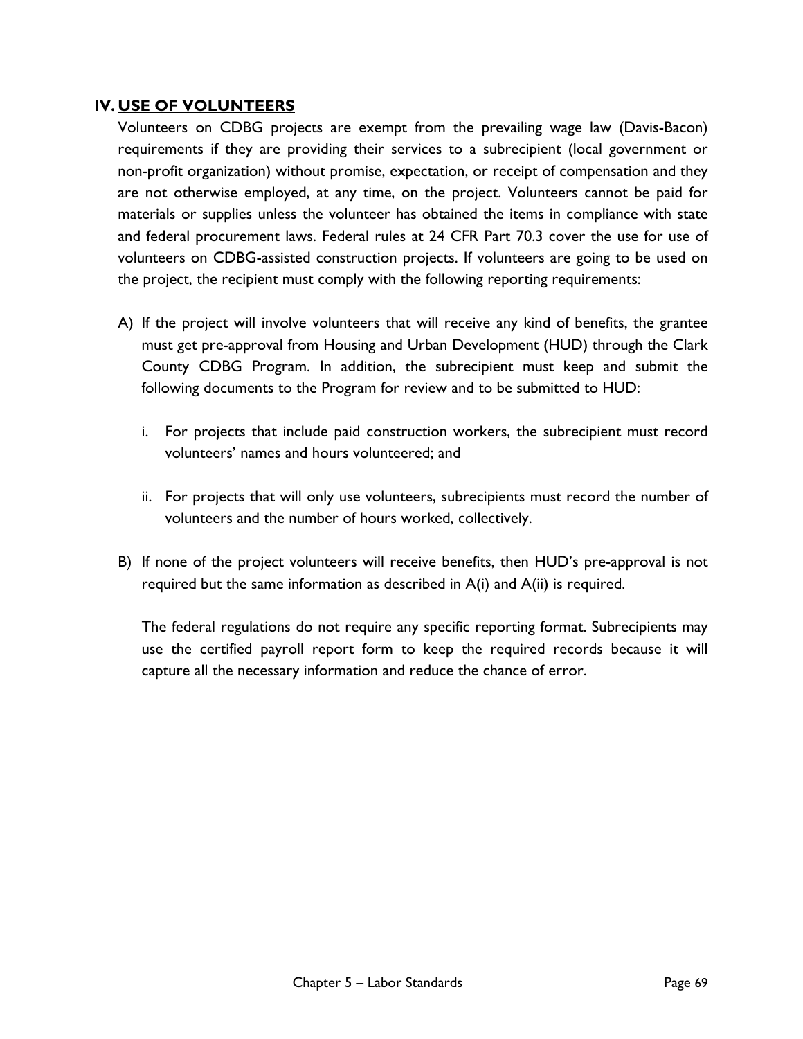## IV. USE OF VOLUNTEERS

Volunteers on CDBG projects are exempt from the prevailing wage law (Davis-Bacon) requirements if they are providing their services to a subrecipient (local government or non-profit organization) without promise, expectation, or receipt of compensation and they are not otherwise employed, at any time, on the project. Volunteers cannot be paid for materials or supplies unless the volunteer has obtained the items in compliance with state and federal procurement laws. Federal rules at 24 CFR Part 70.3 cover the use for use of volunteers on CDBG-assisted construction projects. If volunteers are going to be used on the project, the recipient must comply with the following reporting requirements:

A) If the project will involve volunteers that will receive any kind of benefits, the grantee must get pre-approval from Housing and Urban Development (HUD) through the Clark County CDBG Program. In addition, the subrecipient must keep and submit the following documents to the Program for review and to be submitted to HUD:

   i. For projects that include paid construction workers, the subrecipient must record volunteers' names and hours volunteered; and

   ii. For projects that will only use volunteers, subrecipients must record the number of volunteers and the number of hours worked, collectively.

B) If none of the project volunteers will receive benefits, then HUD's pre-approval is not required but the same information as described in A(i) and A(ii) is required.

   The federal regulations do not require any specific reporting format. Subrecipients may use the certified payroll report form to keep the required records because it will capture all the necessary information and reduce the chance of error.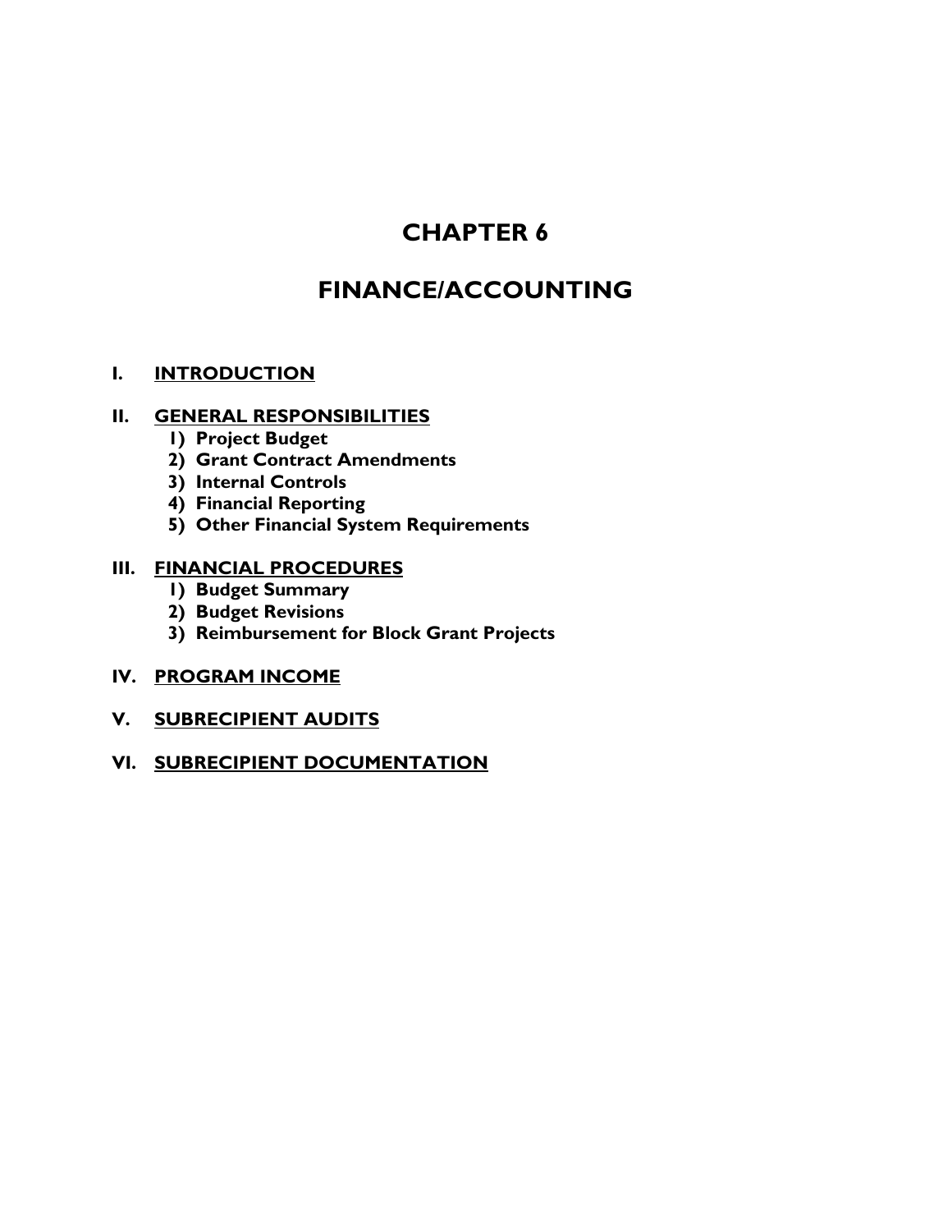# CHAPTER 6

# FINANCE/ACCOUNTING

**I. <u>INTRODUCTION</u>**

**II. <u>GENERAL RESPONSIBILITIES</u>**

1) **Project Budget**
2) **Grant Contract Amendments**
3) **Internal Controls**
4) **Financial Reporting**
5) **Other Financial System Requirements**

**III. <u>FINANCIAL PROCEDURES</u>**

1) **Budget Summary**
2) **Budget Revisions**
3) **Reimbursement for Block Grant Projects**

**IV. <u>PROGRAM INCOME</u>**

**V. <u>SUBRECIPIENT AUDITS</u>**

**VI. <u>SUBRECIPIENT DOCUMENTATION</u>**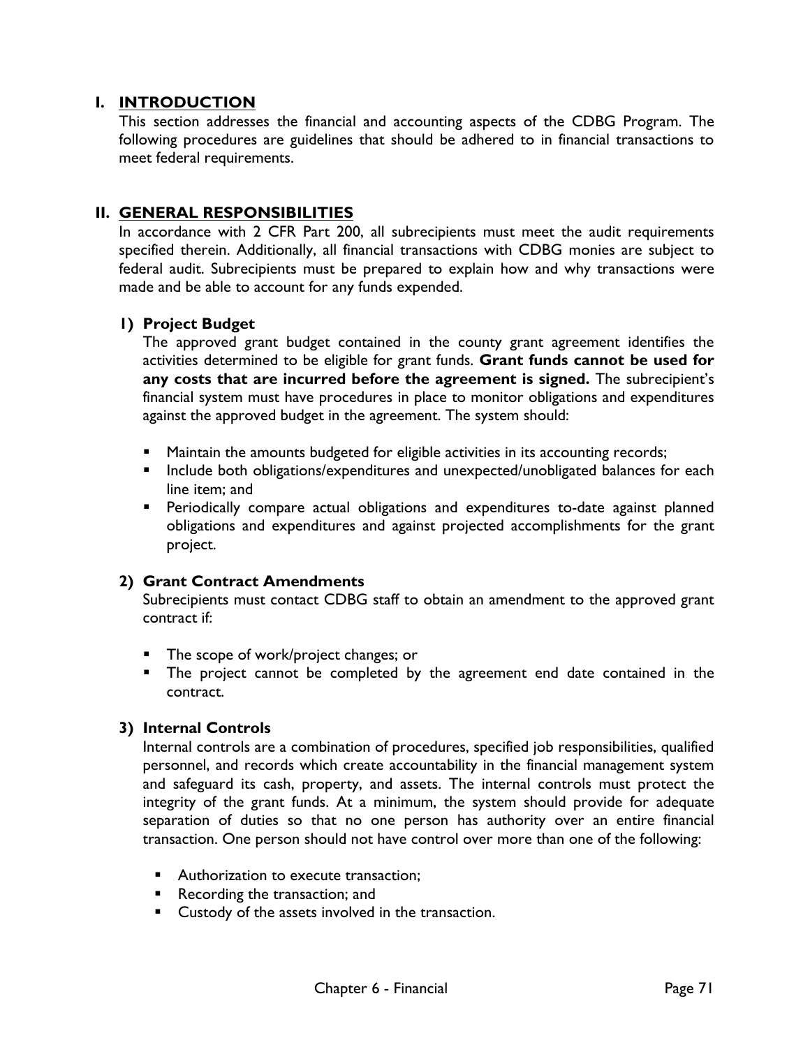## I. INTRODUCTION

This section addresses the financial and accounting aspects of the CDBG Program. The following procedures are guidelines that should be adhered to in financial transactions to meet federal requirements.

## II. GENERAL RESPONSIBILITIES

In accordance with 2 CFR Part 200, all subrecipients must meet the audit requirements specified therein. Additionally, all financial transactions with CDBG monies are subject to federal audit. Subrecipients must be prepared to explain how and why transactions were made and be able to account for any funds expended.

### 1) Project Budget

The approved grant budget contained in the county grant agreement identifies the activities determined to be eligible for grant funds. **Grant funds cannot be used for any costs that are incurred before the agreement is signed.** The subrecipient's financial system must have procedures in place to monitor obligations and expenditures against the approved budget in the agreement. The system should:

- Maintain the amounts budgeted for eligible activities in its accounting records;
- Include both obligations/expenditures and unexpected/unobligated balances for each line item; and
- Periodically compare actual obligations and expenditures to-date against planned obligations and expenditures and against projected accomplishments for the grant project.

### 2) Grant Contract Amendments

Subrecipients must contact CDBG staff to obtain an amendment to the approved grant contract if:

- The scope of work/project changes; or
- The project cannot be completed by the agreement end date contained in the contract.

### 3) Internal Controls

Internal controls are a combination of procedures, specified job responsibilities, qualified personnel, and records which create accountability in the financial management system and safeguard its cash, property, and assets. The internal controls must protect the integrity of the grant funds. At a minimum, the system should provide for adequate separation of duties so that no one person has authority over an entire financial transaction. One person should not have control over more than one of the following:

- Authorization to execute transaction;
- Recording the transaction; and
- Custody of the assets involved in the transaction.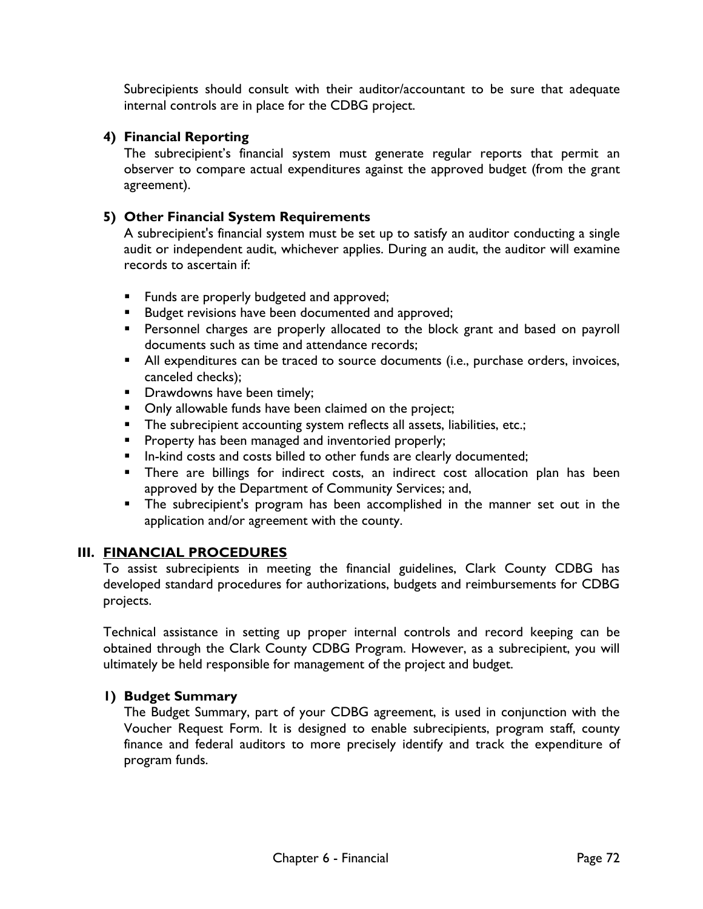Subrecipients should consult with their auditor/accountant to be sure that adequate internal controls are in place for the CDBG project.

#### 4) Financial Reporting

The subrecipient's financial system must generate regular reports that permit an observer to compare actual expenditures against the approved budget (from the grant agreement).

#### 5) Other Financial System Requirements

A subrecipient's financial system must be set up to satisfy an auditor conducting a single audit or independent audit, whichever applies. During an audit, the auditor will examine records to ascertain if:

- Funds are properly budgeted and approved;
- Budget revisions have been documented and approved;
- Personnel charges are properly allocated to the block grant and based on payroll documents such as time and attendance records;
- All expenditures can be traced to source documents (i.e., purchase orders, invoices, canceled checks);
- Drawdowns have been timely;
- Only allowable funds have been claimed on the project;
- The subrecipient accounting system reflects all assets, liabilities, etc.;
- Property has been managed and inventoried properly;
- In-kind costs and costs billed to other funds are clearly documented;
- There are billings for indirect costs, an indirect cost allocation plan has been approved by the Department of Community Services; and,
- The subrecipient's program has been accomplished in the manner set out in the application and/or agreement with the county.

## III. FINANCIAL PROCEDURES

To assist subrecipients in meeting the financial guidelines, Clark County CDBG has developed standard procedures for authorizations, budgets and reimbursements for CDBG projects.

Technical assistance in setting up proper internal controls and record keeping can be obtained through the Clark County CDBG Program. However, as a subrecipient, you will ultimately be held responsible for management of the project and budget.

#### 1) Budget Summary

The Budget Summary, part of your CDBG agreement, is used in conjunction with the Voucher Request Form. It is designed to enable subrecipients, program staff, county finance and federal auditors to more precisely identify and track the expenditure of program funds.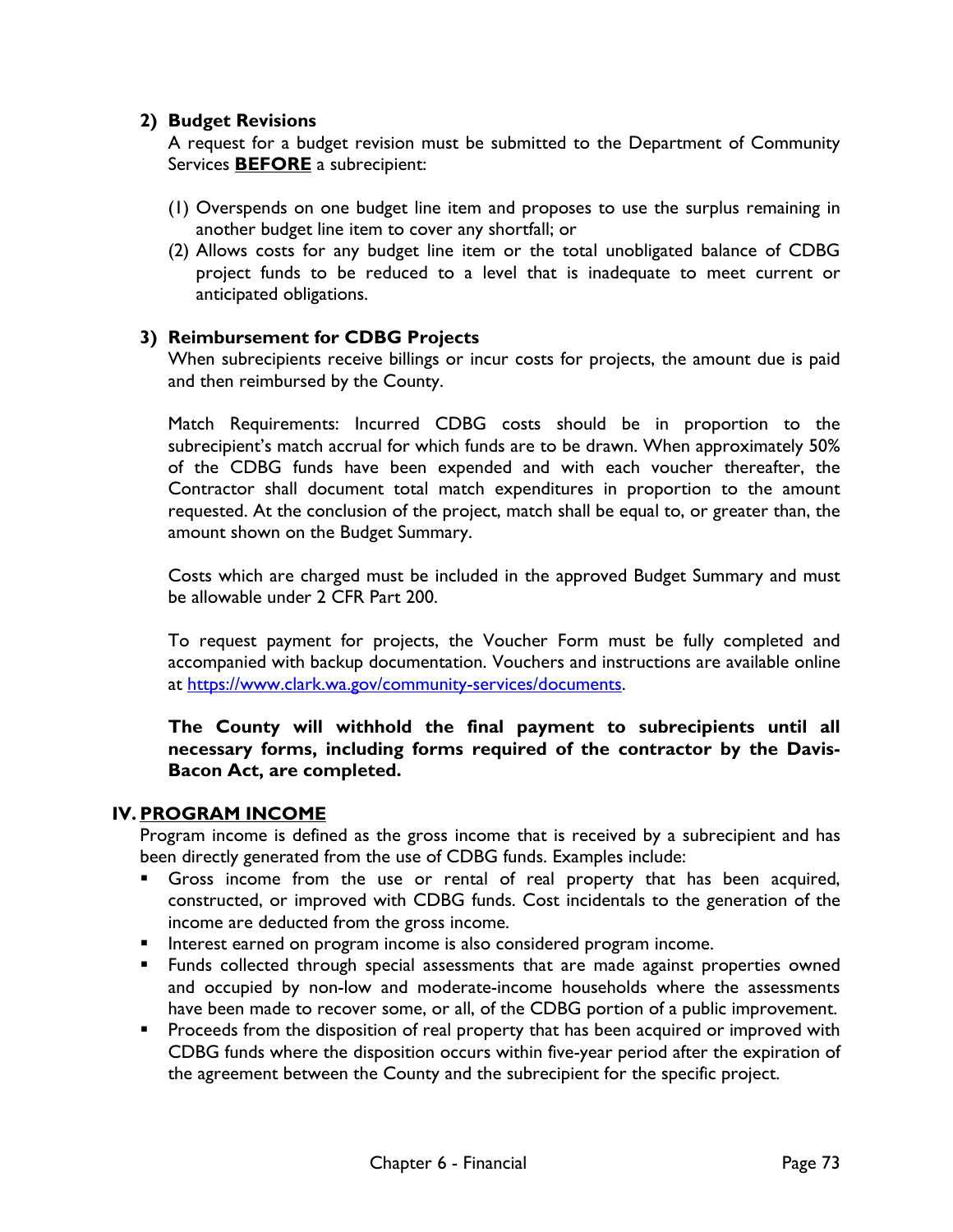### 2) Budget Revisions

A request for a budget revision must be submitted to the Department of Community Services **BEFORE** a subrecipient:

(1) Overspends on one budget line item and proposes to use the surplus remaining in another budget line item to cover any shortfall; or

(2) Allows costs for any budget line item or the total unobligated balance of CDBG project funds to be reduced to a level that is inadequate to meet current or anticipated obligations.

### 3) Reimbursement for CDBG Projects

When subrecipients receive billings or incur costs for projects, the amount due is paid and then reimbursed by the County.

Match Requirements: Incurred CDBG costs should be in proportion to the subrecipient's match accrual for which funds are to be drawn. When approximately 50% of the CDBG funds have been expended and with each voucher thereafter, the Contractor shall document total match expenditures in proportion to the amount requested. At the conclusion of the project, match shall be equal to, or greater than, the amount shown on the Budget Summary.

Costs which are charged must be included in the approved Budget Summary and must be allowable under 2 CFR Part 200.

To request payment for projects, the Voucher Form must be fully completed and accompanied with backup documentation. Vouchers and instructions are available online at https://www.clark.wa.gov/community-services/documents.

**The County will withhold the final payment to subrecipients until all necessary forms, including forms required of the contractor by the Davis-Bacon Act, are completed.**

## IV. PROGRAM INCOME

Program income is defined as the gross income that is received by a subrecipient and has been directly generated from the use of CDBG funds. Examples include:

- Gross income from the use or rental of real property that has been acquired, constructed, or improved with CDBG funds. Cost incidentals to the generation of the income are deducted from the gross income.
- Interest earned on program income is also considered program income.
- Funds collected through special assessments that are made against properties owned and occupied by non-low and moderate-income households where the assessments have been made to recover some, or all, of the CDBG portion of a public improvement.
- Proceeds from the disposition of real property that has been acquired or improved with CDBG funds where the disposition occurs within five-year period after the expiration of the agreement between the County and the subrecipient for the specific project.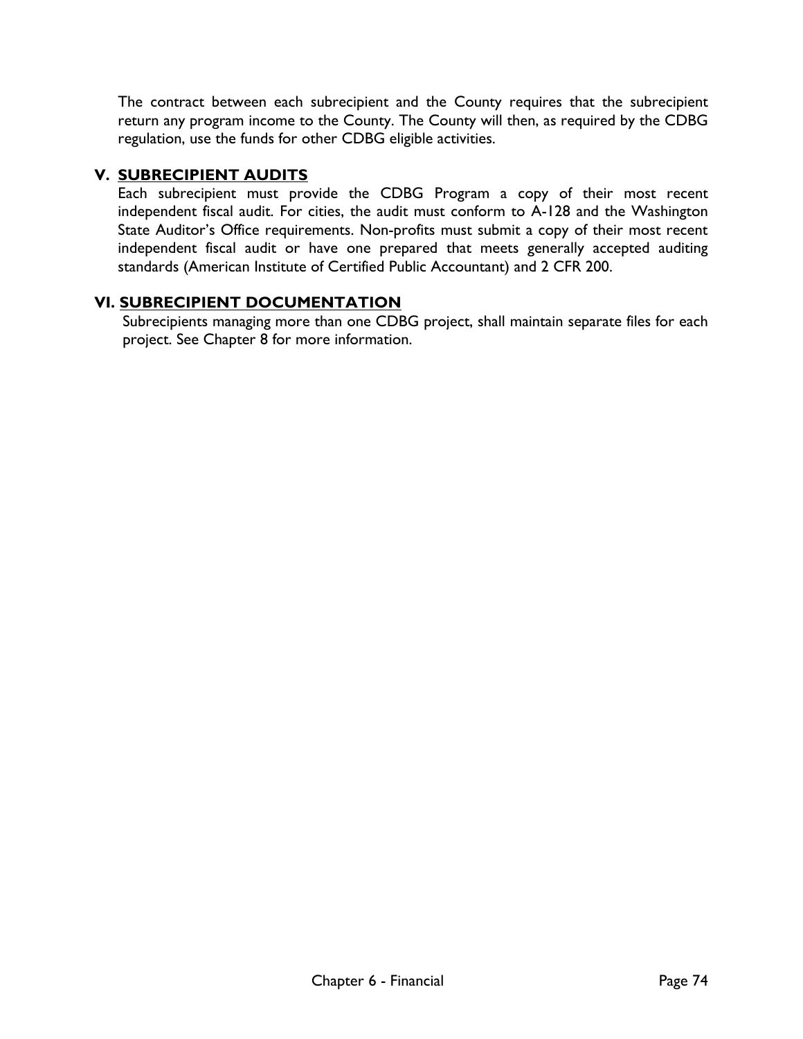The contract between each subrecipient and the County requires that the subrecipient return any program income to the County. The County will then, as required by the CDBG regulation, use the funds for other CDBG eligible activities.

## V. SUBRECIPIENT AUDITS

Each subrecipient must provide the CDBG Program a copy of their most recent independent fiscal audit. For cities, the audit must conform to A-128 and the Washington State Auditor's Office requirements. Non-profits must submit a copy of their most recent independent fiscal audit or have one prepared that meets generally accepted auditing standards (American Institute of Certified Public Accountant) and 2 CFR 200.

## VI. SUBRECIPIENT DOCUMENTATION

Subrecipients managing more than one CDBG project, shall maintain separate files for each project. See Chapter 8 for more information.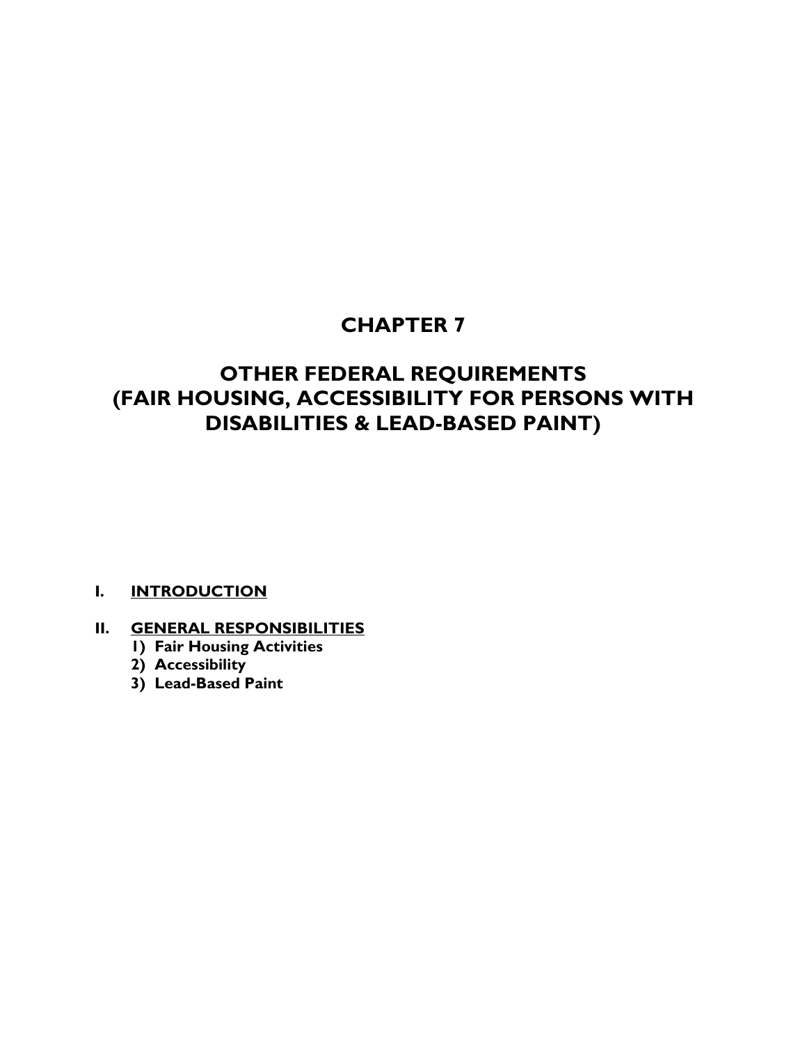# CHAPTER 7

# OTHER FEDERAL REQUIREMENTS (FAIR HOUSING, ACCESSIBILITY FOR PERSONS WITH DISABILITIES & LEAD-BASED PAINT)

**I. INTRODUCTION**

**II. GENERAL RESPONSIBILITIES**

1) **Fair Housing Activities**
2) **Accessibility**
3) **Lead-Based Paint**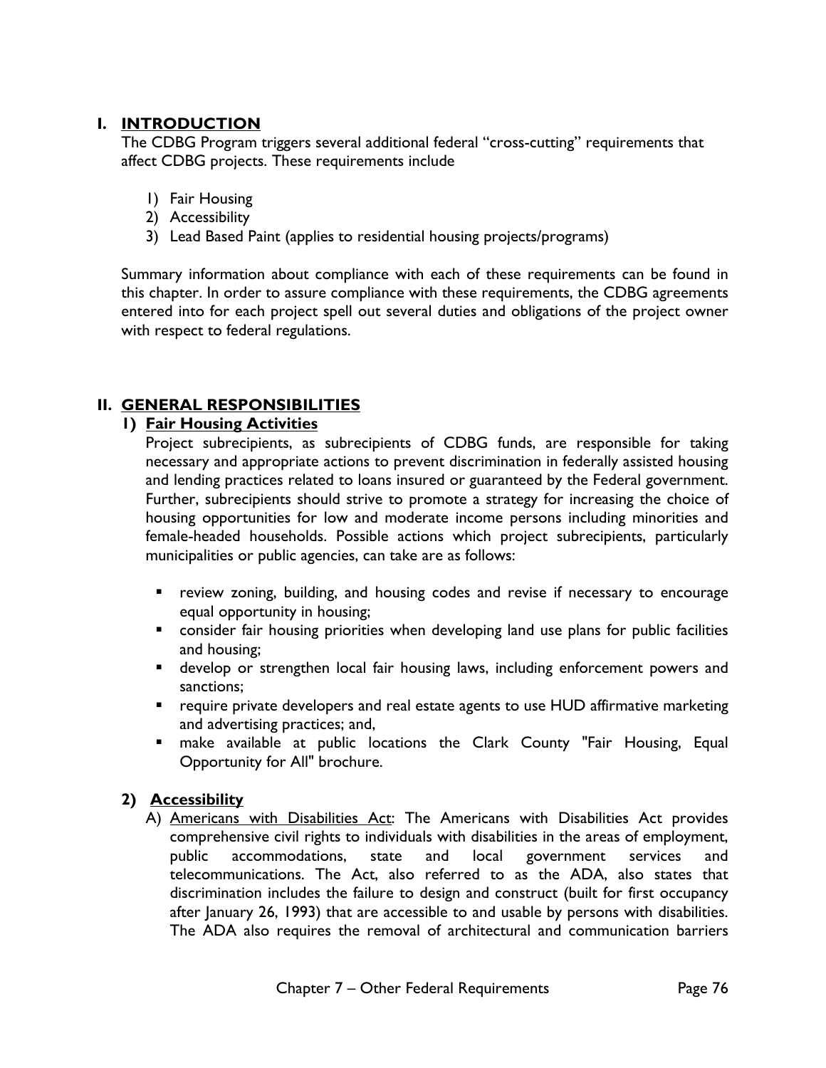## I. INTRODUCTION

The CDBG Program triggers several additional federal "cross-cutting" requirements that affect CDBG projects. These requirements include

1) Fair Housing
2) Accessibility
3) Lead Based Paint (applies to residential housing projects/programs)

Summary information about compliance with each of these requirements can be found in this chapter. In order to assure compliance with these requirements, the CDBG agreements entered into for each project spell out several duties and obligations of the project owner with respect to federal regulations.

## II. GENERAL RESPONSIBILITIES

### 1) Fair Housing Activities

Project subrecipients, as subrecipients of CDBG funds, are responsible for taking necessary and appropriate actions to prevent discrimination in federally assisted housing and lending practices related to loans insured or guaranteed by the Federal government. Further, subrecipients should strive to promote a strategy for increasing the choice of housing opportunities for low and moderate income persons including minorities and female-headed households. Possible actions which project subrecipients, particularly municipalities or public agencies, can take are as follows:

- review zoning, building, and housing codes and revise if necessary to encourage equal opportunity in housing;
- consider fair housing priorities when developing land use plans for public facilities and housing;
- develop or strengthen local fair housing laws, including enforcement powers and sanctions;
- require private developers and real estate agents to use HUD affirmative marketing and advertising practices; and,
- make available at public locations the Clark County "Fair Housing, Equal Opportunity for All" brochure.

### 2) Accessibility

A) Americans with Disabilities Act: The Americans with Disabilities Act provides comprehensive civil rights to individuals with disabilities in the areas of employment, public accommodations, state and local government services and telecommunications. The Act, also referred to as the ADA, also states that discrimination includes the failure to design and construct (built for first occupancy after January 26, 1993) that are accessible to and usable by persons with disabilities. The ADA also requires the removal of architectural and communication barriers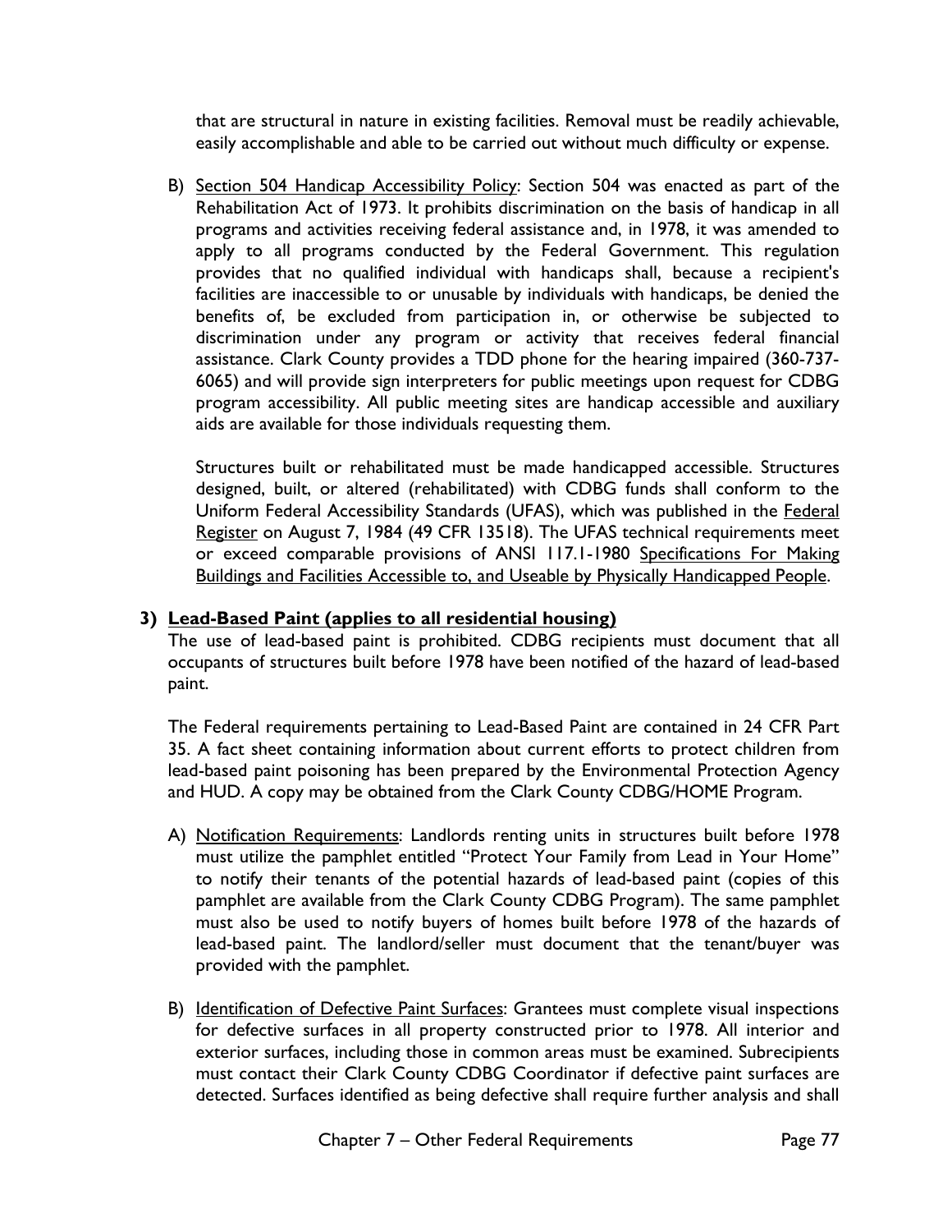that are structural in nature in existing facilities. Removal must be readily achievable, easily accomplishable and able to be carried out without much difficulty or expense.

B) Section 504 Handicap Accessibility Policy: Section 504 was enacted as part of the Rehabilitation Act of 1973. It prohibits discrimination on the basis of handicap in all programs and activities receiving federal assistance and, in 1978, it was amended to apply to all programs conducted by the Federal Government. This regulation provides that no qualified individual with handicaps shall, because a recipient's facilities are inaccessible to or unusable by individuals with handicaps, be denied the benefits of, be excluded from participation in, or otherwise be subjected to discrimination under any program or activity that receives federal financial assistance. Clark County provides a TDD phone for the hearing impaired (360-737-6065) and will provide sign interpreters for public meetings upon request for CDBG program accessibility. All public meeting sites are handicap accessible and auxiliary aids are available for those individuals requesting them.

Structures built or rehabilitated must be made handicapped accessible. Structures designed, built, or altered (rehabilitated) with CDBG funds shall conform to the Uniform Federal Accessibility Standards (UFAS), which was published in the Federal Register on August 7, 1984 (49 CFR 13518). The UFAS technical requirements meet or exceed comparable provisions of ANSI 117.1-1980 Specifications For Making Buildings and Facilities Accessible to, and Useable by Physically Handicapped People.

**3) Lead-Based Paint (applies to all residential housing)**

The use of lead-based paint is prohibited. CDBG recipients must document that all occupants of structures built before 1978 have been notified of the hazard of lead-based paint.

The Federal requirements pertaining to Lead-Based Paint are contained in 24 CFR Part 35. A fact sheet containing information about current efforts to protect children from lead-based paint poisoning has been prepared by the Environmental Protection Agency and HUD. A copy may be obtained from the Clark County CDBG/HOME Program.

A) Notification Requirements: Landlords renting units in structures built before 1978 must utilize the pamphlet entitled "Protect Your Family from Lead in Your Home" to notify their tenants of the potential hazards of lead-based paint (copies of this pamphlet are available from the Clark County CDBG Program). The same pamphlet must also be used to notify buyers of homes built before 1978 of the hazards of lead-based paint. The landlord/seller must document that the tenant/buyer was provided with the pamphlet.

B) Identification of Defective Paint Surfaces: Grantees must complete visual inspections for defective surfaces in all property constructed prior to 1978. All interior and exterior surfaces, including those in common areas must be examined. Subrecipients must contact their Clark County CDBG Coordinator if defective paint surfaces are detected. Surfaces identified as being defective shall require further analysis and shall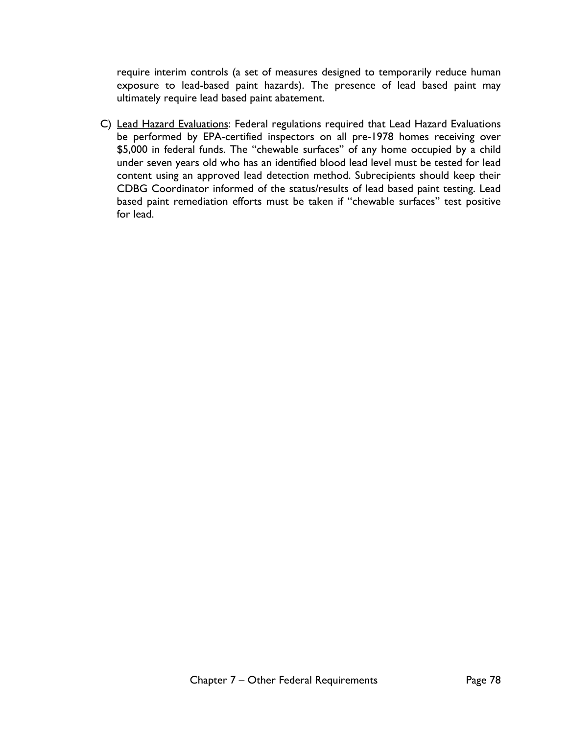require interim controls (a set of measures designed to temporarily reduce human exposure to lead-based paint hazards). The presence of lead based paint may ultimately require lead based paint abatement.

C) Lead Hazard Evaluations: Federal regulations required that Lead Hazard Evaluations be performed by EPA-certified inspectors on all pre-1978 homes receiving over $5,000 in federal funds. The "chewable surfaces" of any home occupied by a child under seven years old who has an identified blood lead level must be tested for lead content using an approved lead detection method. Subrecipients should keep their CDBG Coordinator informed of the status/results of lead based paint testing. Lead based paint remediation efforts must be taken if "chewable surfaces" test positive for lead.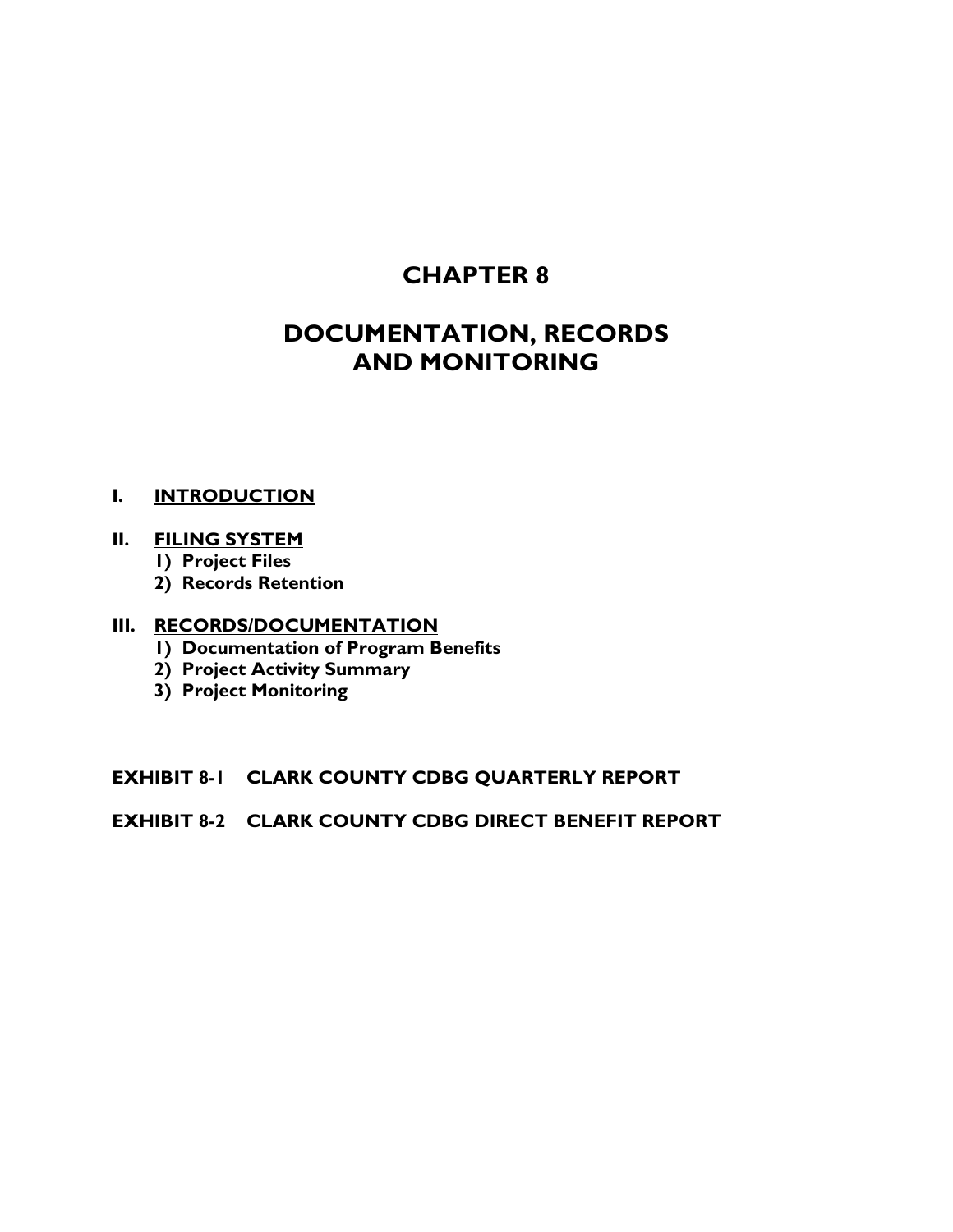# CHAPTER 8

# DOCUMENTATION, RECORDS AND MONITORING

**I. <u>INTRODUCTION</u>**

**II. <u>FILING SYSTEM</u>**

1) **Project Files**
2) **Records Retention**

**III. <u>RECORDS/DOCUMENTATION</u>**

1) **Documentation of Program Benefits**
2) **Project Activity Summary**
3) **Project Monitoring**

**EXHIBIT 8-1 CLARK COUNTY CDBG QUARTERLY REPORT**

**EXHIBIT 8-2 CLARK COUNTY CDBG DIRECT BENEFIT REPORT**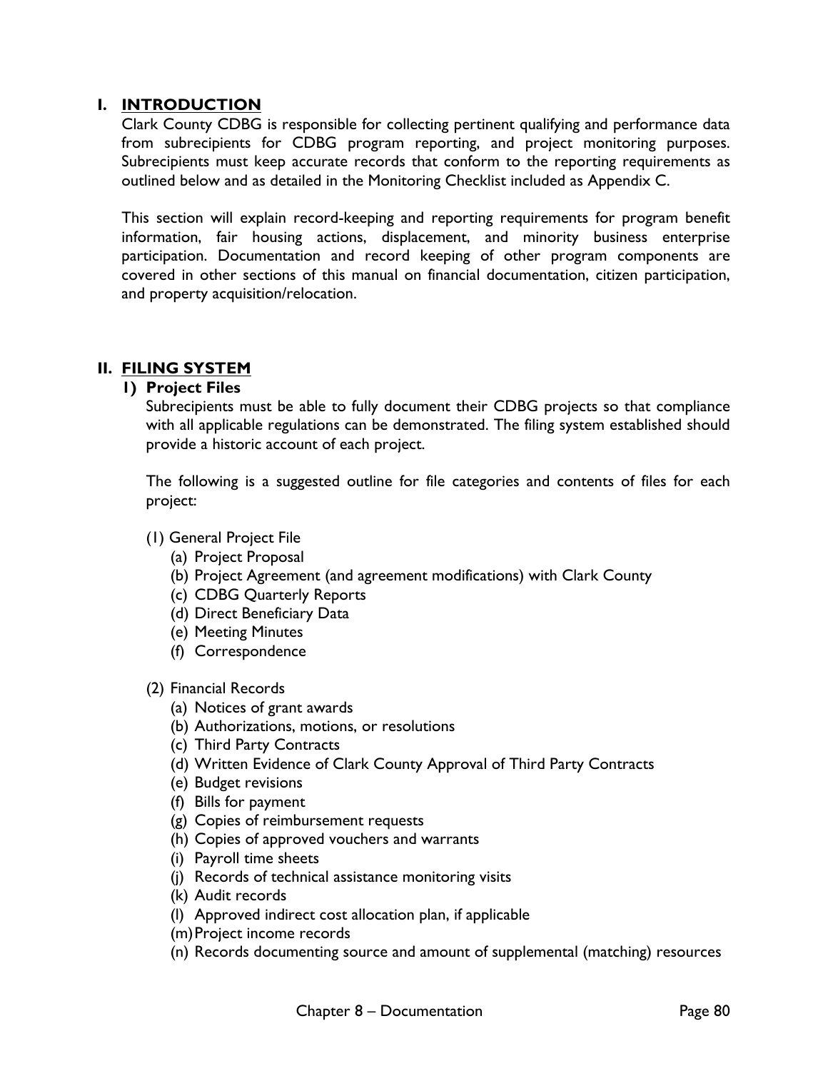## I. INTRODUCTION

Clark County CDBG is responsible for collecting pertinent qualifying and performance data from subrecipients for CDBG program reporting, and project monitoring purposes. Subrecipients must keep accurate records that conform to the reporting requirements as outlined below and as detailed in the Monitoring Checklist included as Appendix C.

This section will explain record-keeping and reporting requirements for program benefit information, fair housing actions, displacement, and minority business enterprise participation. Documentation and record keeping of other program components are covered in other sections of this manual on financial documentation, citizen participation, and property acquisition/relocation.

## II. FILING SYSTEM

### 1) Project Files

Subrecipients must be able to fully document their CDBG projects so that compliance with all applicable regulations can be demonstrated. The filing system established should provide a historic account of each project.

The following is a suggested outline for file categories and contents of files for each project:

(1) General Project File
- (a) Project Proposal
- (b) Project Agreement (and agreement modifications) with Clark County
- (c) CDBG Quarterly Reports
- (d) Direct Beneficiary Data
- (e) Meeting Minutes
- (f) Correspondence

(2) Financial Records
- (a) Notices of grant awards
- (b) Authorizations, motions, or resolutions
- (c) Third Party Contracts
- (d) Written Evidence of Clark County Approval of Third Party Contracts
- (e) Budget revisions
- (f) Bills for payment
- (g) Copies of reimbursement requests
- (h) Copies of approved vouchers and warrants
- (i) Payroll time sheets
- (j) Records of technical assistance monitoring visits
- (k) Audit records
- (l) Approved indirect cost allocation plan, if applicable
- (m) Project income records
- (n) Records documenting source and amount of supplemental (matching) resources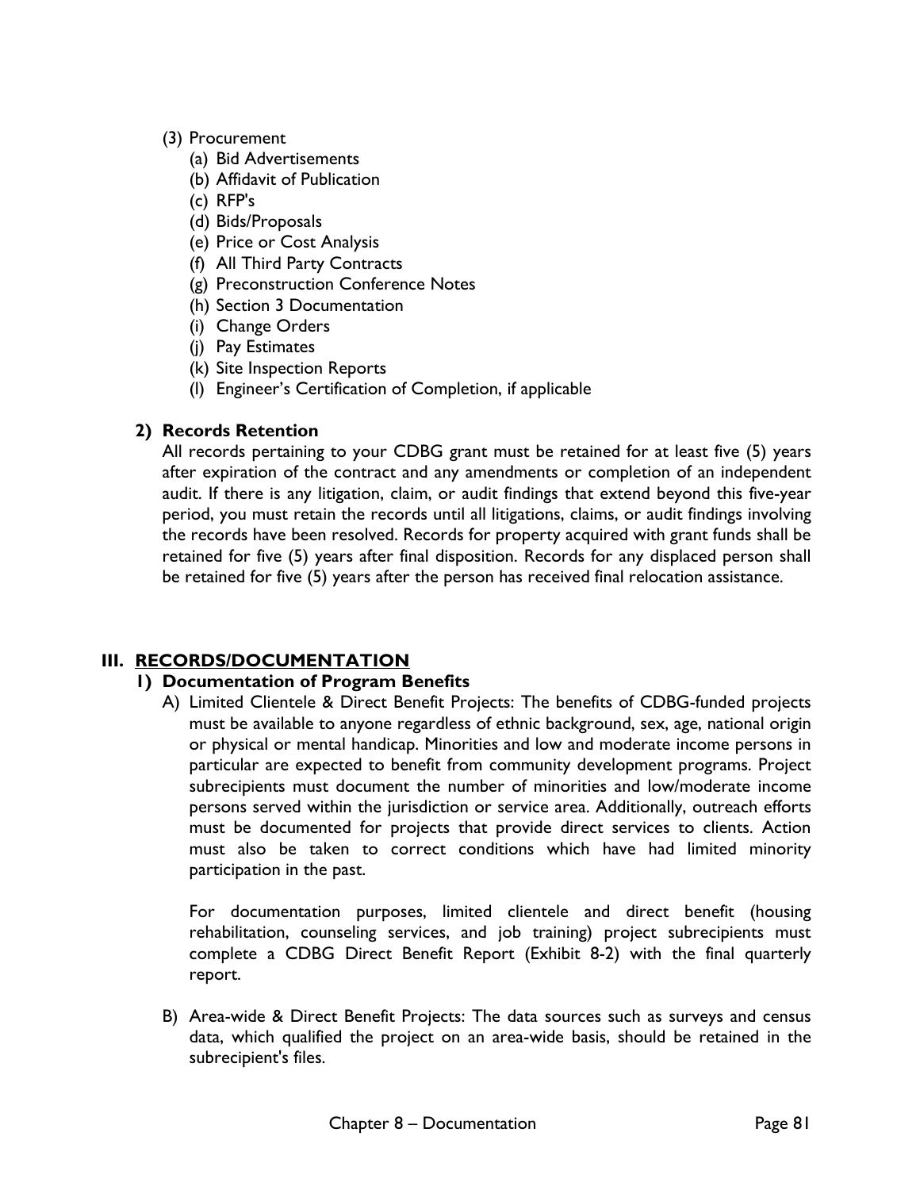(3) Procurement
   (a) Bid Advertisements
   (b) Affidavit of Publication
   (c) RFP's
   (d) Bids/Proposals
   (e) Price or Cost Analysis
   (f) All Third Party Contracts
   (g) Preconstruction Conference Notes
   (h) Section 3 Documentation
   (i) Change Orders
   (j) Pay Estimates
   (k) Site Inspection Reports
   (l) Engineer's Certification of Completion, if applicable

**2) Records Retention**

All records pertaining to your CDBG grant must be retained for at least five (5) years after expiration of the contract and any amendments or completion of an independent audit. If there is any litigation, claim, or audit findings that extend beyond this five-year period, you must retain the records until all litigations, claims, or audit findings involving the records have been resolved. Records for property acquired with grant funds shall be retained for five (5) years after final disposition. Records for any displaced person shall be retained for five (5) years after the person has received final relocation assistance.

## III. RECORDS/DOCUMENTATION

**1) Documentation of Program Benefits**

A) Limited Clientele & Direct Benefit Projects: The benefits of CDBG-funded projects must be available to anyone regardless of ethnic background, sex, age, national origin or physical or mental handicap. Minorities and low and moderate income persons in particular are expected to benefit from community development programs. Project subrecipients must document the number of minorities and low/moderate income persons served within the jurisdiction or service area. Additionally, outreach efforts must be documented for projects that provide direct services to clients. Action must also be taken to correct conditions which have had limited minority participation in the past.

For documentation purposes, limited clientele and direct benefit (housing rehabilitation, counseling services, and job training) project subrecipients must complete a CDBG Direct Benefit Report (Exhibit 8-2) with the final quarterly report.

B) Area-wide & Direct Benefit Projects: The data sources such as surveys and census data, which qualified the project on an area-wide basis, should be retained in the subrecipient's files.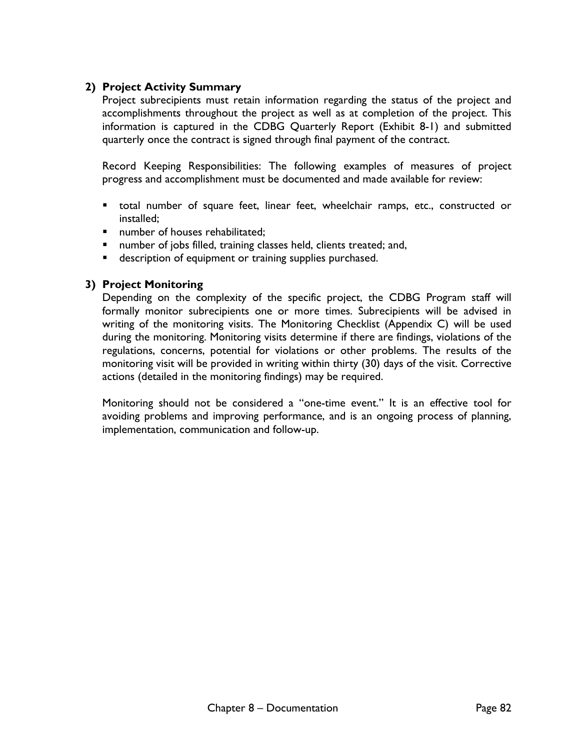### 2) Project Activity Summary

Project subrecipients must retain information regarding the status of the project and accomplishments throughout the project as well as at completion of the project. This information is captured in the CDBG Quarterly Report (Exhibit 8-1) and submitted quarterly once the contract is signed through final payment of the contract.

Record Keeping Responsibilities: The following examples of measures of project progress and accomplishment must be documented and made available for review:

- total number of square feet, linear feet, wheelchair ramps, etc., constructed or installed;
- number of houses rehabilitated;
- number of jobs filled, training classes held, clients treated; and,
- description of equipment or training supplies purchased.

### 3) Project Monitoring

Depending on the complexity of the specific project, the CDBG Program staff will formally monitor subrecipients one or more times. Subrecipients will be advised in writing of the monitoring visits. The Monitoring Checklist (Appendix C) will be used during the monitoring. Monitoring visits determine if there are findings, violations of the regulations, concerns, potential for violations or other problems. The results of the monitoring visit will be provided in writing within thirty (30) days of the visit. Corrective actions (detailed in the monitoring findings) may be required.

Monitoring should not be considered a "one-time event." It is an effective tool for avoiding problems and improving performance, and is an ongoing process of planning, implementation, communication and follow-up.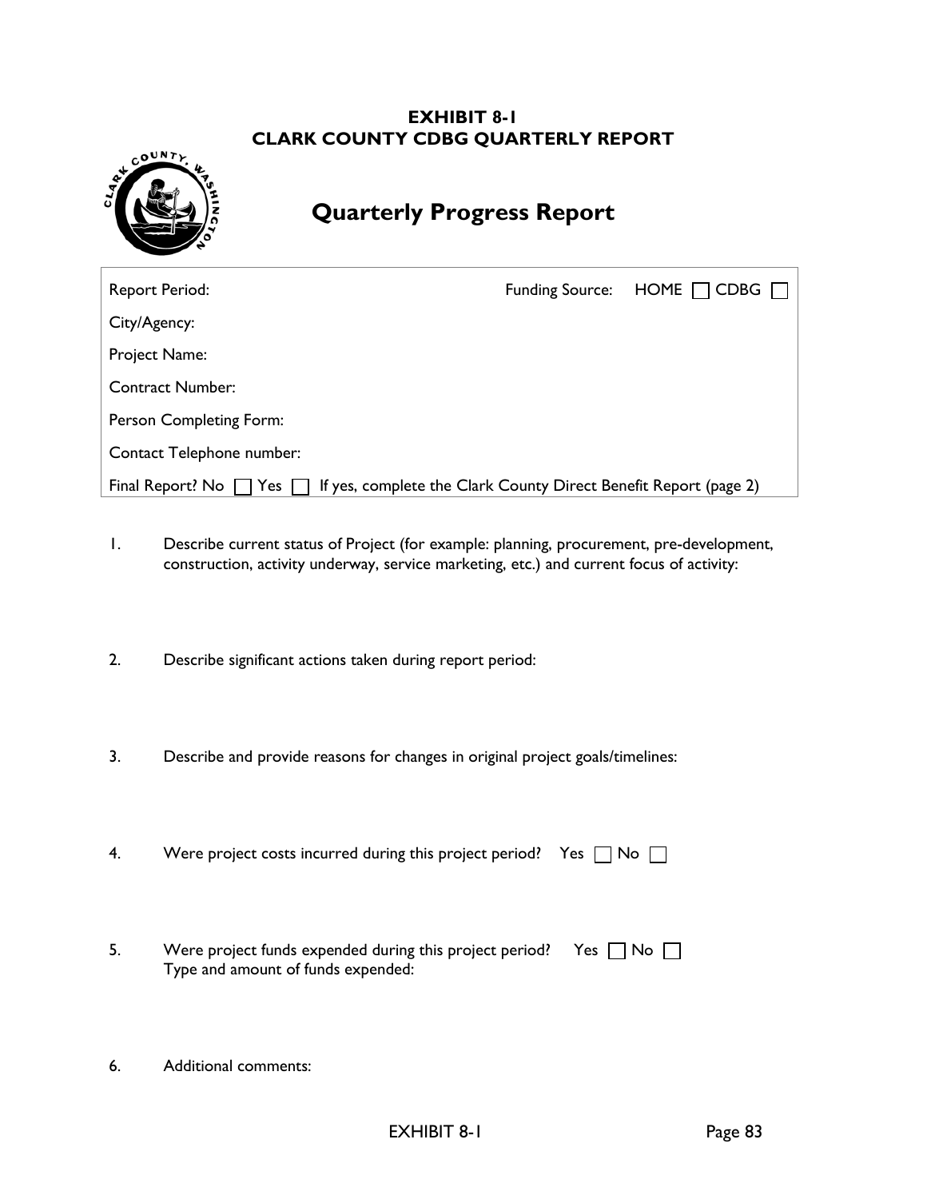**EXHIBIT 8-1**
**CLARK COUNTY CDBG QUARTERLY REPORT**

# Quarterly Progress Report

| Report Period: | Funding Source: HOME ☐ CDBG ☐ |
|---|---|
| City/Agency: | |
| Project Name: | |
| Contract Number: | |
| Person Completing Form: | |
| Contact Telephone number: | |
| Final Report? No ☐ Yes ☐ If yes, complete the Clark County Direct Benefit Report (page 2) | |

1. Describe current status of Project (for example: planning, procurement, pre-development, construction, activity underway, service marketing, etc.) and current focus of activity:

2. Describe significant actions taken during report period:

3. Describe and provide reasons for changes in original project goals/timelines:

4. Were project costs incurred during this project period? Yes ☐ No ☐

5. Were project funds expended during this project period? Yes ☐ No ☐
   Type and amount of funds expended:

6. Additional comments: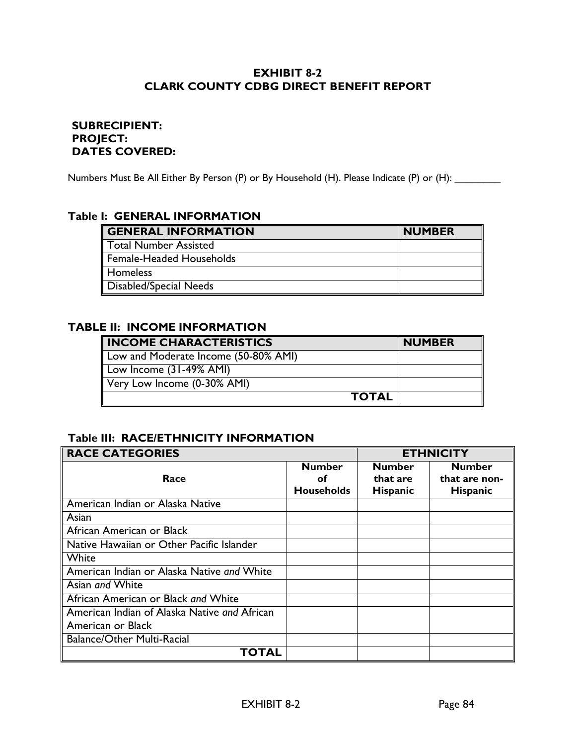# EXHIBIT 8-2
# CLARK COUNTY CDBG DIRECT BENEFIT REPORT

**SUBRECIPIENT:**
**PROJECT:**
**DATES COVERED:**

Numbers Must Be All Either By Person (P) or By Household (H). Please Indicate (P) or (H): ________

### Table I: GENERAL INFORMATION

| GENERAL INFORMATION | NUMBER |
|---|---|
| Total Number Assisted | |
| Female-Headed Households | |
| Homeless | |
| Disabled/Special Needs | |

### TABLE II: INCOME INFORMATION

| INCOME CHARACTERISTICS | NUMBER |
|---|---|
| Low and Moderate Income (50-80% AMI) | |
| Low Income (31-49% AMI) | |
| Very Low Income (0-30% AMI) | |
| **TOTAL** | |

### Table III: RACE/ETHNICITY INFORMATION

| RACE CATEGORIES | | ETHNICITY | |
|---|---|---|---|
| **Race** | **Number of Households** | **Number that are Hispanic** | **Number that are non-Hispanic** |
| American Indian or Alaska Native | | | |
| Asian | | | |
| African American or Black | | | |
| Native Hawaiian or Other Pacific Islander | | | |
| White | | | |
| American Indian or Alaska Native *and* White | | | |
| Asian *and* White | | | |
| African American or Black *and* White | | | |
| American Indian of Alaska Native *and* African American or Black | | | |
| Balance/Other Multi-Racial | | | |
| **TOTAL** | | | |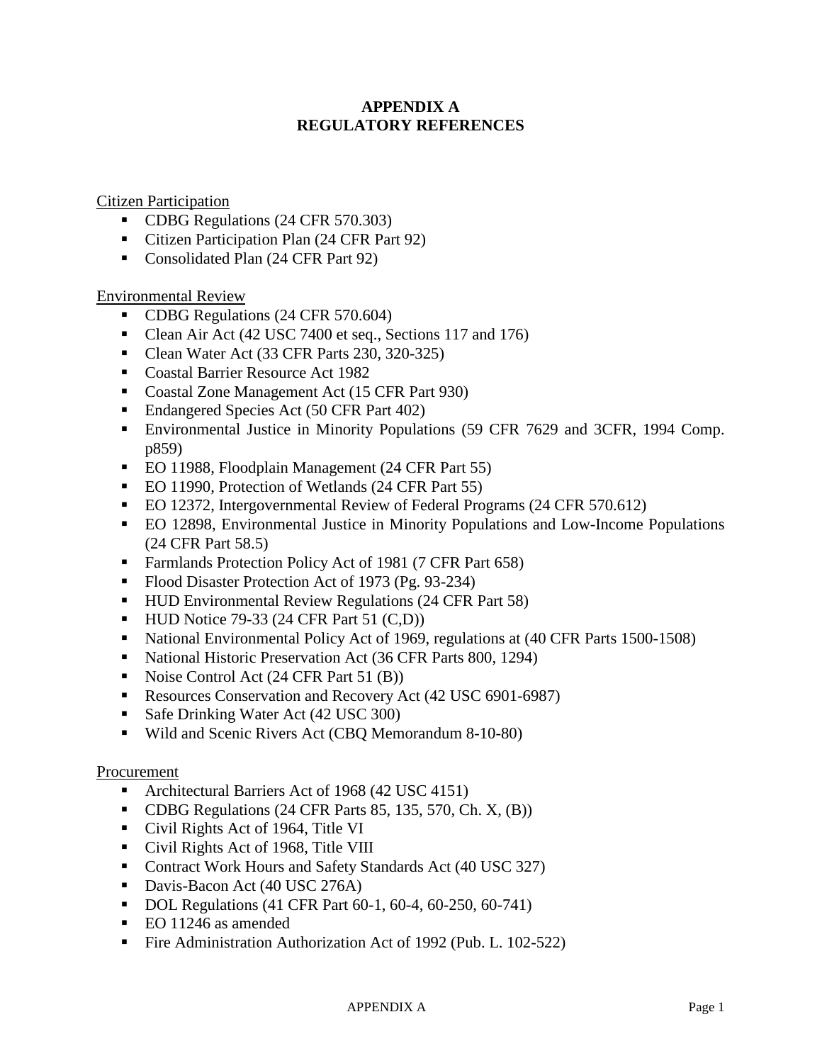# APPENDIX A
# REGULATORY REFERENCES

<u>Citizen Participation</u>

- CDBG Regulations (24 CFR 570.303)
- Citizen Participation Plan (24 CFR Part 92)
- Consolidated Plan (24 CFR Part 92)

<u>Environmental Review</u>

- CDBG Regulations (24 CFR 570.604)
- Clean Air Act (42 USC 7400 et seq., Sections 117 and 176)
- Clean Water Act (33 CFR Parts 230, 320-325)
- Coastal Barrier Resource Act 1982
- Coastal Zone Management Act (15 CFR Part 930)
- Endangered Species Act (50 CFR Part 402)
- Environmental Justice in Minority Populations (59 CFR 7629 and 3CFR, 1994 Comp. p859)
- EO 11988, Floodplain Management (24 CFR Part 55)
- EO 11990, Protection of Wetlands (24 CFR Part 55)
- EO 12372, Intergovernmental Review of Federal Programs (24 CFR 570.612)
- EO 12898, Environmental Justice in Minority Populations and Low-Income Populations (24 CFR Part 58.5)
- Farmlands Protection Policy Act of 1981 (7 CFR Part 658)
- Flood Disaster Protection Act of 1973 (Pg. 93-234)
- HUD Environmental Review Regulations (24 CFR Part 58)
- HUD Notice 79-33 (24 CFR Part 51 (C,D))
- National Environmental Policy Act of 1969, regulations at (40 CFR Parts 1500-1508)
- National Historic Preservation Act (36 CFR Parts 800, 1294)
- Noise Control Act (24 CFR Part 51 (B))
- Resources Conservation and Recovery Act (42 USC 6901-6987)
- Safe Drinking Water Act (42 USC 300)
- Wild and Scenic Rivers Act (CBQ Memorandum 8-10-80)

<u>Procurement</u>

- Architectural Barriers Act of 1968 (42 USC 4151)
- CDBG Regulations (24 CFR Parts 85, 135, 570, Ch. X, (B))
- Civil Rights Act of 1964, Title VI
- Civil Rights Act of 1968, Title VIII
- Contract Work Hours and Safety Standards Act (40 USC 327)
- Davis-Bacon Act (40 USC 276A)
- DOL Regulations (41 CFR Part 60-1, 60-4, 60-250, 60-741)
- EO 11246 as amended
- Fire Administration Authorization Act of 1992 (Pub. L. 102-522)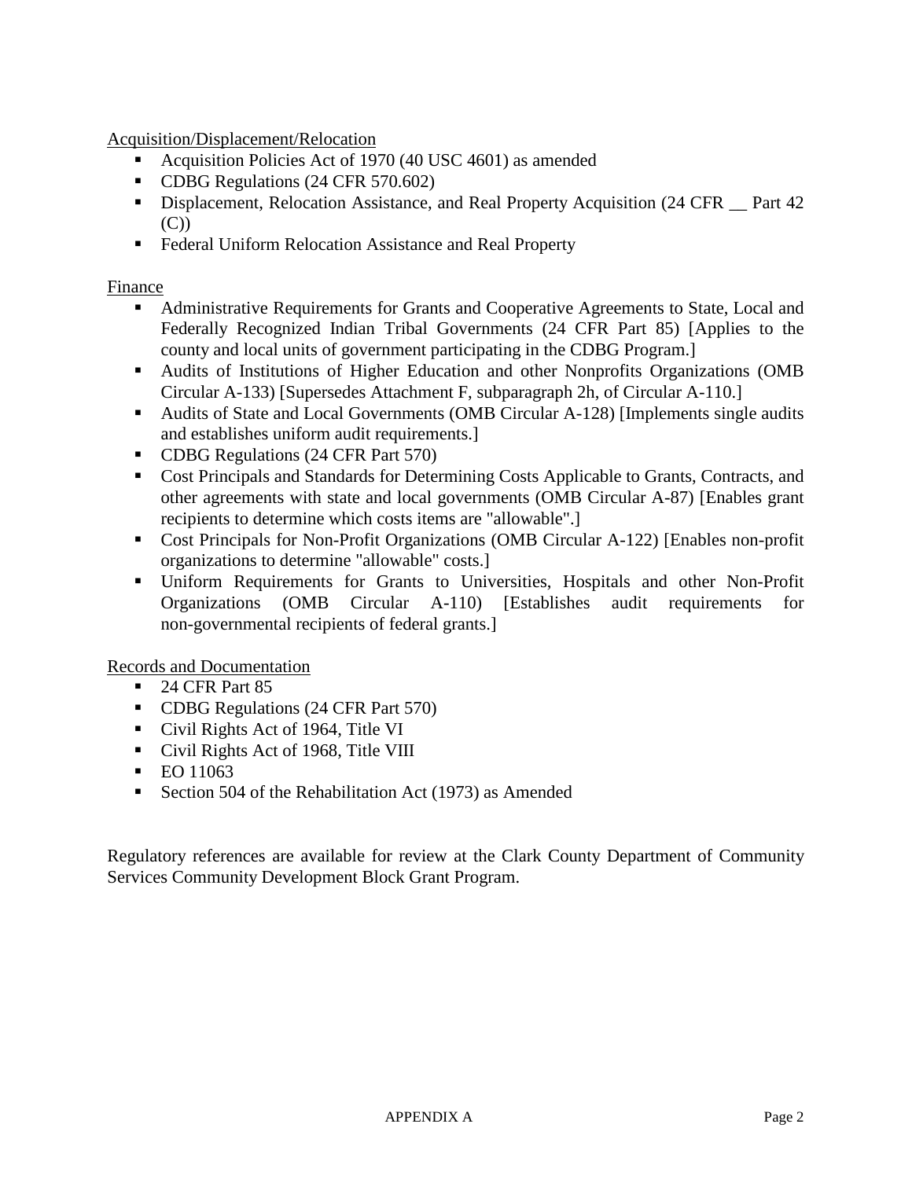Acquisition/Displacement/Relocation

- Acquisition Policies Act of 1970 (40 USC 4601) as amended
- CDBG Regulations (24 CFR 570.602)
- Displacement, Relocation Assistance, and Real Property Acquisition (24 CFR __ Part 42 (C))
- Federal Uniform Relocation Assistance and Real Property

Finance

- Administrative Requirements for Grants and Cooperative Agreements to State, Local and Federally Recognized Indian Tribal Governments (24 CFR Part 85) [Applies to the county and local units of government participating in the CDBG Program.]
- Audits of Institutions of Higher Education and other Nonprofits Organizations (OMB Circular A-133) [Supersedes Attachment F, subparagraph 2h, of Circular A-110.]
- Audits of State and Local Governments (OMB Circular A-128) [Implements single audits and establishes uniform audit requirements.]
- CDBG Regulations (24 CFR Part 570)
- Cost Principals and Standards for Determining Costs Applicable to Grants, Contracts, and other agreements with state and local governments (OMB Circular A-87) [Enables grant recipients to determine which costs items are "allowable".]
- Cost Principals for Non-Profit Organizations (OMB Circular A-122) [Enables non-profit organizations to determine "allowable" costs.]
- Uniform Requirements for Grants to Universities, Hospitals and other Non-Profit Organizations (OMB Circular A-110) [Establishes audit requirements for non-governmental recipients of federal grants.]

Records and Documentation

- 24 CFR Part 85
- CDBG Regulations (24 CFR Part 570)
- Civil Rights Act of 1964, Title VI
- Civil Rights Act of 1968, Title VIII
- EO 11063
- Section 504 of the Rehabilitation Act (1973) as Amended

Regulatory references are available for review at the Clark County Department of Community Services Community Development Block Grant Program.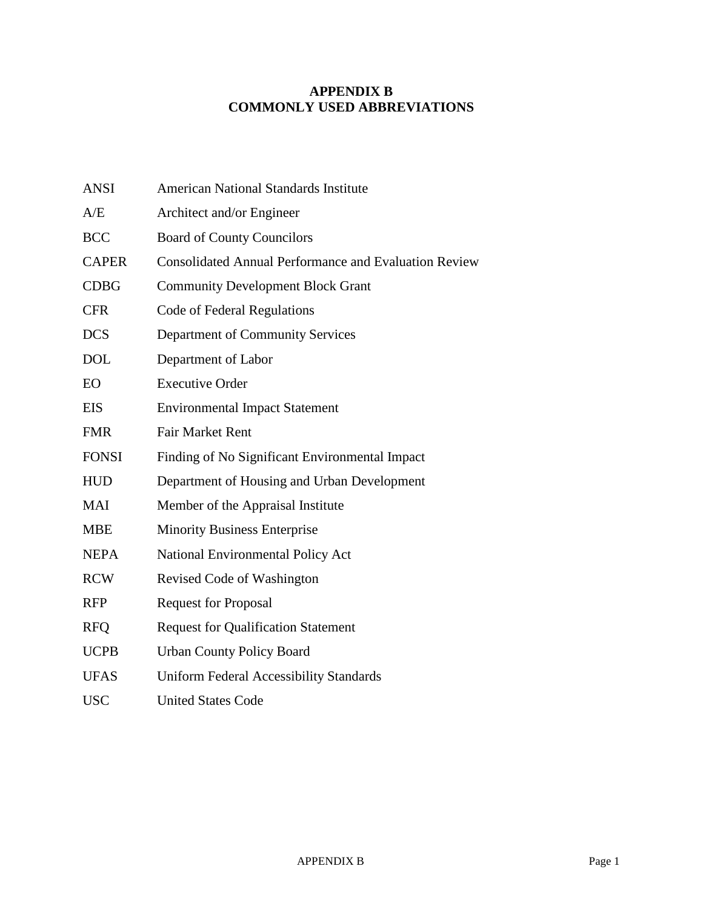# APPENDIX B
# COMMONLY USED ABBREVIATIONS

| | |
|---|---|
| ANSI | American National Standards Institute |
| A/E | Architect and/or Engineer |
| BCC | Board of County Councilors |
| CAPER | Consolidated Annual Performance and Evaluation Review |
| CDBG | Community Development Block Grant |
| CFR | Code of Federal Regulations |
| DCS | Department of Community Services |
| DOL | Department of Labor |
| EO | Executive Order |
| EIS | Environmental Impact Statement |
| FMR | Fair Market Rent |
| FONSI | Finding of No Significant Environmental Impact |
| HUD | Department of Housing and Urban Development |
| MAI | Member of the Appraisal Institute |
| MBE | Minority Business Enterprise |
| NEPA | National Environmental Policy Act |
| RCW | Revised Code of Washington |
| RFP | Request for Proposal |
| RFQ | Request for Qualification Statement |
| UCPB | Urban County Policy Board |
| UFAS | Uniform Federal Accessibility Standards |
| USC | United States Code |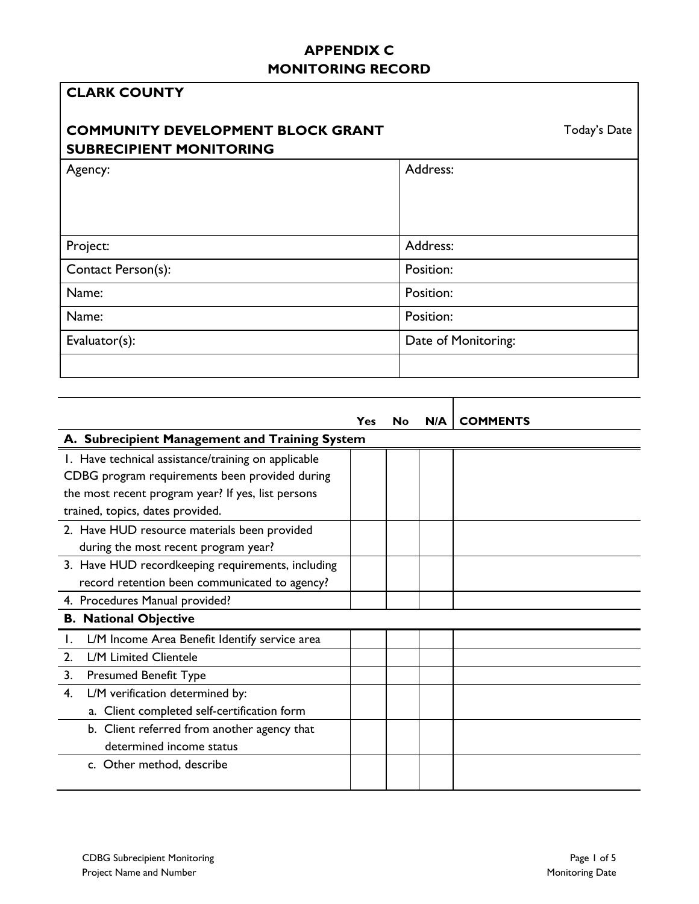# APPENDIX C
# MONITORING RECORD

| **CLARK COUNTY**<br><br>**COMMUNITY DEVELOPMENT BLOCK GRANT SUBRECIPIENT MONITORING** | Today's Date |
|---|---|
| Agency: | Address: |
| Project: | Address: |
| Contact Person(s): | Position: |
| Name: | Position: |
| Name: | Position: |
| Evaluator(s): | Date of Monitoring: |
| | |

| | Yes | No | N/A | COMMENTS |
|---|---|---|---|---|
| **A. Subrecipient Management and Training System** | | | | |
| 1. Have technical assistance/training on applicable CDBG program requirements been provided during the most recent program year? If yes, list persons trained, topics, dates provided. | | | | |
| 2. Have HUD resource materials been provided during the most recent program year? | | | | |
| 3. Have HUD recordkeeping requirements, including record retention been communicated to agency? | | | | |
| 4. Procedures Manual provided? | | | | |
| **B. National Objective** | | | | |
| 1. L/M Income Area Benefit Identify service area | | | | |
| 2. L/M Limited Clientele | | | | |
| 3. Presumed Benefit Type | | | | |
| 4. L/M verification determined by:<br>a. Client completed self-certification form | | | | |
| b. Client referred from another agency that determined income status | | | | |
| c. Other method, describe | | | | |

CDBG Subrecipient Monitoring
Project Name and Number

Monitoring Date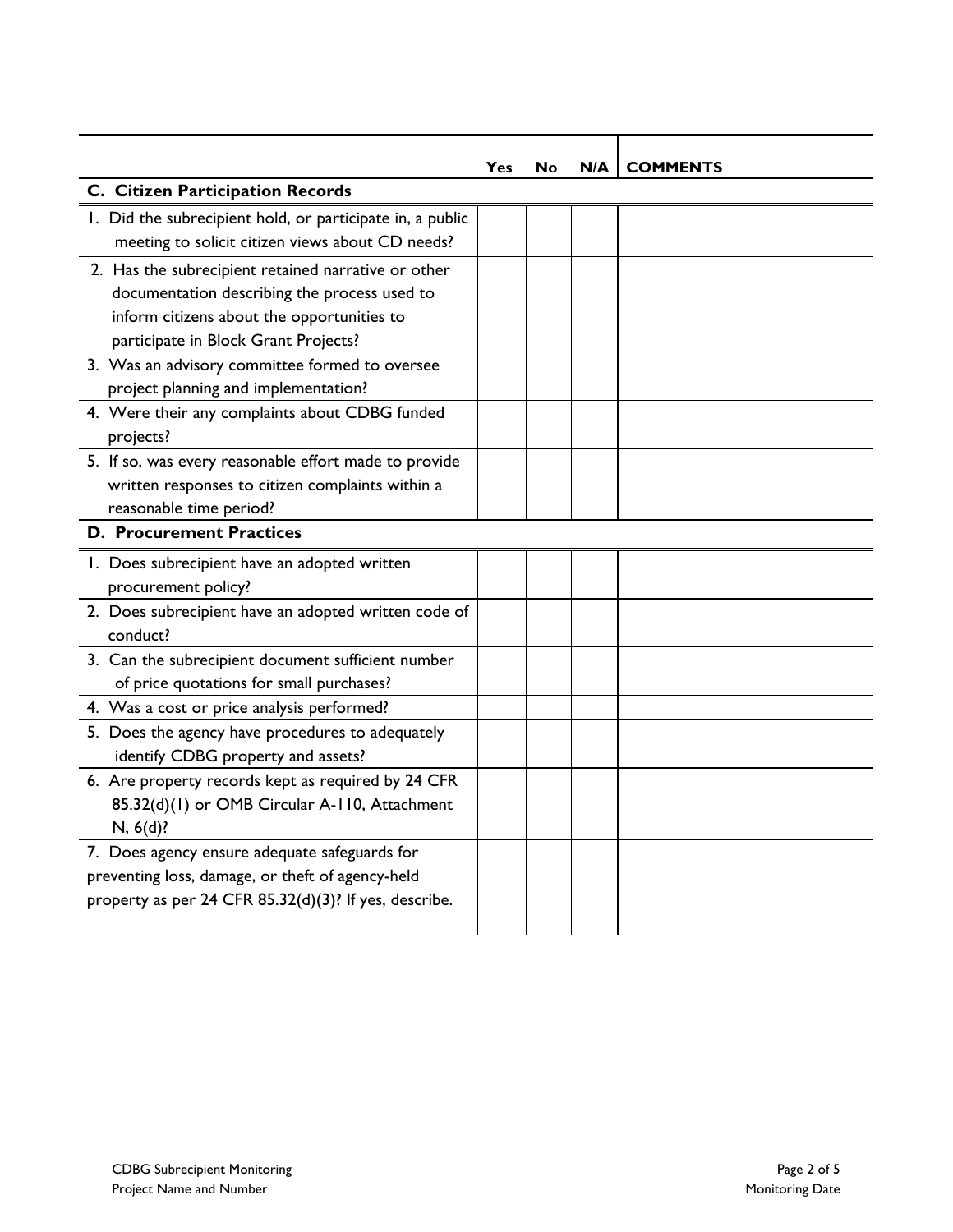| | Yes | No | N/A | COMMENTS |
|---|---|---|---|---|
| **C. Citizen Participation Records** | | | | |
| 1. Did the subrecipient hold, or participate in, a public meeting to solicit citizen views about CD needs? | | | | |
| 2. Has the subrecipient retained narrative or other documentation describing the process used to inform citizens about the opportunities to participate in Block Grant Projects? | | | | |
| 3. Was an advisory committee formed to oversee project planning and implementation? | | | | |
| 4. Were their any complaints about CDBG funded projects? | | | | |
| 5. If so, was every reasonable effort made to provide written responses to citizen complaints within a reasonable time period? | | | | |
| **D. Procurement Practices** | | | | |
| 1. Does subrecipient have an adopted written procurement policy? | | | | |
| 2. Does subrecipient have an adopted written code of conduct? | | | | |
| 3. Can the subrecipient document sufficient number of price quotations for small purchases? | | | | |
| 4. Was a cost or price analysis performed? | | | | |
| 5. Does the agency have procedures to adequately identify CDBG property and assets? | | | | |
| 6. Are property records kept as required by 24 CFR 85.32(d)(1) or OMB Circular A-110, Attachment N, 6(d)? | | | | |
| 7. Does agency ensure adequate safeguards for preventing loss, damage, or theft of agency-held property as per 24 CFR 85.32(d)(3)? If yes, describe. | | | | |

CDBG Subrecipient Monitoring
Project Name and Number

Monitoring Date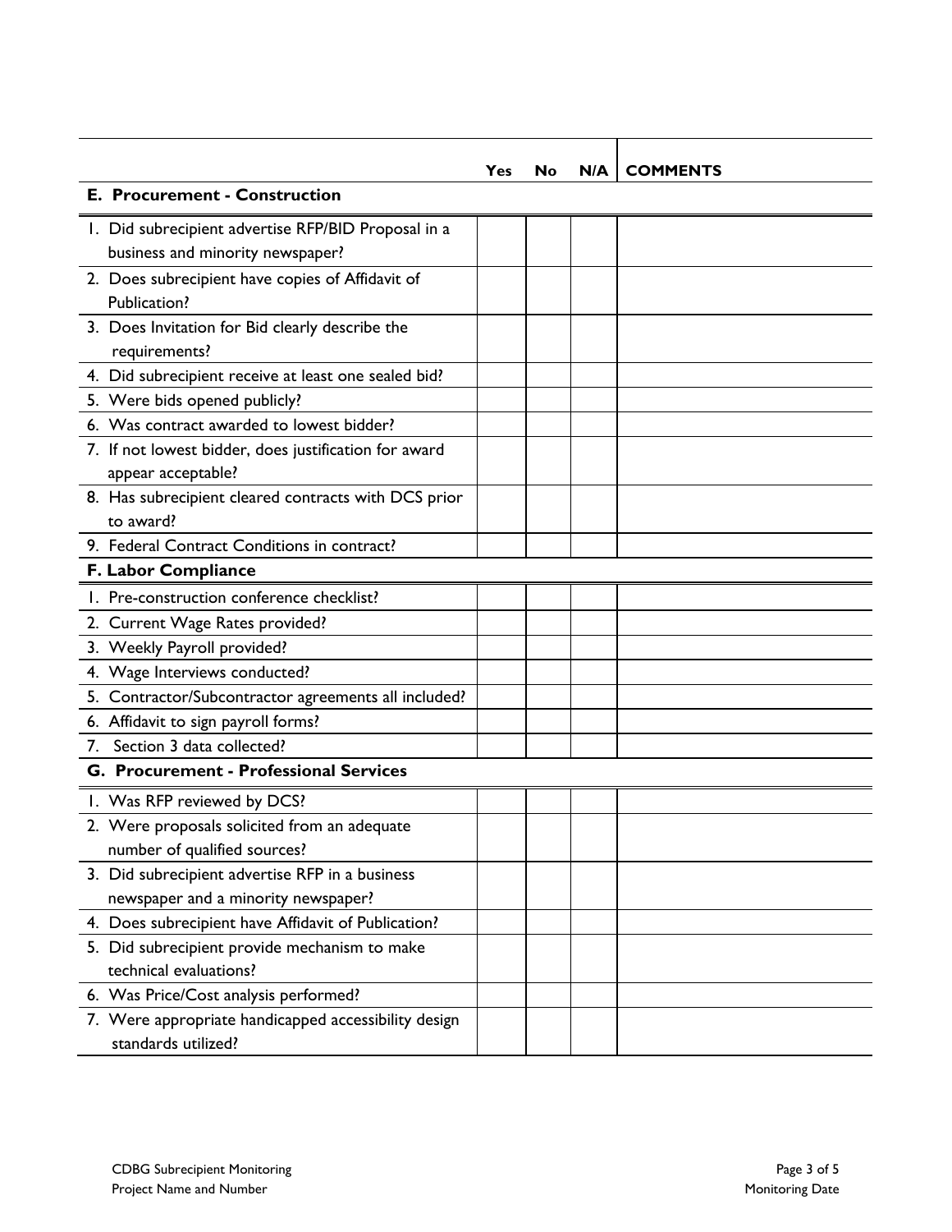| | Yes | No | N/A | COMMENTS |
|---|---|---|---|---|
| **E. Procurement - Construction** | | | | |
| 1. Did subrecipient advertise RFP/BID Proposal in a business and minority newspaper? | | | | |
| 2. Does subrecipient have copies of Affidavit of Publication? | | | | |
| 3. Does Invitation for Bid clearly describe the requirements? | | | | |
| 4. Did subrecipient receive at least one sealed bid? | | | | |
| 5. Were bids opened publicly? | | | | |
| 6. Was contract awarded to lowest bidder? | | | | |
| 7. If not lowest bidder, does justification for award appear acceptable? | | | | |
| 8. Has subrecipient cleared contracts with DCS prior to award? | | | | |
| 9. Federal Contract Conditions in contract? | | | | |
| **F. Labor Compliance** | | | | |
| 1. Pre-construction conference checklist? | | | | |
| 2. Current Wage Rates provided? | | | | |
| 3. Weekly Payroll provided? | | | | |
| 4. Wage Interviews conducted? | | | | |
| 5. Contractor/Subcontractor agreements all included? | | | | |
| 6. Affidavit to sign payroll forms? | | | | |
| 7. Section 3 data collected? | | | | |
| **G. Procurement - Professional Services** | | | | |
| 1. Was RFP reviewed by DCS? | | | | |
| 2. Were proposals solicited from an adequate number of qualified sources? | | | | |
| 3. Did subrecipient advertise RFP in a business newspaper and a minority newspaper? | | | | |
| 4. Does subrecipient have Affidavit of Publication? | | | | |
| 5. Did subrecipient provide mechanism to make technical evaluations? | | | | |
| 6. Was Price/Cost analysis performed? | | | | |
| 7. Were appropriate handicapped accessibility design standards utilized? | | | | |

CDBG Subrecipient Monitoring
Project Name and Number

Monitoring Date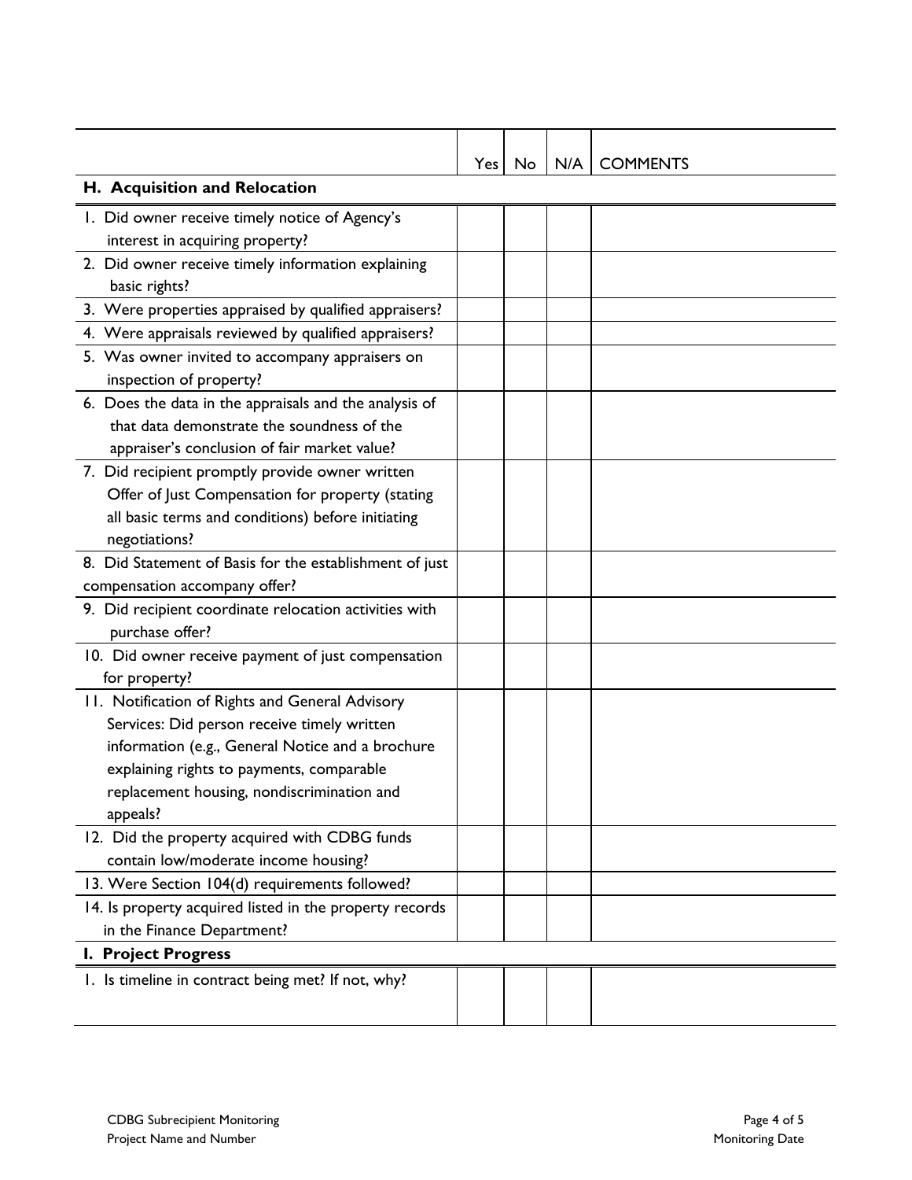| | Yes | No | N/A | COMMENTS |
|---|---|---|---|---|
| **H. Acquisition and Relocation** | | | | |
| 1. Did owner receive timely notice of Agency's interest in acquiring property? | | | | |
| 2. Did owner receive timely information explaining basic rights? | | | | |
| 3. Were properties appraised by qualified appraisers? | | | | |
| 4. Were appraisals reviewed by qualified appraisers? | | | | |
| 5. Was owner invited to accompany appraisers on inspection of property? | | | | |
| 6. Does the data in the appraisals and the analysis of that data demonstrate the soundness of the appraiser's conclusion of fair market value? | | | | |
| 7. Did recipient promptly provide owner written Offer of Just Compensation for property (stating all basic terms and conditions) before initiating negotiations? | | | | |
| 8. Did Statement of Basis for the establishment of just compensation accompany offer? | | | | |
| 9. Did recipient coordinate relocation activities with purchase offer? | | | | |
| 10. Did owner receive payment of just compensation for property? | | | | |
| 11. Notification of Rights and General Advisory Services: Did person receive timely written information (e.g., General Notice and a brochure explaining rights to payments, comparable replacement housing, nondiscrimination and appeals? | | | | |
| 12. Did the property acquired with CDBG funds contain low/moderate income housing? | | | | |
| 13. Were Section 104(d) requirements followed? | | | | |
| 14. Is property acquired listed in the property records in the Finance Department? | | | | |
| **I. Project Progress** | | | | |
| 1. Is timeline in contract being met? If not, why? | | | | |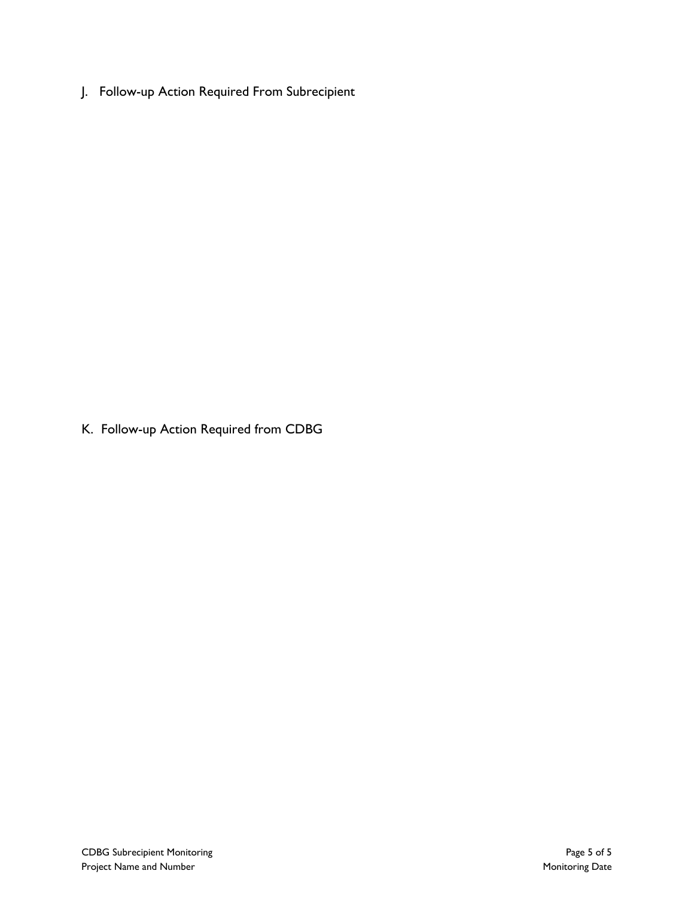## J. Follow-up Action Required From Subrecipient

## K. Follow-up Action Required from CDBG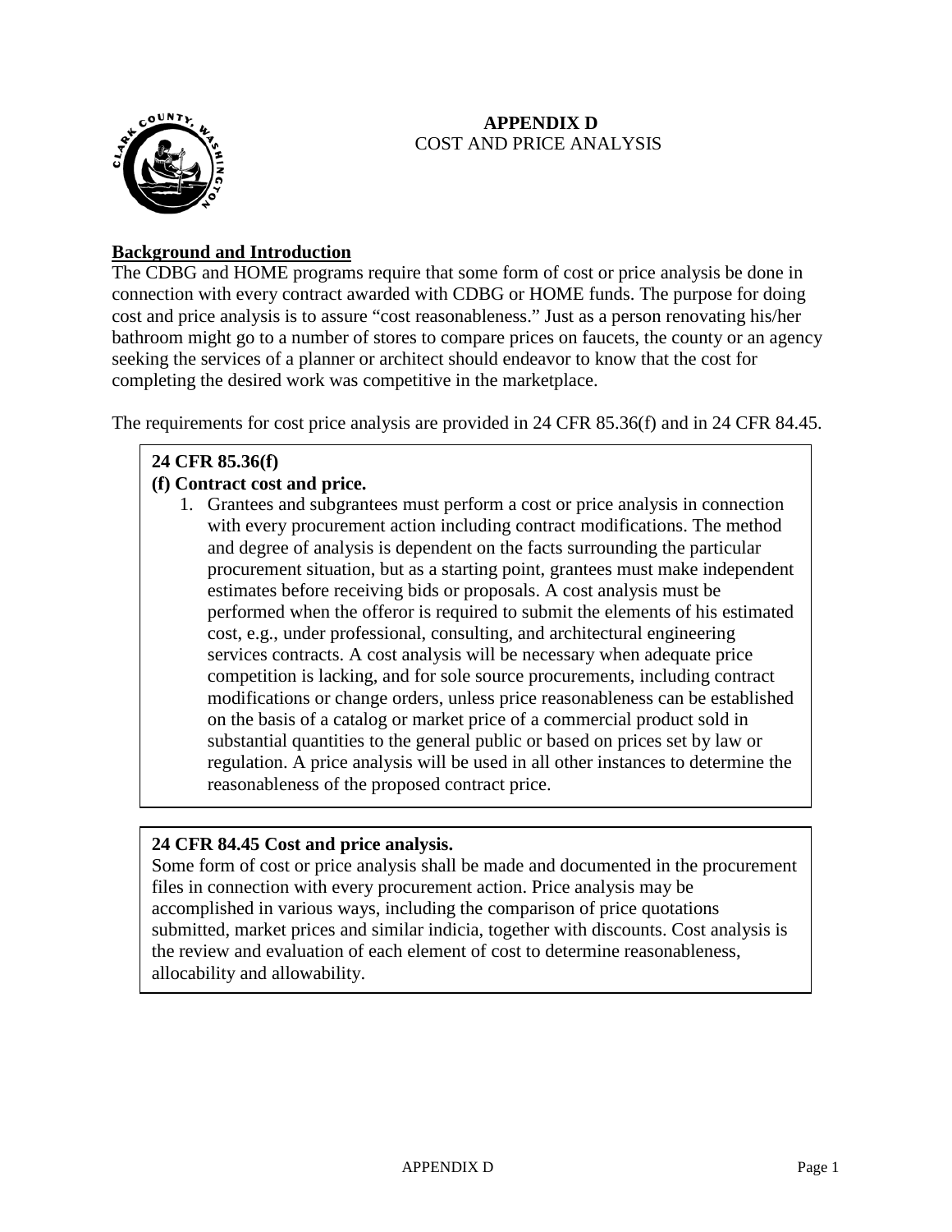# APPENDIX D
## COST AND PRICE ANALYSIS

**Background and Introduction**

The CDBG and HOME programs require that some form of cost or price analysis be done in connection with every contract awarded with CDBG or HOME funds. The purpose for doing cost and price analysis is to assure "cost reasonableness." Just as a person renovating his/her bathroom might go to a number of stores to compare prices on faucets, the county or an agency seeking the services of a planner or architect should endeavor to know that the cost for completing the desired work was competitive in the marketplace.

The requirements for cost price analysis are provided in 24 CFR 85.36(f) and in 24 CFR 84.45.

**24 CFR 85.36(f)**

**(f) Contract cost and price.**

1. Grantees and subgrantees must perform a cost or price analysis in connection with every procurement action including contract modifications. The method and degree of analysis is dependent on the facts surrounding the particular procurement situation, but as a starting point, grantees must make independent estimates before receiving bids or proposals. A cost analysis must be performed when the offeror is required to submit the elements of his estimated cost, e.g., under professional, consulting, and architectural engineering services contracts. A cost analysis will be necessary when adequate price competition is lacking, and for sole source procurements, including contract modifications or change orders, unless price reasonableness can be established on the basis of a catalog or market price of a commercial product sold in substantial quantities to the general public or based on prices set by law or regulation. A price analysis will be used in all other instances to determine the reasonableness of the proposed contract price.

**24 CFR 84.45 Cost and price analysis.**

Some form of cost or price analysis shall be made and documented in the procurement files in connection with every procurement action. Price analysis may be accomplished in various ways, including the comparison of price quotations submitted, market prices and similar indicia, together with discounts. Cost analysis is the review and evaluation of each element of cost to determine reasonableness, allocability and allowability.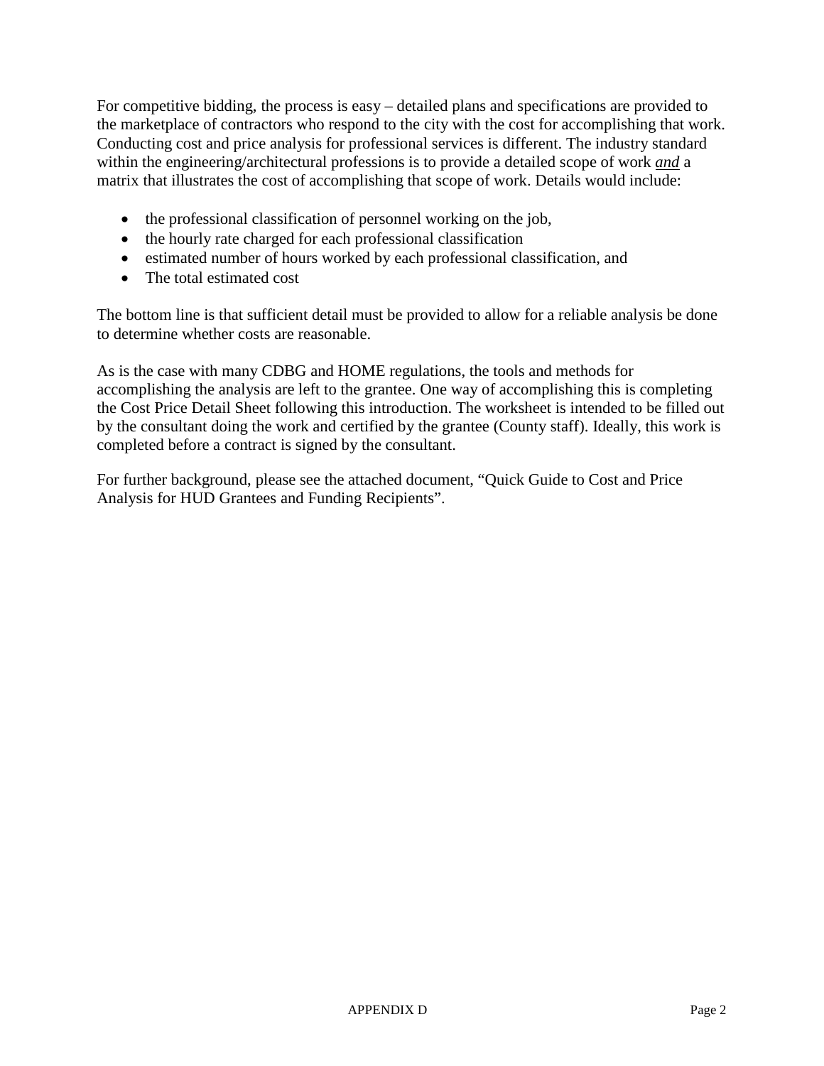For competitive bidding, the process is easy – detailed plans and specifications are provided to the marketplace of contractors who respond to the city with the cost for accomplishing that work. Conducting cost and price analysis for professional services is different. The industry standard within the engineering/architectural professions is to provide a detailed scope of work ***and*** a matrix that illustrates the cost of accomplishing that scope of work. Details would include:

- the professional classification of personnel working on the job,
- the hourly rate charged for each professional classification
- estimated number of hours worked by each professional classification, and
- The total estimated cost

The bottom line is that sufficient detail must be provided to allow for a reliable analysis be done to determine whether costs are reasonable.

As is the case with many CDBG and HOME regulations, the tools and methods for accomplishing the analysis are left to the grantee. One way of accomplishing this is completing the Cost Price Detail Sheet following this introduction. The worksheet is intended to be filled out by the consultant doing the work and certified by the grantee (County staff). Ideally, this work is completed before a contract is signed by the consultant.

For further background, please see the attached document, "Quick Guide to Cost and Price Analysis for HUD Grantees and Funding Recipients".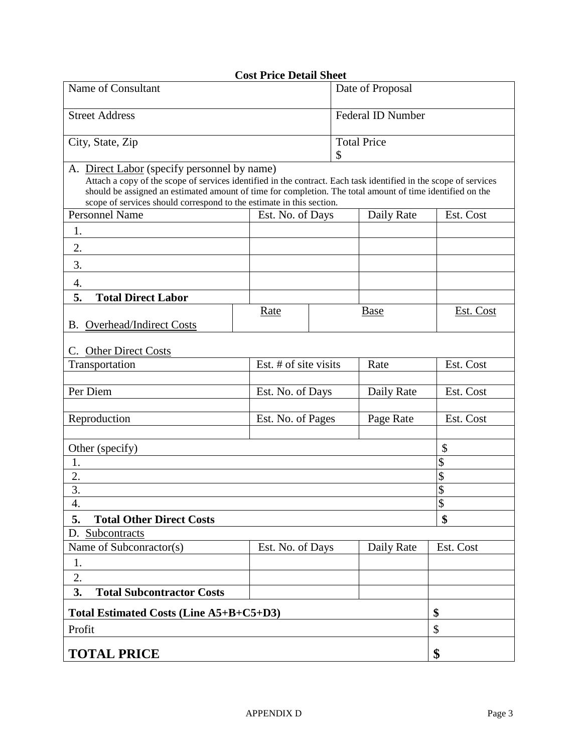# Cost Price Detail Sheet

| Name of Consultant | Date of Proposal |
|---|---|
| Street Address | Federal ID Number |
| City, State, Zip | Total Price<br>$ |

**A.** Direct Labor (specify personnel by name)

Attach a copy of the scope of services identified in the contract. Each task identified in the scope of services should be assigned an estimated amount of time for completion. The total amount of time identified on the scope of services should correspond to the estimate in this section.

| Personnel Name | Est. No. of Days | Daily Rate | Est. Cost |
|---|---|---|---|
| 1. | | | |
| 2. | | | |
| 3. | | | |
| 4. | | | |
| **5. Total Direct Labor** | | | |

| B. Overhead/Indirect Costs | Rate | Base | Est. Cost |
|---|---|---|---|
| | | | |

**C.** Other Direct Costs

| Transportation | Est. # of site visits | Rate | Est. Cost |
|---|---|---|---|
| | | | |
| **Per Diem** | **Est. No. of Days** | **Daily Rate** | **Est. Cost** |
| | | | |
| **Reproduction** | **Est. No. of Pages** | **Page Rate** | **Est. Cost** |
| | | | |

| Other (specify) | $ |
|---|---|
| 1. | $ |
| 2. | $ |
| 3. | $ |
| 4. | $ |
| **5. Total Other Direct Costs** | **$** |

**D.** Subcontracts

| Name of Subconractor(s) | Est. No. of Days | Daily Rate | Est. Cost |
|---|---|---|---|
| 1. | | | |
| 2. | | | |
| **3. Total Subcontractor Costs** | | | |

| | |
|---|---|
| **Total Estimated Costs (Line A5+B+C5+D3)** | **$** |
| Profit | $ |
| **TOTAL PRICE** | **$** |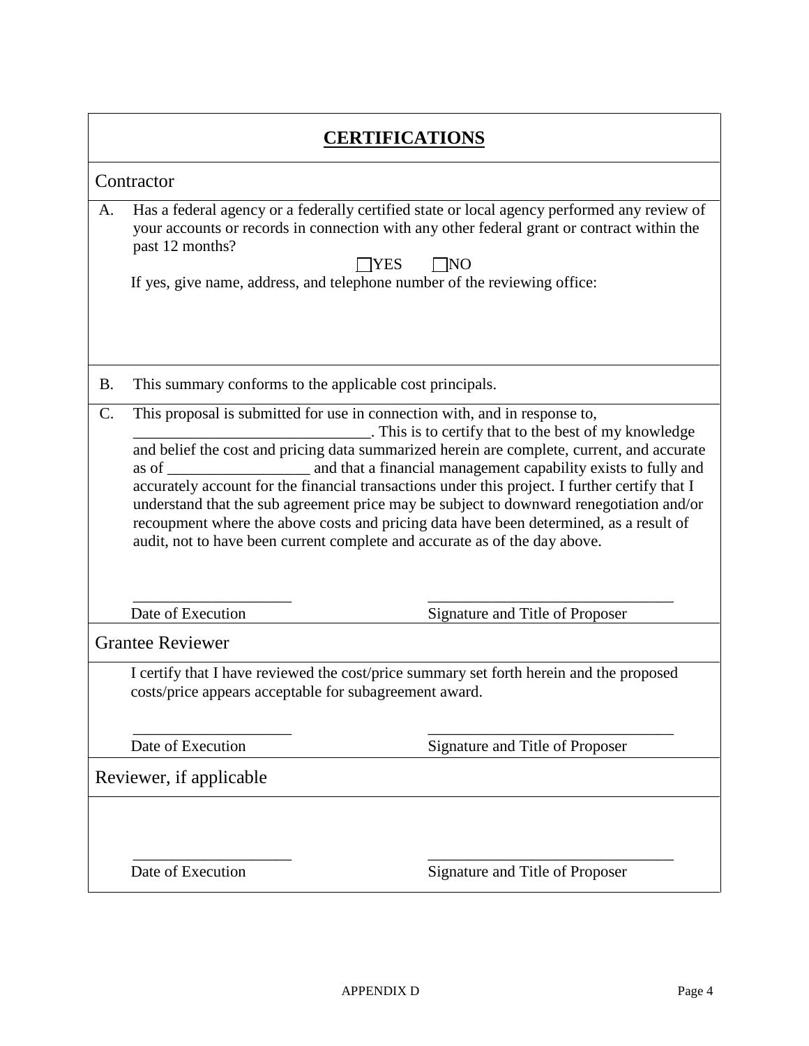# CERTIFICATIONS

## Contractor

A. Has a federal agency or a federally certified state or local agency performed any review of your accounts or records in connection with any other federal grant or contract within the past 12 months?

☐ YES ☐ NO

If yes, give name, address, and telephone number of the reviewing office:

B. This summary conforms to the applicable cost principals.

C. This proposal is submitted for use in connection with, and in response to, ______________________________. This is to certify that to the best of my knowledge and belief the cost and pricing data summarized herein are complete, current, and accurate as of __________________ and that a financial management capability exists to fully and accurately account for the financial transactions under this project. I further certify that I understand that the sub agreement price may be subject to downward renegotiation and/or recoupment where the above costs and pricing data have been determined, as a result of audit, not to have been current complete and accurate as of the day above.

____________________ ________________________________

Date of Execution Signature and Title of Proposer

## Grantee Reviewer

I certify that I have reviewed the cost/price summary set forth herein and the proposed costs/price appears acceptable for subagreement award.

____________________ ________________________________

Date of Execution Signature and Title of Proposer

## Reviewer, if applicable

____________________ ________________________________

Date of Execution Signature and Title of Proposer

APPENDIX D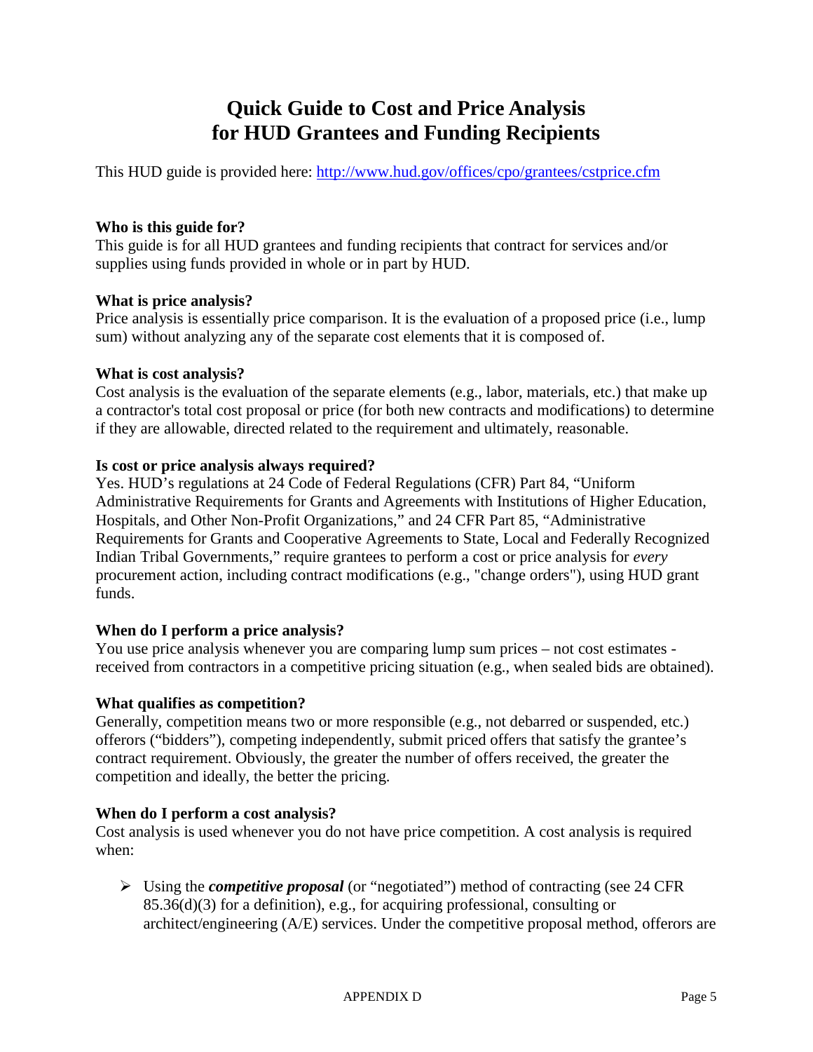# Quick Guide to Cost and Price Analysis for HUD Grantees and Funding Recipients

This HUD guide is provided here: http://www.hud.gov/offices/cpo/grantees/cstprice.cfm

**Who is this guide for?**
This guide is for all HUD grantees and funding recipients that contract for services and/or supplies using funds provided in whole or in part by HUD.

**What is price analysis?**
Price analysis is essentially price comparison. It is the evaluation of a proposed price (i.e., lump sum) without analyzing any of the separate cost elements that it is composed of.

**What is cost analysis?**
Cost analysis is the evaluation of the separate elements (e.g., labor, materials, etc.) that make up a contractor's total cost proposal or price (for both new contracts and modifications) to determine if they are allowable, directed related to the requirement and ultimately, reasonable.

**Is cost or price analysis always required?**
Yes. HUD's regulations at 24 Code of Federal Regulations (CFR) Part 84, "Uniform Administrative Requirements for Grants and Agreements with Institutions of Higher Education, Hospitals, and Other Non-Profit Organizations," and 24 CFR Part 85, "Administrative Requirements for Grants and Cooperative Agreements to State, Local and Federally Recognized Indian Tribal Governments," require grantees to perform a cost or price analysis for *every* procurement action, including contract modifications (e.g., "change orders"), using HUD grant funds.

**When do I perform a price analysis?**
You use price analysis whenever you are comparing lump sum prices – not cost estimates - received from contractors in a competitive pricing situation (e.g., when sealed bids are obtained).

**What qualifies as competition?**
Generally, competition means two or more responsible (e.g., not debarred or suspended, etc.) offerors ("bidders"), competing independently, submit priced offers that satisfy the grantee's contract requirement. Obviously, the greater the number of offers received, the greater the competition and ideally, the better the pricing.

**When do I perform a cost analysis?**
Cost analysis is used whenever you do not have price competition. A cost analysis is required when:

- Using the ***competitive proposal*** (or "negotiated") method of contracting (see 24 CFR 85.36(d)(3) for a definition), e.g., for acquiring professional, consulting or architect/engineering (A/E) services. Under the competitive proposal method, offerors are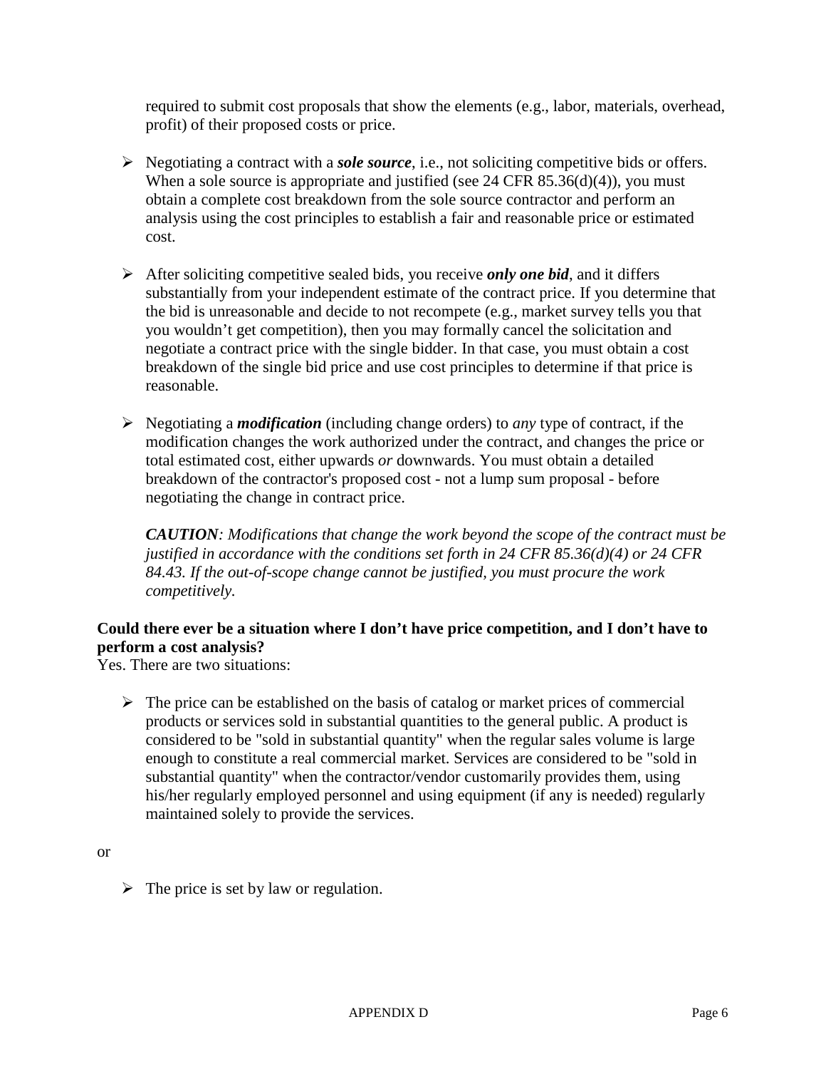required to submit cost proposals that show the elements (e.g., labor, materials, overhead, profit) of their proposed costs or price.

- Negotiating a contract with a ***sole source***, i.e., not soliciting competitive bids or offers. When a sole source is appropriate and justified (see 24 CFR 85.36(d)(4)), you must obtain a complete cost breakdown from the sole source contractor and perform an analysis using the cost principles to establish a fair and reasonable price or estimated cost.

- After soliciting competitive sealed bids, you receive ***only one bid***, and it differs substantially from your independent estimate of the contract price. If you determine that the bid is unreasonable and decide to not recompete (e.g., market survey tells you that you wouldn't get competition), then you may formally cancel the solicitation and negotiate a contract price with the single bidder. In that case, you must obtain a cost breakdown of the single bid price and use cost principles to determine if that price is reasonable.

- Negotiating a ***modification*** (including change orders) to *any* type of contract, if the modification changes the work authorized under the contract, and changes the price or total estimated cost, either upwards *or* downwards. You must obtain a detailed breakdown of the contractor's proposed cost - not a lump sum proposal - before negotiating the change in contract price.

  ***CAUTION****: Modifications that change the work beyond the scope of the contract must be justified in accordance with the conditions set forth in 24 CFR 85.36(d)(4) or 24 CFR 84.43. If the out-of-scope change cannot be justified, you must procure the work competitively.*

**Could there ever be a situation where I don't have price competition, and I don't have to perform a cost analysis?**

Yes. There are two situations:

- The price can be established on the basis of catalog or market prices of commercial products or services sold in substantial quantities to the general public. A product is considered to be "sold in substantial quantity" when the regular sales volume is large enough to constitute a real commercial market. Services are considered to be "sold in substantial quantity" when the contractor/vendor customarily provides them, using his/her regularly employed personnel and using equipment (if any is needed) regularly maintained solely to provide the services.

or

- The price is set by law or regulation.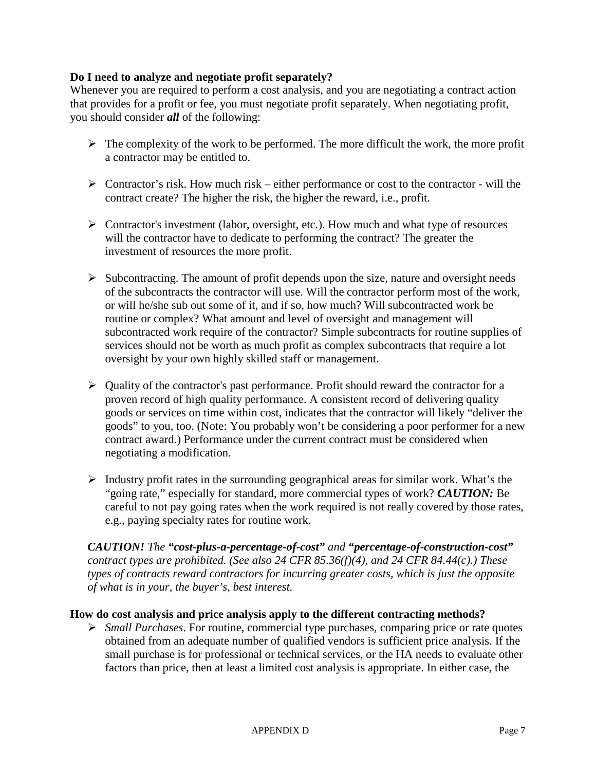**Do I need to analyze and negotiate profit separately?**

Whenever you are required to perform a cost analysis, and you are negotiating a contract action that provides for a profit or fee, you must negotiate profit separately. When negotiating profit, you should consider ***all*** of the following:

- The complexity of the work to be performed. The more difficult the work, the more profit a contractor may be entitled to.
- Contractor's risk. How much risk – either performance or cost to the contractor - will the contract create? The higher the risk, the higher the reward, i.e., profit.
- Contractor's investment (labor, oversight, etc.). How much and what type of resources will the contractor have to dedicate to performing the contract? The greater the investment of resources the more profit.
- Subcontracting. The amount of profit depends upon the size, nature and oversight needs of the subcontracts the contractor will use. Will the contractor perform most of the work, or will he/she sub out some of it, and if so, how much? Will subcontracted work be routine or complex? What amount and level of oversight and management will subcontracted work require of the contractor? Simple subcontracts for routine supplies of services should not be worth as much profit as complex subcontracts that require a lot oversight by your own highly skilled staff or management.
- Quality of the contractor's past performance. Profit should reward the contractor for a proven record of high quality performance. A consistent record of delivering quality goods or services on time within cost, indicates that the contractor will likely "deliver the goods" to you, too. (Note: You probably won't be considering a poor performer for a new contract award.) Performance under the current contract must be considered when negotiating a modification.
- Industry profit rates in the surrounding geographical areas for similar work. What's the "going rate," especially for standard, more commercial types of work? ***CAUTION:*** Be careful to not pay going rates when the work required is not really covered by those rates, e.g., paying specialty rates for routine work.

***CAUTION!*** *The* ***"cost-plus-a-percentage-of-cost"*** *and* ***"percentage-of-construction-cost"*** *contract types are prohibited. (See also 24 CFR 85.36(f)(4), and 24 CFR 84.44(c).) These types of contracts reward contractors for incurring greater costs, which is just the opposite of what is in your, the buyer's, best interest.*

**How do cost analysis and price analysis apply to the different contracting methods?**

- *Small Purchases*. For routine, commercial type purchases, comparing price or rate quotes obtained from an adequate number of qualified vendors is sufficient price analysis. If the small purchase is for professional or technical services, or the HA needs to evaluate other factors than price, then at least a limited cost analysis is appropriate. In either case, the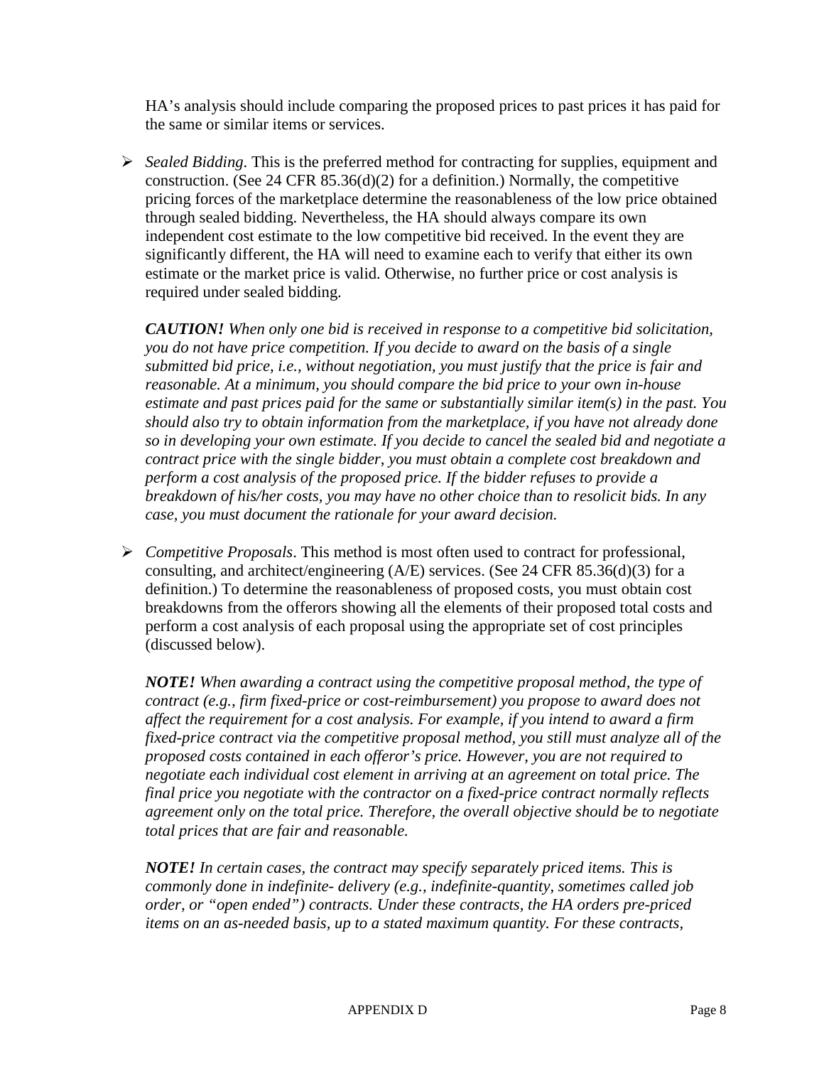HA's analysis should include comparing the proposed prices to past prices it has paid for the same or similar items or services.

- *Sealed Bidding*. This is the preferred method for contracting for supplies, equipment and construction. (See 24 CFR 85.36(d)(2) for a definition.) Normally, the competitive pricing forces of the marketplace determine the reasonableness of the low price obtained through sealed bidding. Nevertheless, the HA should always compare its own independent cost estimate to the low competitive bid received. In the event they are significantly different, the HA will need to examine each to verify that either its own estimate or the market price is valid. Otherwise, no further price or cost analysis is required under sealed bidding.

  ***CAUTION!*** *When only one bid is received in response to a competitive bid solicitation, you do not have price competition. If you decide to award on the basis of a single submitted bid price, i.e., without negotiation, you must justify that the price is fair and reasonable. At a minimum, you should compare the bid price to your own in-house estimate and past prices paid for the same or substantially similar item(s) in the past. You should also try to obtain information from the marketplace, if you have not already done so in developing your own estimate. If you decide to cancel the sealed bid and negotiate a contract price with the single bidder, you must obtain a complete cost breakdown and perform a cost analysis of the proposed price. If the bidder refuses to provide a breakdown of his/her costs, you may have no other choice than to resolicit bids. In any case, you must document the rationale for your award decision.*

- *Competitive Proposals*. This method is most often used to contract for professional, consulting, and architect/engineering (A/E) services. (See 24 CFR 85.36(d)(3) for a definition.) To determine the reasonableness of proposed costs, you must obtain cost breakdowns from the offerors showing all the elements of their proposed total costs and perform a cost analysis of each proposal using the appropriate set of cost principles (discussed below).

  ***NOTE!*** *When awarding a contract using the competitive proposal method, the type of contract (e.g., firm fixed-price or cost-reimbursement) you propose to award does not affect the requirement for a cost analysis. For example, if you intend to award a firm fixed-price contract via the competitive proposal method, you still must analyze all of the proposed costs contained in each offeror's price. However, you are not required to negotiate each individual cost element in arriving at an agreement on total price. The final price you negotiate with the contractor on a fixed-price contract normally reflects agreement only on the total price. Therefore, the overall objective should be to negotiate total prices that are fair and reasonable.*

  ***NOTE!*** *In certain cases, the contract may specify separately priced items. This is commonly done in indefinite- delivery (e.g., indefinite-quantity, sometimes called job order, or "open ended") contracts. Under these contracts, the HA orders pre-priced items on an as-needed basis, up to a stated maximum quantity. For these contracts,*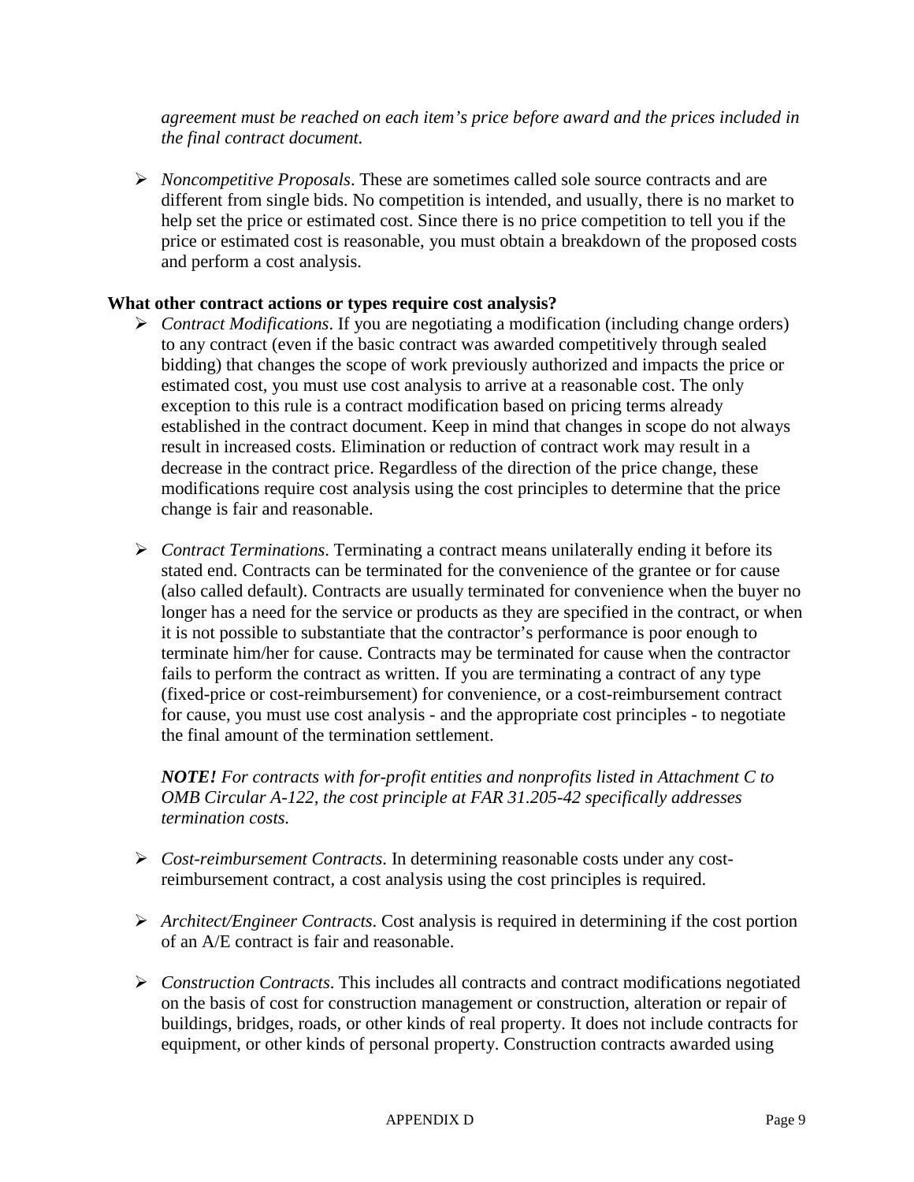*agreement must be reached on each item's price before award and the prices included in the final contract document.*

- *Noncompetitive Proposals*. These are sometimes called sole source contracts and are different from single bids. No competition is intended, and usually, there is no market to help set the price or estimated cost. Since there is no price competition to tell you if the price or estimated cost is reasonable, you must obtain a breakdown of the proposed costs and perform a cost analysis.

**What other contract actions or types require cost analysis?**

- *Contract Modifications*. If you are negotiating a modification (including change orders) to any contract (even if the basic contract was awarded competitively through sealed bidding) that changes the scope of work previously authorized and impacts the price or estimated cost, you must use cost analysis to arrive at a reasonable cost. The only exception to this rule is a contract modification based on pricing terms already established in the contract document. Keep in mind that changes in scope do not always result in increased costs. Elimination or reduction of contract work may result in a decrease in the contract price. Regardless of the direction of the price change, these modifications require cost analysis using the cost principles to determine that the price change is fair and reasonable.

- *Contract Terminations*. Terminating a contract means unilaterally ending it before its stated end. Contracts can be terminated for the convenience of the grantee or for cause (also called default). Contracts are usually terminated for convenience when the buyer no longer has a need for the service or products as they are specified in the contract, or when it is not possible to substantiate that the contractor's performance is poor enough to terminate him/her for cause. Contracts may be terminated for cause when the contractor fails to perform the contract as written. If you are terminating a contract of any type (fixed-price or cost-reimbursement) for convenience, or a cost-reimbursement contract for cause, you must use cost analysis - and the appropriate cost principles - to negotiate the final amount of the termination settlement.

  ***NOTE!*** *For contracts with for-profit entities and nonprofits listed in Attachment C to OMB Circular A-122, the cost principle at FAR 31.205-42 specifically addresses termination costs.*

- *Cost-reimbursement Contracts*. In determining reasonable costs under any cost-reimbursement contract, a cost analysis using the cost principles is required.

- *Architect/Engineer Contracts*. Cost analysis is required in determining if the cost portion of an A/E contract is fair and reasonable.

- *Construction Contracts*. This includes all contracts and contract modifications negotiated on the basis of cost for construction management or construction, alteration or repair of buildings, bridges, roads, or other kinds of real property. It does not include contracts for equipment, or other kinds of personal property. Construction contracts awarded using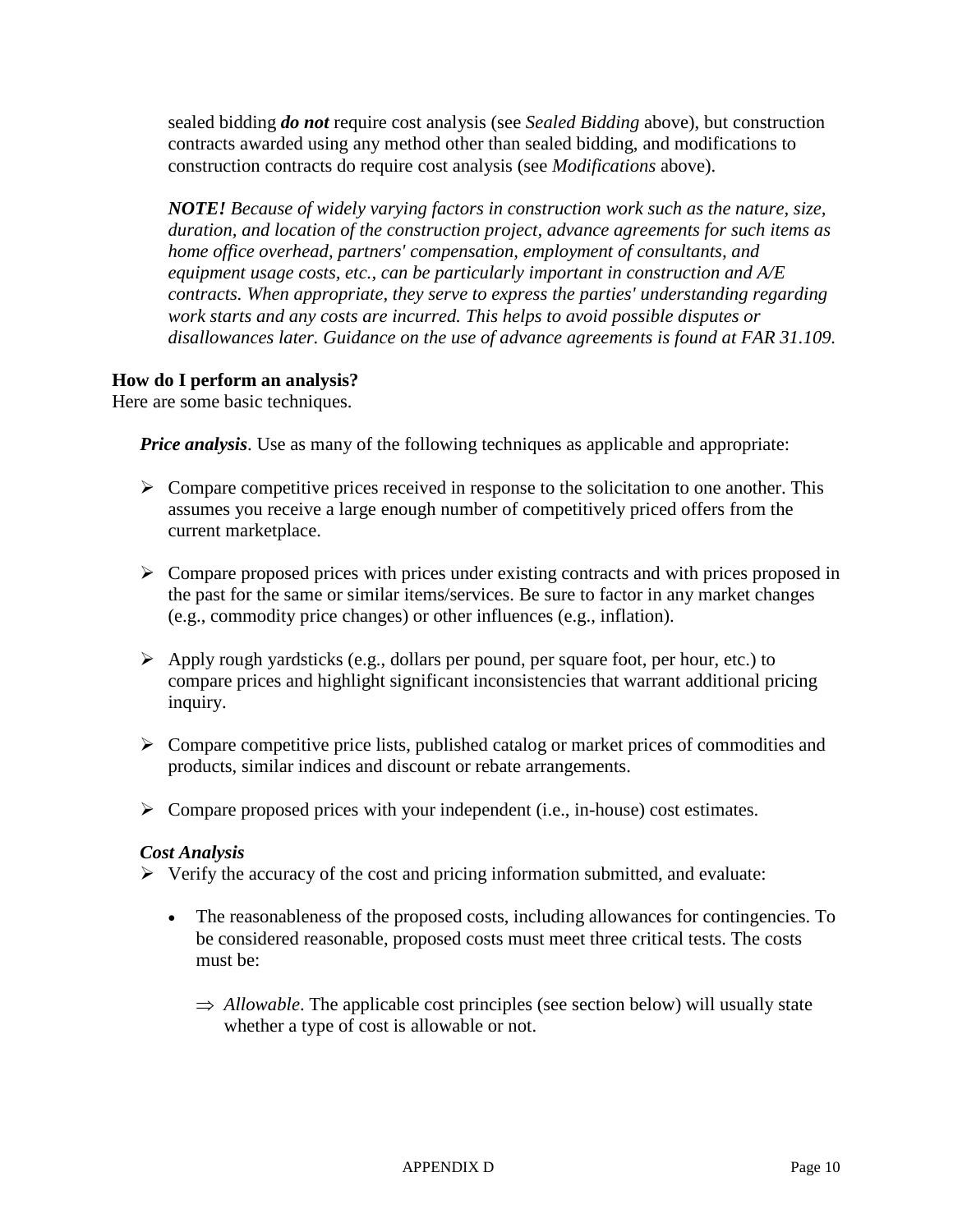sealed bidding ***do not*** require cost analysis (see *Sealed Bidding* above), but construction contracts awarded using any method other than sealed bidding, and modifications to construction contracts do require cost analysis (see *Modifications* above).

***NOTE!*** *Because of widely varying factors in construction work such as the nature, size, duration, and location of the construction project, advance agreements for such items as home office overhead, partners' compensation, employment of consultants, and equipment usage costs, etc., can be particularly important in construction and A/E contracts. When appropriate, they serve to express the parties' understanding regarding work starts and any costs are incurred. This helps to avoid possible disputes or disallowances later. Guidance on the use of advance agreements is found at FAR 31.109.*

**How do I perform an analysis?**
Here are some basic techniques.

***Price analysis***. Use as many of the following techniques as applicable and appropriate:

- Compare competitive prices received in response to the solicitation to one another. This assumes you receive a large enough number of competitively priced offers from the current marketplace.
- Compare proposed prices with prices under existing contracts and with prices proposed in the past for the same or similar items/services. Be sure to factor in any market changes (e.g., commodity price changes) or other influences (e.g., inflation).
- Apply rough yardsticks (e.g., dollars per pound, per square foot, per hour, etc.) to compare prices and highlight significant inconsistencies that warrant additional pricing inquiry.
- Compare competitive price lists, published catalog or market prices of commodities and products, similar indices and discount or rebate arrangements.
- Compare proposed prices with your independent (i.e., in-house) cost estimates.

***Cost Analysis***

- Verify the accuracy of the cost and pricing information submitted, and evaluate:
  - The reasonableness of the proposed costs, including allowances for contingencies. To be considered reasonable, proposed costs must meet three critical tests. The costs must be:
    - ⇒ *Allowable*. The applicable cost principles (see section below) will usually state whether a type of cost is allowable or not.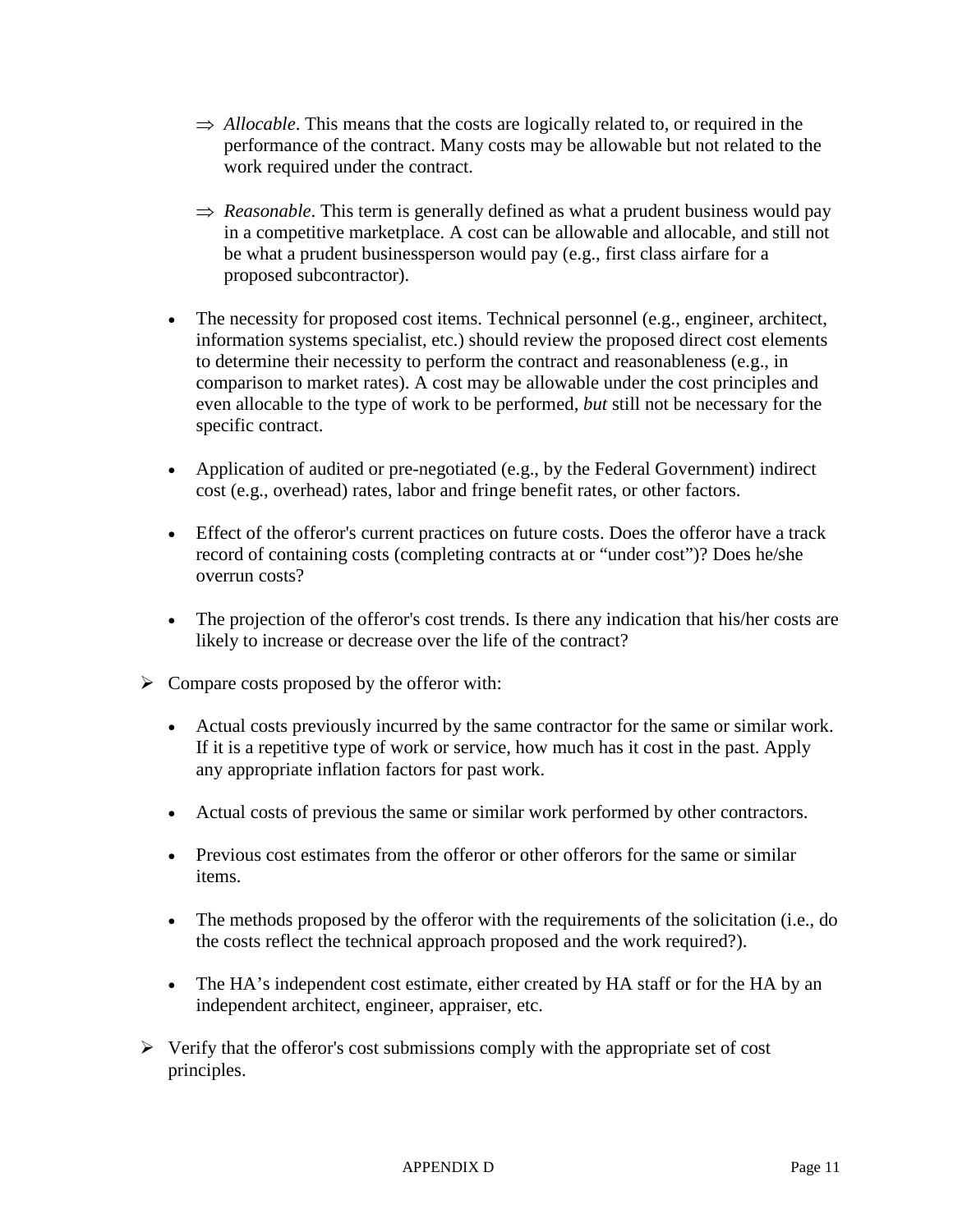- ⇒ *Allocable*. This means that the costs are logically related to, or required in the performance of the contract. Many costs may be allowable but not related to the work required under the contract.

- ⇒ *Reasonable*. This term is generally defined as what a prudent business would pay in a competitive marketplace. A cost can be allowable and allocable, and still not be what a prudent businessperson would pay (e.g., first class airfare for a proposed subcontractor).

- The necessity for proposed cost items. Technical personnel (e.g., engineer, architect, information systems specialist, etc.) should review the proposed direct cost elements to determine their necessity to perform the contract and reasonableness (e.g., in comparison to market rates). A cost may be allowable under the cost principles and even allocable to the type of work to be performed, *but* still not be necessary for the specific contract.

- Application of audited or pre-negotiated (e.g., by the Federal Government) indirect cost (e.g., overhead) rates, labor and fringe benefit rates, or other factors.

- Effect of the offeror's current practices on future costs. Does the offeror have a track record of containing costs (completing contracts at or "under cost")? Does he/she overrun costs?

- The projection of the offeror's cost trends. Is there any indication that his/her costs are likely to increase or decrease over the life of the contract?

➢ Compare costs proposed by the offeror with:

- Actual costs previously incurred by the same contractor for the same or similar work. If it is a repetitive type of work or service, how much has it cost in the past. Apply any appropriate inflation factors for past work.

- Actual costs of previous the same or similar work performed by other contractors.

- Previous cost estimates from the offeror or other offerors for the same or similar items.

- The methods proposed by the offeror with the requirements of the solicitation (i.e., do the costs reflect the technical approach proposed and the work required?).

- The HA's independent cost estimate, either created by HA staff or for the HA by an independent architect, engineer, appraiser, etc.

➢ Verify that the offeror's cost submissions comply with the appropriate set of cost principles.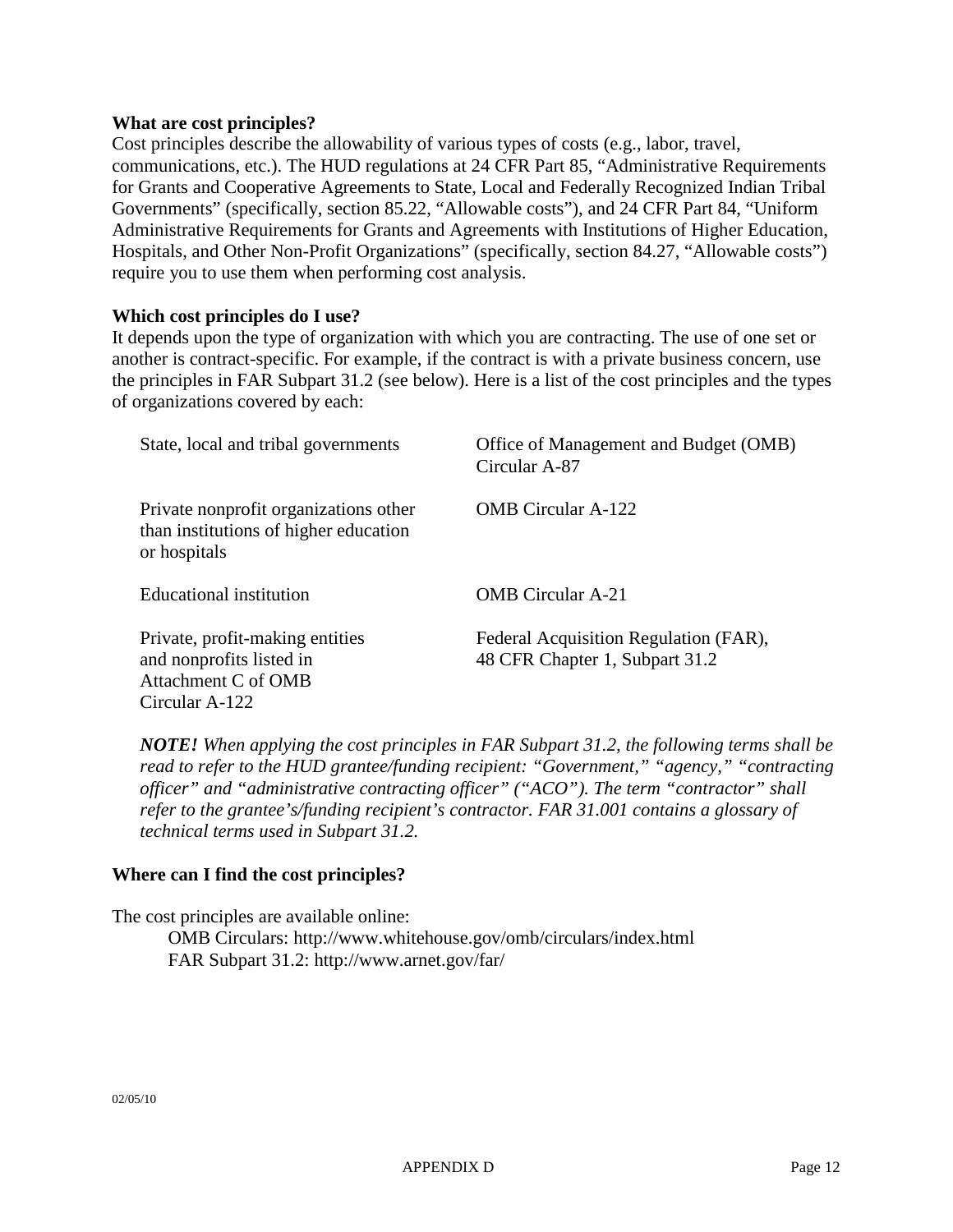**What are cost principles?**

Cost principles describe the allowability of various types of costs (e.g., labor, travel, communications, etc.). The HUD regulations at 24 CFR Part 85, "Administrative Requirements for Grants and Cooperative Agreements to State, Local and Federally Recognized Indian Tribal Governments" (specifically, section 85.22, "Allowable costs"), and 24 CFR Part 84, "Uniform Administrative Requirements for Grants and Agreements with Institutions of Higher Education, Hospitals, and Other Non-Profit Organizations" (specifically, section 84.27, "Allowable costs") require you to use them when performing cost analysis.

**Which cost principles do I use?**

It depends upon the type of organization with which you are contracting. The use of one set or another is contract-specific. For example, if the contract is with a private business concern, use the principles in FAR Subpart 31.2 (see below). Here is a list of the cost principles and the types of organizations covered by each:

| | |
|---|---|
| State, local and tribal governments | Office of Management and Budget (OMB) Circular A-87 |
| Private nonprofit organizations other than institutions of higher education or hospitals | OMB Circular A-122 |
| Educational institution | OMB Circular A-21 |
| Private, profit-making entities and nonprofits listed in Attachment C of OMB Circular A-122 | Federal Acquisition Regulation (FAR), 48 CFR Chapter 1, Subpart 31.2 |

***NOTE!*** *When applying the cost principles in FAR Subpart 31.2, the following terms shall be read to refer to the HUD grantee/funding recipient: "Government," "agency," "contracting officer" and "administrative contracting officer" ("ACO"). The term "contractor" shall refer to the grantee's/funding recipient's contractor. FAR 31.001 contains a glossary of technical terms used in Subpart 31.2.*

**Where can I find the cost principles?**

The cost principles are available online:

OMB Circulars: http://www.whitehouse.gov/omb/circulars/index.html
FAR Subpart 31.2: http://www.arnet.gov/far/

02/05/10